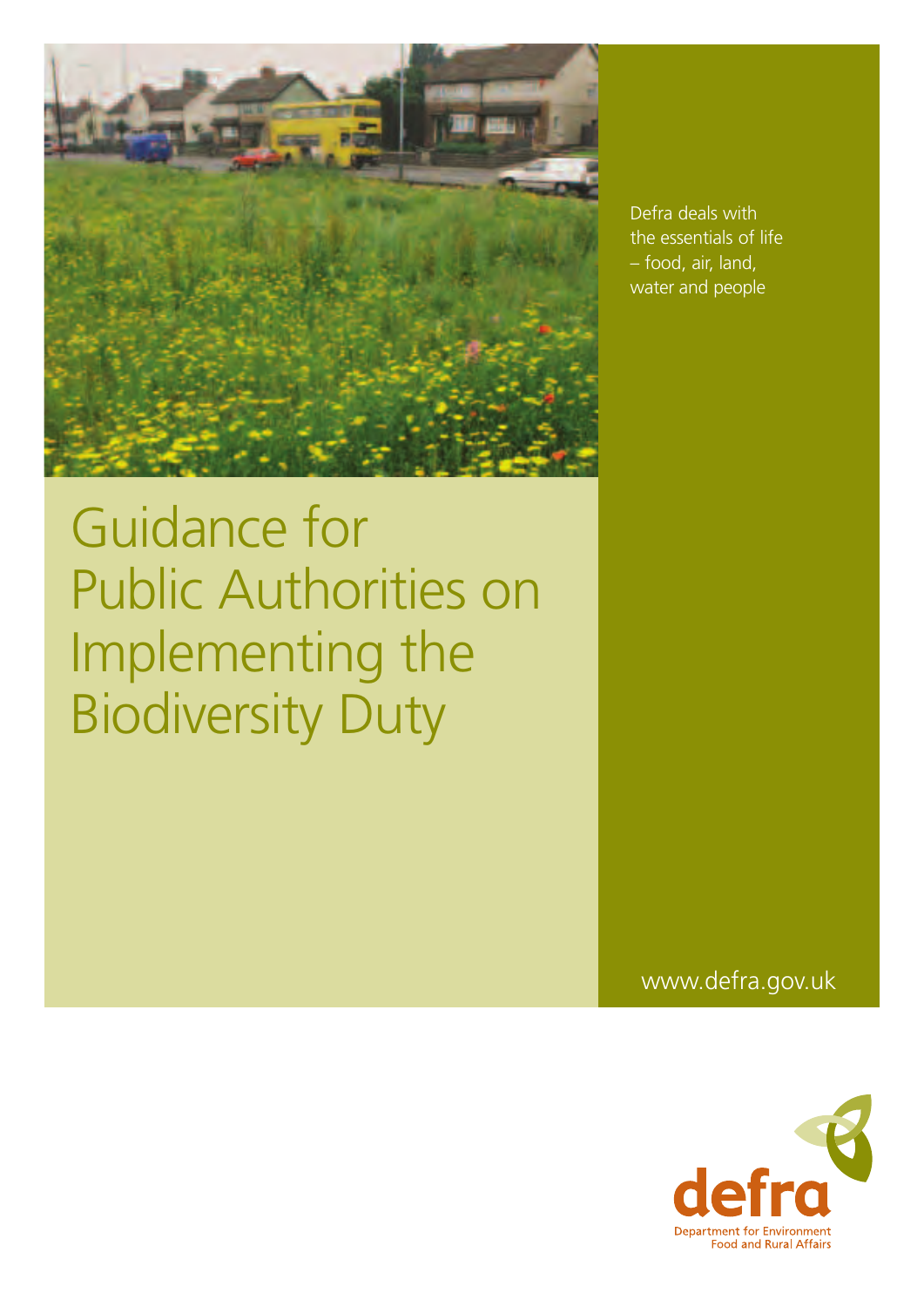# Guidance for Public Authorities on Implementing the Biodiversity Duty

Defra deals with the essentials of life – food, air, land, water and people

www.defra.gov.uk

defra

Department for Environment Food and Rural Affairs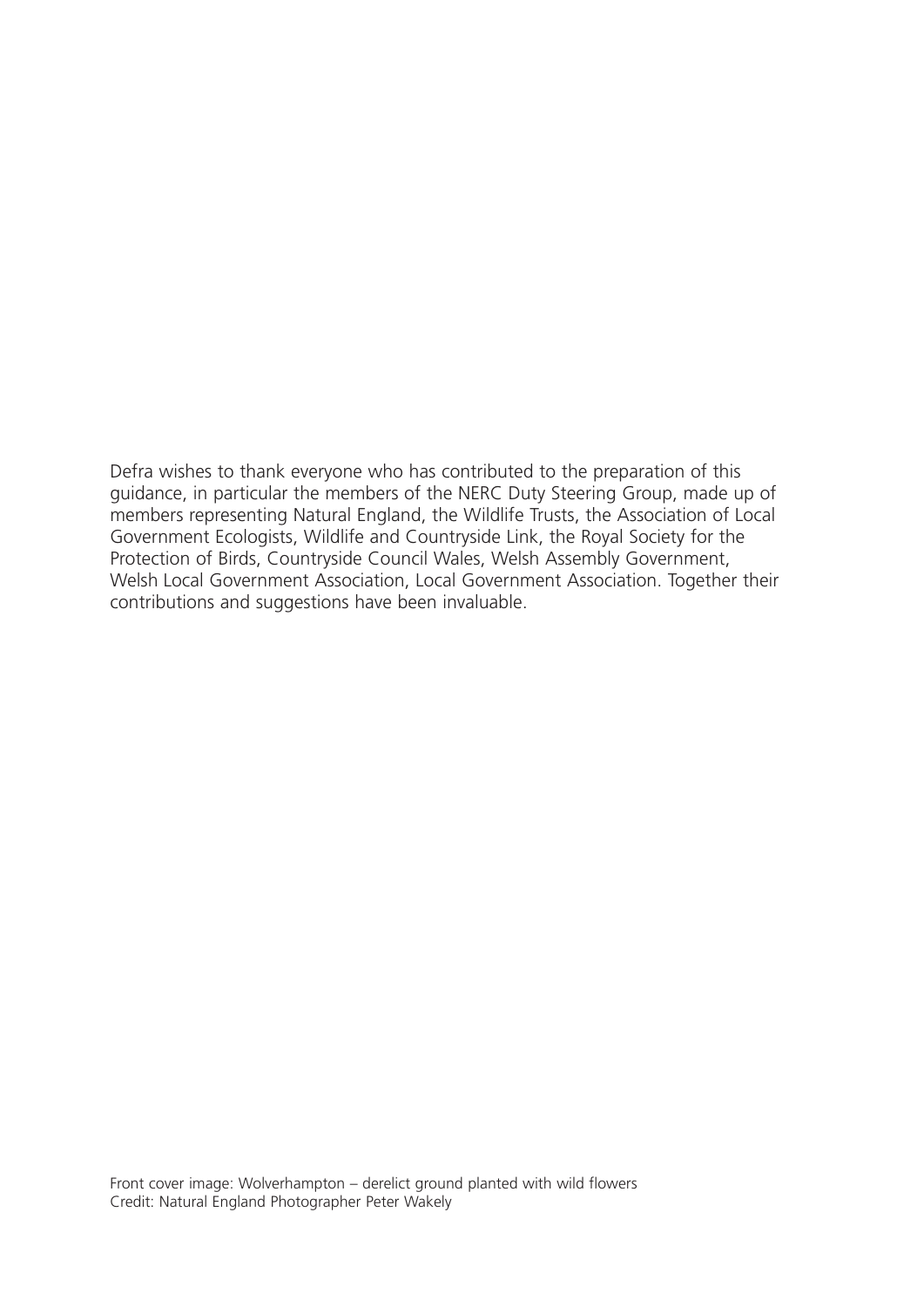Defra wishes to thank everyone who has contributed to the preparation of this guidance, in particular the members of the NERC Duty Steering Group, made up of members representing Natural England, the Wildlife Trusts, the Association of Local Government Ecologists, Wildlife and Countryside Link, the Royal Society for the Protection of Birds, Countryside Council Wales, Welsh Assembly Government, Welsh Local Government Association, Local Government Association. Together their contributions and suggestions have been invaluable.

Front cover image: Wolverhampton – derelict ground planted with wild flowers
Credit: Natural England Photographer Peter Wakely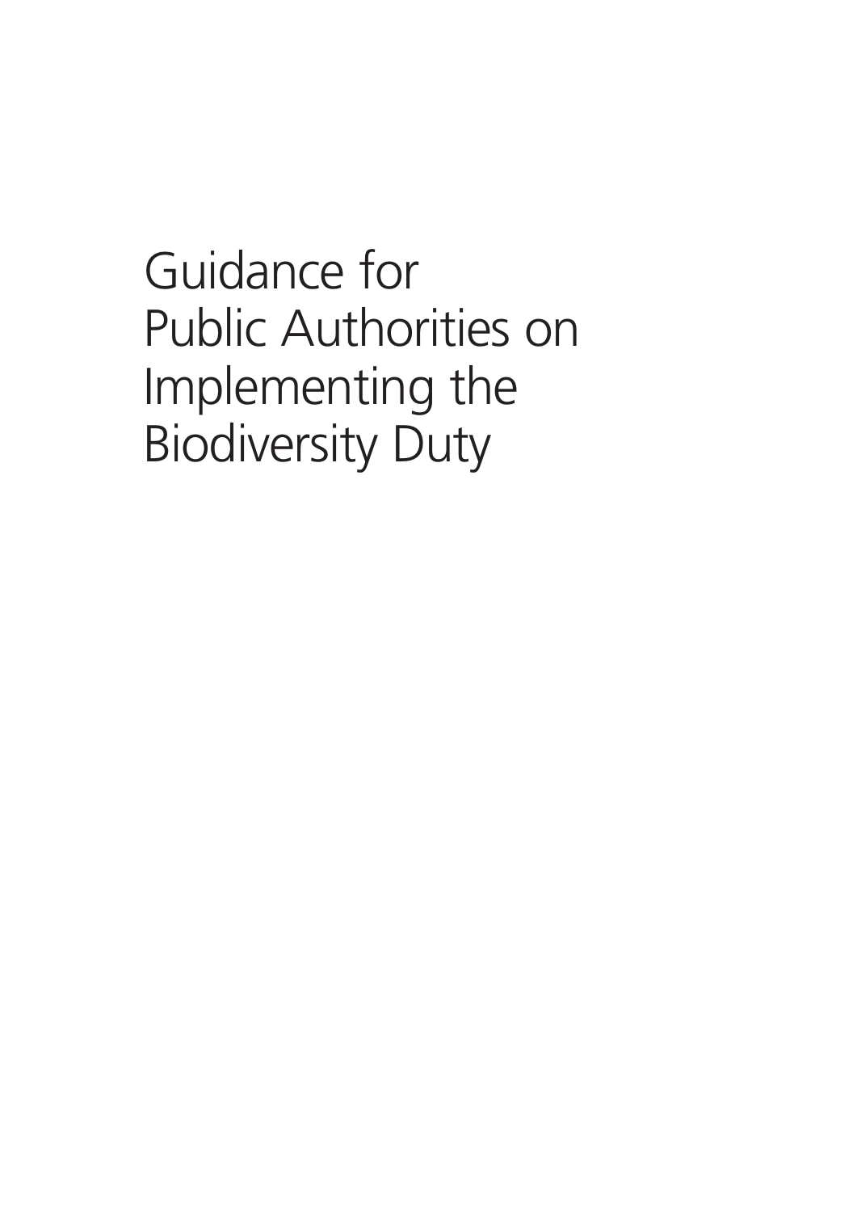# Guidance for Public Authorities on Implementing the Biodiversity Duty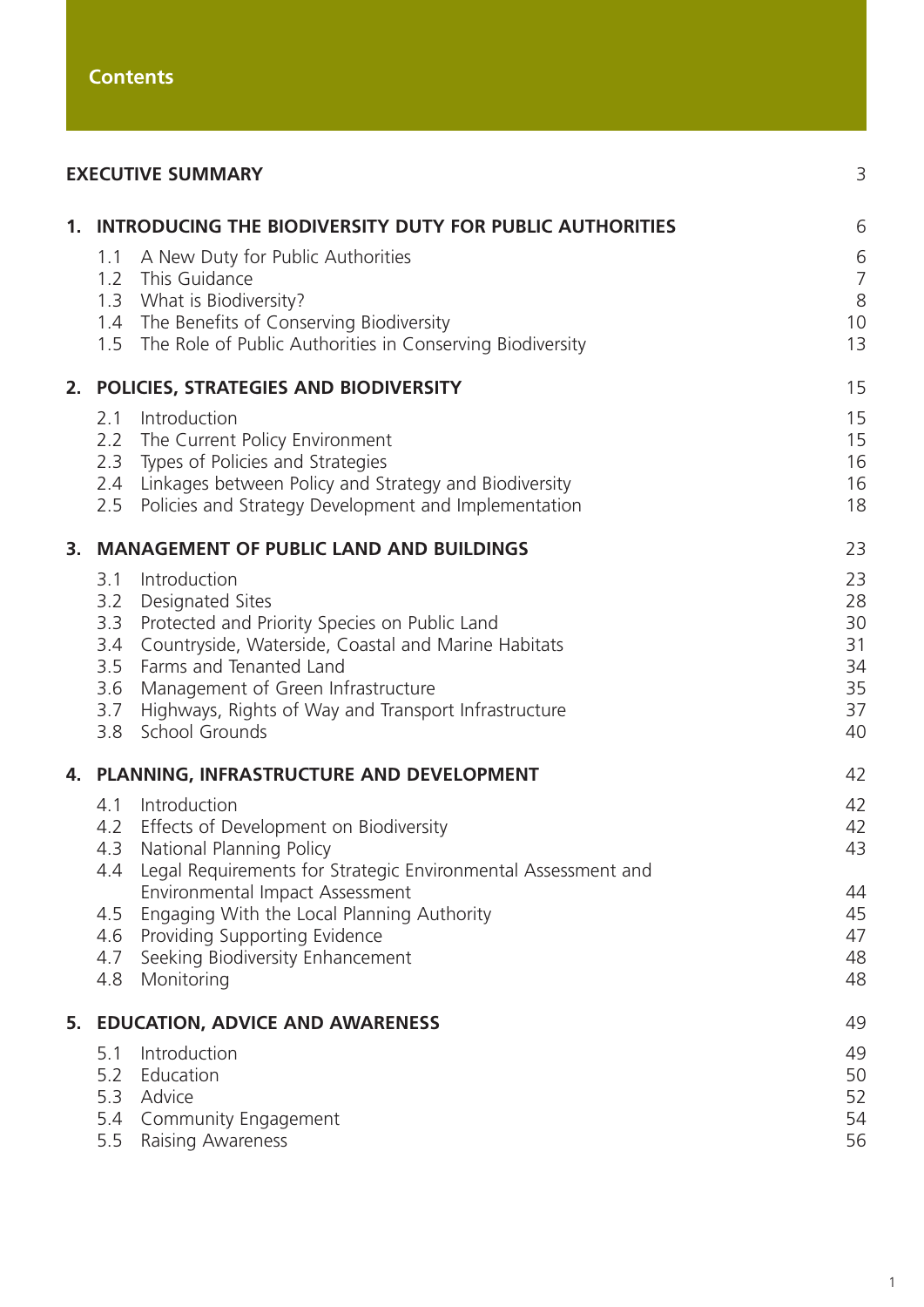# Contents

| | | |
|---|---|---|
| **EXECUTIVE SUMMARY** | | 3 |
| **1.** | **INTRODUCING THE BIODIVERSITY DUTY FOR PUBLIC AUTHORITIES** | 6 |
| 1.1 | A New Duty for Public Authorities | 6 |
| 1.2 | This Guidance | 7 |
| 1.3 | What is Biodiversity? | 8 |
| 1.4 | The Benefits of Conserving Biodiversity | 10 |
| 1.5 | The Role of Public Authorities in Conserving Biodiversity | 13 |
| **2.** | **POLICIES, STRATEGIES AND BIODIVERSITY** | 15 |
| 2.1 | Introduction | 15 |
| 2.2 | The Current Policy Environment | 15 |
| 2.3 | Types of Policies and Strategies | 16 |
| 2.4 | Linkages between Policy and Strategy and Biodiversity | 16 |
| 2.5 | Policies and Strategy Development and Implementation | 18 |
| **3.** | **MANAGEMENT OF PUBLIC LAND AND BUILDINGS** | 23 |
| 3.1 | Introduction | 23 |
| 3.2 | Designated Sites | 28 |
| 3.3 | Protected and Priority Species on Public Land | 30 |
| 3.4 | Countryside, Waterside, Coastal and Marine Habitats | 31 |
| 3.5 | Farms and Tenanted Land | 34 |
| 3.6 | Management of Green Infrastructure | 35 |
| 3.7 | Highways, Rights of Way and Transport Infrastructure | 37 |
| 3.8 | School Grounds | 40 |
| **4.** | **PLANNING, INFRASTRUCTURE AND DEVELOPMENT** | 42 |
| 4.1 | Introduction | 42 |
| 4.2 | Effects of Development on Biodiversity | 42 |
| 4.3 | National Planning Policy | 43 |
| 4.4 | Legal Requirements for Strategic Environmental Assessment and Environmental Impact Assessment | 44 |
| 4.5 | Engaging With the Local Planning Authority | 45 |
| 4.6 | Providing Supporting Evidence | 47 |
| 4.7 | Seeking Biodiversity Enhancement | 48 |
| 4.8 | Monitoring | 48 |
| **5.** | **EDUCATION, ADVICE AND AWARENESS** | 49 |
| 5.1 | Introduction | 49 |
| 5.2 | Education | 50 |
| 5.3 | Advice | 52 |
| 5.4 | Community Engagement | 54 |
| 5.5 | Raising Awareness | 56 |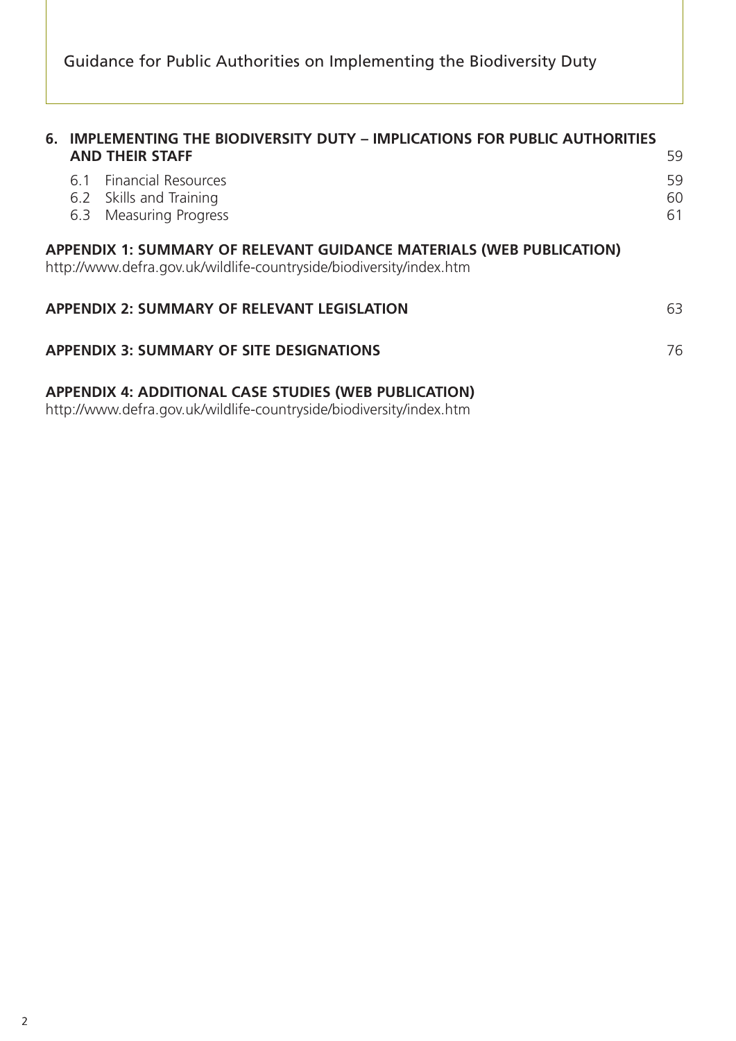**6. IMPLEMENTING THE BIODIVERSITY DUTY – IMPLICATIONS FOR PUBLIC AUTHORITIES AND THEIR STAFF** 59

- 6.1 Financial Resources 59
- 6.2 Skills and Training 60
- 6.3 Measuring Progress 61

**APPENDIX 1: SUMMARY OF RELEVANT GUIDANCE MATERIALS (WEB PUBLICATION)**
http://www.defra.gov.uk/wildlife-countryside/biodiversity/index.htm

**APPENDIX 2: SUMMARY OF RELEVANT LEGISLATION** 63

**APPENDIX 3: SUMMARY OF SITE DESIGNATIONS** 76

**APPENDIX 4: ADDITIONAL CASE STUDIES (WEB PUBLICATION)**
http://www.defra.gov.uk/wildlife-countryside/biodiversity/index.htm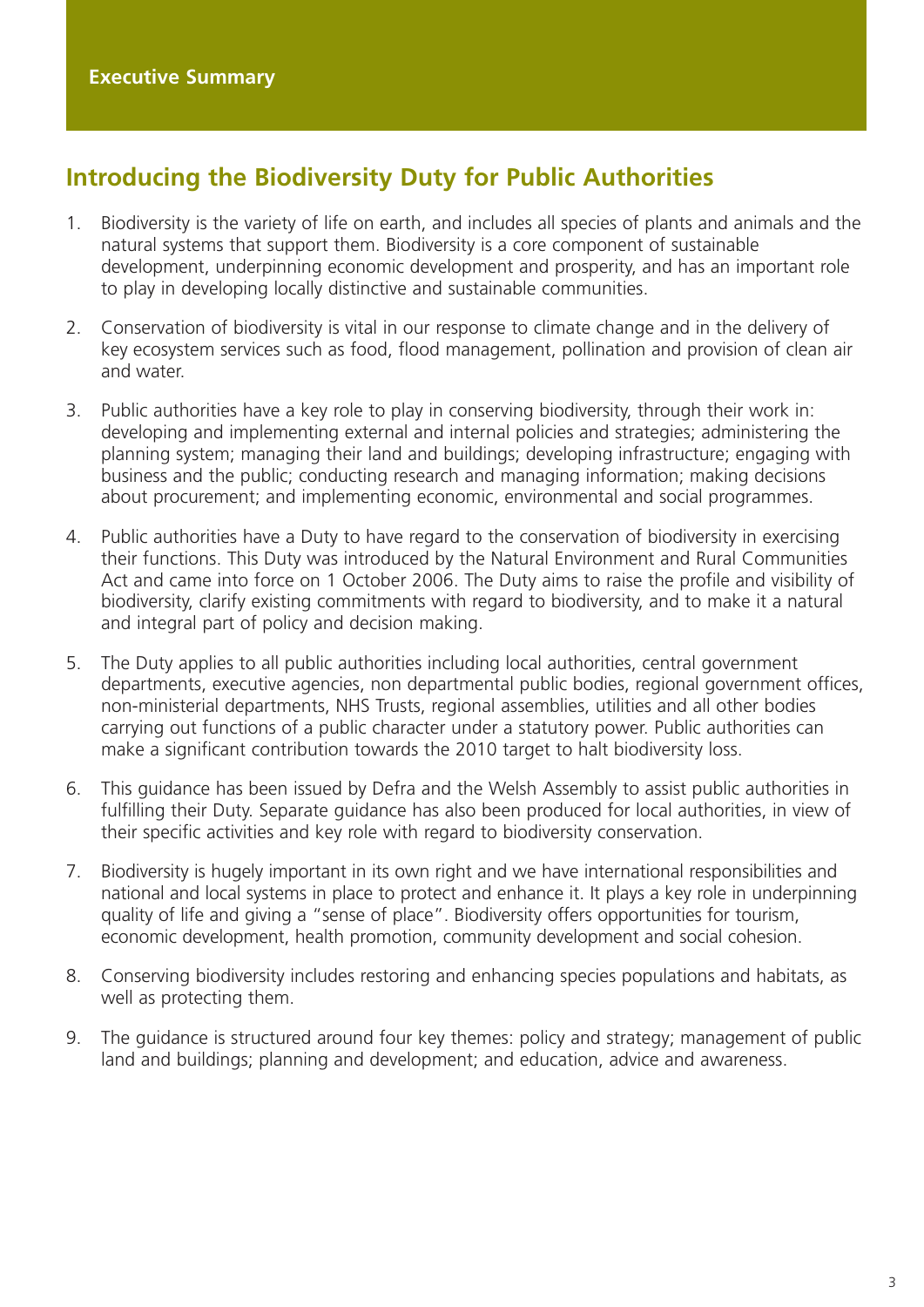# Executive Summary

## Introducing the Biodiversity Duty for Public Authorities

1. Biodiversity is the variety of life on earth, and includes all species of plants and animals and the natural systems that support them. Biodiversity is a core component of sustainable development, underpinning economic development and prosperity, and has an important role to play in developing locally distinctive and sustainable communities.

2. Conservation of biodiversity is vital in our response to climate change and in the delivery of key ecosystem services such as food, flood management, pollination and provision of clean air and water.

3. Public authorities have a key role to play in conserving biodiversity, through their work in: developing and implementing external and internal policies and strategies; administering the planning system; managing their land and buildings; developing infrastructure; engaging with business and the public; conducting research and managing information; making decisions about procurement; and implementing economic, environmental and social programmes.

4. Public authorities have a Duty to have regard to the conservation of biodiversity in exercising their functions. This Duty was introduced by the Natural Environment and Rural Communities Act and came into force on 1 October 2006. The Duty aims to raise the profile and visibility of biodiversity, clarify existing commitments with regard to biodiversity, and to make it a natural and integral part of policy and decision making.

5. The Duty applies to all public authorities including local authorities, central government departments, executive agencies, non departmental public bodies, regional government offices, non-ministerial departments, NHS Trusts, regional assemblies, utilities and all other bodies carrying out functions of a public character under a statutory power. Public authorities can make a significant contribution towards the 2010 target to halt biodiversity loss.

6. This guidance has been issued by Defra and the Welsh Assembly to assist public authorities in fulfilling their Duty. Separate guidance has also been produced for local authorities, in view of their specific activities and key role with regard to biodiversity conservation.

7. Biodiversity is hugely important in its own right and we have international responsibilities and national and local systems in place to protect and enhance it. It plays a key role in underpinning quality of life and giving a "sense of place". Biodiversity offers opportunities for tourism, economic development, health promotion, community development and social cohesion.

8. Conserving biodiversity includes restoring and enhancing species populations and habitats, as well as protecting them.

9. The guidance is structured around four key themes: policy and strategy; management of public land and buildings; planning and development; and education, advice and awareness.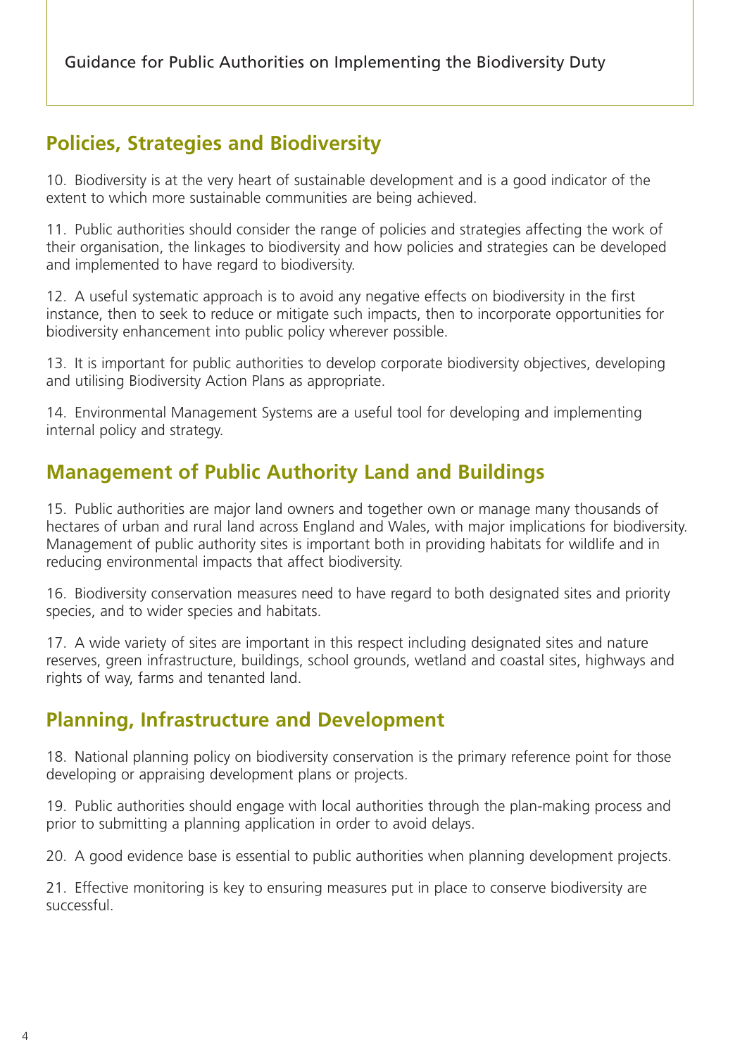## Policies, Strategies and Biodiversity

10. Biodiversity is at the very heart of sustainable development and is a good indicator of the extent to which more sustainable communities are being achieved.

11. Public authorities should consider the range of policies and strategies affecting the work of their organisation, the linkages to biodiversity and how policies and strategies can be developed and implemented to have regard to biodiversity.

12. A useful systematic approach is to avoid any negative effects on biodiversity in the first instance, then to seek to reduce or mitigate such impacts, then to incorporate opportunities for biodiversity enhancement into public policy wherever possible.

13. It is important for public authorities to develop corporate biodiversity objectives, developing and utilising Biodiversity Action Plans as appropriate.

14. Environmental Management Systems are a useful tool for developing and implementing internal policy and strategy.

## Management of Public Authority Land and Buildings

15. Public authorities are major land owners and together own or manage many thousands of hectares of urban and rural land across England and Wales, with major implications for biodiversity. Management of public authority sites is important both in providing habitats for wildlife and in reducing environmental impacts that affect biodiversity.

16. Biodiversity conservation measures need to have regard to both designated sites and priority species, and to wider species and habitats.

17. A wide variety of sites are important in this respect including designated sites and nature reserves, green infrastructure, buildings, school grounds, wetland and coastal sites, highways and rights of way, farms and tenanted land.

## Planning, Infrastructure and Development

18. National planning policy on biodiversity conservation is the primary reference point for those developing or appraising development plans or projects.

19. Public authorities should engage with local authorities through the plan-making process and prior to submitting a planning application in order to avoid delays.

20. A good evidence base is essential to public authorities when planning development projects.

21. Effective monitoring is key to ensuring measures put in place to conserve biodiversity are successful.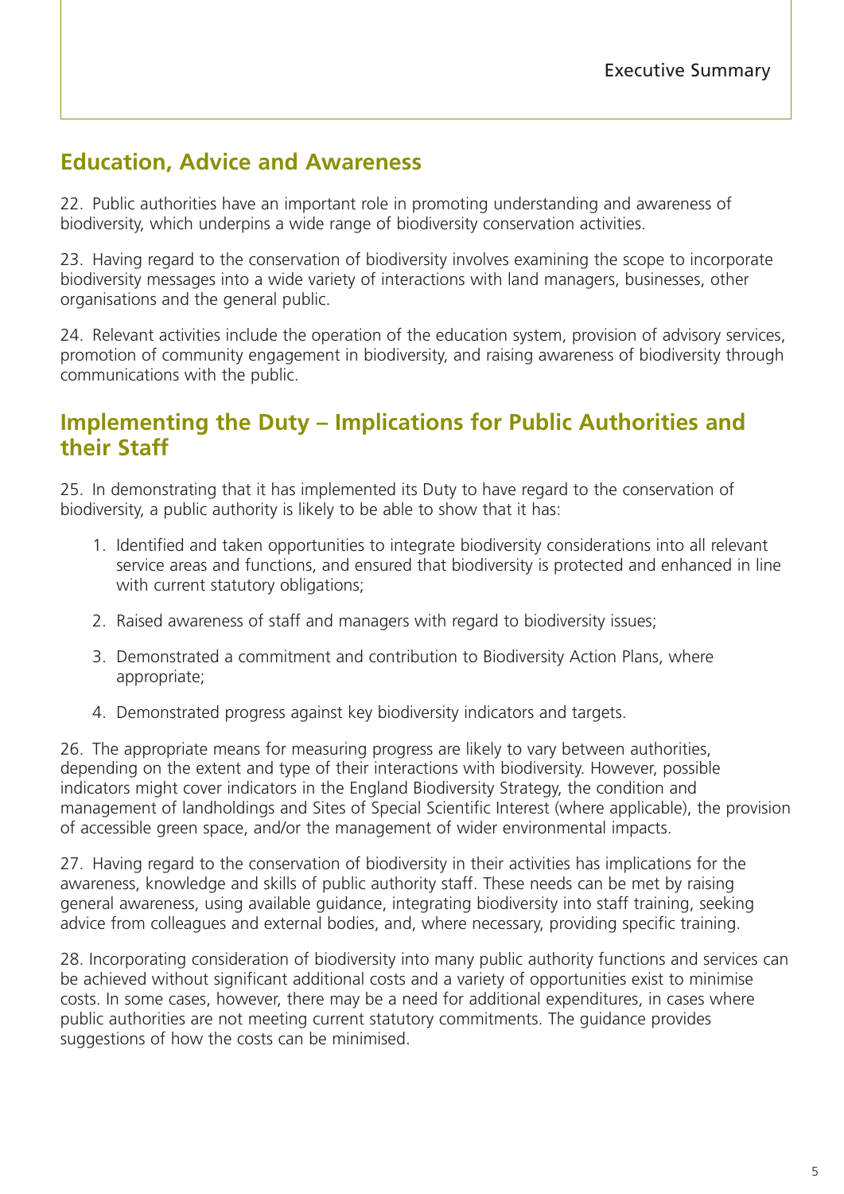## Education, Advice and Awareness

22. Public authorities have an important role in promoting understanding and awareness of biodiversity, which underpins a wide range of biodiversity conservation activities.

23. Having regard to the conservation of biodiversity involves examining the scope to incorporate biodiversity messages into a wide variety of interactions with land managers, businesses, other organisations and the general public.

24. Relevant activities include the operation of the education system, provision of advisory services, promotion of community engagement in biodiversity, and raising awareness of biodiversity through communications with the public.

## Implementing the Duty – Implications for Public Authorities and their Staff

25. In demonstrating that it has implemented its Duty to have regard to the conservation of biodiversity, a public authority is likely to be able to show that it has:

1. Identified and taken opportunities to integrate biodiversity considerations into all relevant service areas and functions, and ensured that biodiversity is protected and enhanced in line with current statutory obligations;
2. Raised awareness of staff and managers with regard to biodiversity issues;
3. Demonstrated a commitment and contribution to Biodiversity Action Plans, where appropriate;
4. Demonstrated progress against key biodiversity indicators and targets.

26. The appropriate means for measuring progress are likely to vary between authorities, depending on the extent and type of their interactions with biodiversity. However, possible indicators might cover indicators in the England Biodiversity Strategy, the condition and management of landholdings and Sites of Special Scientific Interest (where applicable), the provision of accessible green space, and/or the management of wider environmental impacts.

27. Having regard to the conservation of biodiversity in their activities has implications for the awareness, knowledge and skills of public authority staff. These needs can be met by raising general awareness, using available guidance, integrating biodiversity into staff training, seeking advice from colleagues and external bodies, and, where necessary, providing specific training.

28. Incorporating consideration of biodiversity into many public authority functions and services can be achieved without significant additional costs and a variety of opportunities exist to minimise costs. In some cases, however, there may be a need for additional expenditures, in cases where public authorities are not meeting current statutory commitments. The guidance provides suggestions of how the costs can be minimised.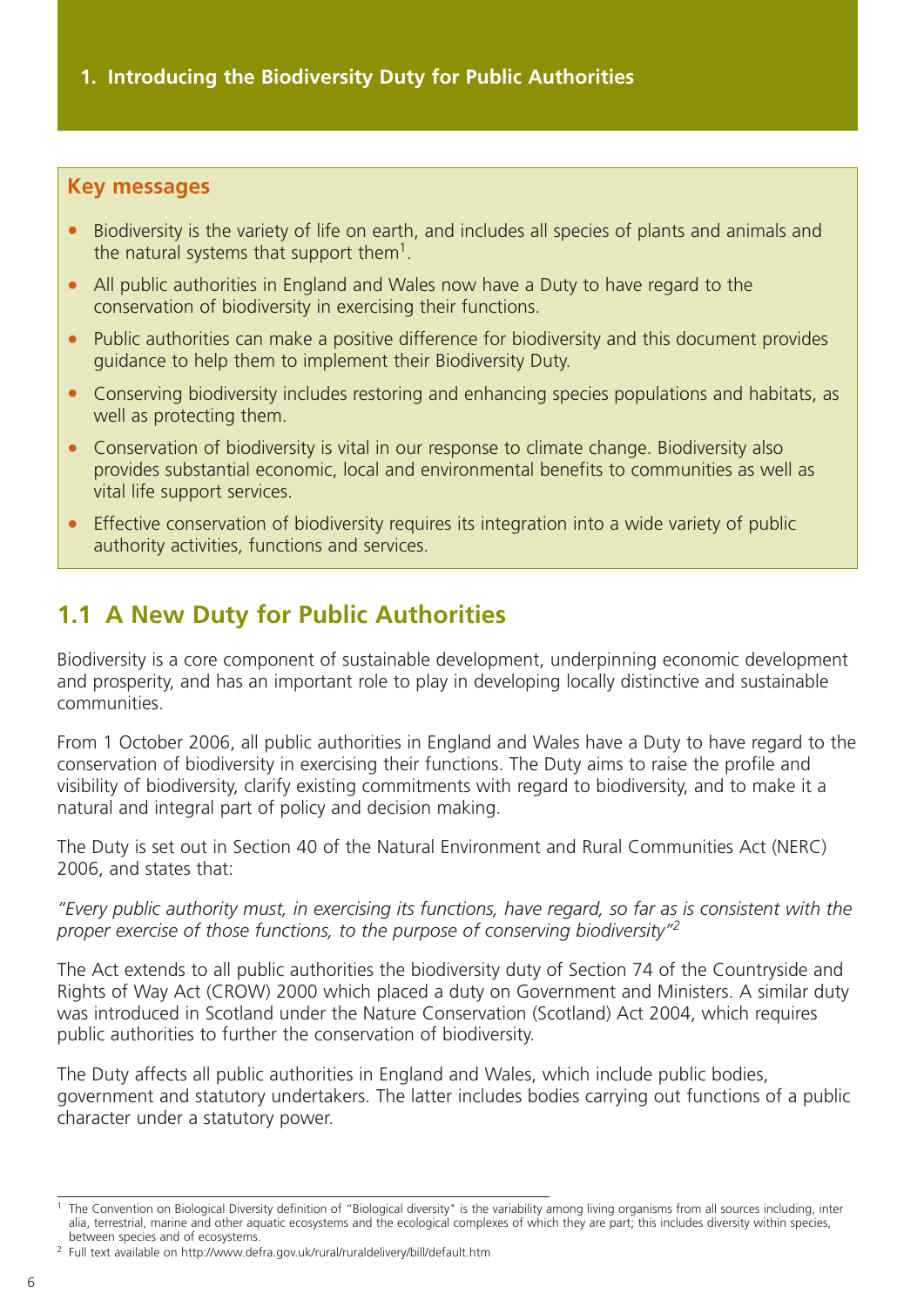# 1. Introducing the Biodiversity Duty for Public Authorities

**Key messages**

- Biodiversity is the variety of life on earth, and includes all species of plants and animals and the natural systems that support them[1].
- All public authorities in England and Wales now have a Duty to have regard to the conservation of biodiversity in exercising their functions.
- Public authorities can make a positive difference for biodiversity and this document provides guidance to help them to implement their Biodiversity Duty.
- Conserving biodiversity includes restoring and enhancing species populations and habitats, as well as protecting them.
- Conservation of biodiversity is vital in our response to climate change. Biodiversity also provides substantial economic, local and environmental benefits to communities as well as vital life support services.
- Effective conservation of biodiversity requires its integration into a wide variety of public authority activities, functions and services.

## 1.1 A New Duty for Public Authorities

Biodiversity is a core component of sustainable development, underpinning economic development and prosperity, and has an important role to play in developing locally distinctive and sustainable communities.

From 1 October 2006, all public authorities in England and Wales have a Duty to have regard to the conservation of biodiversity in exercising their functions. The Duty aims to raise the profile and visibility of biodiversity, clarify existing commitments with regard to biodiversity, and to make it a natural and integral part of policy and decision making.

The Duty is set out in Section 40 of the Natural Environment and Rural Communities Act (NERC) 2006, and states that:

*"Every public authority must, in exercising its functions, have regard, so far as is consistent with the proper exercise of those functions, to the purpose of conserving biodiversity"*[2]

The Act extends to all public authorities the biodiversity duty of Section 74 of the Countryside and Rights of Way Act (CROW) 2000 which placed a duty on Government and Ministers. A similar duty was introduced in Scotland under the Nature Conservation (Scotland) Act 2004, which requires public authorities to further the conservation of biodiversity.

The Duty affects all public authorities in England and Wales, which include public bodies, government and statutory undertakers. The latter includes bodies carrying out functions of a public character under a statutory power.

---

[1] The Convention on Biological Diversity definition of "Biological diversity" is the variability among living organisms from all sources including, inter alia, terrestrial, marine and other aquatic ecosystems and the ecological complexes of which they are part; this includes diversity within species, between species and of ecosystems.

[2] Full text available on http://www.defra.gov.uk/rural/ruraldelivery/bill/default.htm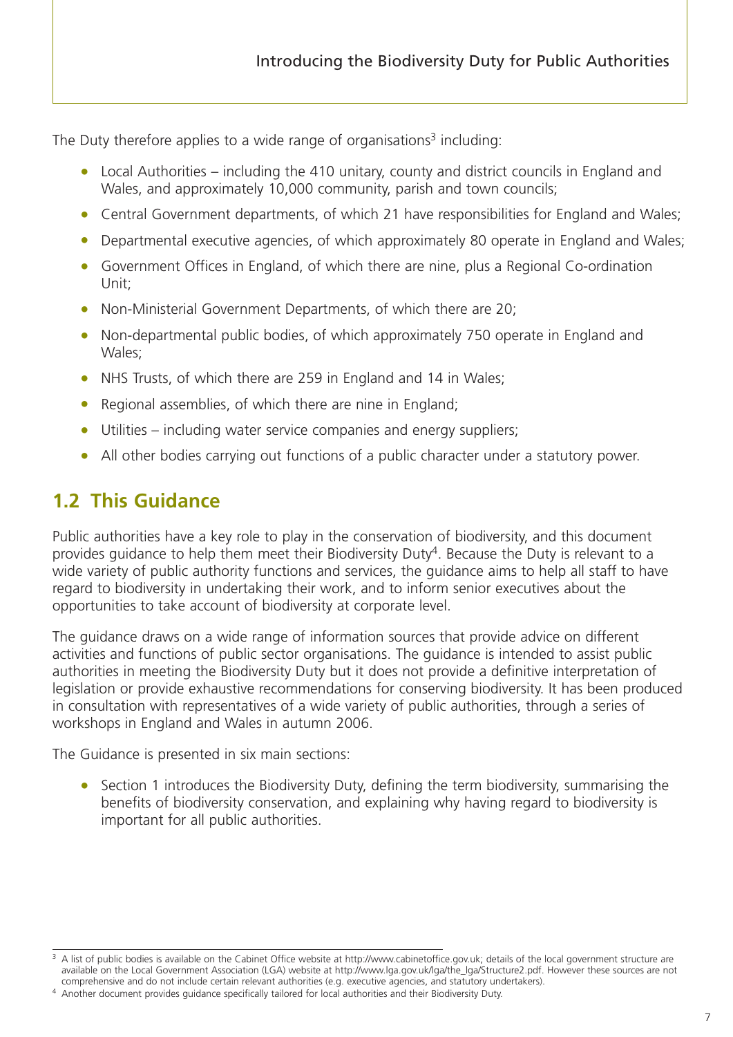The Duty therefore applies to a wide range of organisations[3] including:

- Local Authorities – including the 410 unitary, county and district councils in England and Wales, and approximately 10,000 community, parish and town councils;
- Central Government departments, of which 21 have responsibilities for England and Wales;
- Departmental executive agencies, of which approximately 80 operate in England and Wales;
- Government Offices in England, of which there are nine, plus a Regional Co-ordination Unit;
- Non-Ministerial Government Departments, of which there are 20;
- Non-departmental public bodies, of which approximately 750 operate in England and Wales;
- NHS Trusts, of which there are 259 in England and 14 in Wales;
- Regional assemblies, of which there are nine in England;
- Utilities – including water service companies and energy suppliers;
- All other bodies carrying out functions of a public character under a statutory power.

## 1.2 This Guidance

Public authorities have a key role to play in the conservation of biodiversity, and this document provides guidance to help them meet their Biodiversity Duty[4]. Because the Duty is relevant to a wide variety of public authority functions and services, the guidance aims to help all staff to have regard to biodiversity in undertaking their work, and to inform senior executives about the opportunities to take account of biodiversity at corporate level.

The guidance draws on a wide range of information sources that provide advice on different activities and functions of public sector organisations. The guidance is intended to assist public authorities in meeting the Biodiversity Duty but it does not provide a definitive interpretation of legislation or provide exhaustive recommendations for conserving biodiversity. It has been produced in consultation with representatives of a wide variety of public authorities, through a series of workshops in England and Wales in autumn 2006.

The Guidance is presented in six main sections:

- Section 1 introduces the Biodiversity Duty, defining the term biodiversity, summarising the benefits of biodiversity conservation, and explaining why having regard to biodiversity is important for all public authorities.

---

[3] A list of public bodies is available on the Cabinet Office website at http://www.cabinetoffice.gov.uk; details of the local government structure are available on the Local Government Association (LGA) website at http://www.lga.gov.uk/lga/the_lga/Structure2.pdf. However these sources are not comprehensive and do not include certain relevant authorities (e.g. executive agencies, and statutory undertakers).

[4] Another document provides guidance specifically tailored for local authorities and their Biodiversity Duty.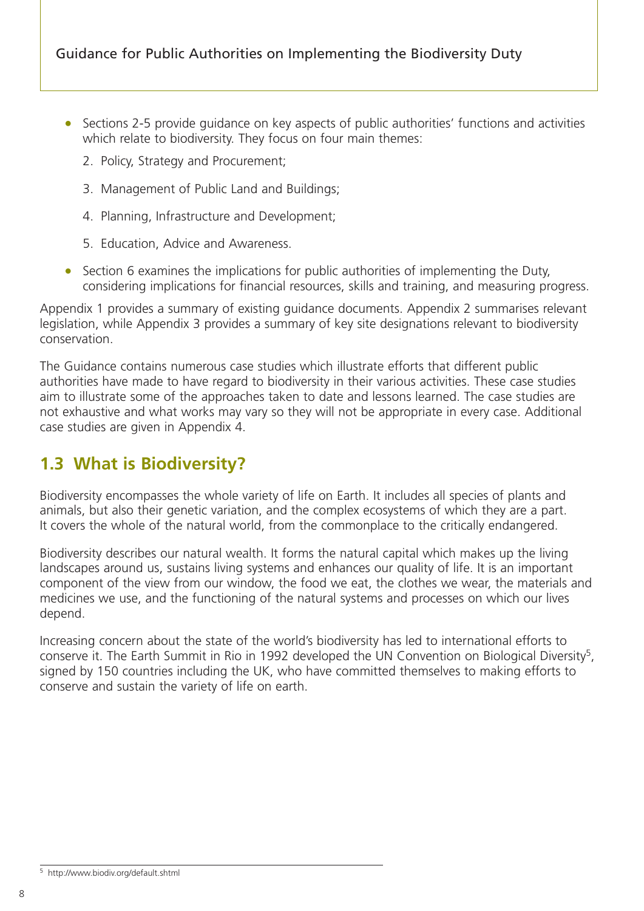- Sections 2-5 provide guidance on key aspects of public authorities' functions and activities which relate to biodiversity. They focus on four main themes:
  2. Policy, Strategy and Procurement;
  3. Management of Public Land and Buildings;
  4. Planning, Infrastructure and Development;
  5. Education, Advice and Awareness.
- Section 6 examines the implications for public authorities of implementing the Duty, considering implications for financial resources, skills and training, and measuring progress.

Appendix 1 provides a summary of existing guidance documents. Appendix 2 summarises relevant legislation, while Appendix 3 provides a summary of key site designations relevant to biodiversity conservation.

The Guidance contains numerous case studies which illustrate efforts that different public authorities have made to have regard to biodiversity in their various activities. These case studies aim to illustrate some of the approaches taken to date and lessons learned. The case studies are not exhaustive and what works may vary so they will not be appropriate in every case. Additional case studies are given in Appendix 4.

## 1.3 What is Biodiversity?

Biodiversity encompasses the whole variety of life on Earth. It includes all species of plants and animals, but also their genetic variation, and the complex ecosystems of which they are a part. It covers the whole of the natural world, from the commonplace to the critically endangered.

Biodiversity describes our natural wealth. It forms the natural capital which makes up the living landscapes around us, sustains living systems and enhances our quality of life. It is an important component of the view from our window, the food we eat, the clothes we wear, the materials and medicines we use, and the functioning of the natural systems and processes on which our lives depend.

Increasing concern about the state of the world's biodiversity has led to international efforts to conserve it. The Earth Summit in Rio in 1992 developed the UN Convention on Biological Diversity[5], signed by 150 countries including the UK, who have committed themselves to making efforts to conserve and sustain the variety of life on earth.

[5] http://www.biodiv.org/default.shtml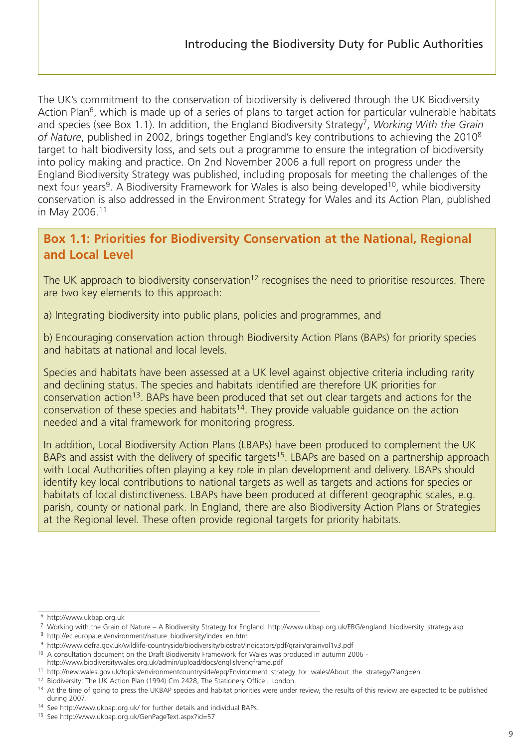The UK's commitment to the conservation of biodiversity is delivered through the UK Biodiversity Action Plan[6], which is made up of a series of plans to target action for particular vulnerable habitats and species (see Box 1.1). In addition, the England Biodiversity Strategy[7], *Working With the Grain of Nature*, published in 2002, brings together England's key contributions to achieving the 2010[8] target to halt biodiversity loss, and sets out a programme to ensure the integration of biodiversity into policy making and practice. On 2nd November 2006 a full report on progress under the England Biodiversity Strategy was published, including proposals for meeting the challenges of the next four years[9]. A Biodiversity Framework for Wales is also being developed[10], while biodiversity conservation is also addressed in the Environment Strategy for Wales and its Action Plan, published in May 2006.[11]

## Box 1.1: Priorities for Biodiversity Conservation at the National, Regional and Local Level

The UK approach to biodiversity conservation[12] recognises the need to prioritise resources. There are two key elements to this approach:

a) Integrating biodiversity into public plans, policies and programmes, and

b) Encouraging conservation action through Biodiversity Action Plans (BAPs) for priority species and habitats at national and local levels.

Species and habitats have been assessed at a UK level against objective criteria including rarity and declining status. The species and habitats identified are therefore UK priorities for conservation action[13]. BAPs have been produced that set out clear targets and actions for the conservation of these species and habitats[14]. They provide valuable guidance on the action needed and a vital framework for monitoring progress.

In addition, Local Biodiversity Action Plans (LBAPs) have been produced to complement the UK BAPs and assist with the delivery of specific targets[15]. LBAPs are based on a partnership approach with Local Authorities often playing a key role in plan development and delivery. LBAPs should identify key local contributions to national targets as well as targets and actions for species or habitats of local distinctiveness. LBAPs have been produced at different geographic scales, e.g. parish, county or national park. In England, there are also Biodiversity Action Plans or Strategies at the Regional level. These often provide regional targets for priority habitats.

---

[6] http://www.ukbap.org.uk

[7] Working with the Grain of Nature – A Biodiversity Strategy for England. http://www.ukbap.org.uk/EBG/england_biodiversity_strategy.asp

[8] http://ec.europa.eu/environment/nature_biodiversity/index_en.htm

[9] http://www.defra.gov.uk/wildlife-countryside/biodiversity/biostrat/indicators/pdf/grain/grainvol1v3.pdf

[10] A consultation document on the Draft Biodiversity Framework for Wales was produced in autumn 2006 - http://www.biodiversitywales.org.uk/admin/upload/docs/english/engframe.pdf

[11] http://new.wales.gov.uk/topics/environmentcountryside/epq/Environment_strategy_for_wales/About_the_strategy/?lang=en

[12] Biodiversity: The UK Action Plan (1994) Cm 2428, The Stationery Office , London.

[13] At the time of going to press the UKBAP species and habitat priorities were under review, the results of this review are expected to be published during 2007.

[14] See http://www.ukbap.org.uk/ for further details and individual BAPs.

[15] See http://www.ukbap.org.uk/GenPageText.aspx?id=57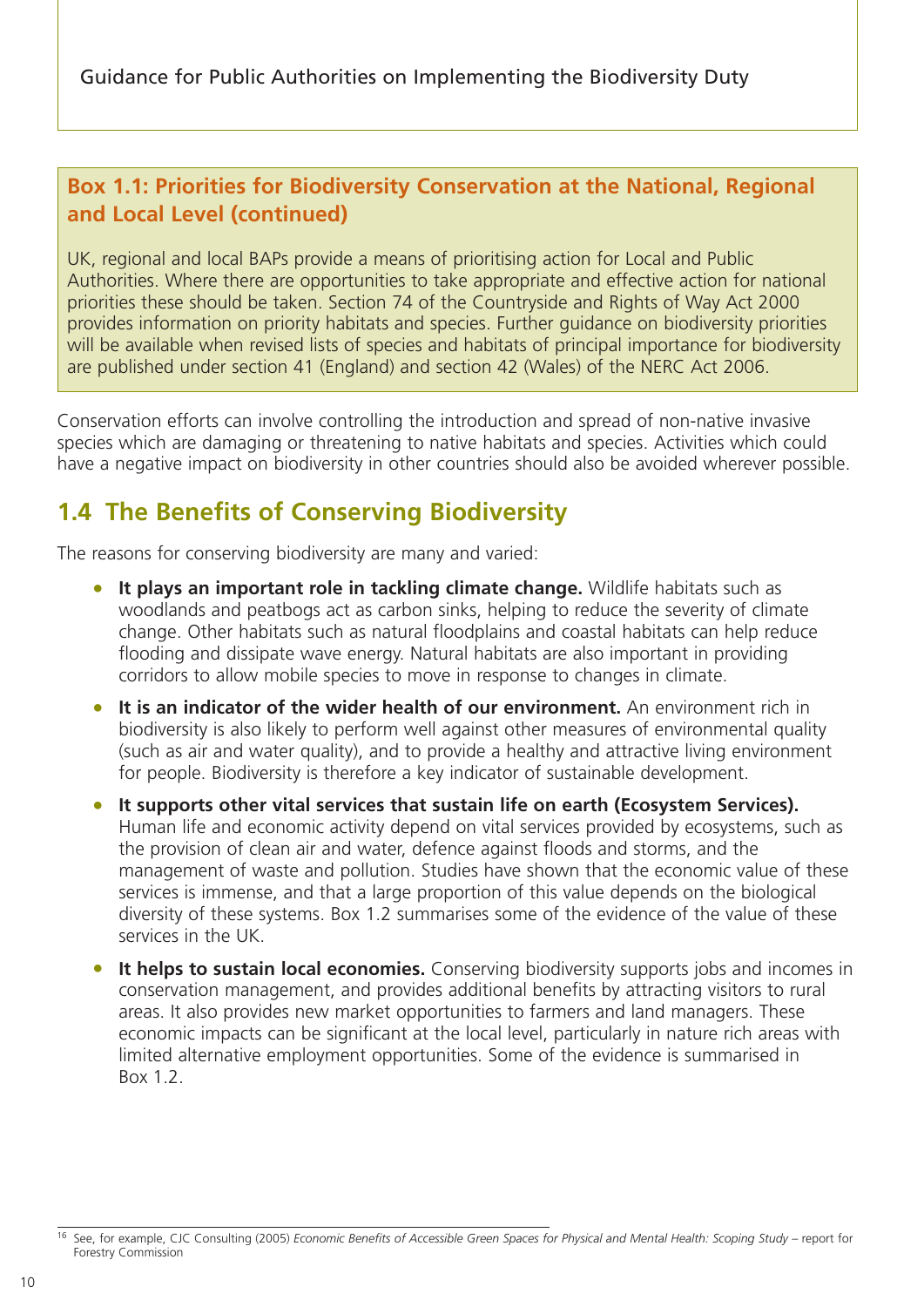**Box 1.1: Priorities for Biodiversity Conservation at the National, Regional and Local Level (continued)**

UK, regional and local BAPs provide a means of prioritising action for Local and Public Authorities. Where there are opportunities to take appropriate and effective action for national priorities these should be taken. Section 74 of the Countryside and Rights of Way Act 2000 provides information on priority habitats and species. Further guidance on biodiversity priorities will be available when revised lists of species and habitats of principal importance for biodiversity are published under section 41 (England) and section 42 (Wales) of the NERC Act 2006.

Conservation efforts can involve controlling the introduction and spread of non-native invasive species which are damaging or threatening to native habitats and species. Activities which could have a negative impact on biodiversity in other countries should also be avoided wherever possible.

## 1.4 The Benefits of Conserving Biodiversity

The reasons for conserving biodiversity are many and varied:

- **It plays an important role in tackling climate change.** Wildlife habitats such as woodlands and peatbogs act as carbon sinks, helping to reduce the severity of climate change. Other habitats such as natural floodplains and coastal habitats can help reduce flooding and dissipate wave energy. Natural habitats are also important in providing corridors to allow mobile species to move in response to changes in climate.
- **It is an indicator of the wider health of our environment.** An environment rich in biodiversity is also likely to perform well against other measures of environmental quality (such as air and water quality), and to provide a healthy and attractive living environment for people. Biodiversity is therefore a key indicator of sustainable development.
- **It supports other vital services that sustain life on earth (Ecosystem Services).** Human life and economic activity depend on vital services provided by ecosystems, such as the provision of clean air and water, defence against floods and storms, and the management of waste and pollution. Studies have shown that the economic value of these services is immense, and that a large proportion of this value depends on the biological diversity of these systems. Box 1.2 summarises some of the evidence of the value of these services in the UK.
- **It helps to sustain local economies.** Conserving biodiversity supports jobs and incomes in conservation management, and provides additional benefits by attracting visitors to rural areas. It also provides new market opportunities to farmers and land managers. These economic impacts can be significant at the local level, particularly in nature rich areas with limited alternative employment opportunities. Some of the evidence is summarised in Box 1.2.

[16] See, for example, CJC Consulting (2005) *Economic Benefits of Accessible Green Spaces for Physical and Mental Health: Scoping Study* – report for Forestry Commission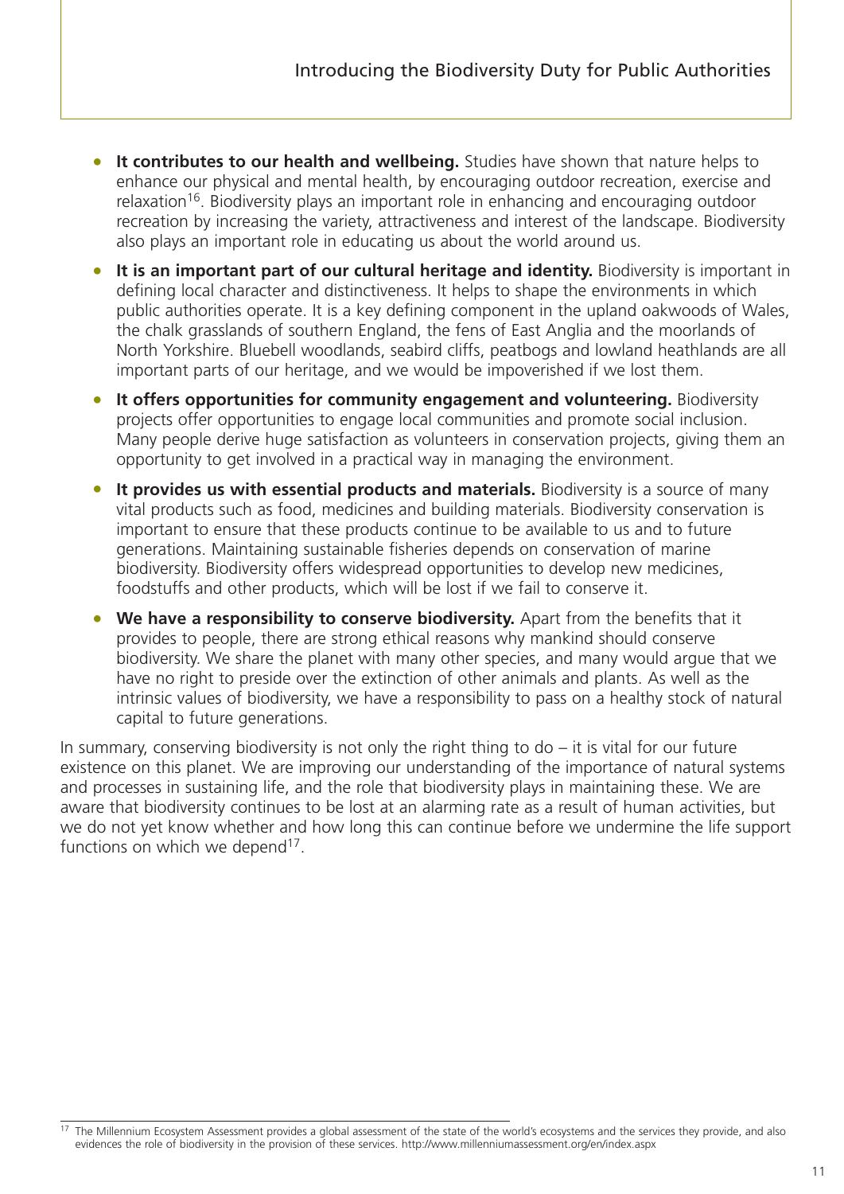- **It contributes to our health and wellbeing.** Studies have shown that nature helps to enhance our physical and mental health, by encouraging outdoor recreation, exercise and relaxation[16]. Biodiversity plays an important role in enhancing and encouraging outdoor recreation by increasing the variety, attractiveness and interest of the landscape. Biodiversity also plays an important role in educating us about the world around us.
- **It is an important part of our cultural heritage and identity.** Biodiversity is important in defining local character and distinctiveness. It helps to shape the environments in which public authorities operate. It is a key defining component in the upland oakwoods of Wales, the chalk grasslands of southern England, the fens of East Anglia and the moorlands of North Yorkshire. Bluebell woodlands, seabird cliffs, peatbogs and lowland heathlands are all important parts of our heritage, and we would be impoverished if we lost them.
- **It offers opportunities for community engagement and volunteering.** Biodiversity projects offer opportunities to engage local communities and promote social inclusion. Many people derive huge satisfaction as volunteers in conservation projects, giving them an opportunity to get involved in a practical way in managing the environment.
- **It provides us with essential products and materials.** Biodiversity is a source of many vital products such as food, medicines and building materials. Biodiversity conservation is important to ensure that these products continue to be available to us and to future generations. Maintaining sustainable fisheries depends on conservation of marine biodiversity. Biodiversity offers widespread opportunities to develop new medicines, foodstuffs and other products, which will be lost if we fail to conserve it.
- **We have a responsibility to conserve biodiversity.** Apart from the benefits that it provides to people, there are strong ethical reasons why mankind should conserve biodiversity. We share the planet with many other species, and many would argue that we have no right to preside over the extinction of other animals and plants. As well as the intrinsic values of biodiversity, we have a responsibility to pass on a healthy stock of natural capital to future generations.

In summary, conserving biodiversity is not only the right thing to do – it is vital for our future existence on this planet. We are improving our understanding of the importance of natural systems and processes in sustaining life, and the role that biodiversity plays in maintaining these. We are aware that biodiversity continues to be lost at an alarming rate as a result of human activities, but we do not yet know whether and how long this can continue before we undermine the life support functions on which we depend[17].

[17] The Millennium Ecosystem Assessment provides a global assessment of the state of the world's ecosystems and the services they provide, and also evidences the role of biodiversity in the provision of these services. http://www.millenniumassessment.org/en/index.aspx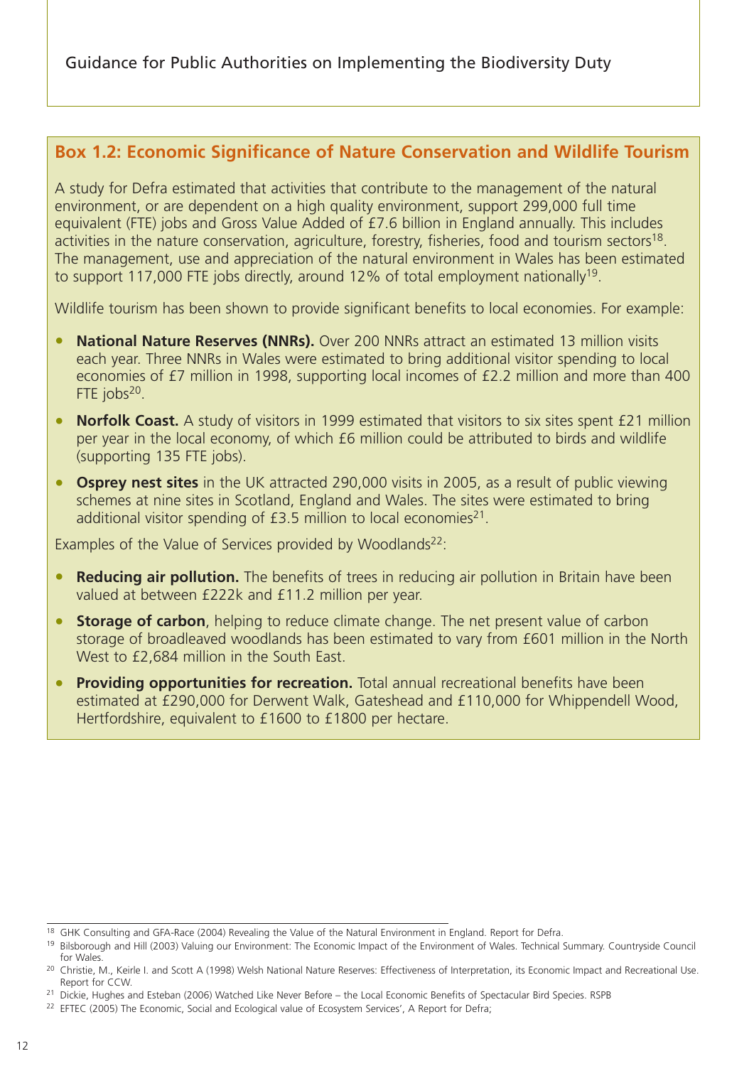## Box 1.2: Economic Significance of Nature Conservation and Wildlife Tourism

A study for Defra estimated that activities that contribute to the management of the natural environment, or are dependent on a high quality environment, support 299,000 full time equivalent (FTE) jobs and Gross Value Added of £7.6 billion in England annually. This includes activities in the nature conservation, agriculture, forestry, fisheries, food and tourism sectors[18]. The management, use and appreciation of the natural environment in Wales has been estimated to support 117,000 FTE jobs directly, around 12% of total employment nationally[19].

Wildlife tourism has been shown to provide significant benefits to local economies. For example:

- **National Nature Reserves (NNRs).** Over 200 NNRs attract an estimated 13 million visits each year. Three NNRs in Wales were estimated to bring additional visitor spending to local economies of £7 million in 1998, supporting local incomes of £2.2 million and more than 400 FTE jobs[20].
- **Norfolk Coast.** A study of visitors in 1999 estimated that visitors to six sites spent £21 million per year in the local economy, of which £6 million could be attributed to birds and wildlife (supporting 135 FTE jobs).
- **Osprey nest sites** in the UK attracted 290,000 visits in 2005, as a result of public viewing schemes at nine sites in Scotland, England and Wales. The sites were estimated to bring additional visitor spending of £3.5 million to local economies[21].

Examples of the Value of Services provided by Woodlands[22]:

- **Reducing air pollution.** The benefits of trees in reducing air pollution in Britain have been valued at between £222k and £11.2 million per year.
- **Storage of carbon**, helping to reduce climate change. The net present value of carbon storage of broadleaved woodlands has been estimated to vary from £601 million in the North West to £2,684 million in the South East.
- **Providing opportunities for recreation.** Total annual recreational benefits have been estimated at £290,000 for Derwent Walk, Gateshead and £110,000 for Whippendell Wood, Hertfordshire, equivalent to £1600 to £1800 per hectare.

---

[18] GHK Consulting and GFA-Race (2004) Revealing the Value of the Natural Environment in England. Report for Defra.

[19] Bilsborough and Hill (2003) Valuing our Environment: The Economic Impact of the Environment of Wales. Technical Summary. Countryside Council for Wales.

[20] Christie, M., Keirle I. and Scott A (1998) Welsh National Nature Reserves: Effectiveness of Interpretation, its Economic Impact and Recreational Use. Report for CCW.

[21] Dickie, Hughes and Esteban (2006) Watched Like Never Before – the Local Economic Benefits of Spectacular Bird Species. RSPB

[22] EFTEC (2005) The Economic, Social and Ecological value of Ecosystem Services', A Report for Defra;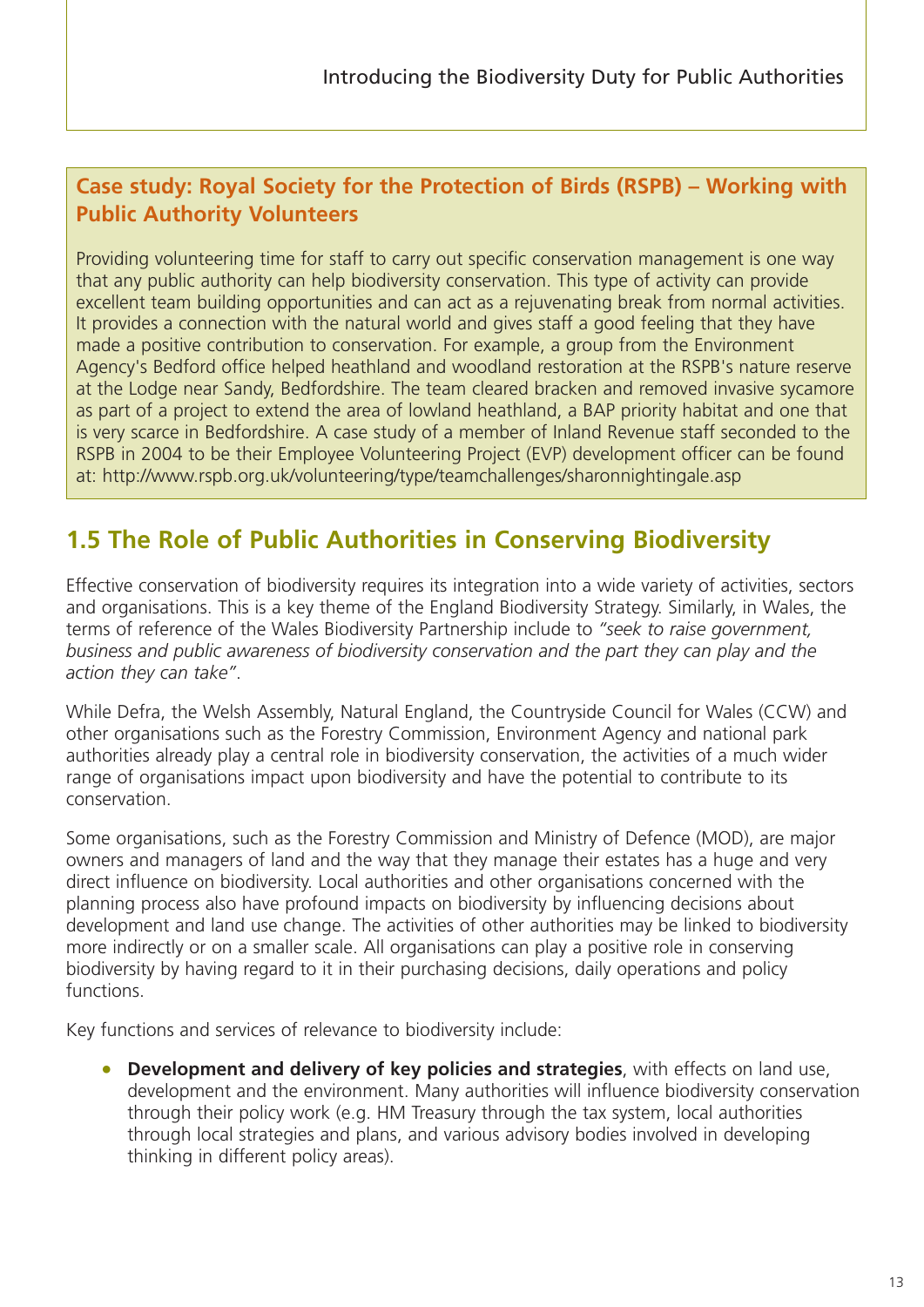### Case study: Royal Society for the Protection of Birds (RSPB) – Working with Public Authority Volunteers

Providing volunteering time for staff to carry out specific conservation management is one way that any public authority can help biodiversity conservation. This type of activity can provide excellent team building opportunities and can act as a rejuvenating break from normal activities. It provides a connection with the natural world and gives staff a good feeling that they have made a positive contribution to conservation. For example, a group from the Environment Agency's Bedford office helped heathland and woodland restoration at the RSPB's nature reserve at the Lodge near Sandy, Bedfordshire. The team cleared bracken and removed invasive sycamore as part of a project to extend the area of lowland heathland, a BAP priority habitat and one that is very scarce in Bedfordshire. A case study of a member of Inland Revenue staff seconded to the RSPB in 2004 to be their Employee Volunteering Project (EVP) development officer can be found at: http://www.rspb.org.uk/volunteering/type/teamchallenges/sharonnightingale.asp

## 1.5 The Role of Public Authorities in Conserving Biodiversity

Effective conservation of biodiversity requires its integration into a wide variety of activities, sectors and organisations. This is a key theme of the England Biodiversity Strategy. Similarly, in Wales, the terms of reference of the Wales Biodiversity Partnership include to *"seek to raise government, business and public awareness of biodiversity conservation and the part they can play and the action they can take"*.

While Defra, the Welsh Assembly, Natural England, the Countryside Council for Wales (CCW) and other organisations such as the Forestry Commission, Environment Agency and national park authorities already play a central role in biodiversity conservation, the activities of a much wider range of organisations impact upon biodiversity and have the potential to contribute to its conservation.

Some organisations, such as the Forestry Commission and Ministry of Defence (MOD), are major owners and managers of land and the way that they manage their estates has a huge and very direct influence on biodiversity. Local authorities and other organisations concerned with the planning process also have profound impacts on biodiversity by influencing decisions about development and land use change. The activities of other authorities may be linked to biodiversity more indirectly or on a smaller scale. All organisations can play a positive role in conserving biodiversity by having regard to it in their purchasing decisions, daily operations and policy functions.

Key functions and services of relevance to biodiversity include:

- **Development and delivery of key policies and strategies**, with effects on land use, development and the environment. Many authorities will influence biodiversity conservation through their policy work (e.g. HM Treasury through the tax system, local authorities through local strategies and plans, and various advisory bodies involved in developing thinking in different policy areas).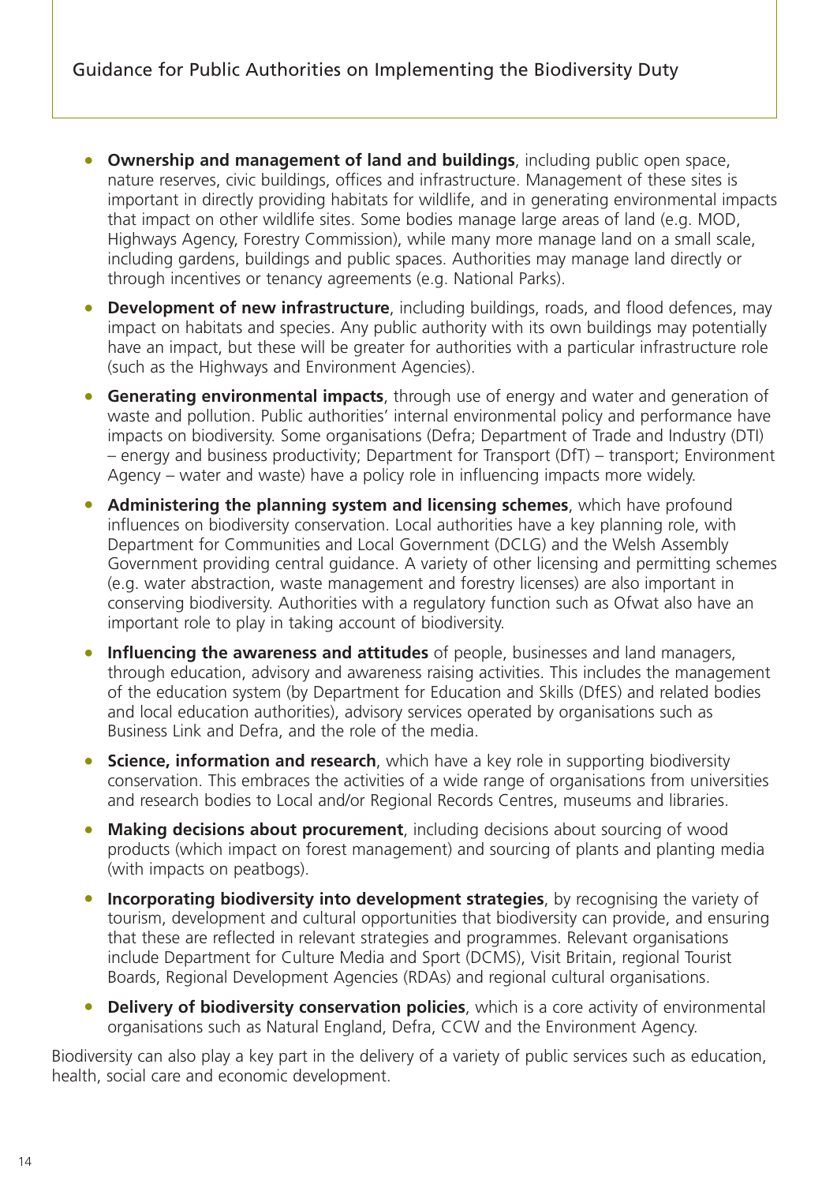- **Ownership and management of land and buildings**, including public open space, nature reserves, civic buildings, offices and infrastructure. Management of these sites is important in directly providing habitats for wildlife, and in generating environmental impacts that impact on other wildlife sites. Some bodies manage large areas of land (e.g. MOD, Highways Agency, Forestry Commission), while many more manage land on a small scale, including gardens, buildings and public spaces. Authorities may manage land directly or through incentives or tenancy agreements (e.g. National Parks).
- **Development of new infrastructure**, including buildings, roads, and flood defences, may impact on habitats and species. Any public authority with its own buildings may potentially have an impact, but these will be greater for authorities with a particular infrastructure role (such as the Highways and Environment Agencies).
- **Generating environmental impacts**, through use of energy and water and generation of waste and pollution. Public authorities' internal environmental policy and performance have impacts on biodiversity. Some organisations (Defra; Department of Trade and Industry (DTI) – energy and business productivity; Department for Transport (DfT) – transport; Environment Agency – water and waste) have a policy role in influencing impacts more widely.
- **Administering the planning system and licensing schemes**, which have profound influences on biodiversity conservation. Local authorities have a key planning role, with Department for Communities and Local Government (DCLG) and the Welsh Assembly Government providing central guidance. A variety of other licensing and permitting schemes (e.g. water abstraction, waste management and forestry licenses) are also important in conserving biodiversity. Authorities with a regulatory function such as Ofwat also have an important role to play in taking account of biodiversity.
- **Influencing the awareness and attitudes** of people, businesses and land managers, through education, advisory and awareness raising activities. This includes the management of the education system (by Department for Education and Skills (DfES) and related bodies and local education authorities), advisory services operated by organisations such as Business Link and Defra, and the role of the media.
- **Science, information and research**, which have a key role in supporting biodiversity conservation. This embraces the activities of a wide range of organisations from universities and research bodies to Local and/or Regional Records Centres, museums and libraries.
- **Making decisions about procurement**, including decisions about sourcing of wood products (which impact on forest management) and sourcing of plants and planting media (with impacts on peatbogs).
- **Incorporating biodiversity into development strategies**, by recognising the variety of tourism, development and cultural opportunities that biodiversity can provide, and ensuring that these are reflected in relevant strategies and programmes. Relevant organisations include Department for Culture Media and Sport (DCMS), Visit Britain, regional Tourist Boards, Regional Development Agencies (RDAs) and regional cultural organisations.
- **Delivery of biodiversity conservation policies**, which is a core activity of environmental organisations such as Natural England, Defra, CCW and the Environment Agency.

Biodiversity can also play a key part in the delivery of a variety of public services such as education, health, social care and economic development.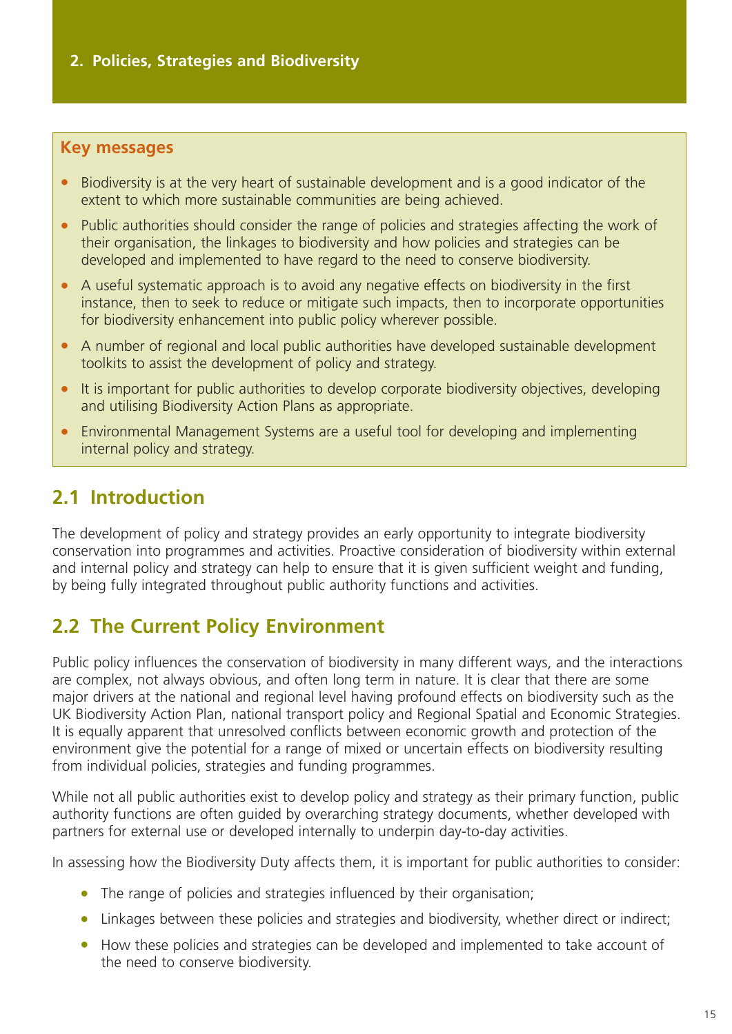# 2. Policies, Strategies and Biodiversity

**Key messages**

- Biodiversity is at the very heart of sustainable development and is a good indicator of the extent to which more sustainable communities are being achieved.
- Public authorities should consider the range of policies and strategies affecting the work of their organisation, the linkages to biodiversity and how policies and strategies can be developed and implemented to have regard to the need to conserve biodiversity.
- A useful systematic approach is to avoid any negative effects on biodiversity in the first instance, then to seek to reduce or mitigate such impacts, then to incorporate opportunities for biodiversity enhancement into public policy wherever possible.
- A number of regional and local public authorities have developed sustainable development toolkits to assist the development of policy and strategy.
- It is important for public authorities to develop corporate biodiversity objectives, developing and utilising Biodiversity Action Plans as appropriate.
- Environmental Management Systems are a useful tool for developing and implementing internal policy and strategy.

## 2.1 Introduction

The development of policy and strategy provides an early opportunity to integrate biodiversity conservation into programmes and activities. Proactive consideration of biodiversity within external and internal policy and strategy can help to ensure that it is given sufficient weight and funding, by being fully integrated throughout public authority functions and activities.

## 2.2 The Current Policy Environment

Public policy influences the conservation of biodiversity in many different ways, and the interactions are complex, not always obvious, and often long term in nature. It is clear that there are some major drivers at the national and regional level having profound effects on biodiversity such as the UK Biodiversity Action Plan, national transport policy and Regional Spatial and Economic Strategies. It is equally apparent that unresolved conflicts between economic growth and protection of the environment give the potential for a range of mixed or uncertain effects on biodiversity resulting from individual policies, strategies and funding programmes.

While not all public authorities exist to develop policy and strategy as their primary function, public authority functions are often guided by overarching strategy documents, whether developed with partners for external use or developed internally to underpin day-to-day activities.

In assessing how the Biodiversity Duty affects them, it is important for public authorities to consider:

- The range of policies and strategies influenced by their organisation;
- Linkages between these policies and strategies and biodiversity, whether direct or indirect;
- How these policies and strategies can be developed and implemented to take account of the need to conserve biodiversity.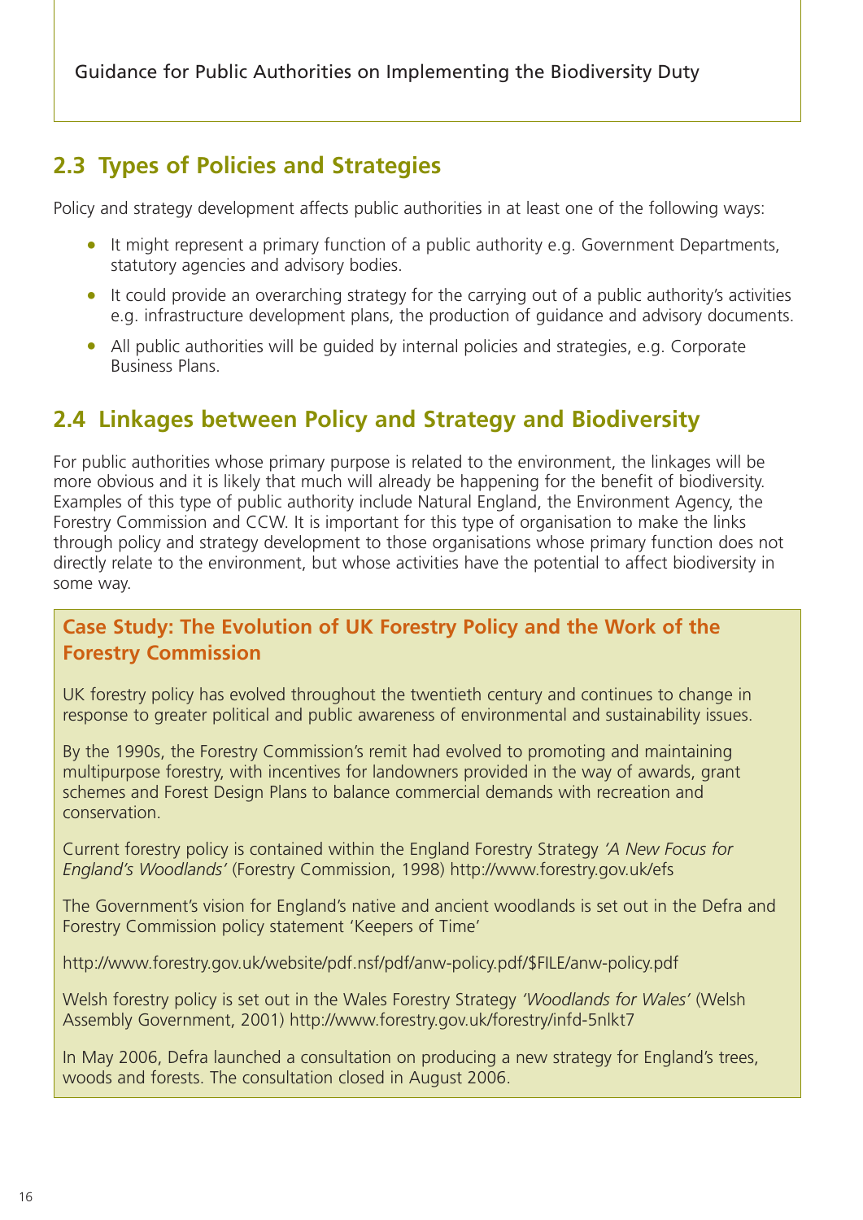## 2.3 Types of Policies and Strategies

Policy and strategy development affects public authorities in at least one of the following ways:

- It might represent a primary function of a public authority e.g. Government Departments, statutory agencies and advisory bodies.
- It could provide an overarching strategy for the carrying out of a public authority's activities e.g. infrastructure development plans, the production of guidance and advisory documents.
- All public authorities will be guided by internal policies and strategies, e.g. Corporate Business Plans.

## 2.4 Linkages between Policy and Strategy and Biodiversity

For public authorities whose primary purpose is related to the environment, the linkages will be more obvious and it is likely that much will already be happening for the benefit of biodiversity. Examples of this type of public authority include Natural England, the Environment Agency, the Forestry Commission and CCW. It is important for this type of organisation to make the links through policy and strategy development to those organisations whose primary function does not directly relate to the environment, but whose activities have the potential to affect biodiversity in some way.

### Case Study: The Evolution of UK Forestry Policy and the Work of the Forestry Commission

UK forestry policy has evolved throughout the twentieth century and continues to change in response to greater political and public awareness of environmental and sustainability issues.

By the 1990s, the Forestry Commission's remit had evolved to promoting and maintaining multipurpose forestry, with incentives for landowners provided in the way of awards, grant schemes and Forest Design Plans to balance commercial demands with recreation and conservation.

Current forestry policy is contained within the England Forestry Strategy *'A New Focus for England's Woodlands'* (Forestry Commission, 1998) http://www.forestry.gov.uk/efs

The Government's vision for England's native and ancient woodlands is set out in the Defra and Forestry Commission policy statement 'Keepers of Time'

http://www.forestry.gov.uk/website/pdf.nsf/pdf/anw-policy.pdf/$FILE/anw-policy.pdf

Welsh forestry policy is set out in the Wales Forestry Strategy *'Woodlands for Wales'* (Welsh Assembly Government, 2001) http://www.forestry.gov.uk/forestry/infd-5nlkt7

In May 2006, Defra launched a consultation on producing a new strategy for England's trees, woods and forests. The consultation closed in August 2006.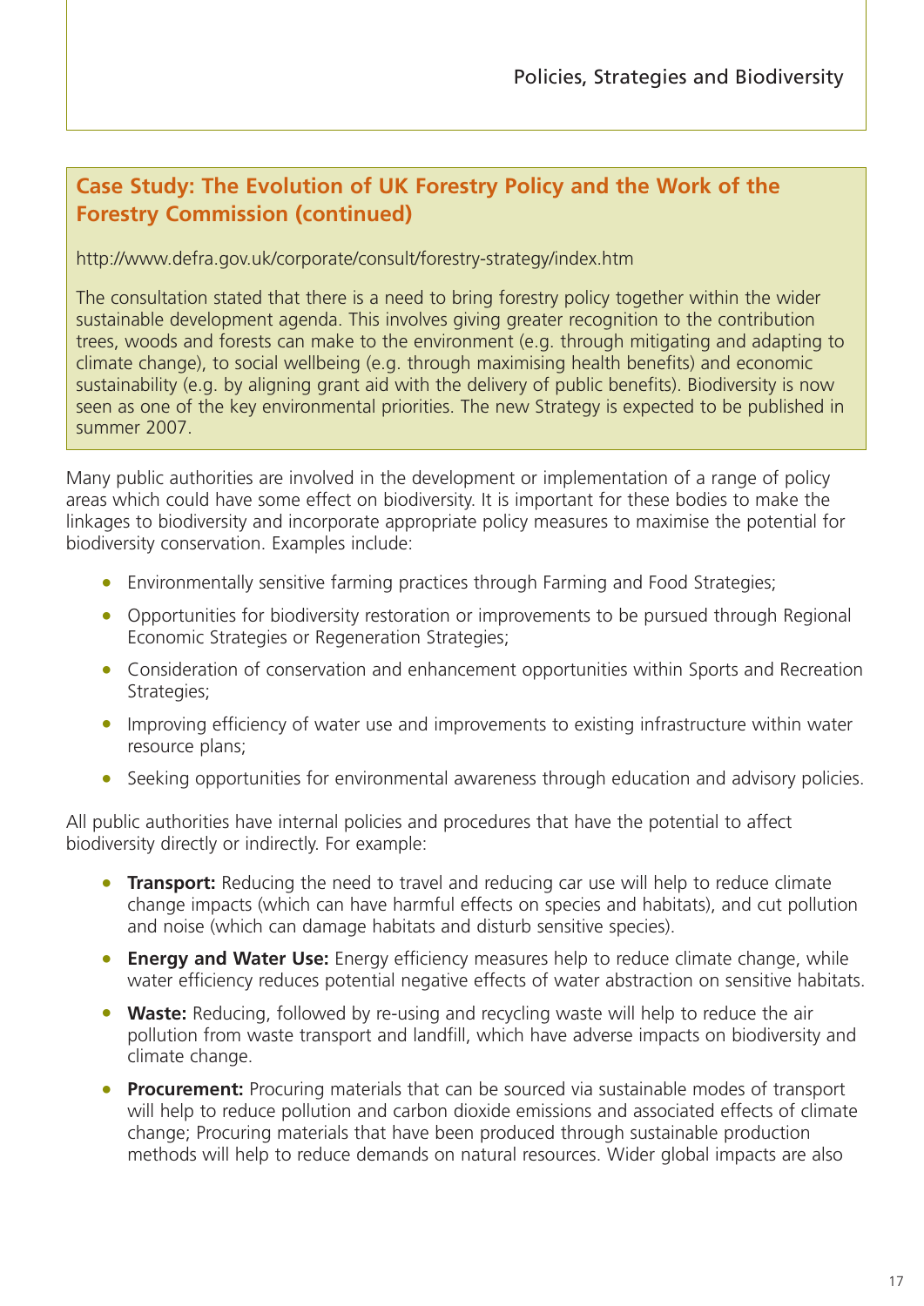## Case Study: The Evolution of UK Forestry Policy and the Work of the Forestry Commission (continued)

http://www.defra.gov.uk/corporate/consult/forestry-strategy/index.htm

The consultation stated that there is a need to bring forestry policy together within the wider sustainable development agenda. This involves giving greater recognition to the contribution trees, woods and forests can make to the environment (e.g. through mitigating and adapting to climate change), to social wellbeing (e.g. through maximising health benefits) and economic sustainability (e.g. by aligning grant aid with the delivery of public benefits). Biodiversity is now seen as one of the key environmental priorities. The new Strategy is expected to be published in summer 2007.

Many public authorities are involved in the development or implementation of a range of policy areas which could have some effect on biodiversity. It is important for these bodies to make the linkages to biodiversity and incorporate appropriate policy measures to maximise the potential for biodiversity conservation. Examples include:

- Environmentally sensitive farming practices through Farming and Food Strategies;
- Opportunities for biodiversity restoration or improvements to be pursued through Regional Economic Strategies or Regeneration Strategies;
- Consideration of conservation and enhancement opportunities within Sports and Recreation Strategies;
- Improving efficiency of water use and improvements to existing infrastructure within water resource plans;
- Seeking opportunities for environmental awareness through education and advisory policies.

All public authorities have internal policies and procedures that have the potential to affect biodiversity directly or indirectly. For example:

- **Transport:** Reducing the need to travel and reducing car use will help to reduce climate change impacts (which can have harmful effects on species and habitats), and cut pollution and noise (which can damage habitats and disturb sensitive species).
- **Energy and Water Use:** Energy efficiency measures help to reduce climate change, while water efficiency reduces potential negative effects of water abstraction on sensitive habitats.
- **Waste:** Reducing, followed by re-using and recycling waste will help to reduce the air pollution from waste transport and landfill, which have adverse impacts on biodiversity and climate change.
- **Procurement:** Procuring materials that can be sourced via sustainable modes of transport will help to reduce pollution and carbon dioxide emissions and associated effects of climate change; Procuring materials that have been produced through sustainable production methods will help to reduce demands on natural resources. Wider global impacts are also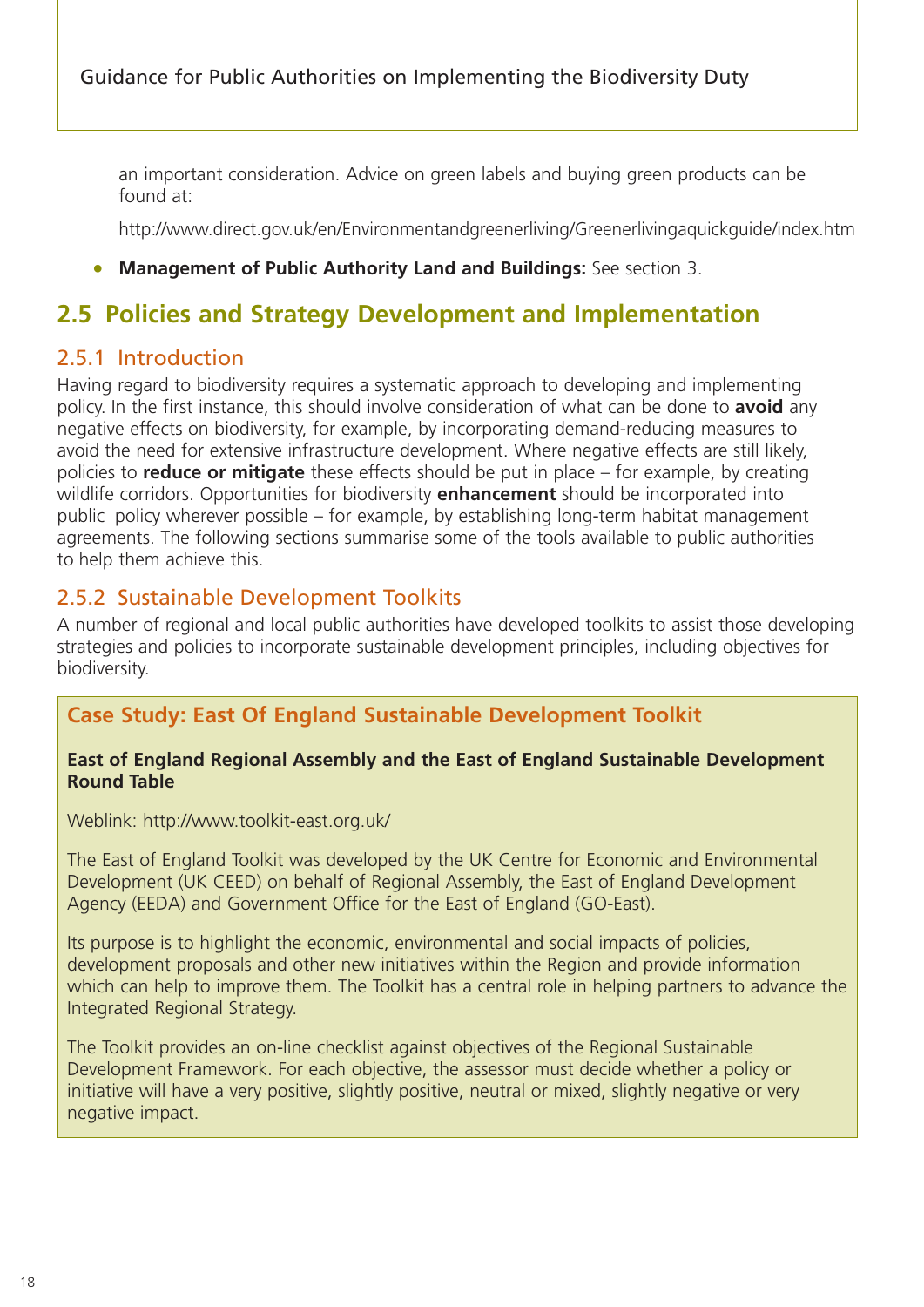an important consideration. Advice on green labels and buying green products can be found at:

http://www.direct.gov.uk/en/Environmentandgreenerliving/Greenerlivingaquickguide/index.htm

- **Management of Public Authority Land and Buildings:** See section 3.

## 2.5 Policies and Strategy Development and Implementation

### 2.5.1 Introduction

Having regard to biodiversity requires a systematic approach to developing and implementing policy. In the first instance, this should involve consideration of what can be done to **avoid** any negative effects on biodiversity, for example, by incorporating demand-reducing measures to avoid the need for extensive infrastructure development. Where negative effects are still likely, policies to **reduce or mitigate** these effects should be put in place – for example, by creating wildlife corridors. Opportunities for biodiversity **enhancement** should be incorporated into public policy wherever possible – for example, by establishing long-term habitat management agreements. The following sections summarise some of the tools available to public authorities to help them achieve this.

### 2.5.2 Sustainable Development Toolkits

A number of regional and local public authorities have developed toolkits to assist those developing strategies and policies to incorporate sustainable development principles, including objectives for biodiversity.

#### Case Study: East Of England Sustainable Development Toolkit

**East of England Regional Assembly and the East of England Sustainable Development Round Table**

Weblink: http://www.toolkit-east.org.uk/

The East of England Toolkit was developed by the UK Centre for Economic and Environmental Development (UK CEED) on behalf of Regional Assembly, the East of England Development Agency (EEDA) and Government Office for the East of England (GO-East).

Its purpose is to highlight the economic, environmental and social impacts of policies, development proposals and other new initiatives within the Region and provide information which can help to improve them. The Toolkit has a central role in helping partners to advance the Integrated Regional Strategy.

The Toolkit provides an on-line checklist against objectives of the Regional Sustainable Development Framework. For each objective, the assessor must decide whether a policy or initiative will have a very positive, slightly positive, neutral or mixed, slightly negative or very negative impact.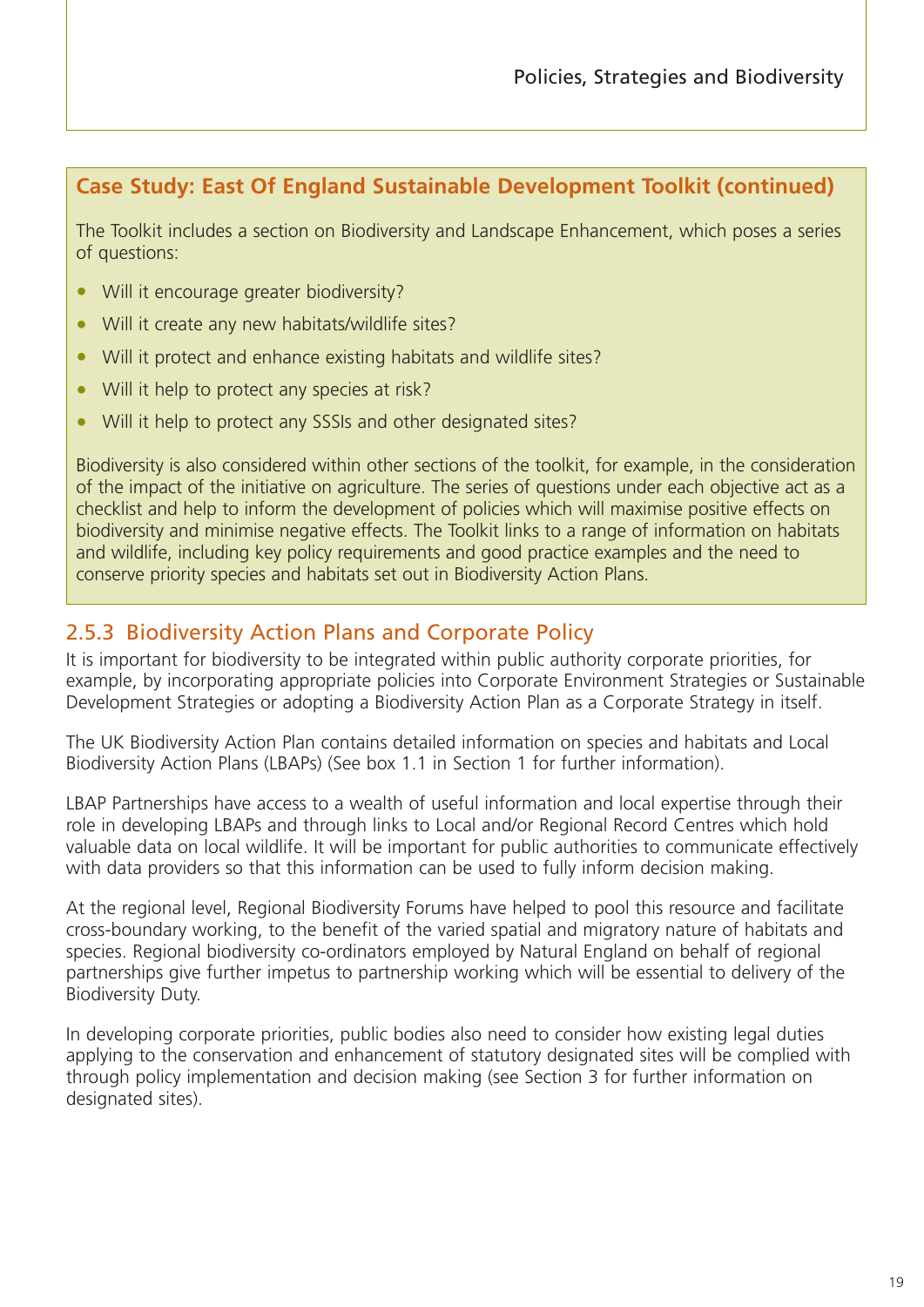### Case Study: East Of England Sustainable Development Toolkit (continued)

The Toolkit includes a section on Biodiversity and Landscape Enhancement, which poses a series of questions:

- Will it encourage greater biodiversity?
- Will it create any new habitats/wildlife sites?
- Will it protect and enhance existing habitats and wildlife sites?
- Will it help to protect any species at risk?
- Will it help to protect any SSSIs and other designated sites?

Biodiversity is also considered within other sections of the toolkit, for example, in the consideration of the impact of the initiative on agriculture. The series of questions under each objective act as a checklist and help to inform the development of policies which will maximise positive effects on biodiversity and minimise negative effects. The Toolkit links to a range of information on habitats and wildlife, including key policy requirements and good practice examples and the need to conserve priority species and habitats set out in Biodiversity Action Plans.

### 2.5.3 Biodiversity Action Plans and Corporate Policy

It is important for biodiversity to be integrated within public authority corporate priorities, for example, by incorporating appropriate policies into Corporate Environment Strategies or Sustainable Development Strategies or adopting a Biodiversity Action Plan as a Corporate Strategy in itself.

The UK Biodiversity Action Plan contains detailed information on species and habitats and Local Biodiversity Action Plans (LBAPs) (See box 1.1 in Section 1 for further information).

LBAP Partnerships have access to a wealth of useful information and local expertise through their role in developing LBAPs and through links to Local and/or Regional Record Centres which hold valuable data on local wildlife. It will be important for public authorities to communicate effectively with data providers so that this information can be used to fully inform decision making.

At the regional level, Regional Biodiversity Forums have helped to pool this resource and facilitate cross-boundary working, to the benefit of the varied spatial and migratory nature of habitats and species. Regional biodiversity co-ordinators employed by Natural England on behalf of regional partnerships give further impetus to partnership working which will be essential to delivery of the Biodiversity Duty.

In developing corporate priorities, public bodies also need to consider how existing legal duties applying to the conservation and enhancement of statutory designated sites will be complied with through policy implementation and decision making (see Section 3 for further information on designated sites).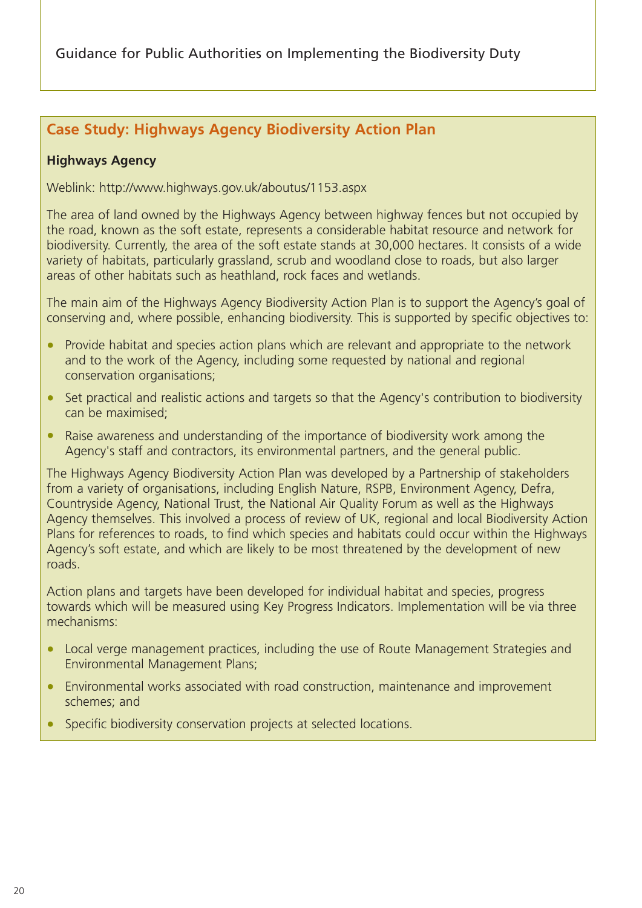## Case Study: Highways Agency Biodiversity Action Plan

**Highways Agency**

Weblink: http://www.highways.gov.uk/aboutus/1153.aspx

The area of land owned by the Highways Agency between highway fences but not occupied by the road, known as the soft estate, represents a considerable habitat resource and network for biodiversity. Currently, the area of the soft estate stands at 30,000 hectares. It consists of a wide variety of habitats, particularly grassland, scrub and woodland close to roads, but also larger areas of other habitats such as heathland, rock faces and wetlands.

The main aim of the Highways Agency Biodiversity Action Plan is to support the Agency's goal of conserving and, where possible, enhancing biodiversity. This is supported by specific objectives to:

- Provide habitat and species action plans which are relevant and appropriate to the network and to the work of the Agency, including some requested by national and regional conservation organisations;
- Set practical and realistic actions and targets so that the Agency's contribution to biodiversity can be maximised;
- Raise awareness and understanding of the importance of biodiversity work among the Agency's staff and contractors, its environmental partners, and the general public.

The Highways Agency Biodiversity Action Plan was developed by a Partnership of stakeholders from a variety of organisations, including English Nature, RSPB, Environment Agency, Defra, Countryside Agency, National Trust, the National Air Quality Forum as well as the Highways Agency themselves. This involved a process of review of UK, regional and local Biodiversity Action Plans for references to roads, to find which species and habitats could occur within the Highways Agency's soft estate, and which are likely to be most threatened by the development of new roads.

Action plans and targets have been developed for individual habitat and species, progress towards which will be measured using Key Progress Indicators. Implementation will be via three mechanisms:

- Local verge management practices, including the use of Route Management Strategies and Environmental Management Plans;
- Environmental works associated with road construction, maintenance and improvement schemes; and
- Specific biodiversity conservation projects at selected locations.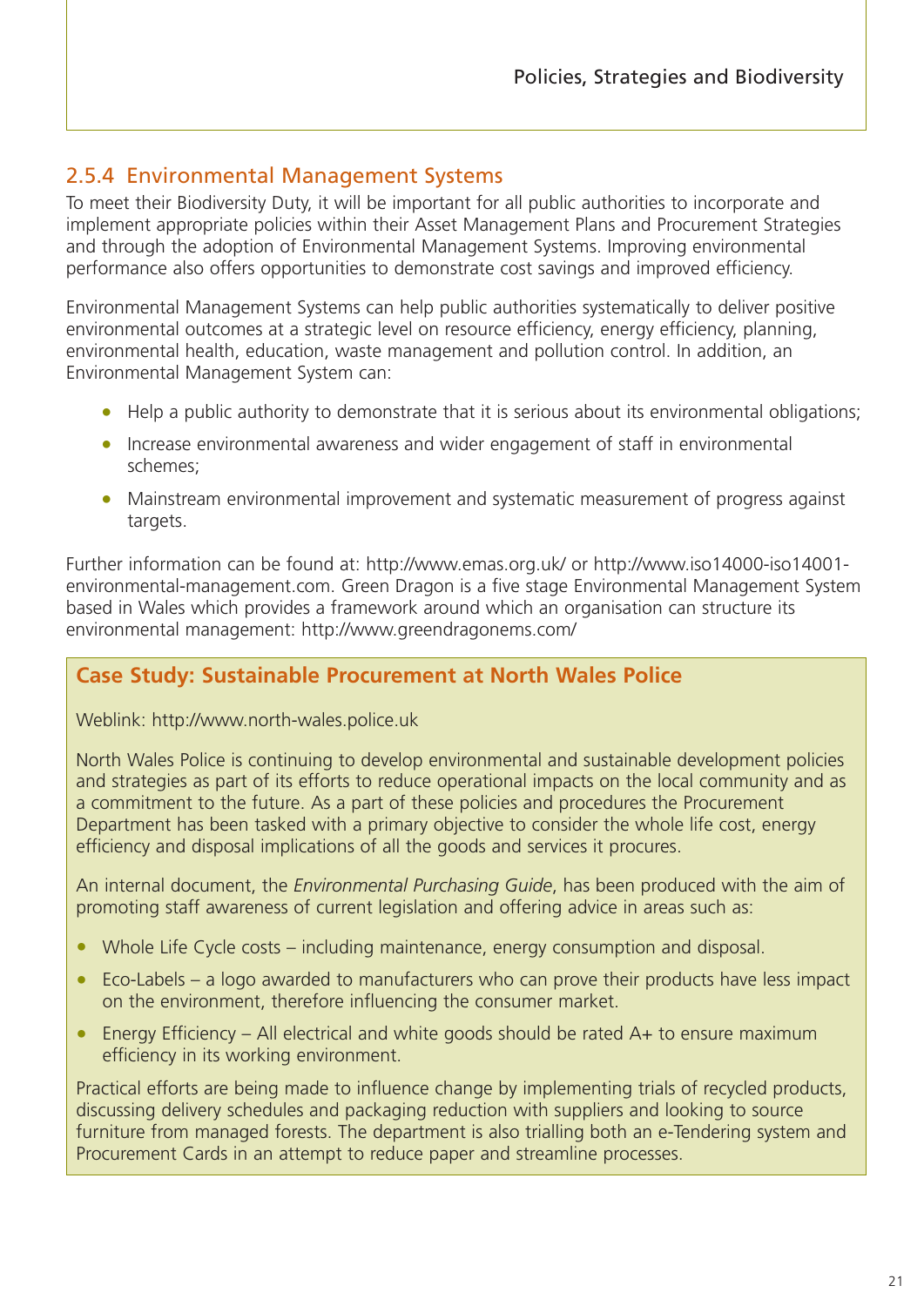### 2.5.4 Environmental Management Systems

To meet their Biodiversity Duty, it will be important for all public authorities to incorporate and implement appropriate policies within their Asset Management Plans and Procurement Strategies and through the adoption of Environmental Management Systems. Improving environmental performance also offers opportunities to demonstrate cost savings and improved efficiency.

Environmental Management Systems can help public authorities systematically to deliver positive environmental outcomes at a strategic level on resource efficiency, energy efficiency, planning, environmental health, education, waste management and pollution control. In addition, an Environmental Management System can:

- Help a public authority to demonstrate that it is serious about its environmental obligations;
- Increase environmental awareness and wider engagement of staff in environmental schemes;
- Mainstream environmental improvement and systematic measurement of progress against targets.

Further information can be found at: http://www.emas.org.uk/ or http://www.iso14000-iso14001-environmental-management.com. Green Dragon is a five stage Environmental Management System based in Wales which provides a framework around which an organisation can structure its environmental management: http://www.greendragonems.com/

**Case Study: Sustainable Procurement at North Wales Police**

Weblink: http://www.north-wales.police.uk

North Wales Police is continuing to develop environmental and sustainable development policies and strategies as part of its efforts to reduce operational impacts on the local community and as a commitment to the future. As a part of these policies and procedures the Procurement Department has been tasked with a primary objective to consider the whole life cost, energy efficiency and disposal implications of all the goods and services it procures.

An internal document, the *Environmental Purchasing Guide*, has been produced with the aim of promoting staff awareness of current legislation and offering advice in areas such as:

- Whole Life Cycle costs – including maintenance, energy consumption and disposal.
- Eco-Labels – a logo awarded to manufacturers who can prove their products have less impact on the environment, therefore influencing the consumer market.
- Energy Efficiency – All electrical and white goods should be rated A+ to ensure maximum efficiency in its working environment.

Practical efforts are being made to influence change by implementing trials of recycled products, discussing delivery schedules and packaging reduction with suppliers and looking to source furniture from managed forests. The department is also trialling both an e-Tendering system and Procurement Cards in an attempt to reduce paper and streamline processes.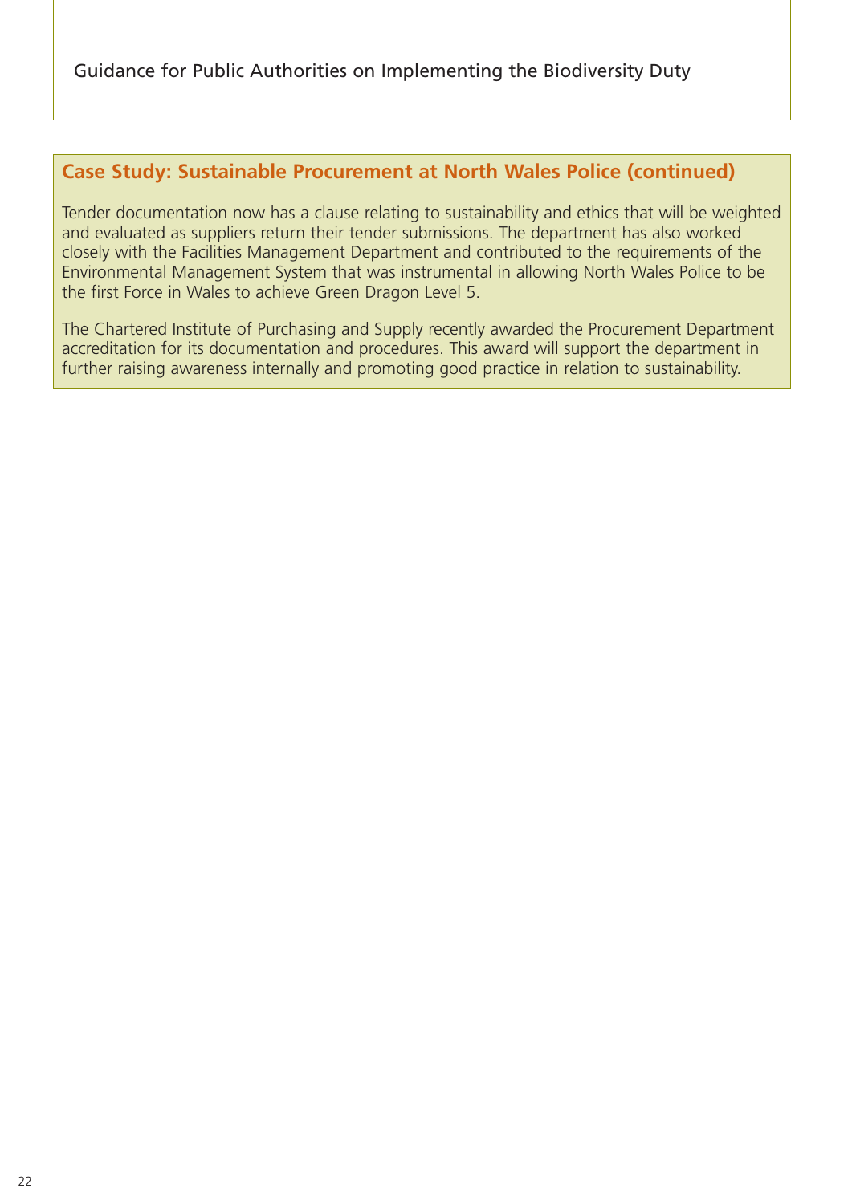## Case Study: Sustainable Procurement at North Wales Police (continued)

Tender documentation now has a clause relating to sustainability and ethics that will be weighted and evaluated as suppliers return their tender submissions. The department has also worked closely with the Facilities Management Department and contributed to the requirements of the Environmental Management System that was instrumental in allowing North Wales Police to be the first Force in Wales to achieve Green Dragon Level 5.

The Chartered Institute of Purchasing and Supply recently awarded the Procurement Department accreditation for its documentation and procedures. This award will support the department in further raising awareness internally and promoting good practice in relation to sustainability.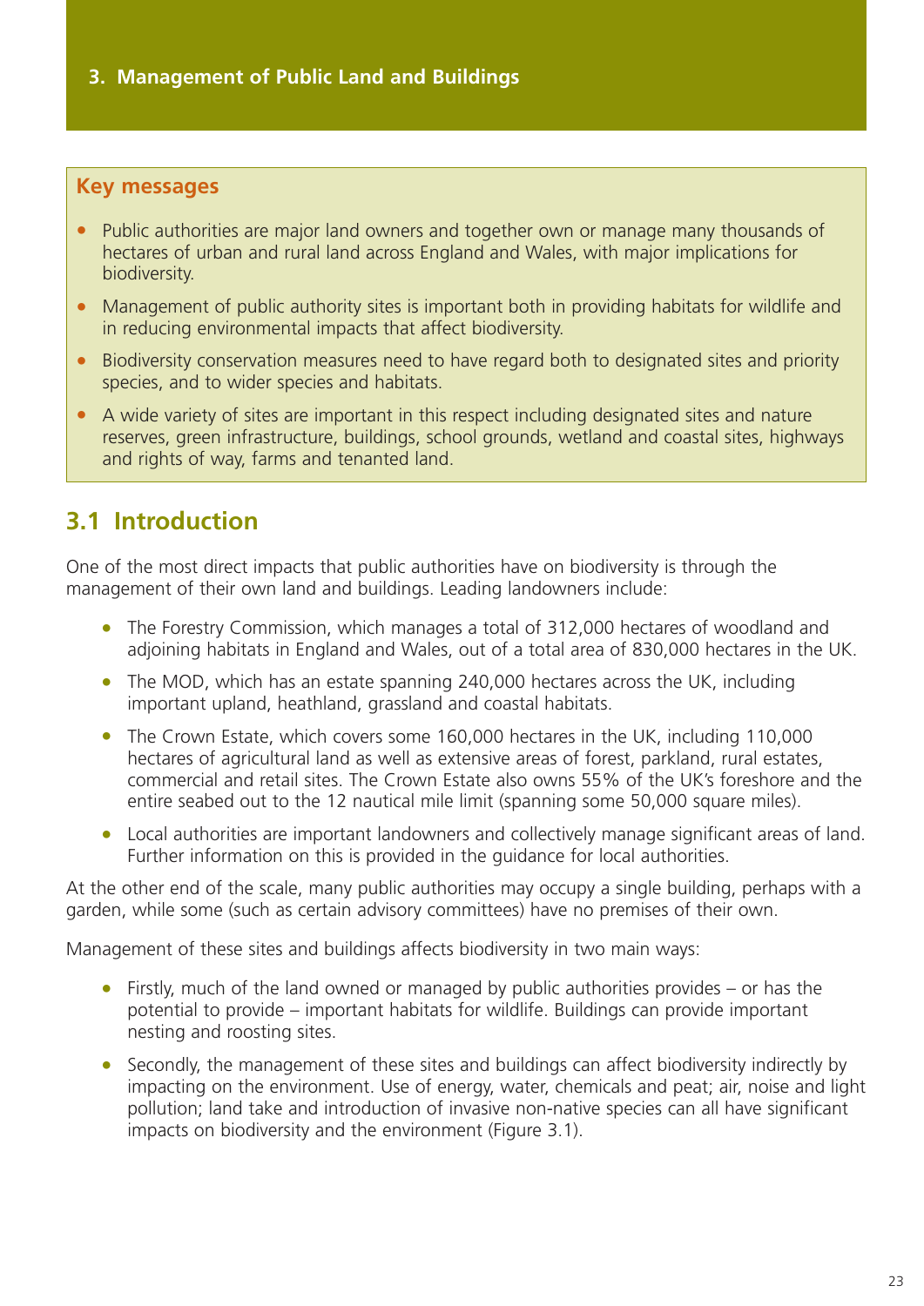# 3. Management of Public Land and Buildings

**Key messages**

- Public authorities are major land owners and together own or manage many thousands of hectares of urban and rural land across England and Wales, with major implications for biodiversity.
- Management of public authority sites is important both in providing habitats for wildlife and in reducing environmental impacts that affect biodiversity.
- Biodiversity conservation measures need to have regard both to designated sites and priority species, and to wider species and habitats.
- A wide variety of sites are important in this respect including designated sites and nature reserves, green infrastructure, buildings, school grounds, wetland and coastal sites, highways and rights of way, farms and tenanted land.

## 3.1 Introduction

One of the most direct impacts that public authorities have on biodiversity is through the management of their own land and buildings. Leading landowners include:

- The Forestry Commission, which manages a total of 312,000 hectares of woodland and adjoining habitats in England and Wales, out of a total area of 830,000 hectares in the UK.
- The MOD, which has an estate spanning 240,000 hectares across the UK, including important upland, heathland, grassland and coastal habitats.
- The Crown Estate, which covers some 160,000 hectares in the UK, including 110,000 hectares of agricultural land as well as extensive areas of forest, parkland, rural estates, commercial and retail sites. The Crown Estate also owns 55% of the UK's foreshore and the entire seabed out to the 12 nautical mile limit (spanning some 50,000 square miles).
- Local authorities are important landowners and collectively manage significant areas of land. Further information on this is provided in the guidance for local authorities.

At the other end of the scale, many public authorities may occupy a single building, perhaps with a garden, while some (such as certain advisory committees) have no premises of their own.

Management of these sites and buildings affects biodiversity in two main ways:

- Firstly, much of the land owned or managed by public authorities provides – or has the potential to provide – important habitats for wildlife. Buildings can provide important nesting and roosting sites.
- Secondly, the management of these sites and buildings can affect biodiversity indirectly by impacting on the environment. Use of energy, water, chemicals and peat; air, noise and light pollution; land take and introduction of invasive non-native species can all have significant impacts on biodiversity and the environment (Figure 3.1).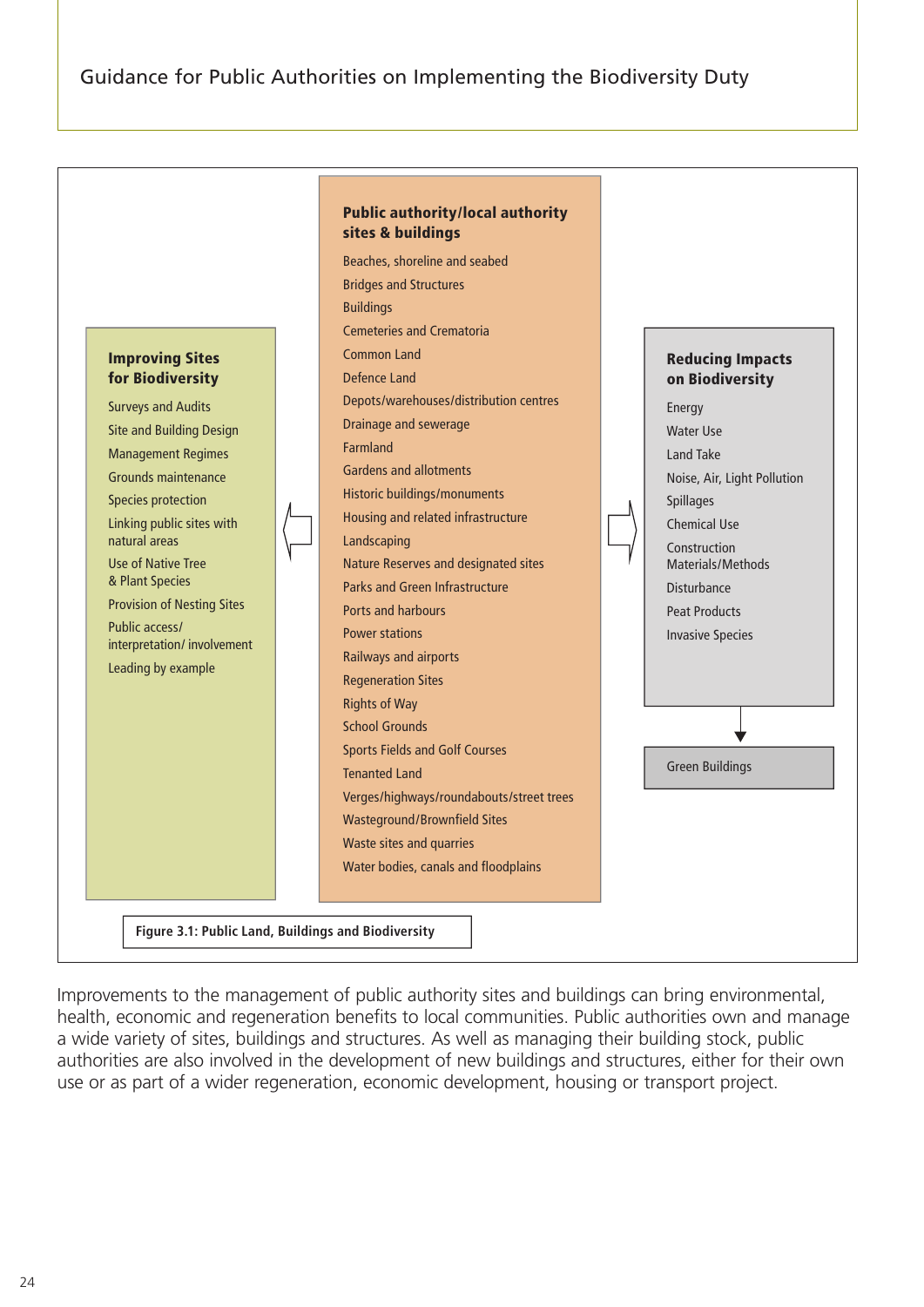**Public authority/local authority sites & buildings**

- Beaches, shoreline and seabed
- Bridges and Structures
- Buildings
- Cemeteries and Crematoria
- Common Land
- Defence Land
- Depots/warehouses/distribution centres
- Drainage and sewerage
- Farmland
- Gardens and allotments
- Historic buildings/monuments
- Housing and related infrastructure
- Landscaping
- Nature Reserves and designated sites
- Parks and Green Infrastructure
- Ports and harbours
- Power stations
- Railways and airports
- Regeneration Sites
- Rights of Way
- School Grounds
- Sports Fields and Golf Courses
- Tenanted Land
- Verges/highways/roundabouts/street trees
- Wasteground/Brownfield Sites
- Waste sites and quarries
- Water bodies, canals and floodplains

**Improving Sites for Biodiversity**

- Surveys and Audits
- Site and Building Design
- Management Regimes
- Grounds maintenance
- Species protection
- Linking public sites with natural areas
- Use of Native Tree & Plant Species
- Provision of Nesting Sites
- Public access/ interpretation/ involvement
- Leading by example

**Reducing Impacts on Biodiversity**

- Energy
- Water Use
- Land Take
- Noise, Air, Light Pollution
- Spillages
- Chemical Use
- Construction Materials/Methods
- Disturbance
- Peat Products
- Invasive Species

→ Green Buildings

**Figure 3.1: Public Land, Buildings and Biodiversity**

Improvements to the management of public authority sites and buildings can bring environmental, health, economic and regeneration benefits to local communities. Public authorities own and manage a wide variety of sites, buildings and structures. As well as managing their building stock, public authorities are also involved in the development of new buildings and structures, either for their own use or as part of a wider regeneration, economic development, housing or transport project.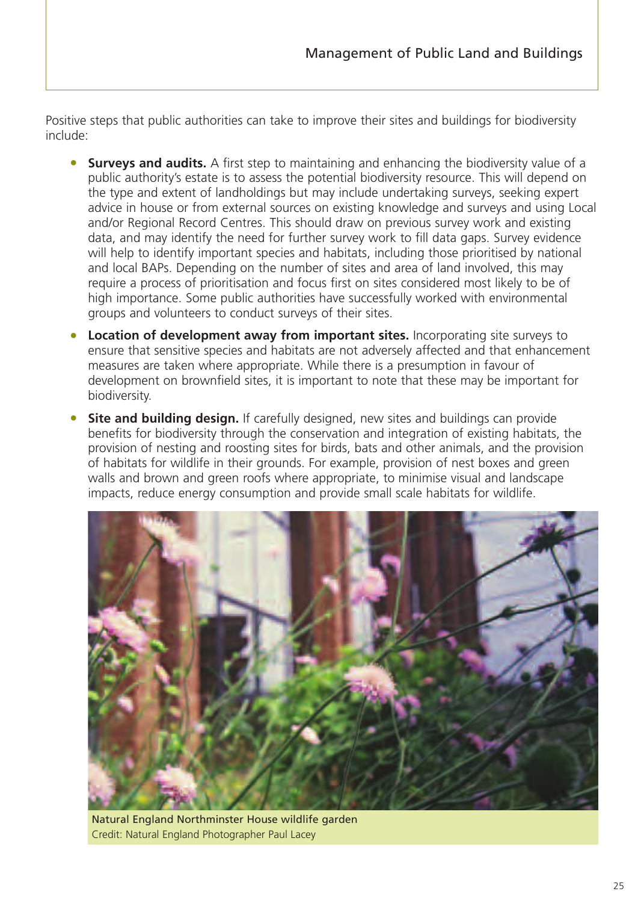Positive steps that public authorities can take to improve their sites and buildings for biodiversity include:

- **Surveys and audits.** A first step to maintaining and enhancing the biodiversity value of a public authority's estate is to assess the potential biodiversity resource. This will depend on the type and extent of landholdings but may include undertaking surveys, seeking expert advice in house or from external sources on existing knowledge and surveys and using Local and/or Regional Record Centres. This should draw on previous survey work and existing data, and may identify the need for further survey work to fill data gaps. Survey evidence will help to identify important species and habitats, including those prioritised by national and local BAPs. Depending on the number of sites and area of land involved, this may require a process of prioritisation and focus first on sites considered most likely to be of high importance. Some public authorities have successfully worked with environmental groups and volunteers to conduct surveys of their sites.
- **Location of development away from important sites.** Incorporating site surveys to ensure that sensitive species and habitats are not adversely affected and that enhancement measures are taken where appropriate. While there is a presumption in favour of development on brownfield sites, it is important to note that these may be important for biodiversity.
- **Site and building design.** If carefully designed, new sites and buildings can provide benefits for biodiversity through the conservation and integration of existing habitats, the provision of nesting and roosting sites for birds, bats and other animals, and the provision of habitats for wildlife in their grounds. For example, provision of nest boxes and green walls and brown and green roofs where appropriate, to minimise visual and landscape impacts, reduce energy consumption and provide small scale habitats for wildlife.

Natural England Northminster House wildlife garden
Credit: Natural England Photographer Paul Lacey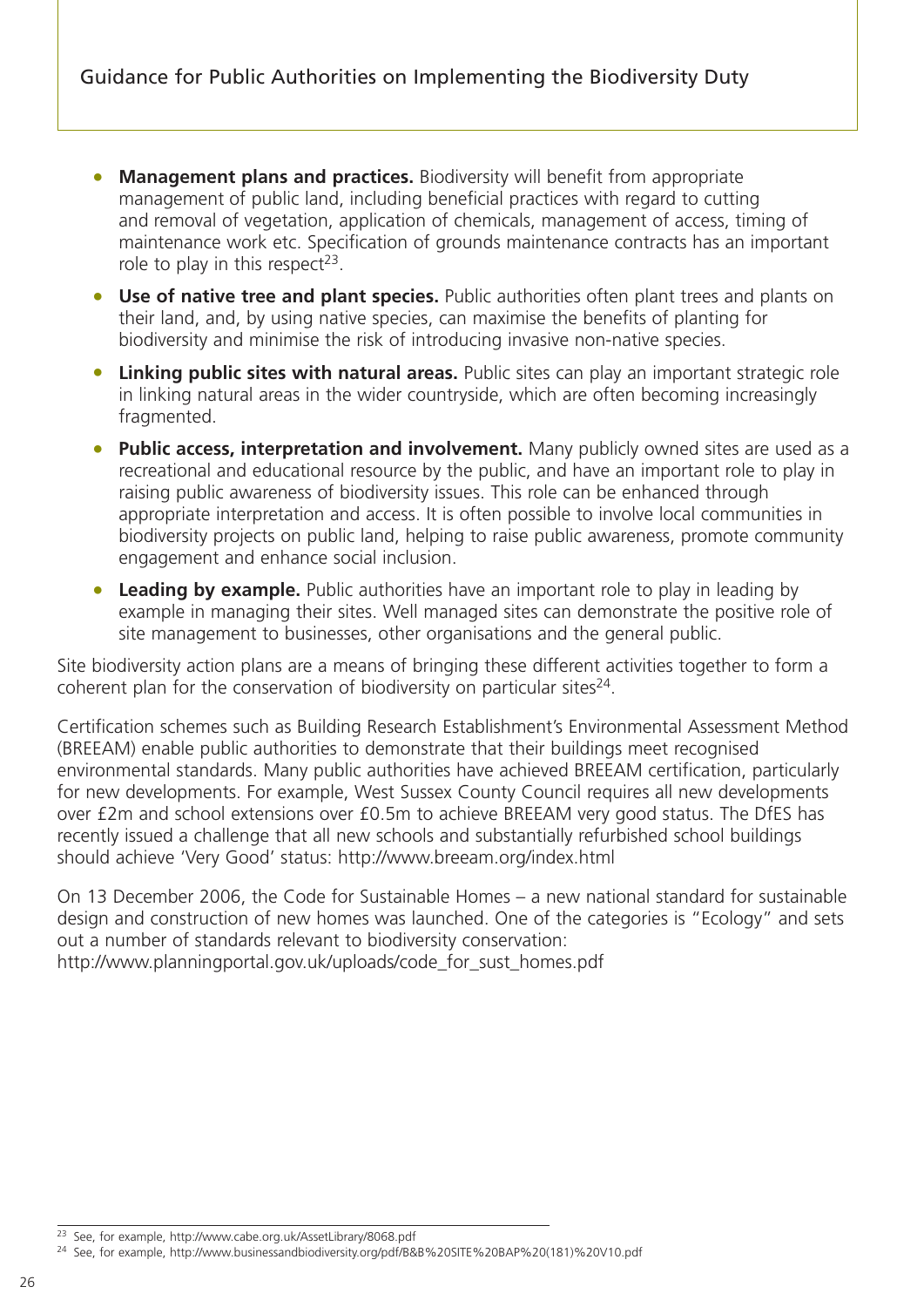- **Management plans and practices.** Biodiversity will benefit from appropriate management of public land, including beneficial practices with regard to cutting and removal of vegetation, application of chemicals, management of access, timing of maintenance work etc. Specification of grounds maintenance contracts has an important role to play in this respect[23].
- **Use of native tree and plant species.** Public authorities often plant trees and plants on their land, and, by using native species, can maximise the benefits of planting for biodiversity and minimise the risk of introducing invasive non-native species.
- **Linking public sites with natural areas.** Public sites can play an important strategic role in linking natural areas in the wider countryside, which are often becoming increasingly fragmented.
- **Public access, interpretation and involvement.** Many publicly owned sites are used as a recreational and educational resource by the public, and have an important role to play in raising public awareness of biodiversity issues. This role can be enhanced through appropriate interpretation and access. It is often possible to involve local communities in biodiversity projects on public land, helping to raise public awareness, promote community engagement and enhance social inclusion.
- **Leading by example.** Public authorities have an important role to play in leading by example in managing their sites. Well managed sites can demonstrate the positive role of site management to businesses, other organisations and the general public.

Site biodiversity action plans are a means of bringing these different activities together to form a coherent plan for the conservation of biodiversity on particular sites[24].

Certification schemes such as Building Research Establishment's Environmental Assessment Method (BREEAM) enable public authorities to demonstrate that their buildings meet recognised environmental standards. Many public authorities have achieved BREEAM certification, particularly for new developments. For example, West Sussex County Council requires all new developments over £2m and school extensions over £0.5m to achieve BREEAM very good status. The DfES has recently issued a challenge that all new schools and substantially refurbished school buildings should achieve 'Very Good' status: http://www.breeam.org/index.html

On 13 December 2006, the Code for Sustainable Homes – a new national standard for sustainable design and construction of new homes was launched. One of the categories is "Ecology" and sets out a number of standards relevant to biodiversity conservation: http://www.planningportal.gov.uk/uploads/code_for_sust_homes.pdf

---

[23] See, for example, http://www.cabe.org.uk/AssetLibrary/8068.pdf

[24] See, for example, http://www.businessandbiodiversity.org/pdf/B&B%20SITE%20BAP%20(181)%20V10.pdf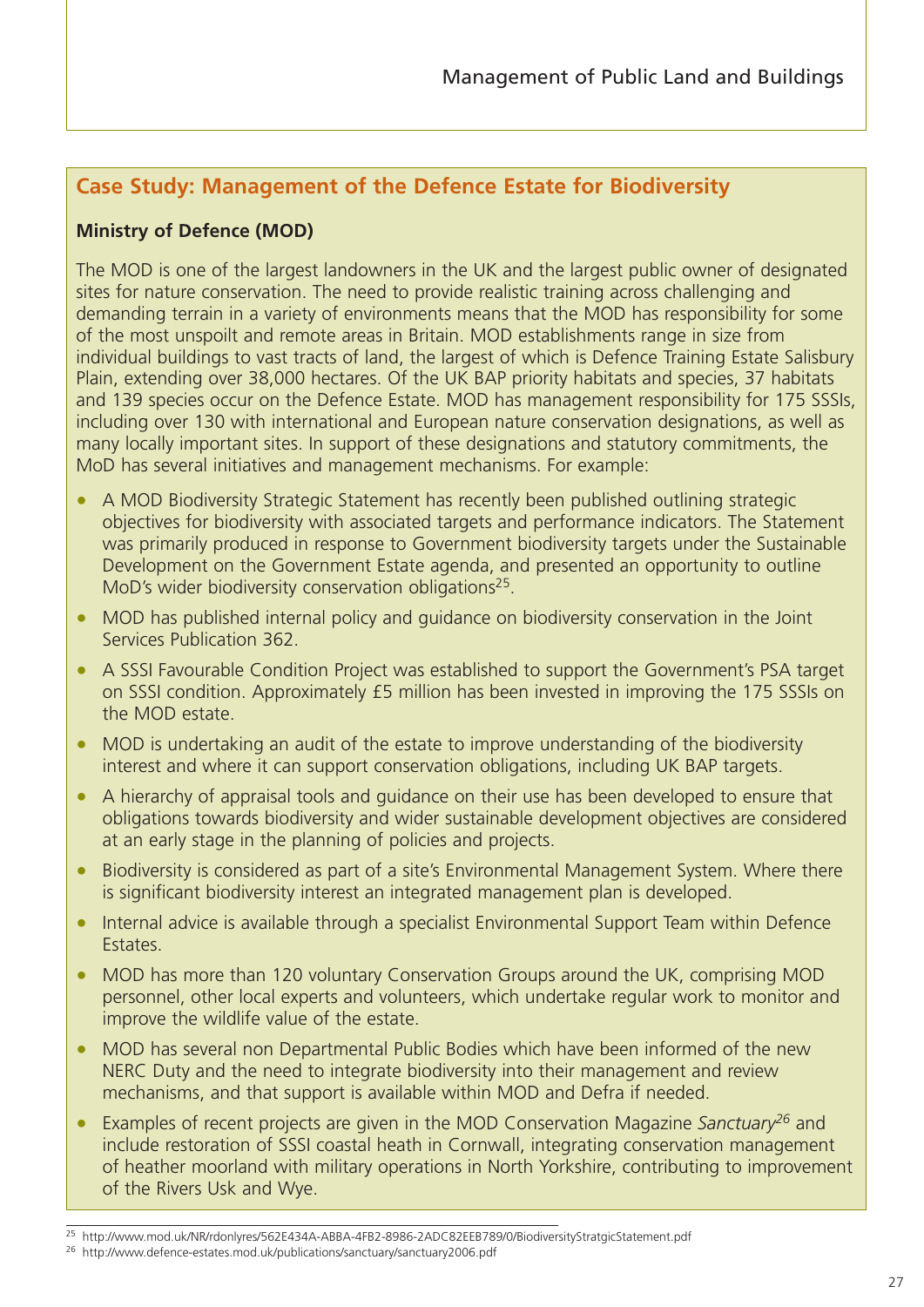## Case Study: Management of the Defence Estate for Biodiversity

**Ministry of Defence (MOD)**

The MOD is one of the largest landowners in the UK and the largest public owner of designated sites for nature conservation. The need to provide realistic training across challenging and demanding terrain in a variety of environments means that the MOD has responsibility for some of the most unspoilt and remote areas in Britain. MOD establishments range in size from individual buildings to vast tracts of land, the largest of which is Defence Training Estate Salisbury Plain, extending over 38,000 hectares. Of the UK BAP priority habitats and species, 37 habitats and 139 species occur on the Defence Estate. MOD has management responsibility for 175 SSSIs, including over 130 with international and European nature conservation designations, as well as many locally important sites. In support of these designations and statutory commitments, the MoD has several initiatives and management mechanisms. For example:

- A MOD Biodiversity Strategic Statement has recently been published outlining strategic objectives for biodiversity with associated targets and performance indicators. The Statement was primarily produced in response to Government biodiversity targets under the Sustainable Development on the Government Estate agenda, and presented an opportunity to outline MoD's wider biodiversity conservation obligations[25].
- MOD has published internal policy and guidance on biodiversity conservation in the Joint Services Publication 362.
- A SSSI Favourable Condition Project was established to support the Government's PSA target on SSSI condition. Approximately £5 million has been invested in improving the 175 SSSIs on the MOD estate.
- MOD is undertaking an audit of the estate to improve understanding of the biodiversity interest and where it can support conservation obligations, including UK BAP targets.
- A hierarchy of appraisal tools and guidance on their use has been developed to ensure that obligations towards biodiversity and wider sustainable development objectives are considered at an early stage in the planning of policies and projects.
- Biodiversity is considered as part of a site's Environmental Management System. Where there is significant biodiversity interest an integrated management plan is developed.
- Internal advice is available through a specialist Environmental Support Team within Defence Estates.
- MOD has more than 120 voluntary Conservation Groups around the UK, comprising MOD personnel, other local experts and volunteers, which undertake regular work to monitor and improve the wildlife value of the estate.
- MOD has several non Departmental Public Bodies which have been informed of the new NERC Duty and the need to integrate biodiversity into their management and review mechanisms, and that support is available within MOD and Defra if needed.
- Examples of recent projects are given in the MOD Conservation Magazine *Sanctuary*[26] and include restoration of SSSI coastal heath in Cornwall, integrating conservation management of heather moorland with military operations in North Yorkshire, contributing to improvement of the Rivers Usk and Wye.

---

[25] http://www.mod.uk/NR/rdonlyres/562E434A-ABBA-4FB2-8986-2ADC82EEB789/0/BiodiversityStratgicStatement.pdf

[26] http://www.defence-estates.mod.uk/publications/sanctuary/sanctuary2006.pdf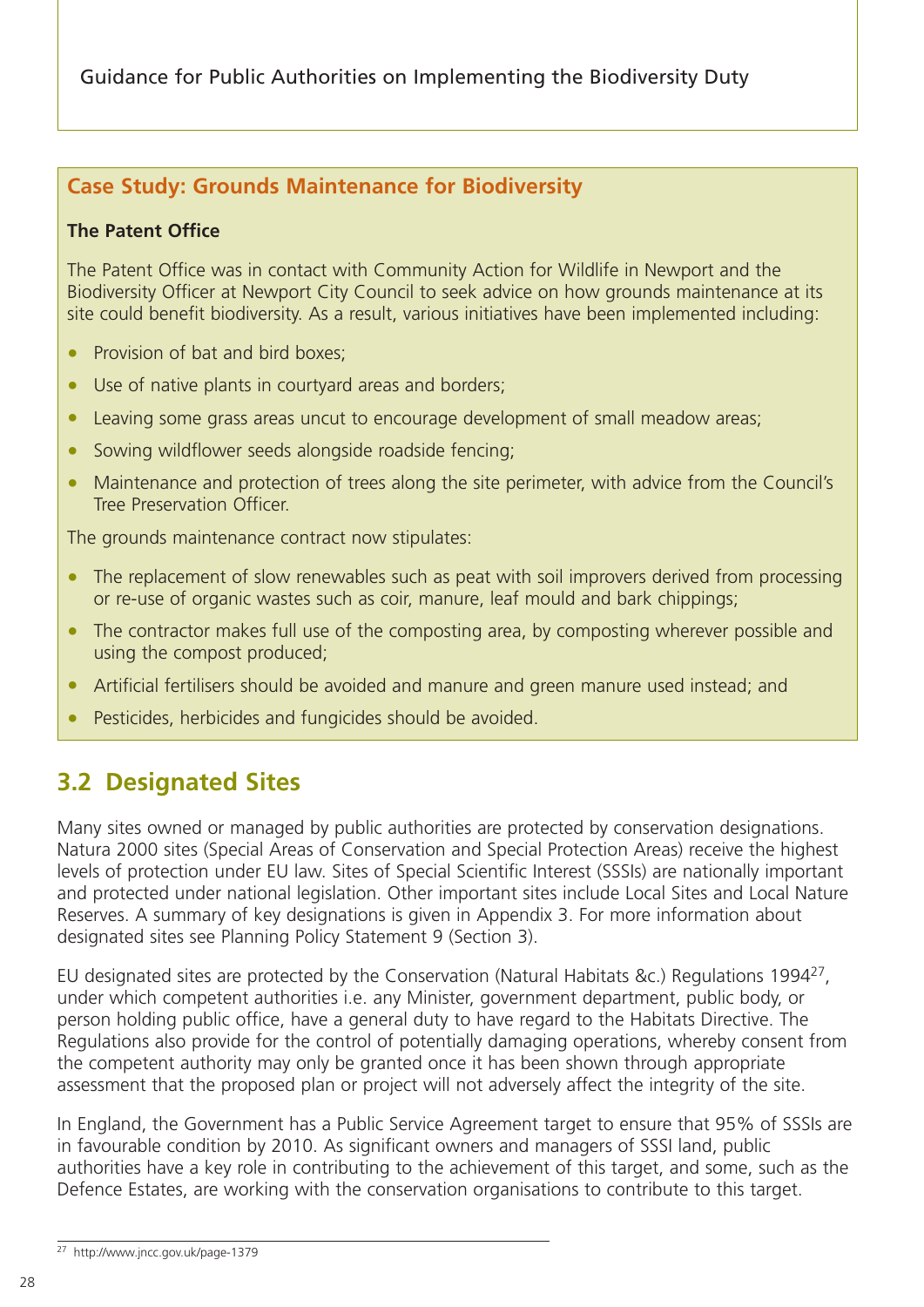## Case Study: Grounds Maintenance for Biodiversity

**The Patent Office**

The Patent Office was in contact with Community Action for Wildlife in Newport and the Biodiversity Officer at Newport City Council to seek advice on how grounds maintenance at its site could benefit biodiversity. As a result, various initiatives have been implemented including:

- Provision of bat and bird boxes;
- Use of native plants in courtyard areas and borders;
- Leaving some grass areas uncut to encourage development of small meadow areas;
- Sowing wildflower seeds alongside roadside fencing;
- Maintenance and protection of trees along the site perimeter, with advice from the Council's Tree Preservation Officer.

The grounds maintenance contract now stipulates:

- The replacement of slow renewables such as peat with soil improvers derived from processing or re-use of organic wastes such as coir, manure, leaf mould and bark chippings;
- The contractor makes full use of the composting area, by composting wherever possible and using the compost produced;
- Artificial fertilisers should be avoided and manure and green manure used instead; and
- Pesticides, herbicides and fungicides should be avoided.

## 3.2 Designated Sites

Many sites owned or managed by public authorities are protected by conservation designations. Natura 2000 sites (Special Areas of Conservation and Special Protection Areas) receive the highest levels of protection under EU law. Sites of Special Scientific Interest (SSSIs) are nationally important and protected under national legislation. Other important sites include Local Sites and Local Nature Reserves. A summary of key designations is given in Appendix 3. For more information about designated sites see Planning Policy Statement 9 (Section 3).

EU designated sites are protected by the Conservation (Natural Habitats &c.) Regulations 1994[27], under which competent authorities i.e. any Minister, government department, public body, or person holding public office, have a general duty to have regard to the Habitats Directive. The Regulations also provide for the control of potentially damaging operations, whereby consent from the competent authority may only be granted once it has been shown through appropriate assessment that the proposed plan or project will not adversely affect the integrity of the site.

In England, the Government has a Public Service Agreement target to ensure that 95% of SSSIs are in favourable condition by 2010. As significant owners and managers of SSSI land, public authorities have a key role in contributing to the achievement of this target, and some, such as the Defence Estates, are working with the conservation organisations to contribute to this target.

---

[27] http://www.jncc.gov.uk/page-1379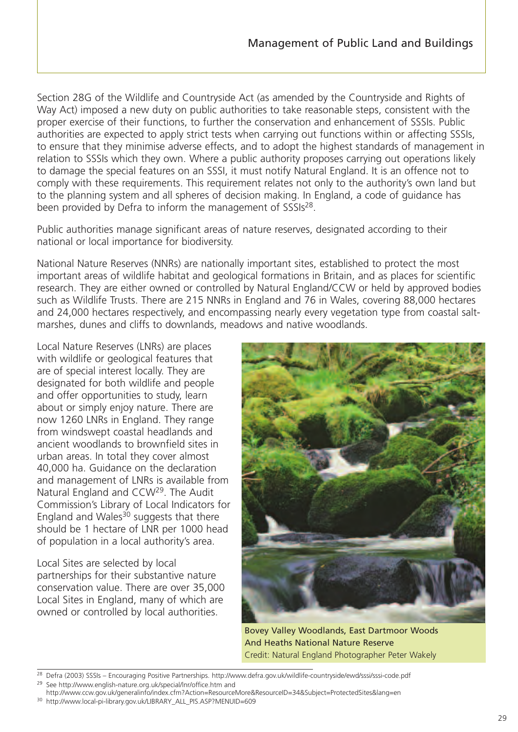Section 28G of the Wildlife and Countryside Act (as amended by the Countryside and Rights of Way Act) imposed a new duty on public authorities to take reasonable steps, consistent with the proper exercise of their functions, to further the conservation and enhancement of SSSIs. Public authorities are expected to apply strict tests when carrying out functions within or affecting SSSIs, to ensure that they minimise adverse effects, and to adopt the highest standards of management in relation to SSSIs which they own. Where a public authority proposes carrying out operations likely to damage the special features on an SSSI, it must notify Natural England. It is an offence not to comply with these requirements. This requirement relates not only to the authority's own land but to the planning system and all spheres of decision making. In England, a code of guidance has been provided by Defra to inform the management of SSSIs[28].

Public authorities manage significant areas of nature reserves, designated according to their national or local importance for biodiversity.

National Nature Reserves (NNRs) are nationally important sites, established to protect the most important areas of wildlife habitat and geological formations in Britain, and as places for scientific research. They are either owned or controlled by Natural England/CCW or held by approved bodies such as Wildlife Trusts. There are 215 NNRs in England and 76 in Wales, covering 88,000 hectares and 24,000 hectares respectively, and encompassing nearly every vegetation type from coastal saltmarshes, dunes and cliffs to downlands, meadows and native woodlands.

Local Nature Reserves (LNRs) are places with wildlife or geological features that are of special interest locally. They are designated for both wildlife and people and offer opportunities to study, learn about or simply enjoy nature. There are now 1260 LNRs in England. They range from windswept coastal headlands and ancient woodlands to brownfield sites in urban areas. In total they cover almost 40,000 ha. Guidance on the declaration and management of LNRs is available from Natural England and CCW[29]. The Audit Commission's Library of Local Indicators for England and Wales[30] suggests that there should be 1 hectare of LNR per 1000 head of population in a local authority's area.

Local Sites are selected by local partnerships for their substantive nature conservation value. There are over 35,000 Local Sites in England, many of which are owned or controlled by local authorities.

Bovey Valley Woodlands, East Dartmoor Woods And Heaths National Nature Reserve
Credit: Natural England Photographer Peter Wakely

---

[28] Defra (2003) SSSIs – Encouraging Positive Partnerships. http://www.defra.gov.uk/wildlife-countryside/ewd/sssi/sssi-code.pdf

[29] See http://www.english-nature.org.uk/special/lnr/office.htm and http://www.ccw.gov.uk/generalinfo/index.cfm?Action=ResourceMore&ResourceID=34&Subject=ProtectedSites&lang=en

[30] http://www.local-pi-library.gov.uk/LIBRARY_ALL_PIS.ASP?MENUID=609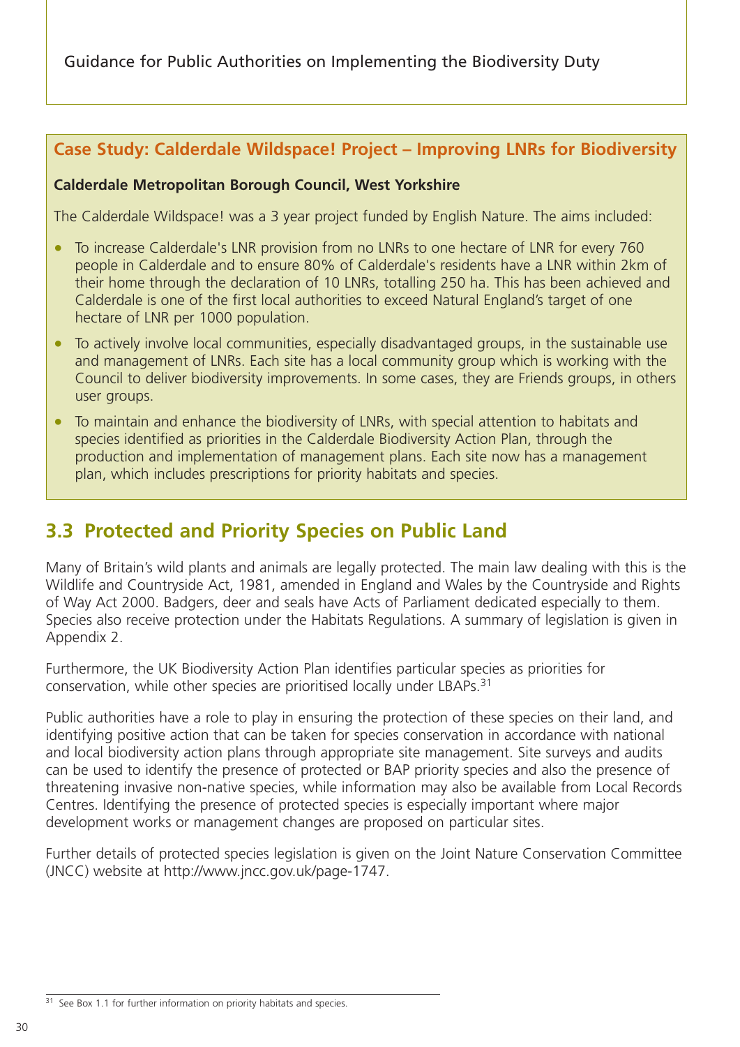### Case Study: Calderdale Wildspace! Project – Improving LNRs for Biodiversity

**Calderdale Metropolitan Borough Council, West Yorkshire**

The Calderdale Wildspace! was a 3 year project funded by English Nature. The aims included:

- To increase Calderdale's LNR provision from no LNRs to one hectare of LNR for every 760 people in Calderdale and to ensure 80% of Calderdale's residents have a LNR within 2km of their home through the declaration of 10 LNRs, totalling 250 ha. This has been achieved and Calderdale is one of the first local authorities to exceed Natural England's target of one hectare of LNR per 1000 population.
- To actively involve local communities, especially disadvantaged groups, in the sustainable use and management of LNRs. Each site has a local community group which is working with the Council to deliver biodiversity improvements. In some cases, they are Friends groups, in others user groups.
- To maintain and enhance the biodiversity of LNRs, with special attention to habitats and species identified as priorities in the Calderdale Biodiversity Action Plan, through the production and implementation of management plans. Each site now has a management plan, which includes prescriptions for priority habitats and species.

## 3.3 Protected and Priority Species on Public Land

Many of Britain's wild plants and animals are legally protected. The main law dealing with this is the Wildlife and Countryside Act, 1981, amended in England and Wales by the Countryside and Rights of Way Act 2000. Badgers, deer and seals have Acts of Parliament dedicated especially to them. Species also receive protection under the Habitats Regulations. A summary of legislation is given in Appendix 2.

Furthermore, the UK Biodiversity Action Plan identifies particular species as priorities for conservation, while other species are prioritised locally under LBAPs.[31]

Public authorities have a role to play in ensuring the protection of these species on their land, and identifying positive action that can be taken for species conservation in accordance with national and local biodiversity action plans through appropriate site management. Site surveys and audits can be used to identify the presence of protected or BAP priority species and also the presence of threatening invasive non-native species, while information may also be available from Local Records Centres. Identifying the presence of protected species is especially important where major development works or management changes are proposed on particular sites.

Further details of protected species legislation is given on the Joint Nature Conservation Committee (JNCC) website at http://www.jncc.gov.uk/page-1747.

---

[31] See Box 1.1 for further information on priority habitats and species.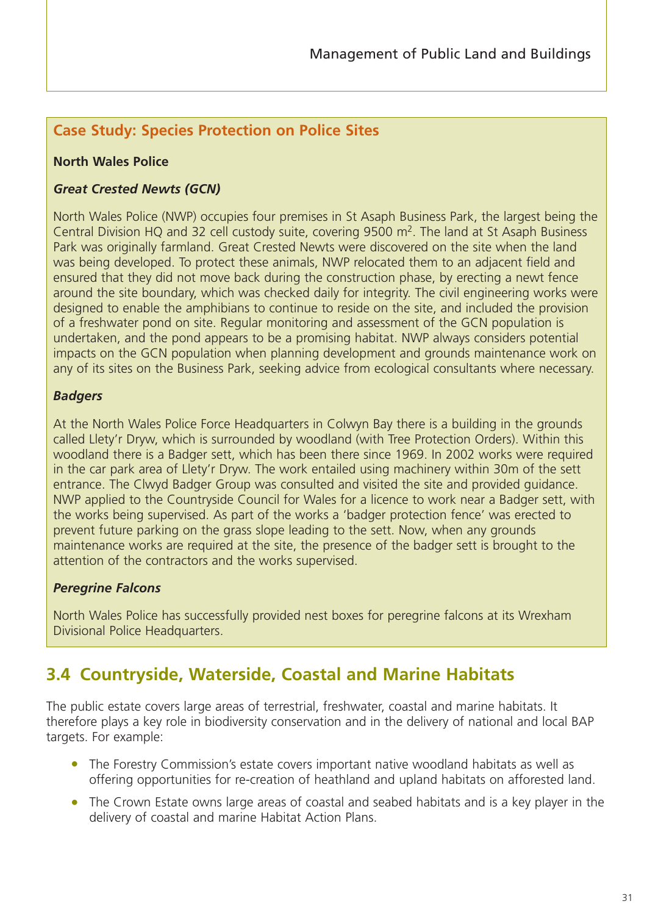## Case Study: Species Protection on Police Sites

**North Wales Police**

***Great Crested Newts (GCN)***

North Wales Police (NWP) occupies four premises in St Asaph Business Park, the largest being the Central Division HQ and 32 cell custody suite, covering 9500 $m^2$. The land at St Asaph Business Park was originally farmland. Great Crested Newts were discovered on the site when the land was being developed. To protect these animals, NWP relocated them to an adjacent field and ensured that they did not move back during the construction phase, by erecting a newt fence around the site boundary, which was checked daily for integrity. The civil engineering works were designed to enable the amphibians to continue to reside on the site, and included the provision of a freshwater pond on site. Regular monitoring and assessment of the GCN population is undertaken, and the pond appears to be a promising habitat. NWP always considers potential impacts on the GCN population when planning development and grounds maintenance work on any of its sites on the Business Park, seeking advice from ecological consultants where necessary.

***Badgers***

At the North Wales Police Force Headquarters in Colwyn Bay there is a building in the grounds called Llety'r Dryw, which is surrounded by woodland (with Tree Protection Orders). Within this woodland there is a Badger sett, which has been there since 1969. In 2002 works were required in the car park area of Llety'r Dryw. The work entailed using machinery within 30m of the sett entrance. The Clwyd Badger Group was consulted and visited the site and provided guidance. NWP applied to the Countryside Council for Wales for a licence to work near a Badger sett, with the works being supervised. As part of the works a 'badger protection fence' was erected to prevent future parking on the grass slope leading to the sett. Now, when any grounds maintenance works are required at the site, the presence of the badger sett is brought to the attention of the contractors and the works supervised.

***Peregrine Falcons***

North Wales Police has successfully provided nest boxes for peregrine falcons at its Wrexham Divisional Police Headquarters.

## 3.4 Countryside, Waterside, Coastal and Marine Habitats

The public estate covers large areas of terrestrial, freshwater, coastal and marine habitats. It therefore plays a key role in biodiversity conservation and in the delivery of national and local BAP targets. For example:

- The Forestry Commission's estate covers important native woodland habitats as well as offering opportunities for re-creation of heathland and upland habitats on afforested land.
- The Crown Estate owns large areas of coastal and seabed habitats and is a key player in the delivery of coastal and marine Habitat Action Plans.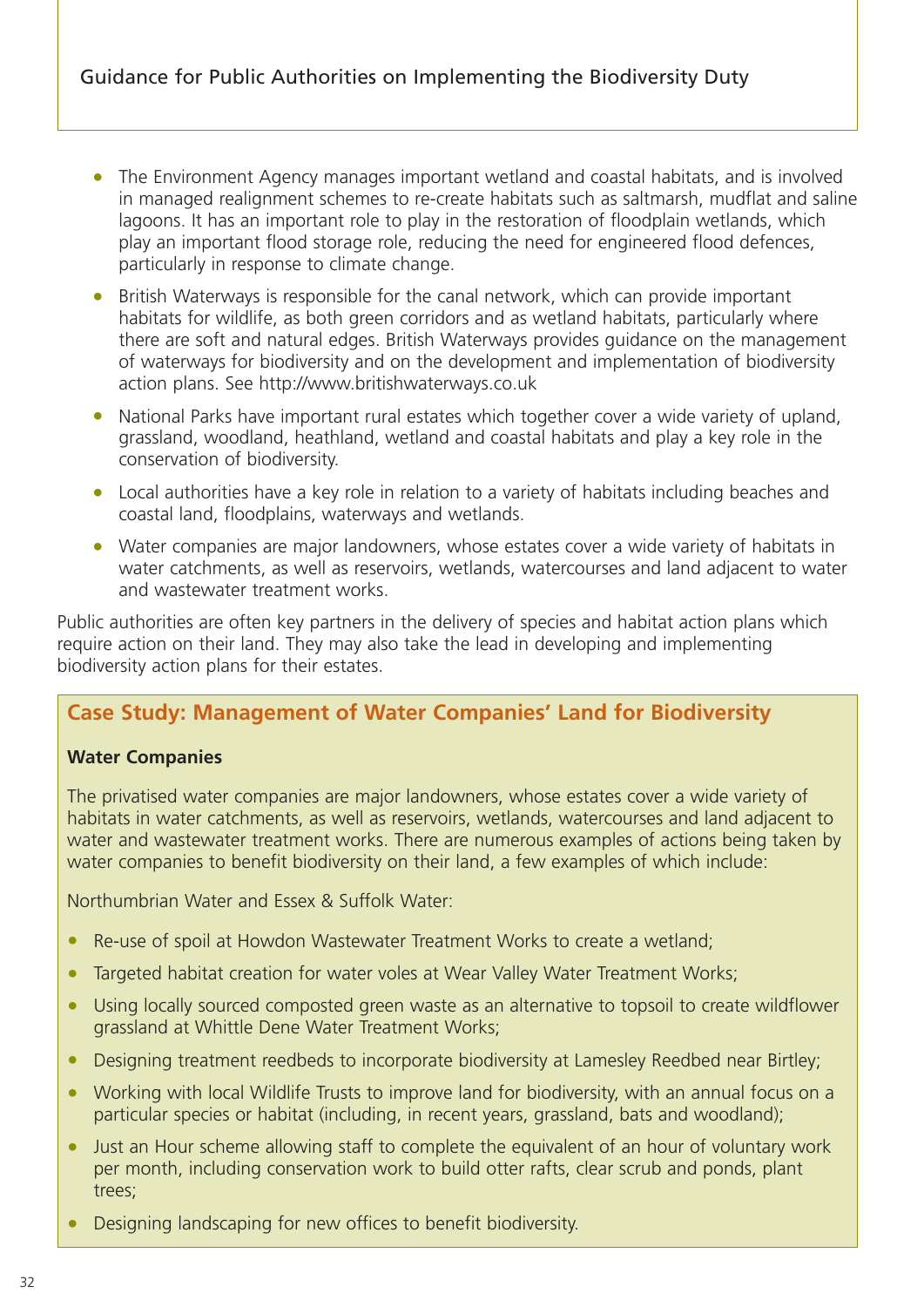- The Environment Agency manages important wetland and coastal habitats, and is involved in managed realignment schemes to re-create habitats such as saltmarsh, mudflat and saline lagoons. It has an important role to play in the restoration of floodplain wetlands, which play an important flood storage role, reducing the need for engineered flood defences, particularly in response to climate change.
- British Waterways is responsible for the canal network, which can provide important habitats for wildlife, as both green corridors and as wetland habitats, particularly where there are soft and natural edges. British Waterways provides guidance on the management of waterways for biodiversity and on the development and implementation of biodiversity action plans. See http://www.britishwaterways.co.uk
- National Parks have important rural estates which together cover a wide variety of upland, grassland, woodland, heathland, wetland and coastal habitats and play a key role in the conservation of biodiversity.
- Local authorities have a key role in relation to a variety of habitats including beaches and coastal land, floodplains, waterways and wetlands.
- Water companies are major landowners, whose estates cover a wide variety of habitats in water catchments, as well as reservoirs, wetlands, watercourses and land adjacent to water and wastewater treatment works.

Public authorities are often key partners in the delivery of species and habitat action plans which require action on their land. They may also take the lead in developing and implementing biodiversity action plans for their estates.

## Case Study: Management of Water Companies' Land for Biodiversity

**Water Companies**

The privatised water companies are major landowners, whose estates cover a wide variety of habitats in water catchments, as well as reservoirs, wetlands, watercourses and land adjacent to water and wastewater treatment works. There are numerous examples of actions being taken by water companies to benefit biodiversity on their land, a few examples of which include:

Northumbrian Water and Essex & Suffolk Water:

- Re-use of spoil at Howdon Wastewater Treatment Works to create a wetland;
- Targeted habitat creation for water voles at Wear Valley Water Treatment Works;
- Using locally sourced composted green waste as an alternative to topsoil to create wildflower grassland at Whittle Dene Water Treatment Works;
- Designing treatment reedbeds to incorporate biodiversity at Lamesley Reedbed near Birtley;
- Working with local Wildlife Trusts to improve land for biodiversity, with an annual focus on a particular species or habitat (including, in recent years, grassland, bats and woodland);
- Just an Hour scheme allowing staff to complete the equivalent of an hour of voluntary work per month, including conservation work to build otter rafts, clear scrub and ponds, plant trees;
- Designing landscaping for new offices to benefit biodiversity.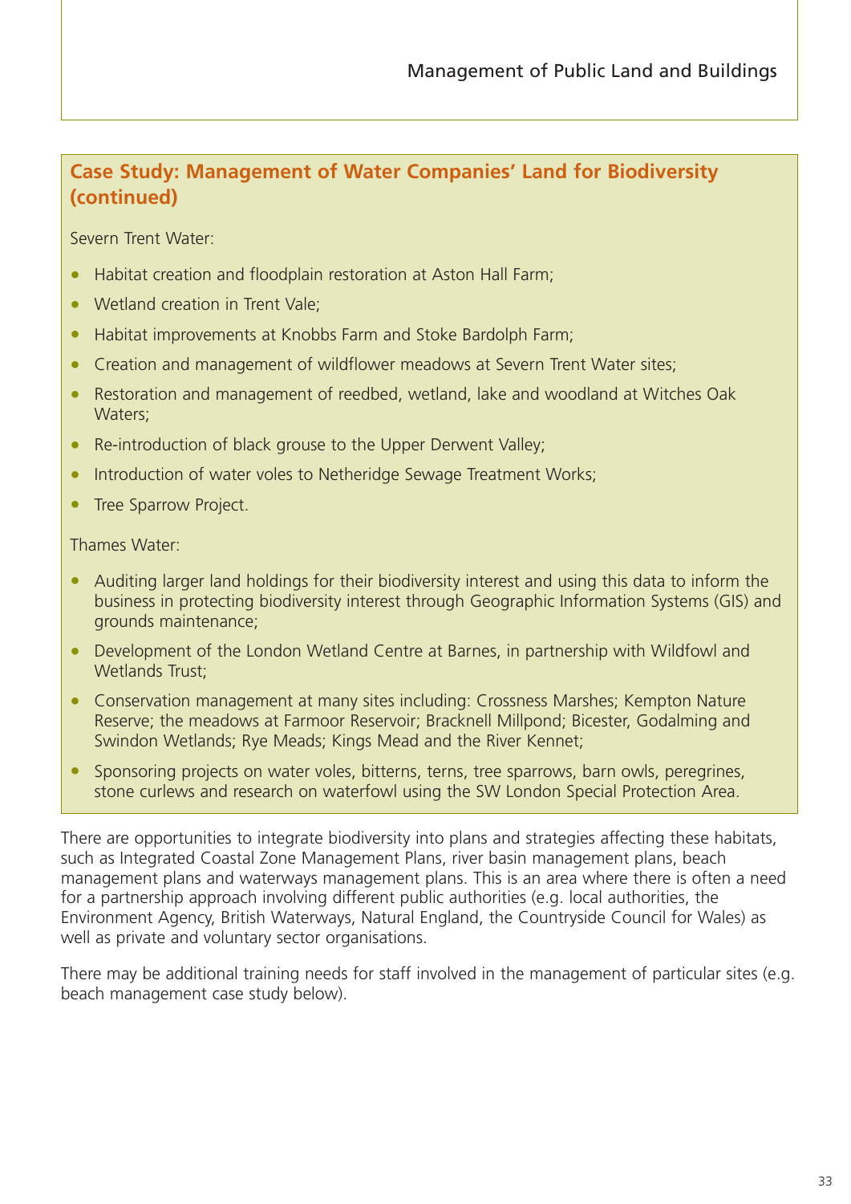### Case Study: Management of Water Companies' Land for Biodiversity (continued)

Severn Trent Water:

- Habitat creation and floodplain restoration at Aston Hall Farm;
- Wetland creation in Trent Vale;
- Habitat improvements at Knobbs Farm and Stoke Bardolph Farm;
- Creation and management of wildflower meadows at Severn Trent Water sites;
- Restoration and management of reedbed, wetland, lake and woodland at Witches Oak Waters;
- Re-introduction of black grouse to the Upper Derwent Valley;
- Introduction of water voles to Netheridge Sewage Treatment Works;
- Tree Sparrow Project.

Thames Water:

- Auditing larger land holdings for their biodiversity interest and using this data to inform the business in protecting biodiversity interest through Geographic Information Systems (GIS) and grounds maintenance;
- Development of the London Wetland Centre at Barnes, in partnership with Wildfowl and Wetlands Trust;
- Conservation management at many sites including: Crossness Marshes; Kempton Nature Reserve; the meadows at Farmoor Reservoir; Bracknell Millpond; Bicester, Godalming and Swindon Wetlands; Rye Meads; Kings Mead and the River Kennet;
- Sponsoring projects on water voles, bitterns, terns, tree sparrows, barn owls, peregrines, stone curlews and research on waterfowl using the SW London Special Protection Area.

There are opportunities to integrate biodiversity into plans and strategies affecting these habitats, such as Integrated Coastal Zone Management Plans, river basin management plans, beach management plans and waterways management plans. This is an area where there is often a need for a partnership approach involving different public authorities (e.g. local authorities, the Environment Agency, British Waterways, Natural England, the Countryside Council for Wales) as well as private and voluntary sector organisations.

There may be additional training needs for staff involved in the management of particular sites (e.g. beach management case study below).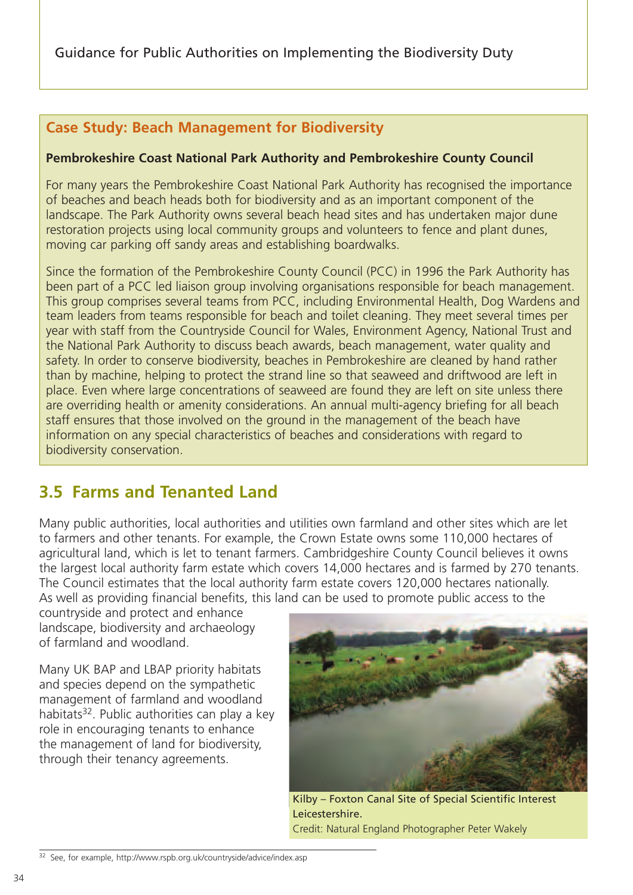## Case Study: Beach Management for Biodiversity

**Pembrokeshire Coast National Park Authority and Pembrokeshire County Council**

For many years the Pembrokeshire Coast National Park Authority has recognised the importance of beaches and beach heads both for biodiversity and as an important component of the landscape. The Park Authority owns several beach head sites and has undertaken major dune restoration projects using local community groups and volunteers to fence and plant dunes, moving car parking off sandy areas and establishing boardwalks.

Since the formation of the Pembrokeshire County Council (PCC) in 1996 the Park Authority has been part of a PCC led liaison group involving organisations responsible for beach management. This group comprises several teams from PCC, including Environmental Health, Dog Wardens and team leaders from teams responsible for beach and toilet cleaning. They meet several times per year with staff from the Countryside Council for Wales, Environment Agency, National Trust and the National Park Authority to discuss beach awards, beach management, water quality and safety. In order to conserve biodiversity, beaches in Pembrokeshire are cleaned by hand rather than by machine, helping to protect the strand line so that seaweed and driftwood are left in place. Even where large concentrations of seaweed are found they are left on site unless there are overriding health or amenity considerations. An annual multi-agency briefing for all beach staff ensures that those involved on the ground in the management of the beach have information on any special characteristics of beaches and considerations with regard to biodiversity conservation.

## 3.5 Farms and Tenanted Land

Many public authorities, local authorities and utilities own farmland and other sites which are let to farmers and other tenants. For example, the Crown Estate owns some 110,000 hectares of agricultural land, which is let to tenant farmers. Cambridgeshire County Council believes it owns the largest local authority farm estate which covers 14,000 hectares and is farmed by 270 tenants. The Council estimates that the local authority farm estate covers 120,000 hectares nationally. As well as providing financial benefits, this land can be used to promote public access to the countryside and protect and enhance landscape, biodiversity and archaeology of farmland and woodland.

Many UK BAP and LBAP priority habitats and species depend on the sympathetic management of farmland and woodland habitats[32]. Public authorities can play a key role in encouraging tenants to enhance the management of land for biodiversity, through their tenancy agreements.

Kilby – Foxton Canal Site of Special Scientific Interest Leicestershire.
Credit: Natural England Photographer Peter Wakely

[32] See, for example, http://www.rspb.org.uk/countryside/advice/index.asp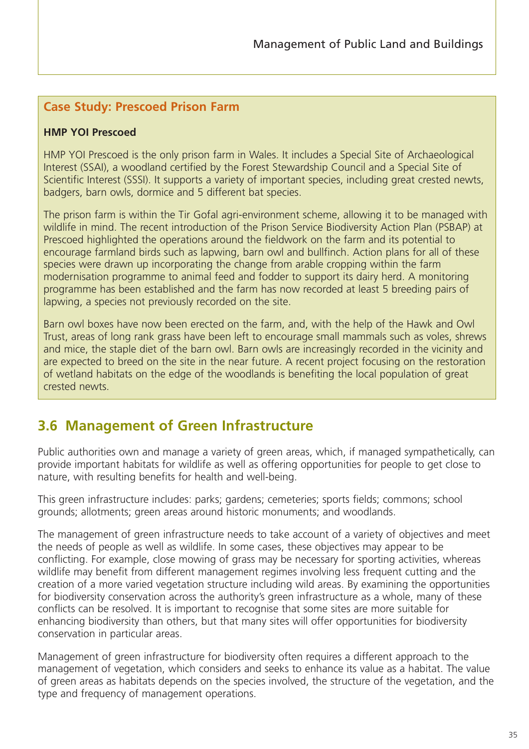## Case Study: Prescoed Prison Farm

**HMP YOI Prescoed**

HMP YOI Prescoed is the only prison farm in Wales. It includes a Special Site of Archaeological Interest (SSAI), a woodland certified by the Forest Stewardship Council and a Special Site of Scientific Interest (SSSI). It supports a variety of important species, including great crested newts, badgers, barn owls, dormice and 5 different bat species.

The prison farm is within the Tir Gofal agri-environment scheme, allowing it to be managed with wildlife in mind. The recent introduction of the Prison Service Biodiversity Action Plan (PSBAP) at Prescoed highlighted the operations around the fieldwork on the farm and its potential to encourage farmland birds such as lapwing, barn owl and bullfinch. Action plans for all of these species were drawn up incorporating the change from arable cropping within the farm modernisation programme to animal feed and fodder to support its dairy herd. A monitoring programme has been established and the farm has now recorded at least 5 breeding pairs of lapwing, a species not previously recorded on the site.

Barn owl boxes have now been erected on the farm, and, with the help of the Hawk and Owl Trust, areas of long rank grass have been left to encourage small mammals such as voles, shrews and mice, the staple diet of the barn owl. Barn owls are increasingly recorded in the vicinity and are expected to breed on the site in the near future. A recent project focusing on the restoration of wetland habitats on the edge of the woodlands is benefiting the local population of great crested newts.

## 3.6 Management of Green Infrastructure

Public authorities own and manage a variety of green areas, which, if managed sympathetically, can provide important habitats for wildlife as well as offering opportunities for people to get close to nature, with resulting benefits for health and well-being.

This green infrastructure includes: parks; gardens; cemeteries; sports fields; commons; school grounds; allotments; green areas around historic monuments; and woodlands.

The management of green infrastructure needs to take account of a variety of objectives and meet the needs of people as well as wildlife. In some cases, these objectives may appear to be conflicting. For example, close mowing of grass may be necessary for sporting activities, whereas wildlife may benefit from different management regimes involving less frequent cutting and the creation of a more varied vegetation structure including wild areas. By examining the opportunities for biodiversity conservation across the authority's green infrastructure as a whole, many of these conflicts can be resolved. It is important to recognise that some sites are more suitable for enhancing biodiversity than others, but that many sites will offer opportunities for biodiversity conservation in particular areas.

Management of green infrastructure for biodiversity often requires a different approach to the management of vegetation, which considers and seeks to enhance its value as a habitat. The value of green areas as habitats depends on the species involved, the structure of the vegetation, and the type and frequency of management operations.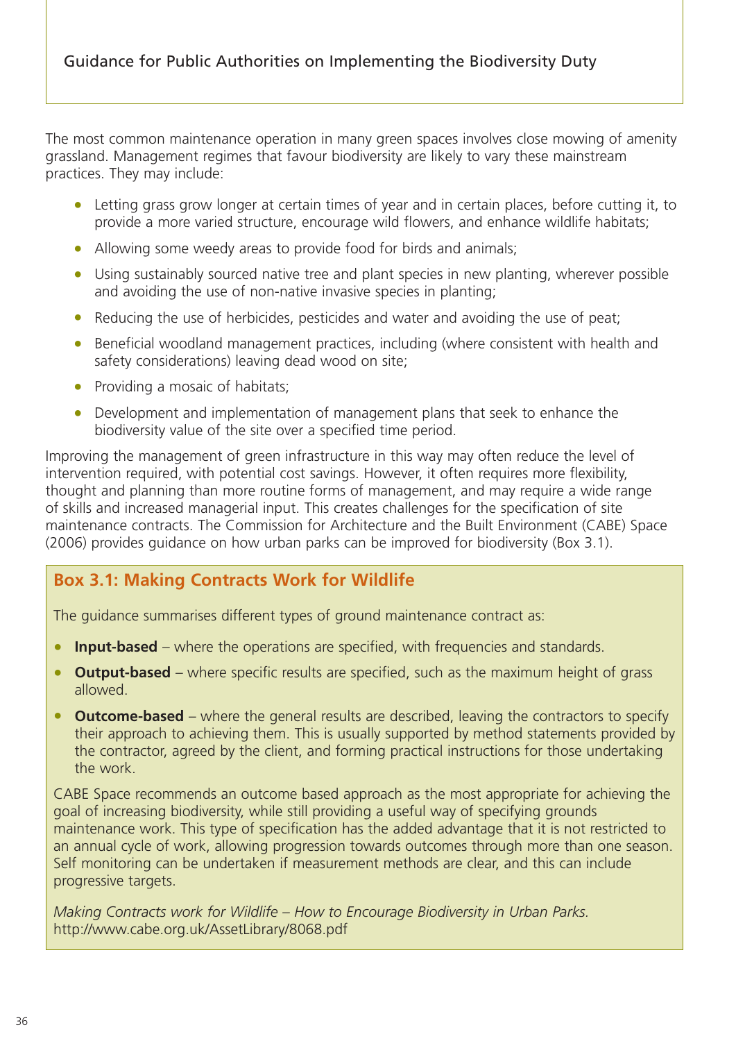The most common maintenance operation in many green spaces involves close mowing of amenity grassland. Management regimes that favour biodiversity are likely to vary these mainstream practices. They may include:

- Letting grass grow longer at certain times of year and in certain places, before cutting it, to provide a more varied structure, encourage wild flowers, and enhance wildlife habitats;
- Allowing some weedy areas to provide food for birds and animals;
- Using sustainably sourced native tree and plant species in new planting, wherever possible and avoiding the use of non-native invasive species in planting;
- Reducing the use of herbicides, pesticides and water and avoiding the use of peat;
- Beneficial woodland management practices, including (where consistent with health and safety considerations) leaving dead wood on site;
- Providing a mosaic of habitats;
- Development and implementation of management plans that seek to enhance the biodiversity value of the site over a specified time period.

Improving the management of green infrastructure in this way may often reduce the level of intervention required, with potential cost savings. However, it often requires more flexibility, thought and planning than more routine forms of management, and may require a wide range of skills and increased managerial input. This creates challenges for the specification of site maintenance contracts. The Commission for Architecture and the Built Environment (CABE) Space (2006) provides guidance on how urban parks can be improved for biodiversity (Box 3.1).

### Box 3.1: Making Contracts Work for Wildlife

The guidance summarises different types of ground maintenance contract as:

- **Input-based** – where the operations are specified, with frequencies and standards.
- **Output-based** – where specific results are specified, such as the maximum height of grass allowed.
- **Outcome-based** – where the general results are described, leaving the contractors to specify their approach to achieving them. This is usually supported by method statements provided by the contractor, agreed by the client, and forming practical instructions for those undertaking the work.

CABE Space recommends an outcome based approach as the most appropriate for achieving the goal of increasing biodiversity, while still providing a useful way of specifying grounds maintenance work. This type of specification has the added advantage that it is not restricted to an annual cycle of work, allowing progression towards outcomes through more than one season. Self monitoring can be undertaken if measurement methods are clear, and this can include progressive targets.

*Making Contracts work for Wildlife – How to Encourage Biodiversity in Urban Parks.*
http://www.cabe.org.uk/AssetLibrary/8068.pdf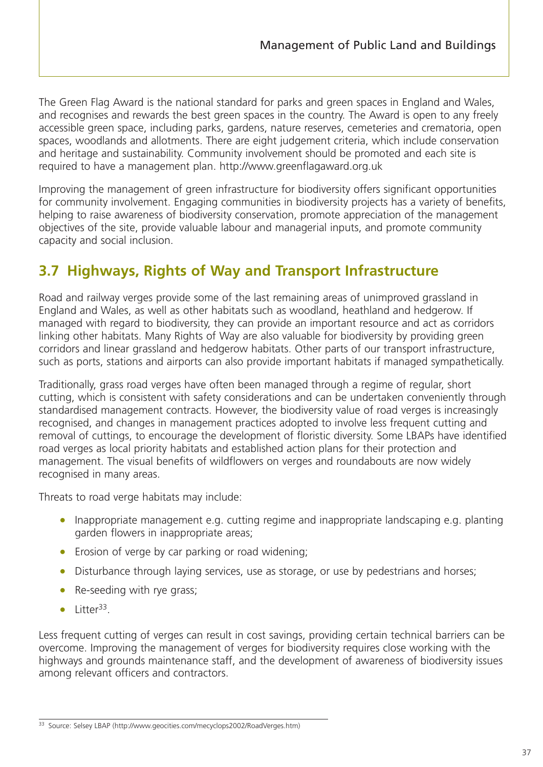The Green Flag Award is the national standard for parks and green spaces in England and Wales, and recognises and rewards the best green spaces in the country. The Award is open to any freely accessible green space, including parks, gardens, nature reserves, cemeteries and crematoria, open spaces, woodlands and allotments. There are eight judgement criteria, which include conservation and heritage and sustainability. Community involvement should be promoted and each site is required to have a management plan. http://www.greenflagaward.org.uk

Improving the management of green infrastructure for biodiversity offers significant opportunities for community involvement. Engaging communities in biodiversity projects has a variety of benefits, helping to raise awareness of biodiversity conservation, promote appreciation of the management objectives of the site, provide valuable labour and managerial inputs, and promote community capacity and social inclusion.

## 3.7 Highways, Rights of Way and Transport Infrastructure

Road and railway verges provide some of the last remaining areas of unimproved grassland in England and Wales, as well as other habitats such as woodland, heathland and hedgerow. If managed with regard to biodiversity, they can provide an important resource and act as corridors linking other habitats. Many Rights of Way are also valuable for biodiversity by providing green corridors and linear grassland and hedgerow habitats. Other parts of our transport infrastructure, such as ports, stations and airports can also provide important habitats if managed sympathetically.

Traditionally, grass road verges have often been managed through a regime of regular, short cutting, which is consistent with safety considerations and can be undertaken conveniently through standardised management contracts. However, the biodiversity value of road verges is increasingly recognised, and changes in management practices adopted to involve less frequent cutting and removal of cuttings, to encourage the development of floristic diversity. Some LBAPs have identified road verges as local priority habitats and established action plans for their protection and management. The visual benefits of wildflowers on verges and roundabouts are now widely recognised in many areas.

Threats to road verge habitats may include:

- Inappropriate management e.g. cutting regime and inappropriate landscaping e.g. planting garden flowers in inappropriate areas;
- Erosion of verge by car parking or road widening;
- Disturbance through laying services, use as storage, or use by pedestrians and horses;
- Re-seeding with rye grass;
- Litter[33].

Less frequent cutting of verges can result in cost savings, providing certain technical barriers can be overcome. Improving the management of verges for biodiversity requires close working with the highways and grounds maintenance staff, and the development of awareness of biodiversity issues among relevant officers and contractors.

---

[33] Source: Selsey LBAP (http://www.geocities.com/mecyclops2002/RoadVerges.htm)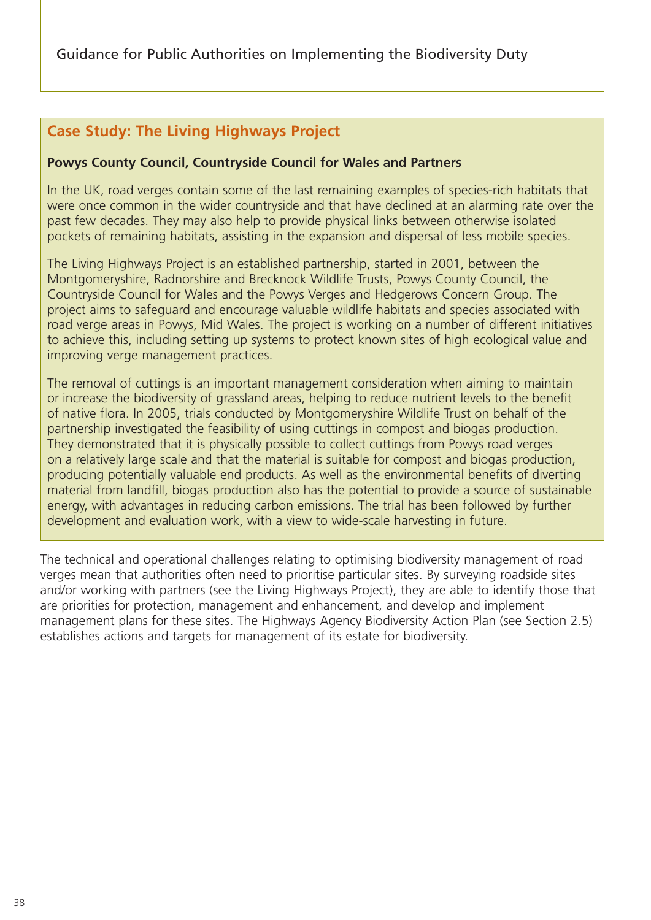## Case Study: The Living Highways Project

**Powys County Council, Countryside Council for Wales and Partners**

In the UK, road verges contain some of the last remaining examples of species-rich habitats that were once common in the wider countryside and that have declined at an alarming rate over the past few decades. They may also help to provide physical links between otherwise isolated pockets of remaining habitats, assisting in the expansion and dispersal of less mobile species.

The Living Highways Project is an established partnership, started in 2001, between the Montgomeryshire, Radnorshire and Brecknock Wildlife Trusts, Powys County Council, the Countryside Council for Wales and the Powys Verges and Hedgerows Concern Group. The project aims to safeguard and encourage valuable wildlife habitats and species associated with road verge areas in Powys, Mid Wales. The project is working on a number of different initiatives to achieve this, including setting up systems to protect known sites of high ecological value and improving verge management practices.

The removal of cuttings is an important management consideration when aiming to maintain or increase the biodiversity of grassland areas, helping to reduce nutrient levels to the benefit of native flora. In 2005, trials conducted by Montgomeryshire Wildlife Trust on behalf of the partnership investigated the feasibility of using cuttings in compost and biogas production. They demonstrated that it is physically possible to collect cuttings from Powys road verges on a relatively large scale and that the material is suitable for compost and biogas production, producing potentially valuable end products. As well as the environmental benefits of diverting material from landfill, biogas production also has the potential to provide a source of sustainable energy, with advantages in reducing carbon emissions. The trial has been followed by further development and evaluation work, with a view to wide-scale harvesting in future.

The technical and operational challenges relating to optimising biodiversity management of road verges mean that authorities often need to prioritise particular sites. By surveying roadside sites and/or working with partners (see the Living Highways Project), they are able to identify those that are priorities for protection, management and enhancement, and develop and implement management plans for these sites. The Highways Agency Biodiversity Action Plan (see Section 2.5) establishes actions and targets for management of its estate for biodiversity.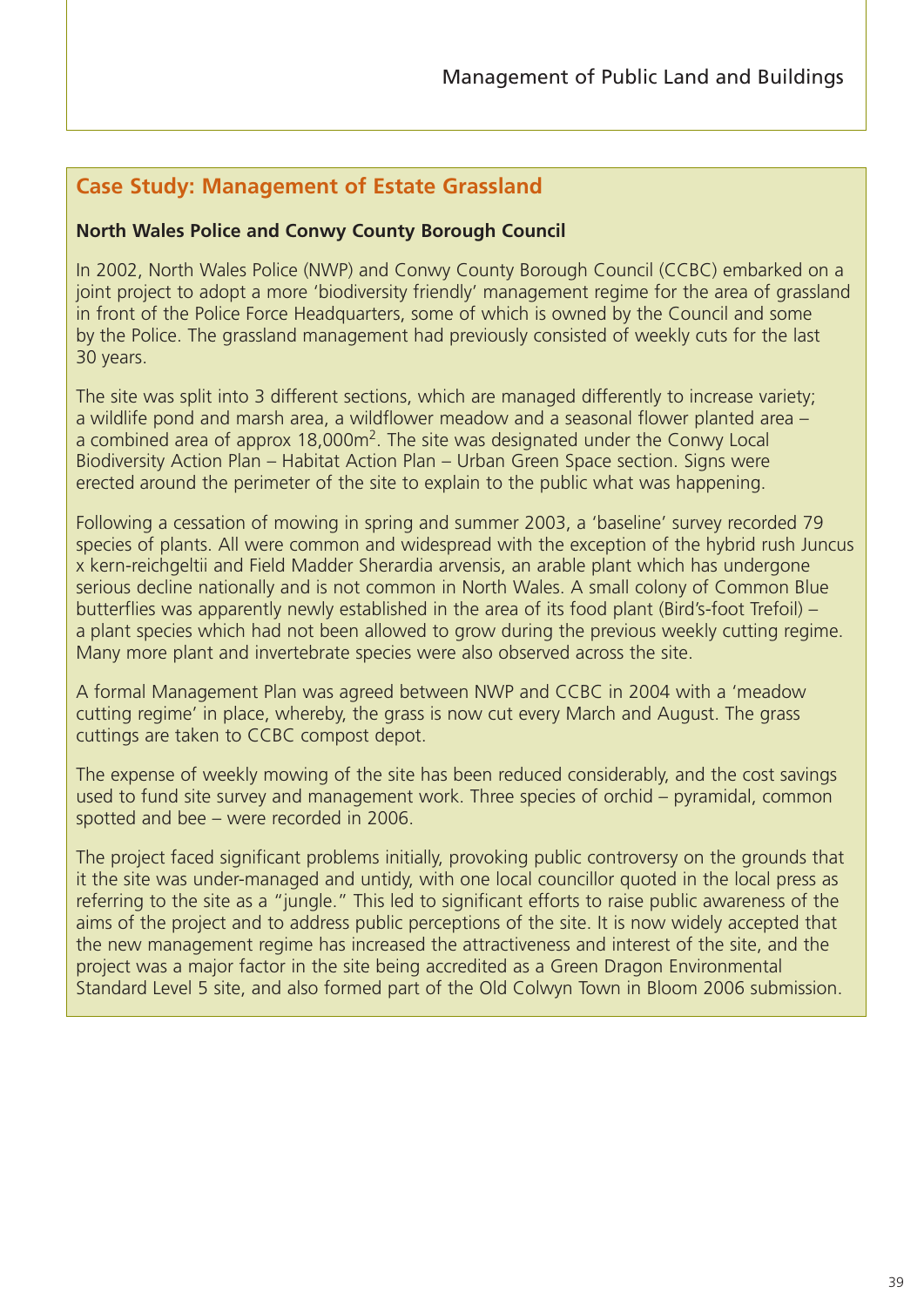## Case Study: Management of Estate Grassland

**North Wales Police and Conwy County Borough Council**

In 2002, North Wales Police (NWP) and Conwy County Borough Council (CCBC) embarked on a joint project to adopt a more 'biodiversity friendly' management regime for the area of grassland in front of the Police Force Headquarters, some of which is owned by the Council and some by the Police. The grassland management had previously consisted of weekly cuts for the last 30 years.

The site was split into 3 different sections, which are managed differently to increase variety; a wildlife pond and marsh area, a wildflower meadow and a seasonal flower planted area – a combined area of approx 18,000m$^2$. The site was designated under the Conwy Local Biodiversity Action Plan – Habitat Action Plan – Urban Green Space section. Signs were erected around the perimeter of the site to explain to the public what was happening.

Following a cessation of mowing in spring and summer 2003, a 'baseline' survey recorded 79 species of plants. All were common and widespread with the exception of the hybrid rush Juncus x kern-reichgeltii and Field Madder Sherardia arvensis, an arable plant which has undergone serious decline nationally and is not common in North Wales. A small colony of Common Blue butterflies was apparently newly established in the area of its food plant (Bird's-foot Trefoil) – a plant species which had not been allowed to grow during the previous weekly cutting regime. Many more plant and invertebrate species were also observed across the site.

A formal Management Plan was agreed between NWP and CCBC in 2004 with a 'meadow cutting regime' in place, whereby, the grass is now cut every March and August. The grass cuttings are taken to CCBC compost depot.

The expense of weekly mowing of the site has been reduced considerably, and the cost savings used to fund site survey and management work. Three species of orchid – pyramidal, common spotted and bee – were recorded in 2006.

The project faced significant problems initially, provoking public controversy on the grounds that it the site was under-managed and untidy, with one local councillor quoted in the local press as referring to the site as a "jungle." This led to significant efforts to raise public awareness of the aims of the project and to address public perceptions of the site. It is now widely accepted that the new management regime has increased the attractiveness and interest of the site, and the project was a major factor in the site being accredited as a Green Dragon Environmental Standard Level 5 site, and also formed part of the Old Colwyn Town in Bloom 2006 submission.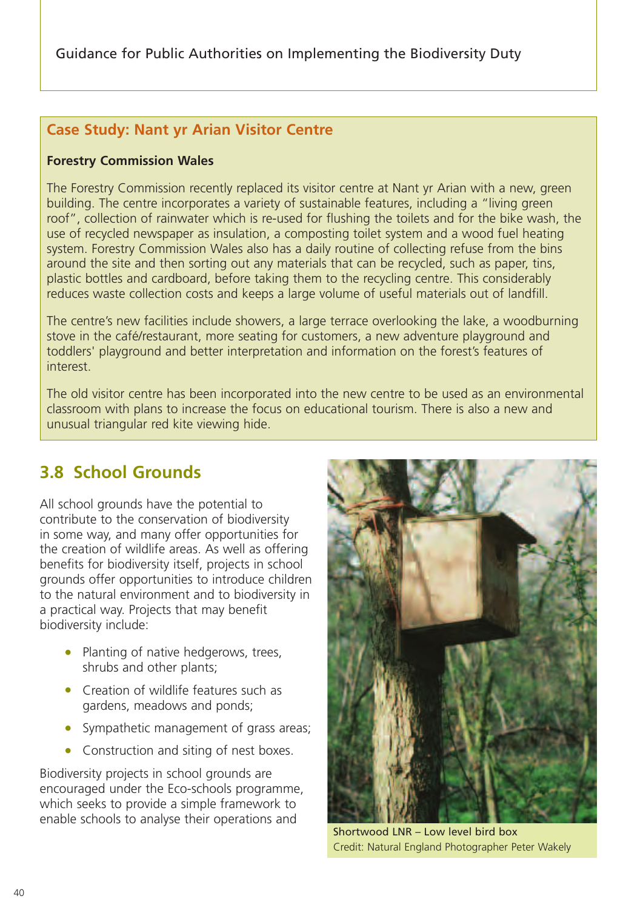## Case Study: Nant yr Arian Visitor Centre

**Forestry Commission Wales**

The Forestry Commission recently replaced its visitor centre at Nant yr Arian with a new, green building. The centre incorporates a variety of sustainable features, including a "living green roof", collection of rainwater which is re-used for flushing the toilets and for the bike wash, the use of recycled newspaper as insulation, a composting toilet system and a wood fuel heating system. Forestry Commission Wales also has a daily routine of collecting refuse from the bins around the site and then sorting out any materials that can be recycled, such as paper, tins, plastic bottles and cardboard, before taking them to the recycling centre. This considerably reduces waste collection costs and keeps a large volume of useful materials out of landfill.

The centre's new facilities include showers, a large terrace overlooking the lake, a woodburning stove in the café/restaurant, more seating for customers, a new adventure playground and toddlers' playground and better interpretation and information on the forest's features of interest.

The old visitor centre has been incorporated into the new centre to be used as an environmental classroom with plans to increase the focus on educational tourism. There is also a new and unusual triangular red kite viewing hide.

## 3.8 School Grounds

All school grounds have the potential to contribute to the conservation of biodiversity in some way, and many offer opportunities for the creation of wildlife areas. As well as offering benefits for biodiversity itself, projects in school grounds offer opportunities to introduce children to the natural environment and to biodiversity in a practical way. Projects that may benefit biodiversity include:

- Planting of native hedgerows, trees, shrubs and other plants;
- Creation of wildlife features such as gardens, meadows and ponds;
- Sympathetic management of grass areas;
- Construction and siting of nest boxes.

Biodiversity projects in school grounds are encouraged under the Eco-schools programme, which seeks to provide a simple framework to enable schools to analyse their operations and

Shortwood LNR – Low level bird box
Credit: Natural England Photographer Peter Wakely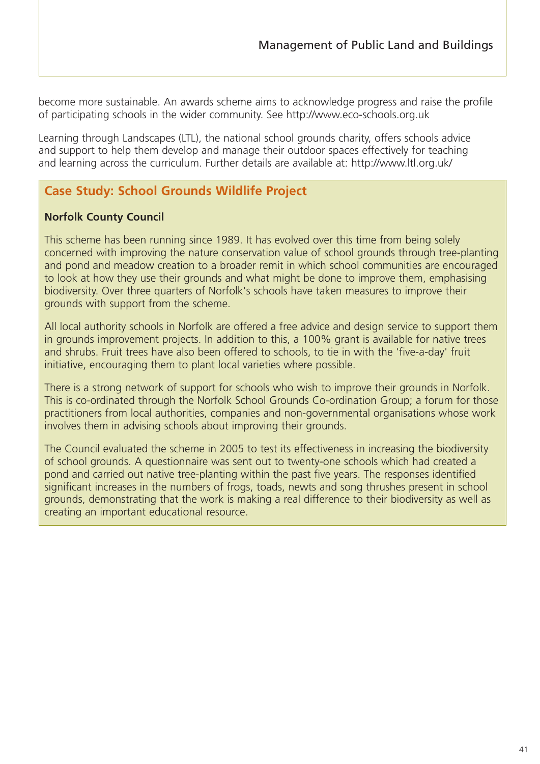become more sustainable. An awards scheme aims to acknowledge progress and raise the profile of participating schools in the wider community. See http://www.eco-schools.org.uk

Learning through Landscapes (LTL), the national school grounds charity, offers schools advice and support to help them develop and manage their outdoor spaces effectively for teaching and learning across the curriculum. Further details are available at: http://www.ltl.org.uk/

## Case Study: School Grounds Wildlife Project

**Norfolk County Council**

This scheme has been running since 1989. It has evolved over this time from being solely concerned with improving the nature conservation value of school grounds through tree-planting and pond and meadow creation to a broader remit in which school communities are encouraged to look at how they use their grounds and what might be done to improve them, emphasising biodiversity. Over three quarters of Norfolk's schools have taken measures to improve their grounds with support from the scheme.

All local authority schools in Norfolk are offered a free advice and design service to support them in grounds improvement projects. In addition to this, a 100% grant is available for native trees and shrubs. Fruit trees have also been offered to schools, to tie in with the 'five-a-day' fruit initiative, encouraging them to plant local varieties where possible.

There is a strong network of support for schools who wish to improve their grounds in Norfolk. This is co-ordinated through the Norfolk School Grounds Co-ordination Group; a forum for those practitioners from local authorities, companies and non-governmental organisations whose work involves them in advising schools about improving their grounds.

The Council evaluated the scheme in 2005 to test its effectiveness in increasing the biodiversity of school grounds. A questionnaire was sent out to twenty-one schools which had created a pond and carried out native tree-planting within the past five years. The responses identified significant increases in the numbers of frogs, toads, newts and song thrushes present in school grounds, demonstrating that the work is making a real difference to their biodiversity as well as creating an important educational resource.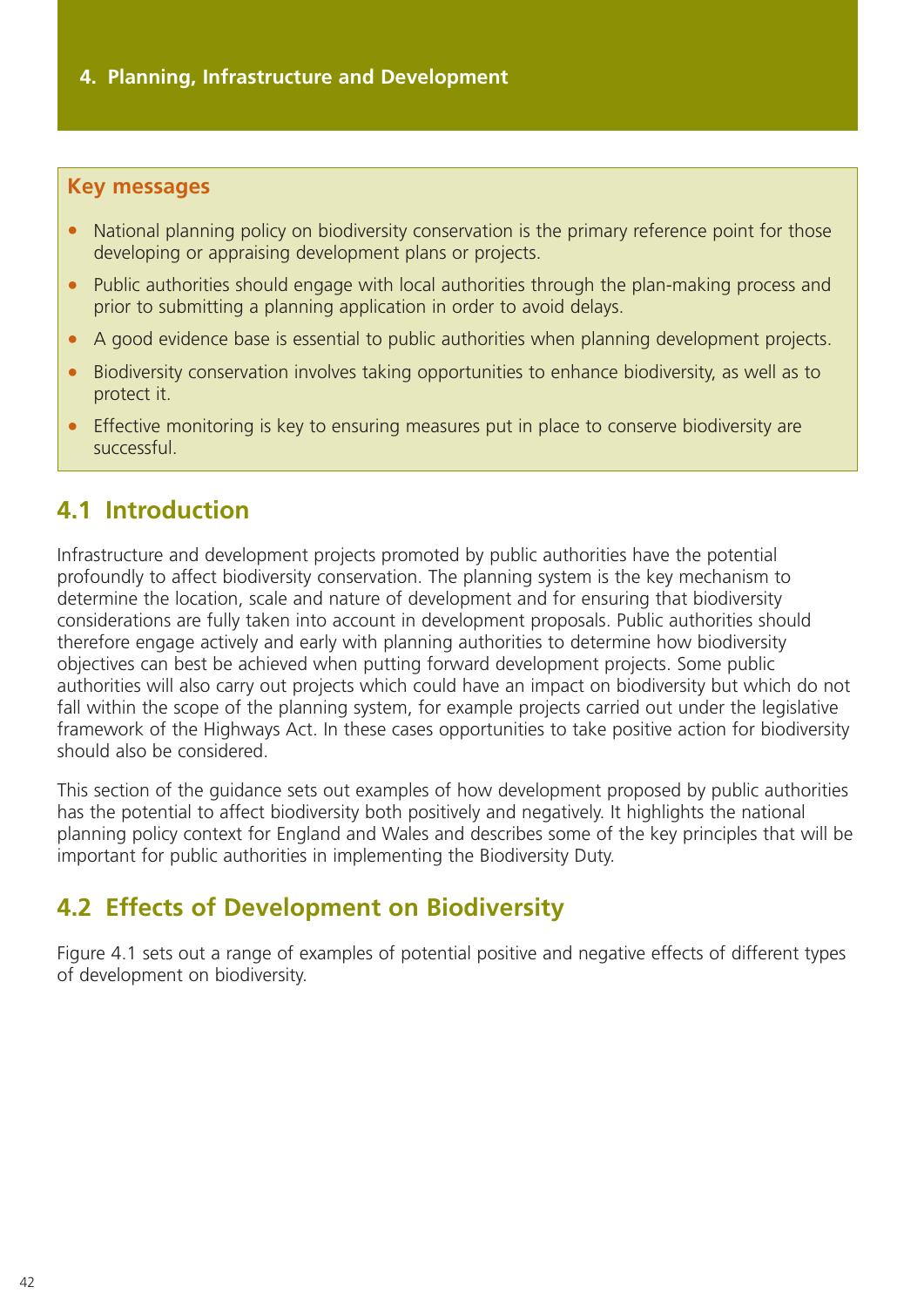# 4. Planning, Infrastructure and Development

**Key messages**

- National planning policy on biodiversity conservation is the primary reference point for those developing or appraising development plans or projects.
- Public authorities should engage with local authorities through the plan-making process and prior to submitting a planning application in order to avoid delays.
- A good evidence base is essential to public authorities when planning development projects.
- Biodiversity conservation involves taking opportunities to enhance biodiversity, as well as to protect it.
- Effective monitoring is key to ensuring measures put in place to conserve biodiversity are successful.

## 4.1 Introduction

Infrastructure and development projects promoted by public authorities have the potential profoundly to affect biodiversity conservation. The planning system is the key mechanism to determine the location, scale and nature of development and for ensuring that biodiversity considerations are fully taken into account in development proposals. Public authorities should therefore engage actively and early with planning authorities to determine how biodiversity objectives can best be achieved when putting forward development projects. Some public authorities will also carry out projects which could have an impact on biodiversity but which do not fall within the scope of the planning system, for example projects carried out under the legislative framework of the Highways Act. In these cases opportunities to take positive action for biodiversity should also be considered.

This section of the guidance sets out examples of how development proposed by public authorities has the potential to affect biodiversity both positively and negatively. It highlights the national planning policy context for England and Wales and describes some of the key principles that will be important for public authorities in implementing the Biodiversity Duty.

## 4.2 Effects of Development on Biodiversity

Figure 4.1 sets out a range of examples of potential positive and negative effects of different types of development on biodiversity.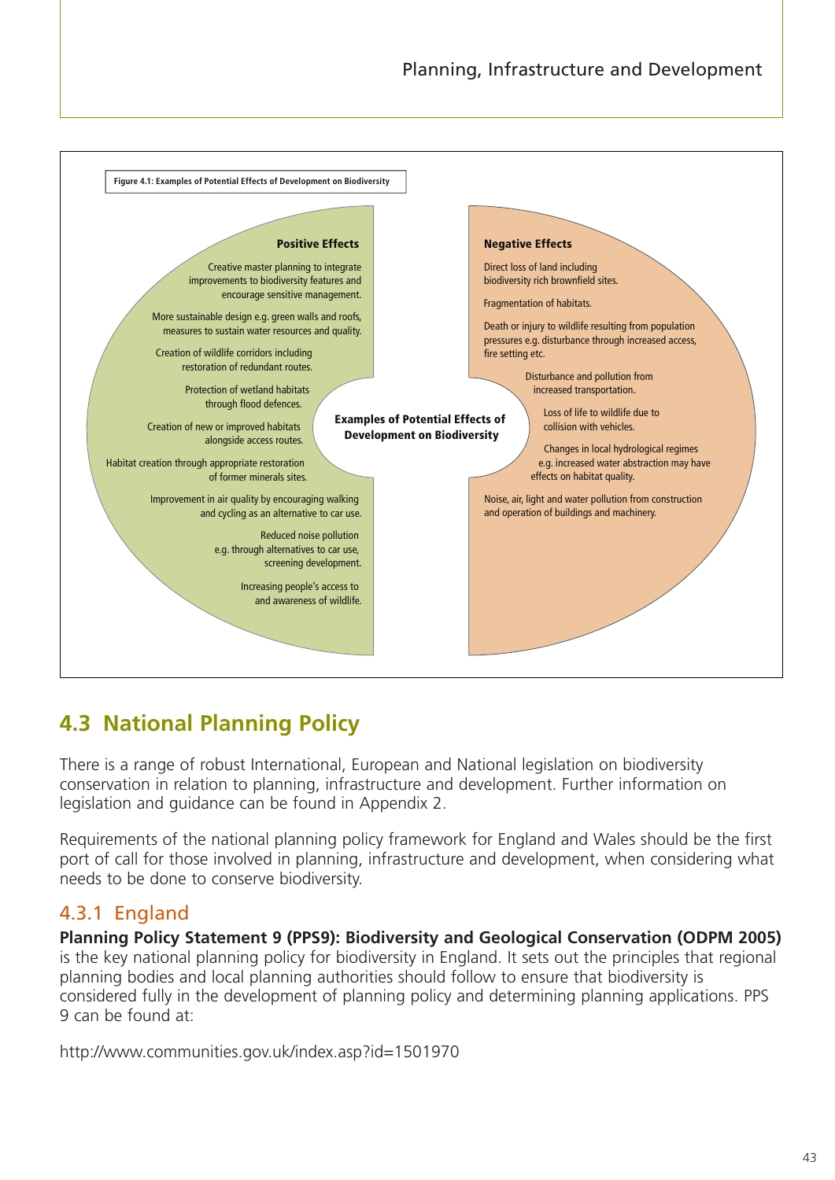**Figure 4.1: Examples of Potential Effects of Development on Biodiversity**

**Examples of Potential Effects of Development on Biodiversity**

**Positive Effects**

- Creative master planning to integrate improvements to biodiversity features and encourage sensitive management.
- More sustainable design e.g. green walls and roofs, measures to sustain water resources and quality.
- Creation of wildlife corridors including restoration of redundant routes.
- Protection of wetland habitats through flood defences.
- Creation of new or improved habitats alongside access routes.
- Habitat creation through appropriate restoration of former minerals sites.
- Improvement in air quality by encouraging walking and cycling as an alternative to car use.
- Reduced noise pollution e.g. through alternatives to car use, screening development.
- Increasing people's access to and awareness of wildlife.

**Negative Effects**

- Direct loss of land including biodiversity rich brownfield sites.
- Fragmentation of habitats.
- Death or injury to wildlife resulting from population pressures e.g. disturbance through increased access, fire setting etc.
- Disturbance and pollution from increased transportation.
- Loss of life to wildlife due to collision with vehicles.
- Changes in local hydrological regimes e.g. increased water abstraction may have effects on habitat quality.
- Noise, air, light and water pollution from construction and operation of buildings and machinery.

## 4.3 National Planning Policy

There is a range of robust International, European and National legislation on biodiversity conservation in relation to planning, infrastructure and development. Further information on legislation and guidance can be found in Appendix 2.

Requirements of the national planning policy framework for England and Wales should be the first port of call for those involved in planning, infrastructure and development, when considering what needs to be done to conserve biodiversity.

### 4.3.1 England

**Planning Policy Statement 9 (PPS9): Biodiversity and Geological Conservation (ODPM 2005)** is the key national planning policy for biodiversity in England. It sets out the principles that regional planning bodies and local planning authorities should follow to ensure that biodiversity is considered fully in the development of planning policy and determining planning applications. PPS 9 can be found at:

http://www.communities.gov.uk/index.asp?id=1501970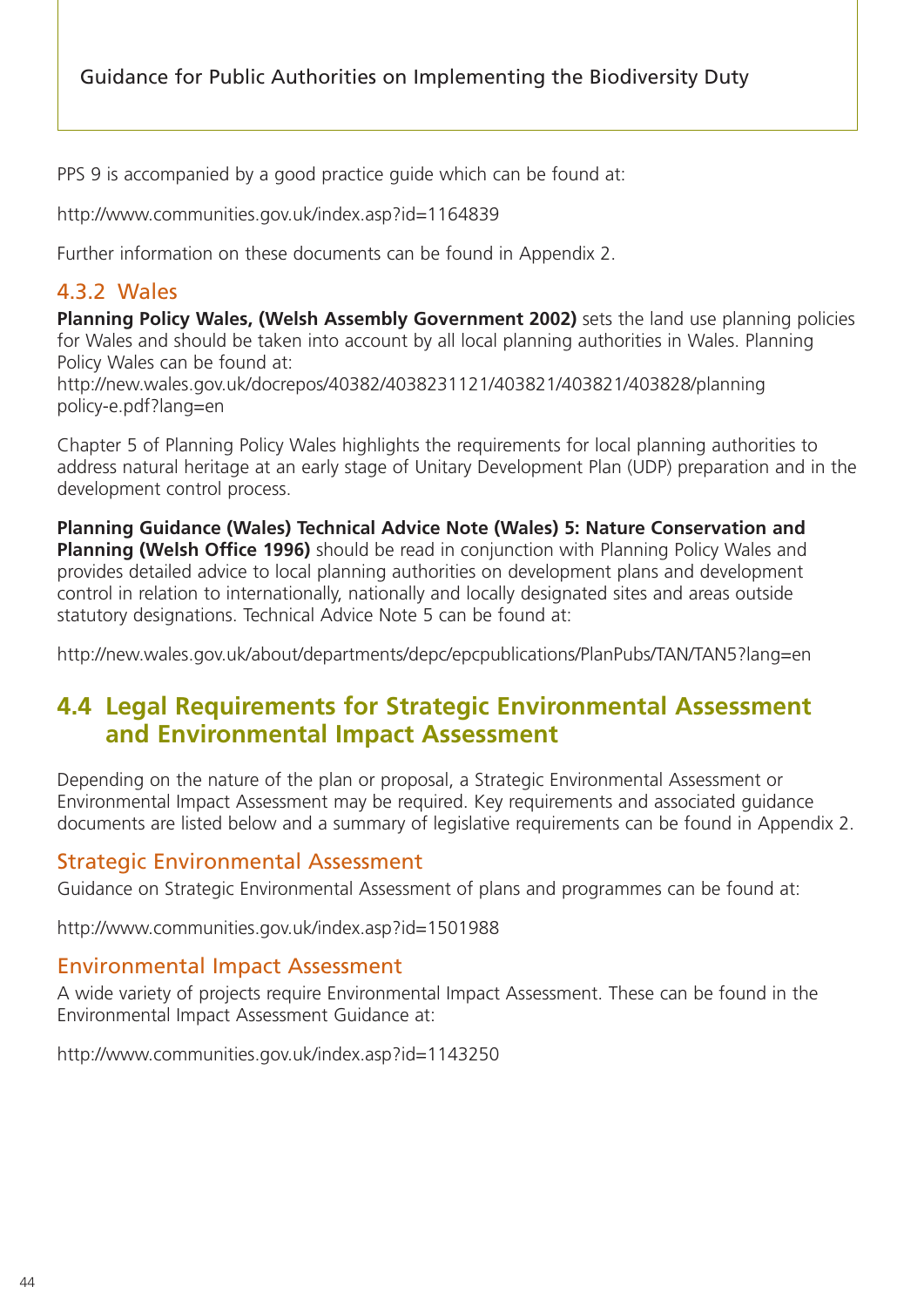PPS 9 is accompanied by a good practice guide which can be found at:

http://www.communities.gov.uk/index.asp?id=1164839

Further information on these documents can be found in Appendix 2.

### 4.3.2 Wales

**Planning Policy Wales, (Welsh Assembly Government 2002)** sets the land use planning policies for Wales and should be taken into account by all local planning authorities in Wales. Planning Policy Wales can be found at:
http://new.wales.gov.uk/docrepos/40382/4038231121/403821/403821/403828/planning policy-e.pdf?lang=en

Chapter 5 of Planning Policy Wales highlights the requirements for local planning authorities to address natural heritage at an early stage of Unitary Development Plan (UDP) preparation and in the development control process.

**Planning Guidance (Wales) Technical Advice Note (Wales) 5: Nature Conservation and Planning (Welsh Office 1996)** should be read in conjunction with Planning Policy Wales and provides detailed advice to local planning authorities on development plans and development control in relation to internationally, nationally and locally designated sites and areas outside statutory designations. Technical Advice Note 5 can be found at:

http://new.wales.gov.uk/about/departments/depc/epcpublications/PlanPubs/TAN/TAN5?lang=en

## 4.4 Legal Requirements for Strategic Environmental Assessment and Environmental Impact Assessment

Depending on the nature of the plan or proposal, a Strategic Environmental Assessment or Environmental Impact Assessment may be required. Key requirements and associated guidance documents are listed below and a summary of legislative requirements can be found in Appendix 2.

### Strategic Environmental Assessment

Guidance on Strategic Environmental Assessment of plans and programmes can be found at:

http://www.communities.gov.uk/index.asp?id=1501988

### Environmental Impact Assessment

A wide variety of projects require Environmental Impact Assessment. These can be found in the Environmental Impact Assessment Guidance at:

http://www.communities.gov.uk/index.asp?id=1143250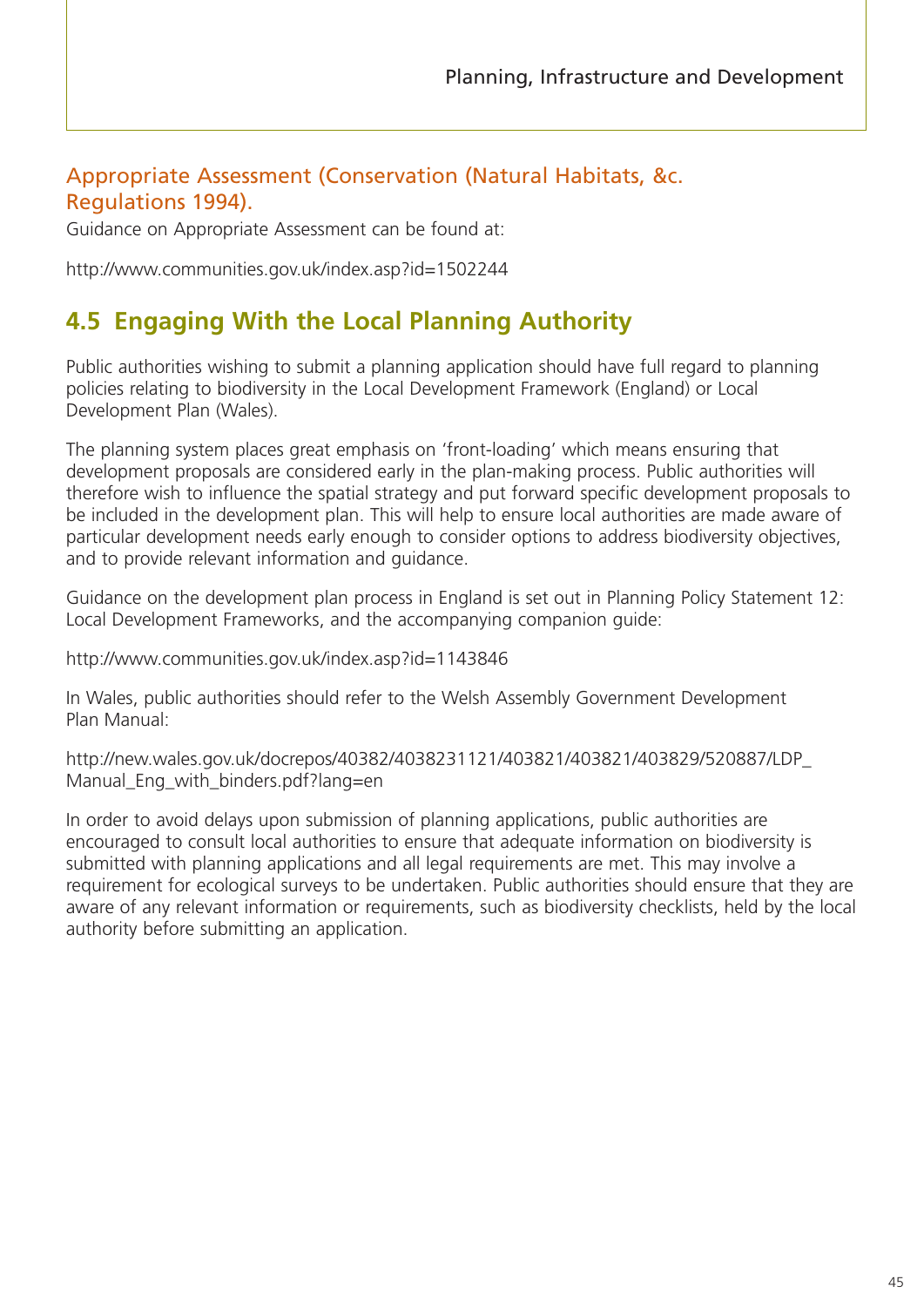### Appropriate Assessment (Conservation (Natural Habitats, &c. Regulations 1994).

Guidance on Appropriate Assessment can be found at:

http://www.communities.gov.uk/index.asp?id=1502244

## 4.5 Engaging With the Local Planning Authority

Public authorities wishing to submit a planning application should have full regard to planning policies relating to biodiversity in the Local Development Framework (England) or Local Development Plan (Wales).

The planning system places great emphasis on 'front-loading' which means ensuring that development proposals are considered early in the plan-making process. Public authorities will therefore wish to influence the spatial strategy and put forward specific development proposals to be included in the development plan. This will help to ensure local authorities are made aware of particular development needs early enough to consider options to address biodiversity objectives, and to provide relevant information and guidance.

Guidance on the development plan process in England is set out in Planning Policy Statement 12: Local Development Frameworks, and the accompanying companion guide:

http://www.communities.gov.uk/index.asp?id=1143846

In Wales, public authorities should refer to the Welsh Assembly Government Development Plan Manual:

http://new.wales.gov.uk/docrepos/40382/4038231121/403821/403821/403829/520887/LDP_Manual_Eng_with_binders.pdf?lang=en

In order to avoid delays upon submission of planning applications, public authorities are encouraged to consult local authorities to ensure that adequate information on biodiversity is submitted with planning applications and all legal requirements are met. This may involve a requirement for ecological surveys to be undertaken. Public authorities should ensure that they are aware of any relevant information or requirements, such as biodiversity checklists, held by the local authority before submitting an application.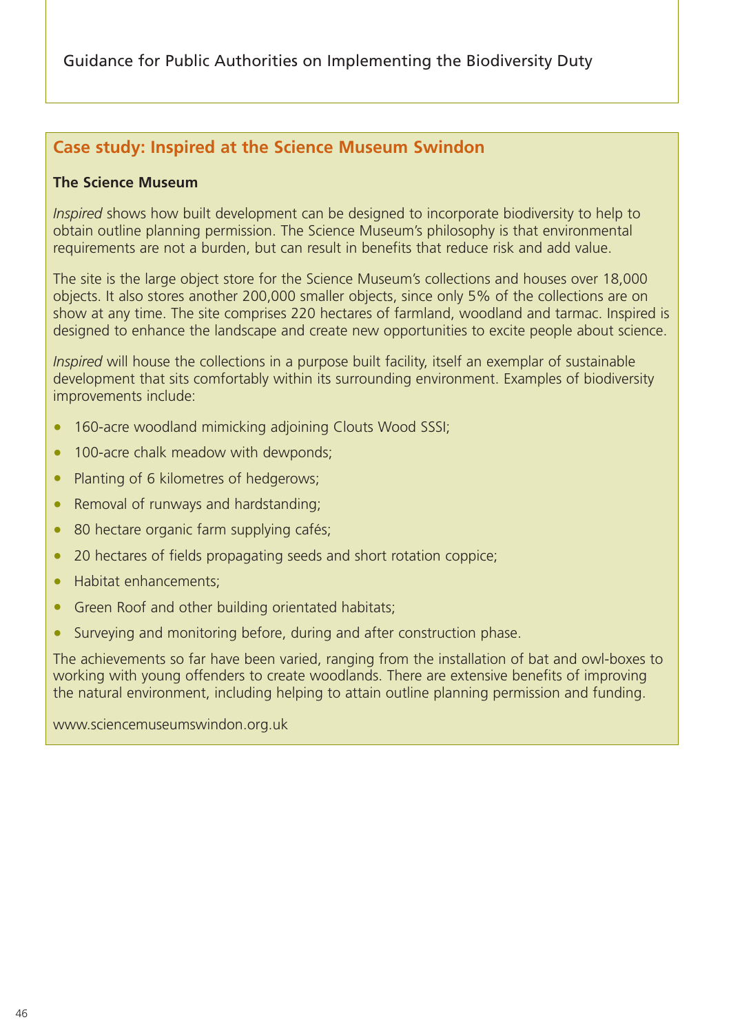## Case study: Inspired at the Science Museum Swindon

**The Science Museum**

*Inspired* shows how built development can be designed to incorporate biodiversity to help to obtain outline planning permission. The Science Museum's philosophy is that environmental requirements are not a burden, but can result in benefits that reduce risk and add value.

The site is the large object store for the Science Museum's collections and houses over 18,000 objects. It also stores another 200,000 smaller objects, since only 5% of the collections are on show at any time. The site comprises 220 hectares of farmland, woodland and tarmac. Inspired is designed to enhance the landscape and create new opportunities to excite people about science.

*Inspired* will house the collections in a purpose built facility, itself an exemplar of sustainable development that sits comfortably within its surrounding environment. Examples of biodiversity improvements include:

- 160-acre woodland mimicking adjoining Clouts Wood SSSI;
- 100-acre chalk meadow with dewponds;
- Planting of 6 kilometres of hedgerows;
- Removal of runways and hardstanding;
- 80 hectare organic farm supplying cafés;
- 20 hectares of fields propagating seeds and short rotation coppice;
- Habitat enhancements;
- Green Roof and other building orientated habitats;
- Surveying and monitoring before, during and after construction phase.

The achievements so far have been varied, ranging from the installation of bat and owl-boxes to working with young offenders to create woodlands. There are extensive benefits of improving the natural environment, including helping to attain outline planning permission and funding.

www.sciencemuseumswindon.org.uk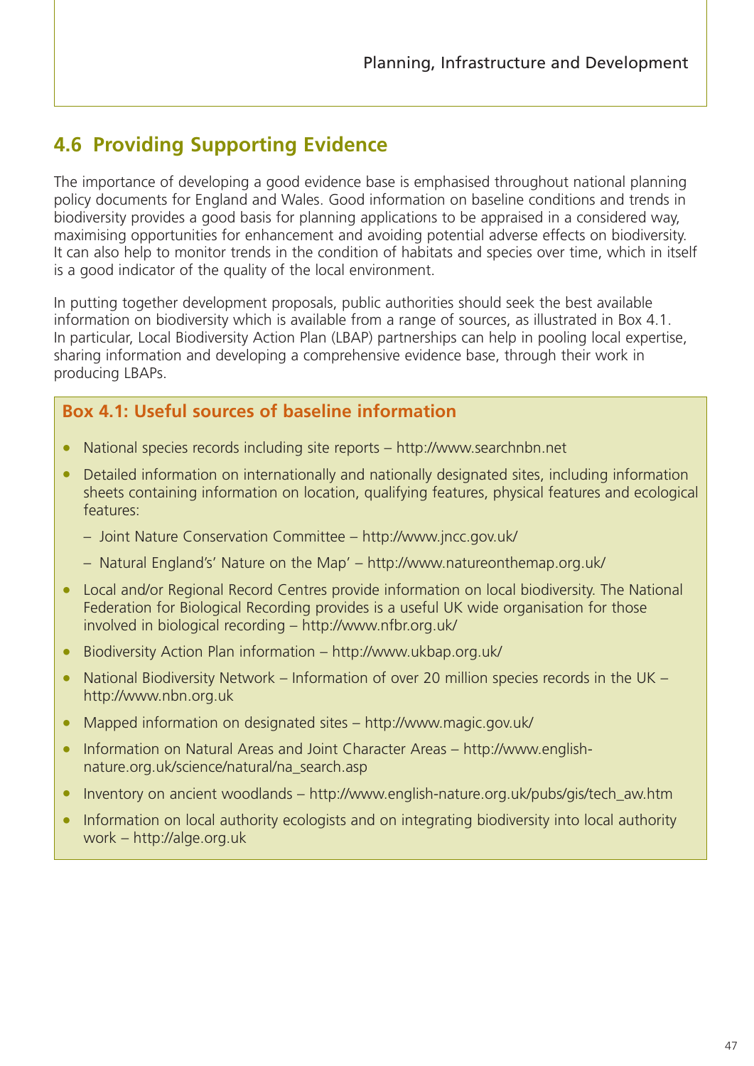## 4.6 Providing Supporting Evidence

The importance of developing a good evidence base is emphasised throughout national planning policy documents for England and Wales. Good information on baseline conditions and trends in biodiversity provides a good basis for planning applications to be appraised in a considered way, maximising opportunities for enhancement and avoiding potential adverse effects on biodiversity. It can also help to monitor trends in the condition of habitats and species over time, which in itself is a good indicator of the quality of the local environment.

In putting together development proposals, public authorities should seek the best available information on biodiversity which is available from a range of sources, as illustrated in Box 4.1. In particular, Local Biodiversity Action Plan (LBAP) partnerships can help in pooling local expertise, sharing information and developing a comprehensive evidence base, through their work in producing LBAPs.

### Box 4.1: Useful sources of baseline information

- National species records including site reports – http://www.searchnbn.net
- Detailed information on internationally and nationally designated sites, including information sheets containing information on location, qualifying features, physical features and ecological features:
  - Joint Nature Conservation Committee – http://www.jncc.gov.uk/
  - Natural England's' Nature on the Map' – http://www.natureonthemap.org.uk/
- Local and/or Regional Record Centres provide information on local biodiversity. The National Federation for Biological Recording provides is a useful UK wide organisation for those involved in biological recording – http://www.nfbr.org.uk/
- Biodiversity Action Plan information – http://www.ukbap.org.uk/
- National Biodiversity Network – Information of over 20 million species records in the UK – http://www.nbn.org.uk
- Mapped information on designated sites – http://www.magic.gov.uk/
- Information on Natural Areas and Joint Character Areas – http://www.english-nature.org.uk/science/natural/na_search.asp
- Inventory on ancient woodlands – http://www.english-nature.org.uk/pubs/gis/tech_aw.htm
- Information on local authority ecologists and on integrating biodiversity into local authority work – http://alge.org.uk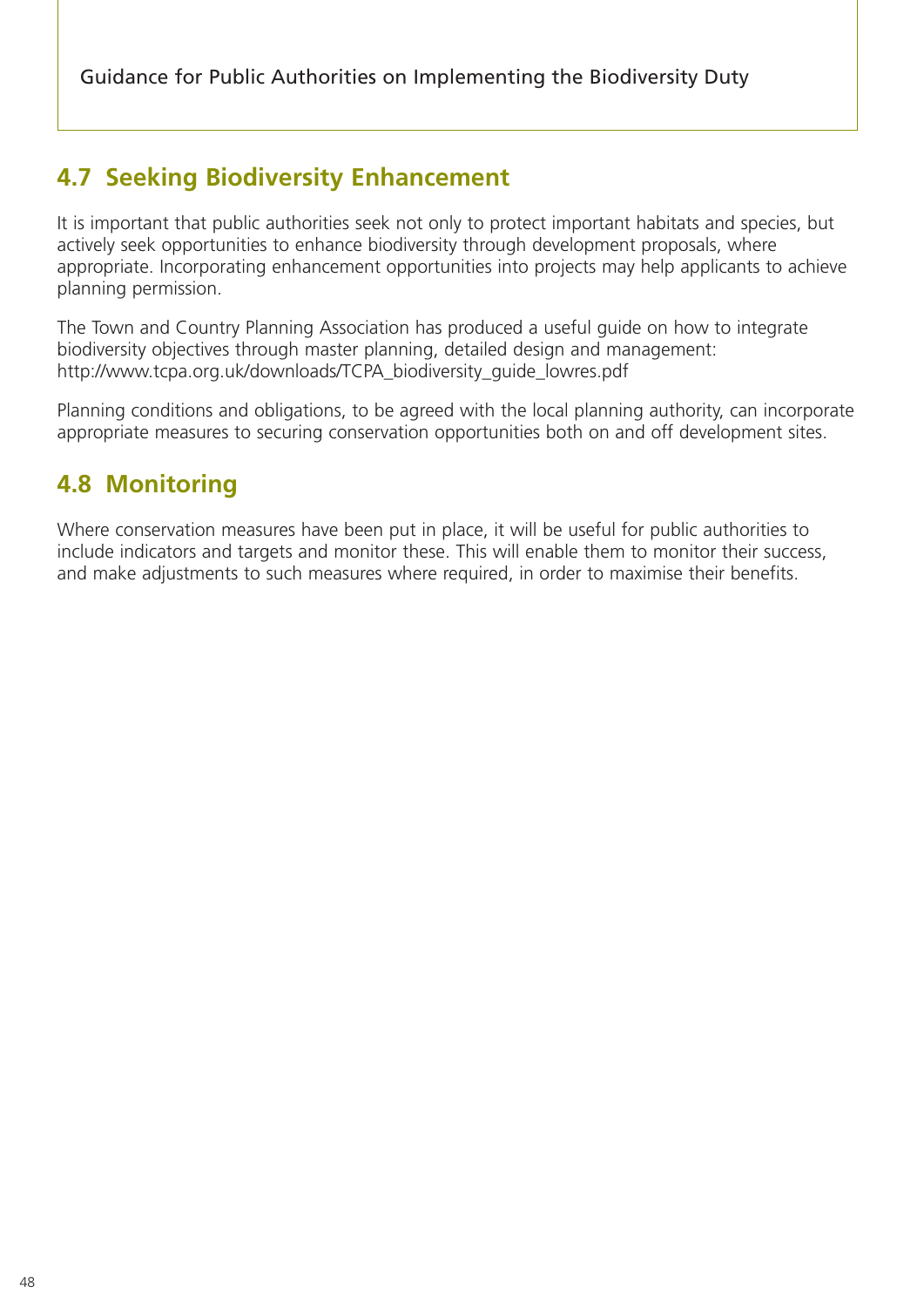## 4.7 Seeking Biodiversity Enhancement

It is important that public authorities seek not only to protect important habitats and species, but actively seek opportunities to enhance biodiversity through development proposals, where appropriate. Incorporating enhancement opportunities into projects may help applicants to achieve planning permission.

The Town and Country Planning Association has produced a useful guide on how to integrate biodiversity objectives through master planning, detailed design and management: http://www.tcpa.org.uk/downloads/TCPA_biodiversity_guide_lowres.pdf

Planning conditions and obligations, to be agreed with the local planning authority, can incorporate appropriate measures to securing conservation opportunities both on and off development sites.

## 4.8 Monitoring

Where conservation measures have been put in place, it will be useful for public authorities to include indicators and targets and monitor these. This will enable them to monitor their success, and make adjustments to such measures where required, in order to maximise their benefits.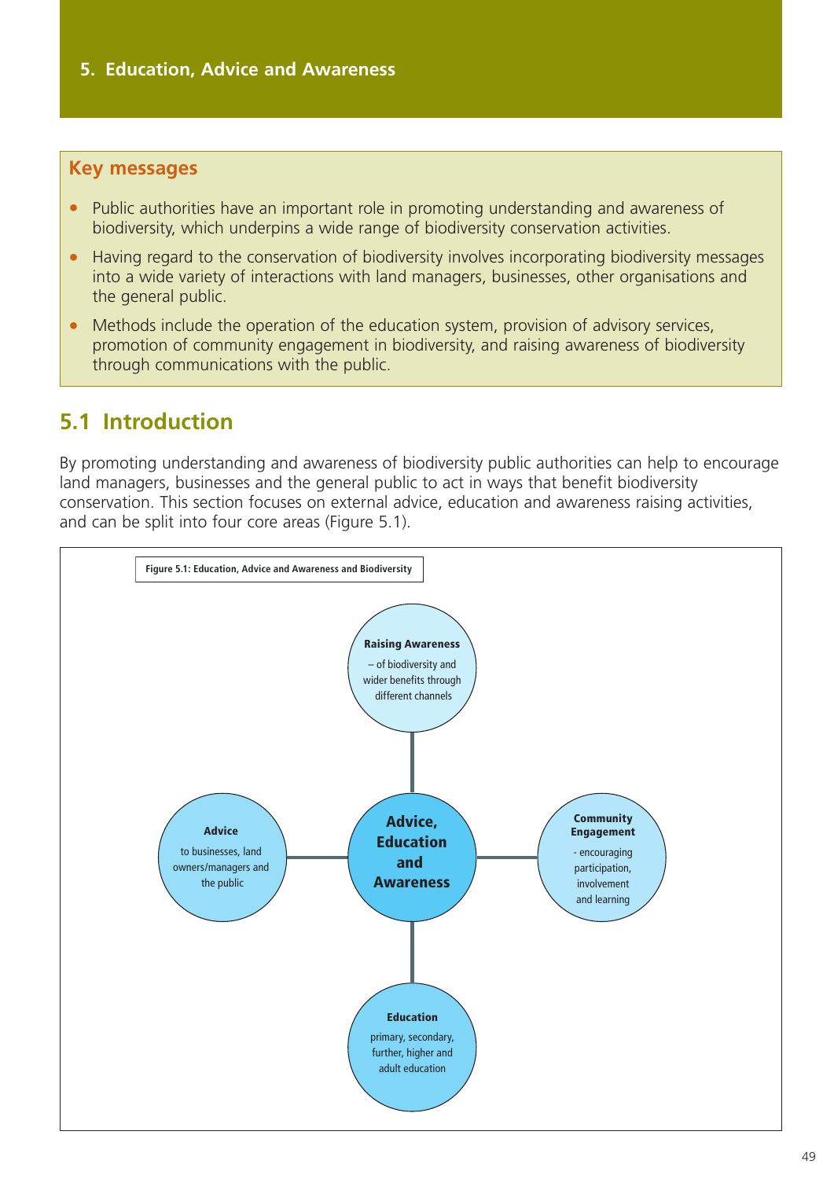## 5. Education, Advice and Awareness

### Key messages

- Public authorities have an important role in promoting understanding and awareness of biodiversity, which underpins a wide range of biodiversity conservation activities.
- Having regard to the conservation of biodiversity involves incorporating biodiversity messages into a wide variety of interactions with land managers, businesses, other organisations and the general public.
- Methods include the operation of the education system, provision of advisory services, promotion of community engagement in biodiversity, and raising awareness of biodiversity through communications with the public.

## 5.1 Introduction

By promoting understanding and awareness of biodiversity public authorities can help to encourage land managers, businesses and the general public to act in ways that benefit biodiversity conservation. This section focuses on external advice, education and awareness raising activities, and can be split into four core areas (Figure 5.1).

**Figure 5.1: Education, Advice and Awareness and Biodiversity**

**Advice, Education and Awareness**

- **Raising Awareness** – of biodiversity and wider benefits through different channels
- **Advice** to businesses, land owners/managers and the public
- **Community Engagement** - encouraging participation, involvement and learning
- **Education** primary, secondary, further, higher and adult education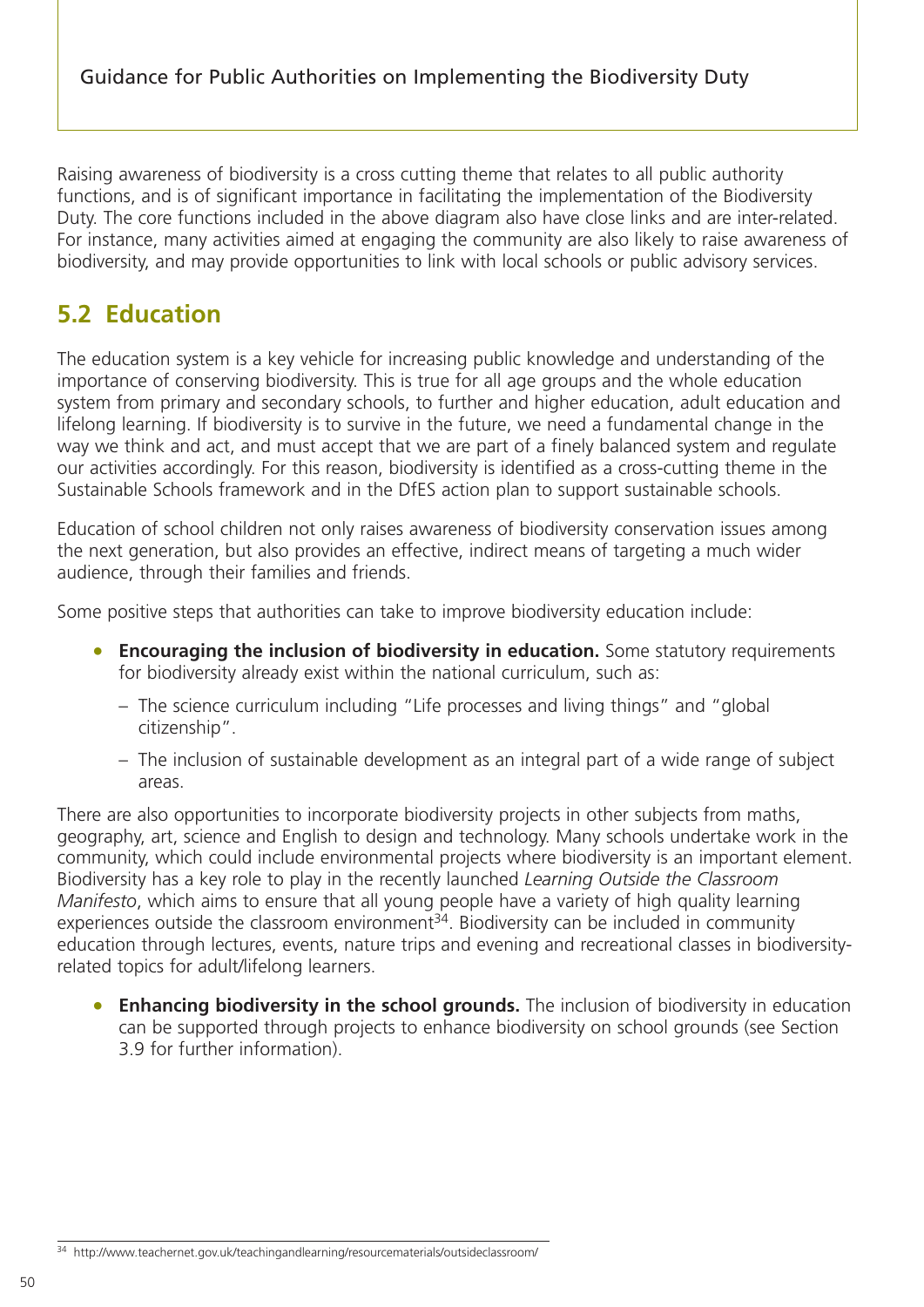Raising awareness of biodiversity is a cross cutting theme that relates to all public authority functions, and is of significant importance in facilitating the implementation of the Biodiversity Duty. The core functions included in the above diagram also have close links and are inter-related. For instance, many activities aimed at engaging the community are also likely to raise awareness of biodiversity, and may provide opportunities to link with local schools or public advisory services.

## 5.2 Education

The education system is a key vehicle for increasing public knowledge and understanding of the importance of conserving biodiversity. This is true for all age groups and the whole education system from primary and secondary schools, to further and higher education, adult education and lifelong learning. If biodiversity is to survive in the future, we need a fundamental change in the way we think and act, and must accept that we are part of a finely balanced system and regulate our activities accordingly. For this reason, biodiversity is identified as a cross-cutting theme in the Sustainable Schools framework and in the DfES action plan to support sustainable schools.

Education of school children not only raises awareness of biodiversity conservation issues among the next generation, but also provides an effective, indirect means of targeting a much wider audience, through their families and friends.

Some positive steps that authorities can take to improve biodiversity education include:

- **Encouraging the inclusion of biodiversity in education.** Some statutory requirements for biodiversity already exist within the national curriculum, such as:
  - The science curriculum including "Life processes and living things" and "global citizenship".
  - The inclusion of sustainable development as an integral part of a wide range of subject areas.

There are also opportunities to incorporate biodiversity projects in other subjects from maths, geography, art, science and English to design and technology. Many schools undertake work in the community, which could include environmental projects where biodiversity is an important element. Biodiversity has a key role to play in the recently launched *Learning Outside the Classroom Manifesto*, which aims to ensure that all young people have a variety of high quality learning experiences outside the classroom environment[34]. Biodiversity can be included in community education through lectures, events, nature trips and evening and recreational classes in biodiversity-related topics for adult/lifelong learners.

- **Enhancing biodiversity in the school grounds.** The inclusion of biodiversity in education can be supported through projects to enhance biodiversity on school grounds (see Section 3.9 for further information).

[34] http://www.teachernet.gov.uk/teachingandlearning/resourcematerials/outsideclassroom/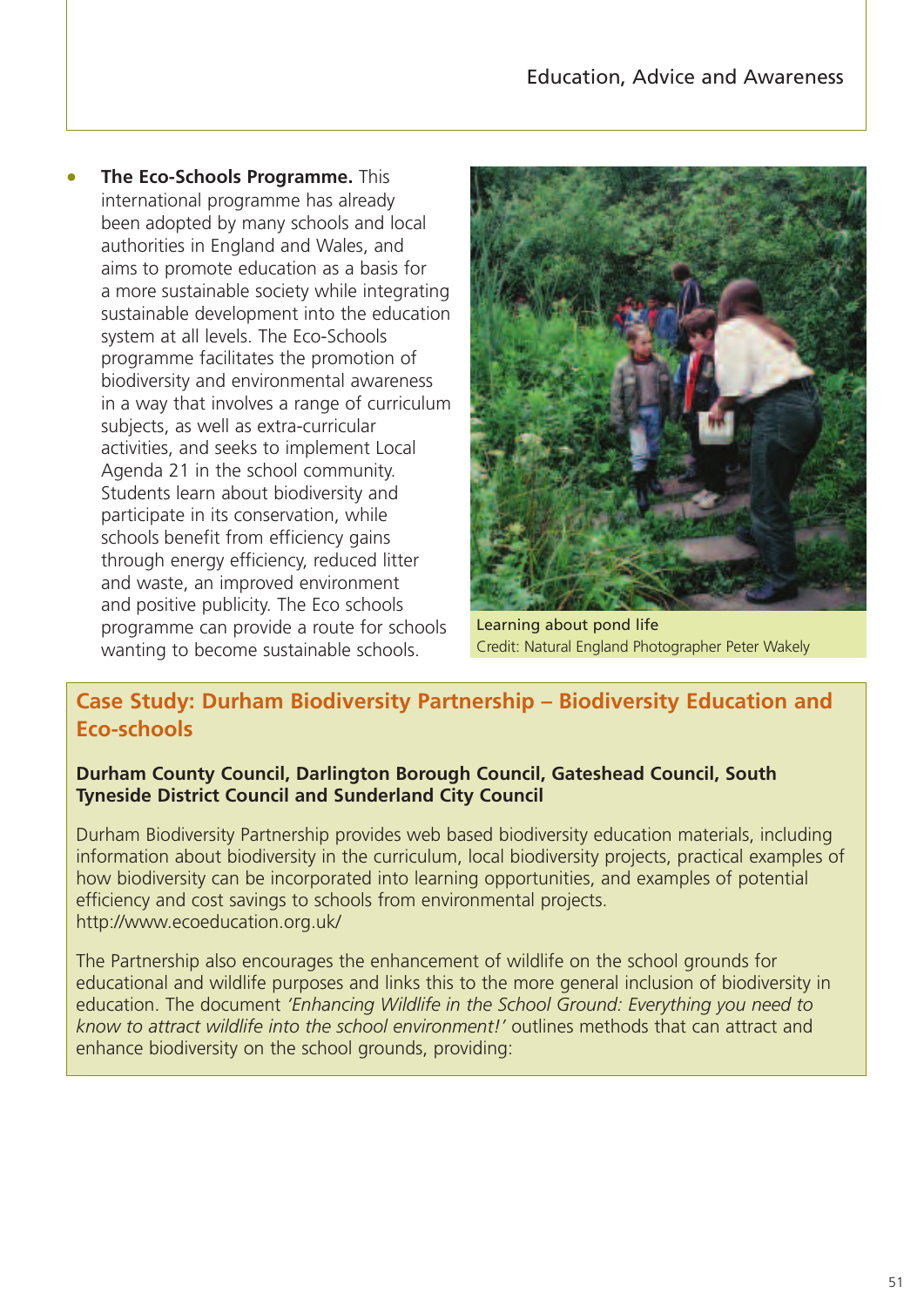- **The Eco-Schools Programme.** This international programme has already been adopted by many schools and local authorities in England and Wales, and aims to promote education as a basis for a more sustainable society while integrating sustainable development into the education system at all levels. The Eco-Schools programme facilitates the promotion of biodiversity and environmental awareness in a way that involves a range of curriculum subjects, as well as extra-curricular activities, and seeks to implement Local Agenda 21 in the school community. Students learn about biodiversity and participate in its conservation, while schools benefit from efficiency gains through energy efficiency, reduced litter and waste, an improved environment and positive publicity. The Eco schools programme can provide a route for schools wanting to become sustainable schools.

Learning about pond life
Credit: Natural England Photographer Peter Wakely

## Case Study: Durham Biodiversity Partnership – Biodiversity Education and Eco-schools

**Durham County Council, Darlington Borough Council, Gateshead Council, South Tyneside District Council and Sunderland City Council**

Durham Biodiversity Partnership provides web based biodiversity education materials, including information about biodiversity in the curriculum, local biodiversity projects, practical examples of how biodiversity can be incorporated into learning opportunities, and examples of potential efficiency and cost savings to schools from environmental projects. http://www.ecoeducation.org.uk/

The Partnership also encourages the enhancement of wildlife on the school grounds for educational and wildlife purposes and links this to the more general inclusion of biodiversity in education. The document *'Enhancing Wildlife in the School Ground: Everything you need to know to attract wildlife into the school environment!'* outlines methods that can attract and enhance biodiversity on the school grounds, providing: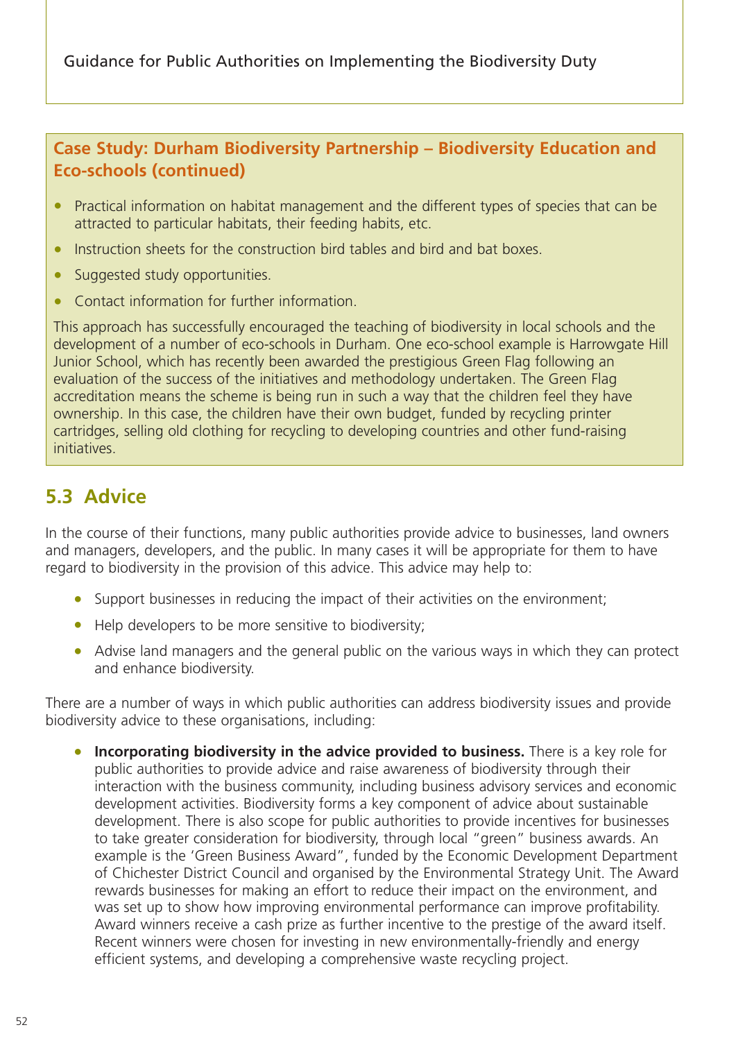**Case Study: Durham Biodiversity Partnership – Biodiversity Education and Eco-schools (continued)**

- Practical information on habitat management and the different types of species that can be attracted to particular habitats, their feeding habits, etc.
- Instruction sheets for the construction bird tables and bird and bat boxes.
- Suggested study opportunities.
- Contact information for further information.

This approach has successfully encouraged the teaching of biodiversity in local schools and the development of a number of eco-schools in Durham. One eco-school example is Harrowgate Hill Junior School, which has recently been awarded the prestigious Green Flag following an evaluation of the success of the initiatives and methodology undertaken. The Green Flag accreditation means the scheme is being run in such a way that the children feel they have ownership. In this case, the children have their own budget, funded by recycling printer cartridges, selling old clothing for recycling to developing countries and other fund-raising initiatives.

## 5.3 Advice

In the course of their functions, many public authorities provide advice to businesses, land owners and managers, developers, and the public. In many cases it will be appropriate for them to have regard to biodiversity in the provision of this advice. This advice may help to:

- Support businesses in reducing the impact of their activities on the environment;
- Help developers to be more sensitive to biodiversity;
- Advise land managers and the general public on the various ways in which they can protect and enhance biodiversity.

There are a number of ways in which public authorities can address biodiversity issues and provide biodiversity advice to these organisations, including:

- **Incorporating biodiversity in the advice provided to business.** There is a key role for public authorities to provide advice and raise awareness of biodiversity through their interaction with the business community, including business advisory services and economic development activities. Biodiversity forms a key component of advice about sustainable development. There is also scope for public authorities to provide incentives for businesses to take greater consideration for biodiversity, through local "green" business awards. An example is the 'Green Business Award", funded by the Economic Development Department of Chichester District Council and organised by the Environmental Strategy Unit. The Award rewards businesses for making an effort to reduce their impact on the environment, and was set up to show how improving environmental performance can improve profitability. Award winners receive a cash prize as further incentive to the prestige of the award itself. Recent winners were chosen for investing in new environmentally-friendly and energy efficient systems, and developing a comprehensive waste recycling project.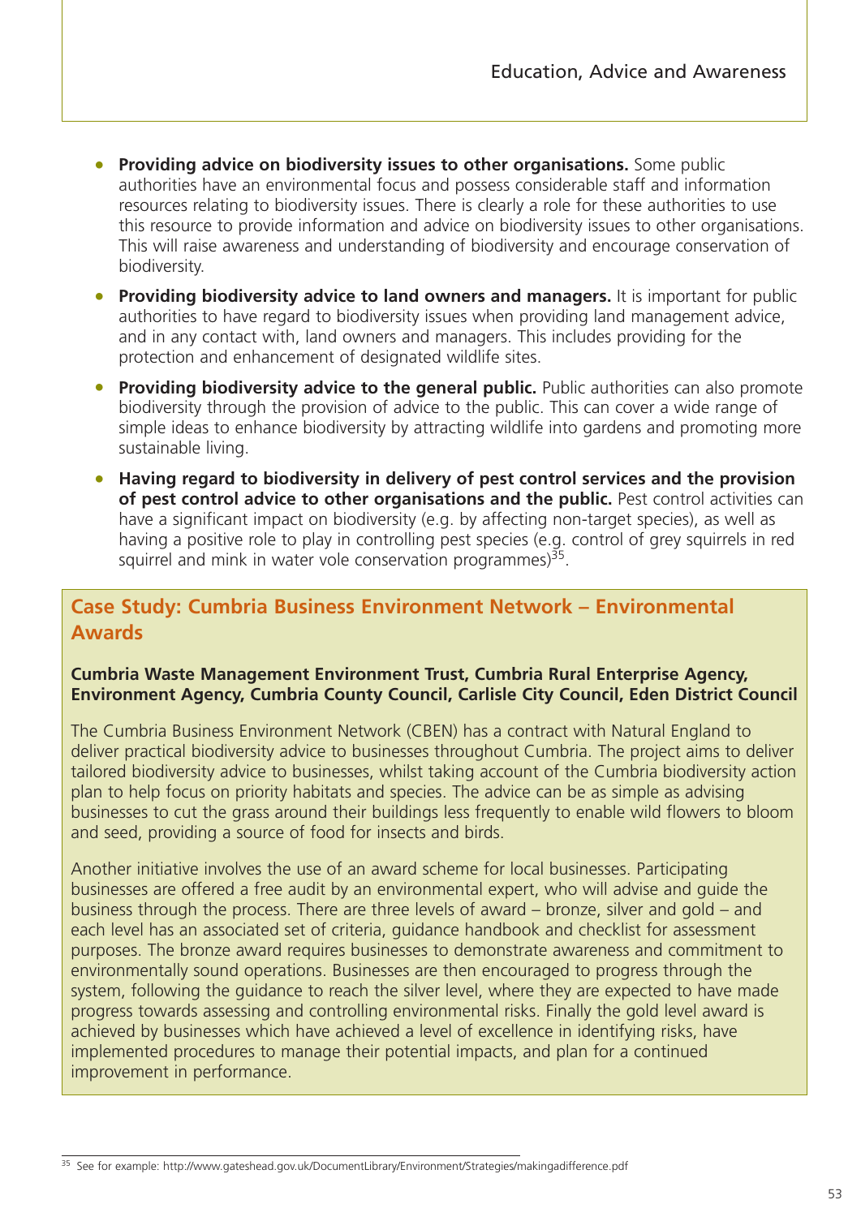- **Providing advice on biodiversity issues to other organisations.** Some public authorities have an environmental focus and possess considerable staff and information resources relating to biodiversity issues. There is clearly a role for these authorities to use this resource to provide information and advice on biodiversity issues to other organisations. This will raise awareness and understanding of biodiversity and encourage conservation of biodiversity.
- **Providing biodiversity advice to land owners and managers.** It is important for public authorities to have regard to biodiversity issues when providing land management advice, and in any contact with, land owners and managers. This includes providing for the protection and enhancement of designated wildlife sites.
- **Providing biodiversity advice to the general public.** Public authorities can also promote biodiversity through the provision of advice to the public. This can cover a wide range of simple ideas to enhance biodiversity by attracting wildlife into gardens and promoting more sustainable living.
- **Having regard to biodiversity in delivery of pest control services and the provision of pest control advice to other organisations and the public.** Pest control activities can have a significant impact on biodiversity (e.g. by affecting non-target species), as well as having a positive role to play in controlling pest species (e.g. control of grey squirrels in red squirrel and mink in water vole conservation programmes)[35].

## Case Study: Cumbria Business Environment Network – Environmental Awards

**Cumbria Waste Management Environment Trust, Cumbria Rural Enterprise Agency, Environment Agency, Cumbria County Council, Carlisle City Council, Eden District Council**

The Cumbria Business Environment Network (CBEN) has a contract with Natural England to deliver practical biodiversity advice to businesses throughout Cumbria. The project aims to deliver tailored biodiversity advice to businesses, whilst taking account of the Cumbria biodiversity action plan to help focus on priority habitats and species. The advice can be as simple as advising businesses to cut the grass around their buildings less frequently to enable wild flowers to bloom and seed, providing a source of food for insects and birds.

Another initiative involves the use of an award scheme for local businesses. Participating businesses are offered a free audit by an environmental expert, who will advise and guide the business through the process. There are three levels of award – bronze, silver and gold – and each level has an associated set of criteria, guidance handbook and checklist for assessment purposes. The bronze award requires businesses to demonstrate awareness and commitment to environmentally sound operations. Businesses are then encouraged to progress through the system, following the guidance to reach the silver level, where they are expected to have made progress towards assessing and controlling environmental risks. Finally the gold level award is achieved by businesses which have achieved a level of excellence in identifying risks, have implemented procedures to manage their potential impacts, and plan for a continued improvement in performance.

---

[35] See for example: http://www.gateshead.gov.uk/DocumentLibrary/Environment/Strategies/makingadifference.pdf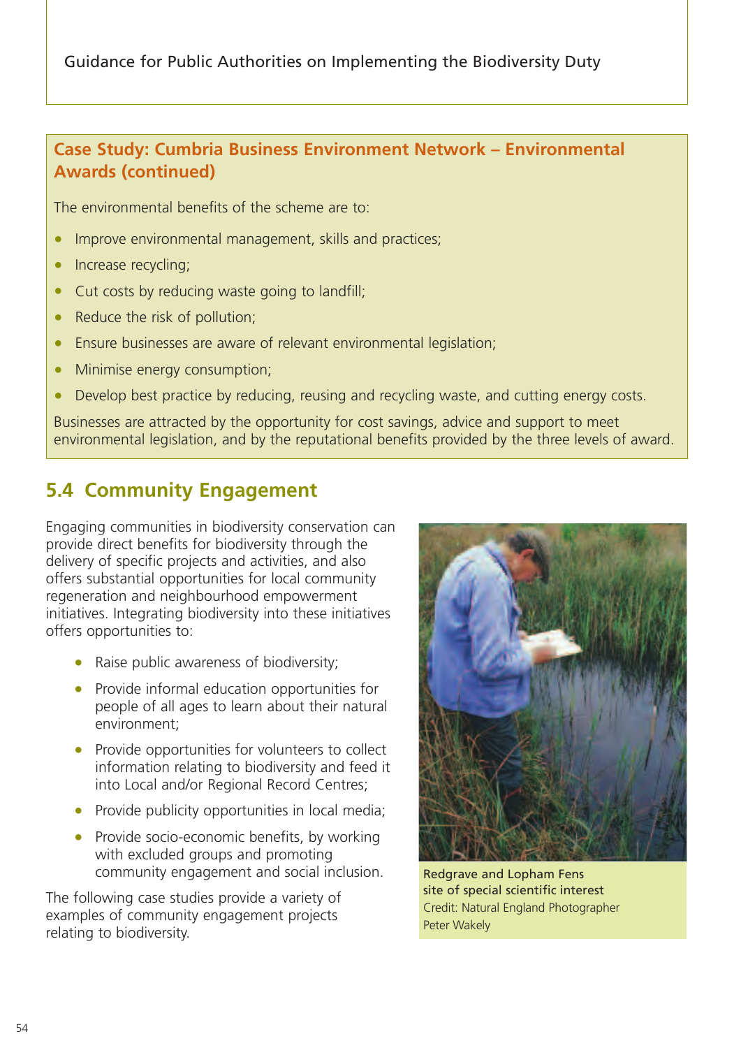## Case Study: Cumbria Business Environment Network – Environmental Awards (continued)

The environmental benefits of the scheme are to:

- Improve environmental management, skills and practices;
- Increase recycling;
- Cut costs by reducing waste going to landfill;
- Reduce the risk of pollution;
- Ensure businesses are aware of relevant environmental legislation;
- Minimise energy consumption;
- Develop best practice by reducing, reusing and recycling waste, and cutting energy costs.

Businesses are attracted by the opportunity for cost savings, advice and support to meet environmental legislation, and by the reputational benefits provided by the three levels of award.

## 5.4 Community Engagement

Engaging communities in biodiversity conservation can provide direct benefits for biodiversity through the delivery of specific projects and activities, and also offers substantial opportunities for local community regeneration and neighbourhood empowerment initiatives. Integrating biodiversity into these initiatives offers opportunities to:

- Raise public awareness of biodiversity;
- Provide informal education opportunities for people of all ages to learn about their natural environment;
- Provide opportunities for volunteers to collect information relating to biodiversity and feed it into Local and/or Regional Record Centres;
- Provide publicity opportunities in local media;
- Provide socio-economic benefits, by working with excluded groups and promoting community engagement and social inclusion.

The following case studies provide a variety of examples of community engagement projects relating to biodiversity.

Redgrave and Lopham Fens site of special scientific interest
Credit: Natural England Photographer Peter Wakely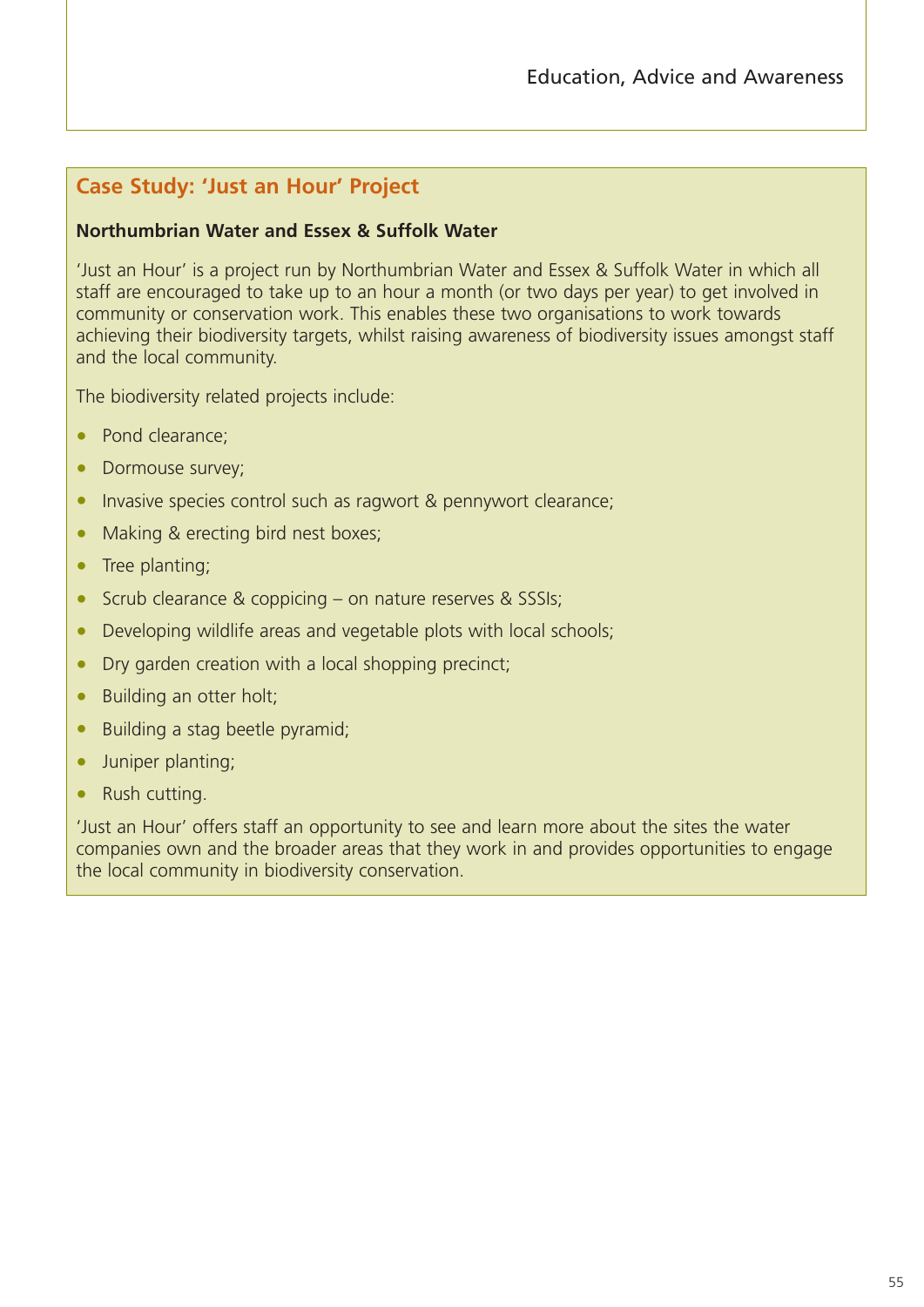## Case Study: 'Just an Hour' Project

**Northumbrian Water and Essex & Suffolk Water**

'Just an Hour' is a project run by Northumbrian Water and Essex & Suffolk Water in which all staff are encouraged to take up to an hour a month (or two days per year) to get involved in community or conservation work. This enables these two organisations to work towards achieving their biodiversity targets, whilst raising awareness of biodiversity issues amongst staff and the local community.

The biodiversity related projects include:

- Pond clearance;
- Dormouse survey;
- Invasive species control such as ragwort & pennywort clearance;
- Making & erecting bird nest boxes;
- Tree planting;
- Scrub clearance & coppicing – on nature reserves & SSSIs;
- Developing wildlife areas and vegetable plots with local schools;
- Dry garden creation with a local shopping precinct;
- Building an otter holt;
- Building a stag beetle pyramid;
- Juniper planting;
- Rush cutting.

'Just an Hour' offers staff an opportunity to see and learn more about the sites the water companies own and the broader areas that they work in and provides opportunities to engage the local community in biodiversity conservation.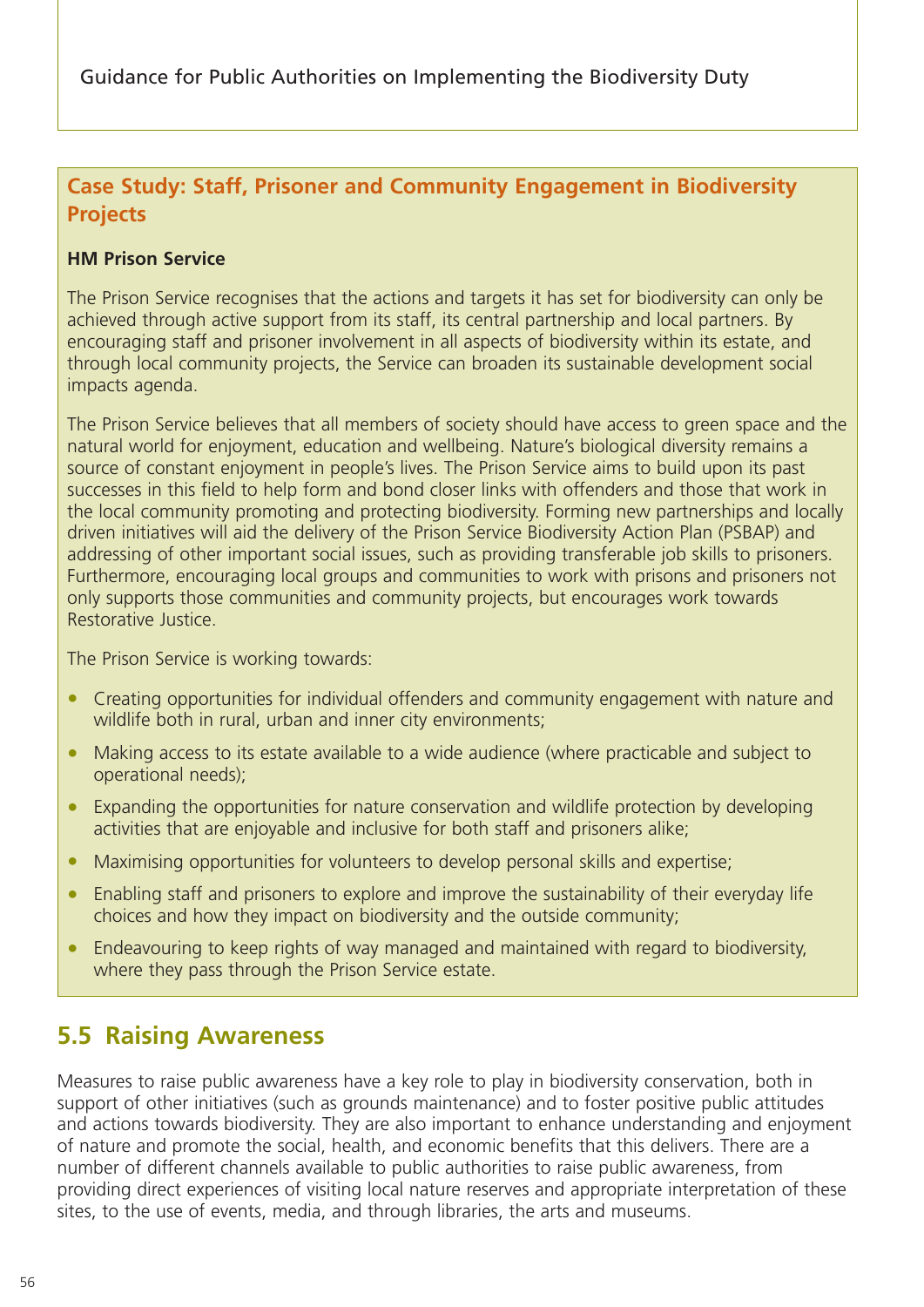### Case Study: Staff, Prisoner and Community Engagement in Biodiversity Projects

**HM Prison Service**

The Prison Service recognises that the actions and targets it has set for biodiversity can only be achieved through active support from its staff, its central partnership and local partners. By encouraging staff and prisoner involvement in all aspects of biodiversity within its estate, and through local community projects, the Service can broaden its sustainable development social impacts agenda.

The Prison Service believes that all members of society should have access to green space and the natural world for enjoyment, education and wellbeing. Nature's biological diversity remains a source of constant enjoyment in people's lives. The Prison Service aims to build upon its past successes in this field to help form and bond closer links with offenders and those that work in the local community promoting and protecting biodiversity. Forming new partnerships and locally driven initiatives will aid the delivery of the Prison Service Biodiversity Action Plan (PSBAP) and addressing of other important social issues, such as providing transferable job skills to prisoners. Furthermore, encouraging local groups and communities to work with prisons and prisoners not only supports those communities and community projects, but encourages work towards Restorative Justice.

The Prison Service is working towards:

- Creating opportunities for individual offenders and community engagement with nature and wildlife both in rural, urban and inner city environments;
- Making access to its estate available to a wide audience (where practicable and subject to operational needs);
- Expanding the opportunities for nature conservation and wildlife protection by developing activities that are enjoyable and inclusive for both staff and prisoners alike;
- Maximising opportunities for volunteers to develop personal skills and expertise;
- Enabling staff and prisoners to explore and improve the sustainability of their everyday life choices and how they impact on biodiversity and the outside community;
- Endeavouring to keep rights of way managed and maintained with regard to biodiversity, where they pass through the Prison Service estate.

## 5.5 Raising Awareness

Measures to raise public awareness have a key role to play in biodiversity conservation, both in support of other initiatives (such as grounds maintenance) and to foster positive public attitudes and actions towards biodiversity. They are also important to enhance understanding and enjoyment of nature and promote the social, health, and economic benefits that this delivers. There are a number of different channels available to public authorities to raise public awareness, from providing direct experiences of visiting local nature reserves and appropriate interpretation of these sites, to the use of events, media, and through libraries, the arts and museums.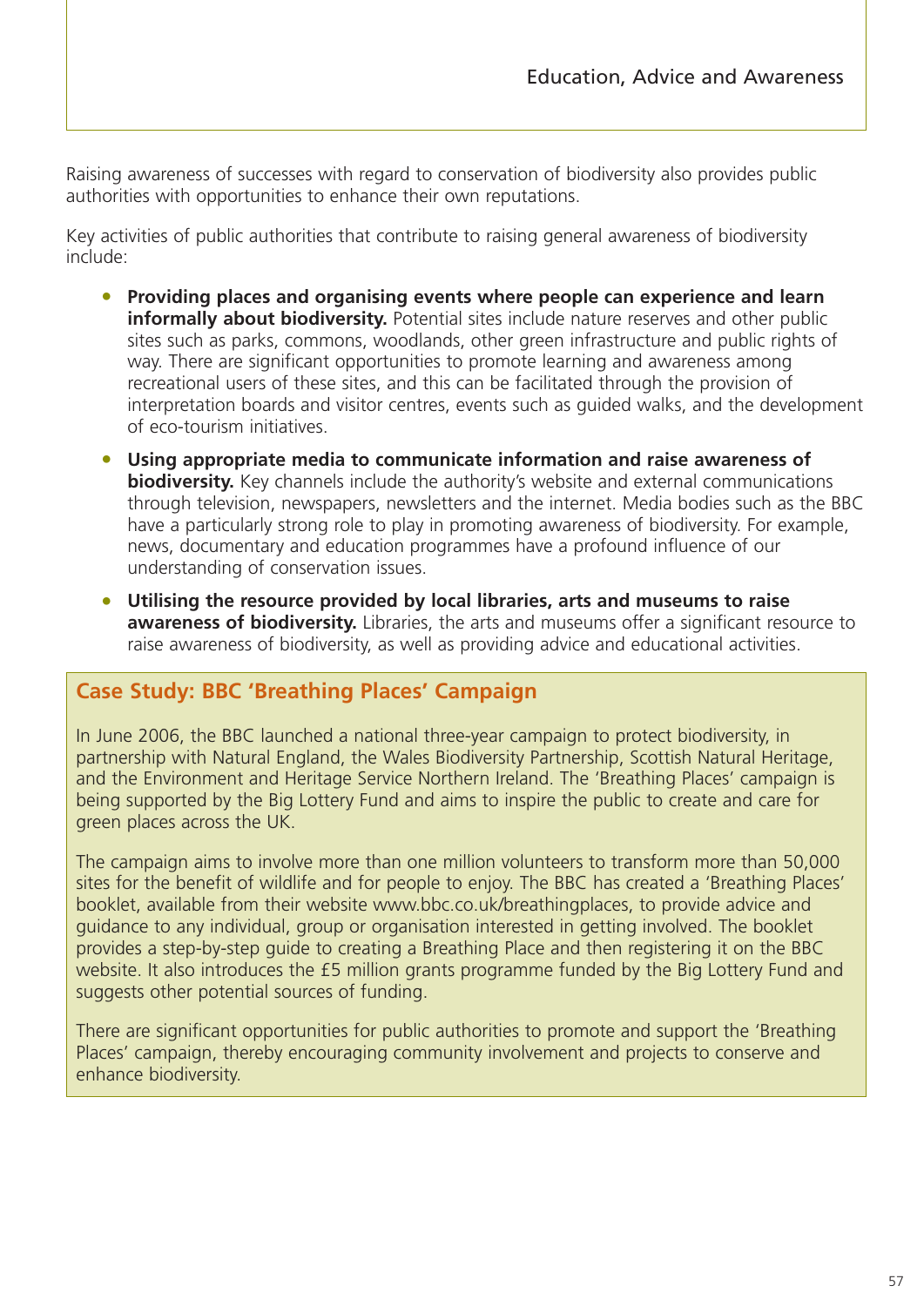Raising awareness of successes with regard to conservation of biodiversity also provides public authorities with opportunities to enhance their own reputations.

Key activities of public authorities that contribute to raising general awareness of biodiversity include:

- **Providing places and organising events where people can experience and learn informally about biodiversity.** Potential sites include nature reserves and other public sites such as parks, commons, woodlands, other green infrastructure and public rights of way. There are significant opportunities to promote learning and awareness among recreational users of these sites, and this can be facilitated through the provision of interpretation boards and visitor centres, events such as guided walks, and the development of eco-tourism initiatives.
- **Using appropriate media to communicate information and raise awareness of biodiversity.** Key channels include the authority's website and external communications through television, newspapers, newsletters and the internet. Media bodies such as the BBC have a particularly strong role to play in promoting awareness of biodiversity. For example, news, documentary and education programmes have a profound influence of our understanding of conservation issues.
- **Utilising the resource provided by local libraries, arts and museums to raise awareness of biodiversity.** Libraries, the arts and museums offer a significant resource to raise awareness of biodiversity, as well as providing advice and educational activities.

## Case Study: BBC 'Breathing Places' Campaign

In June 2006, the BBC launched a national three-year campaign to protect biodiversity, in partnership with Natural England, the Wales Biodiversity Partnership, Scottish Natural Heritage, and the Environment and Heritage Service Northern Ireland. The 'Breathing Places' campaign is being supported by the Big Lottery Fund and aims to inspire the public to create and care for green places across the UK.

The campaign aims to involve more than one million volunteers to transform more than 50,000 sites for the benefit of wildlife and for people to enjoy. The BBC has created a 'Breathing Places' booklet, available from their website www.bbc.co.uk/breathingplaces, to provide advice and guidance to any individual, group or organisation interested in getting involved. The booklet provides a step-by-step guide to creating a Breathing Place and then registering it on the BBC website. It also introduces the £5 million grants programme funded by the Big Lottery Fund and suggests other potential sources of funding.

There are significant opportunities for public authorities to promote and support the 'Breathing Places' campaign, thereby encouraging community involvement and projects to conserve and enhance biodiversity.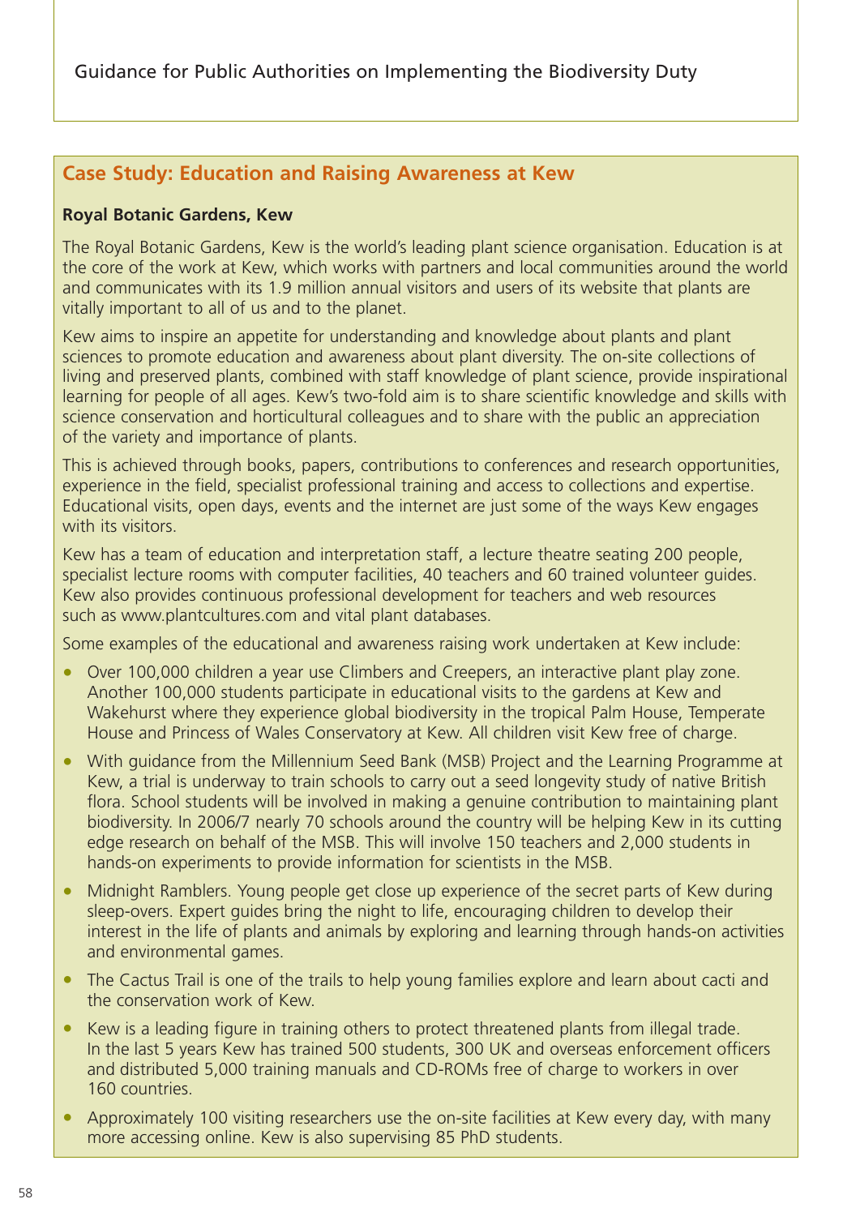## Case Study: Education and Raising Awareness at Kew

**Royal Botanic Gardens, Kew**

The Royal Botanic Gardens, Kew is the world's leading plant science organisation. Education is at the core of the work at Kew, which works with partners and local communities around the world and communicates with its 1.9 million annual visitors and users of its website that plants are vitally important to all of us and to the planet.

Kew aims to inspire an appetite for understanding and knowledge about plants and plant sciences to promote education and awareness about plant diversity. The on-site collections of living and preserved plants, combined with staff knowledge of plant science, provide inspirational learning for people of all ages. Kew's two-fold aim is to share scientific knowledge and skills with science conservation and horticultural colleagues and to share with the public an appreciation of the variety and importance of plants.

This is achieved through books, papers, contributions to conferences and research opportunities, experience in the field, specialist professional training and access to collections and expertise. Educational visits, open days, events and the internet are just some of the ways Kew engages with its visitors.

Kew has a team of education and interpretation staff, a lecture theatre seating 200 people, specialist lecture rooms with computer facilities, 40 teachers and 60 trained volunteer guides. Kew also provides continuous professional development for teachers and web resources such as www.plantcultures.com and vital plant databases.

Some examples of the educational and awareness raising work undertaken at Kew include:

- Over 100,000 children a year use Climbers and Creepers, an interactive plant play zone. Another 100,000 students participate in educational visits to the gardens at Kew and Wakehurst where they experience global biodiversity in the tropical Palm House, Temperate House and Princess of Wales Conservatory at Kew. All children visit Kew free of charge.
- With guidance from the Millennium Seed Bank (MSB) Project and the Learning Programme at Kew, a trial is underway to train schools to carry out a seed longevity study of native British flora. School students will be involved in making a genuine contribution to maintaining plant biodiversity. In 2006/7 nearly 70 schools around the country will be helping Kew in its cutting edge research on behalf of the MSB. This will involve 150 teachers and 2,000 students in hands-on experiments to provide information for scientists in the MSB.
- Midnight Ramblers. Young people get close up experience of the secret parts of Kew during sleep-overs. Expert guides bring the night to life, encouraging children to develop their interest in the life of plants and animals by exploring and learning through hands-on activities and environmental games.
- The Cactus Trail is one of the trails to help young families explore and learn about cacti and the conservation work of Kew.
- Kew is a leading figure in training others to protect threatened plants from illegal trade. In the last 5 years Kew has trained 500 students, 300 UK and overseas enforcement officers and distributed 5,000 training manuals and CD-ROMs free of charge to workers in over 160 countries.
- Approximately 100 visiting researchers use the on-site facilities at Kew every day, with many more accessing online. Kew is also supervising 85 PhD students.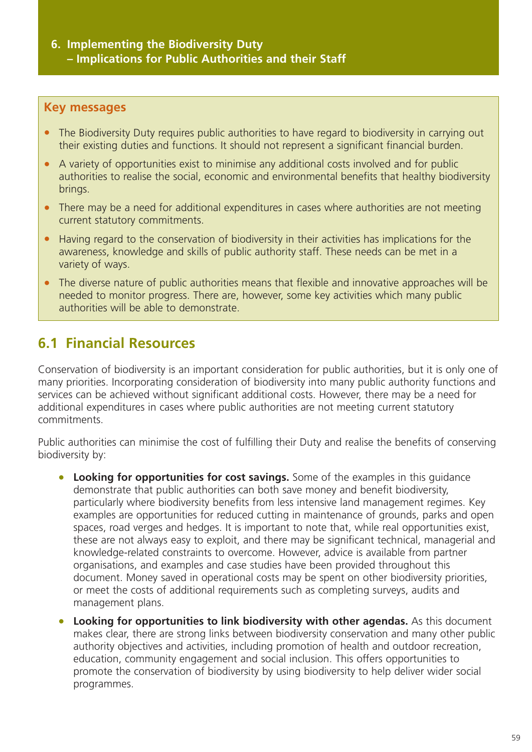# 6. Implementing the Biodiversity Duty – Implications for Public Authorities and their Staff

**Key messages**

- The Biodiversity Duty requires public authorities to have regard to biodiversity in carrying out their existing duties and functions. It should not represent a significant financial burden.
- A variety of opportunities exist to minimise any additional costs involved and for public authorities to realise the social, economic and environmental benefits that healthy biodiversity brings.
- There may be a need for additional expenditures in cases where authorities are not meeting current statutory commitments.
- Having regard to the conservation of biodiversity in their activities has implications for the awareness, knowledge and skills of public authority staff. These needs can be met in a variety of ways.
- The diverse nature of public authorities means that flexible and innovative approaches will be needed to monitor progress. There are, however, some key activities which many public authorities will be able to demonstrate.

## 6.1 Financial Resources

Conservation of biodiversity is an important consideration for public authorities, but it is only one of many priorities. Incorporating consideration of biodiversity into many public authority functions and services can be achieved without significant additional costs. However, there may be a need for additional expenditures in cases where public authorities are not meeting current statutory commitments.

Public authorities can minimise the cost of fulfilling their Duty and realise the benefits of conserving biodiversity by:

- **Looking for opportunities for cost savings.** Some of the examples in this guidance demonstrate that public authorities can both save money and benefit biodiversity, particularly where biodiversity benefits from less intensive land management regimes. Key examples are opportunities for reduced cutting in maintenance of grounds, parks and open spaces, road verges and hedges. It is important to note that, while real opportunities exist, these are not always easy to exploit, and there may be significant technical, managerial and knowledge-related constraints to overcome. However, advice is available from partner organisations, and examples and case studies have been provided throughout this document. Money saved in operational costs may be spent on other biodiversity priorities, or meet the costs of additional requirements such as completing surveys, audits and management plans.
- **Looking for opportunities to link biodiversity with other agendas.** As this document makes clear, there are strong links between biodiversity conservation and many other public authority objectives and activities, including promotion of health and outdoor recreation, education, community engagement and social inclusion. This offers opportunities to promote the conservation of biodiversity by using biodiversity to help deliver wider social programmes.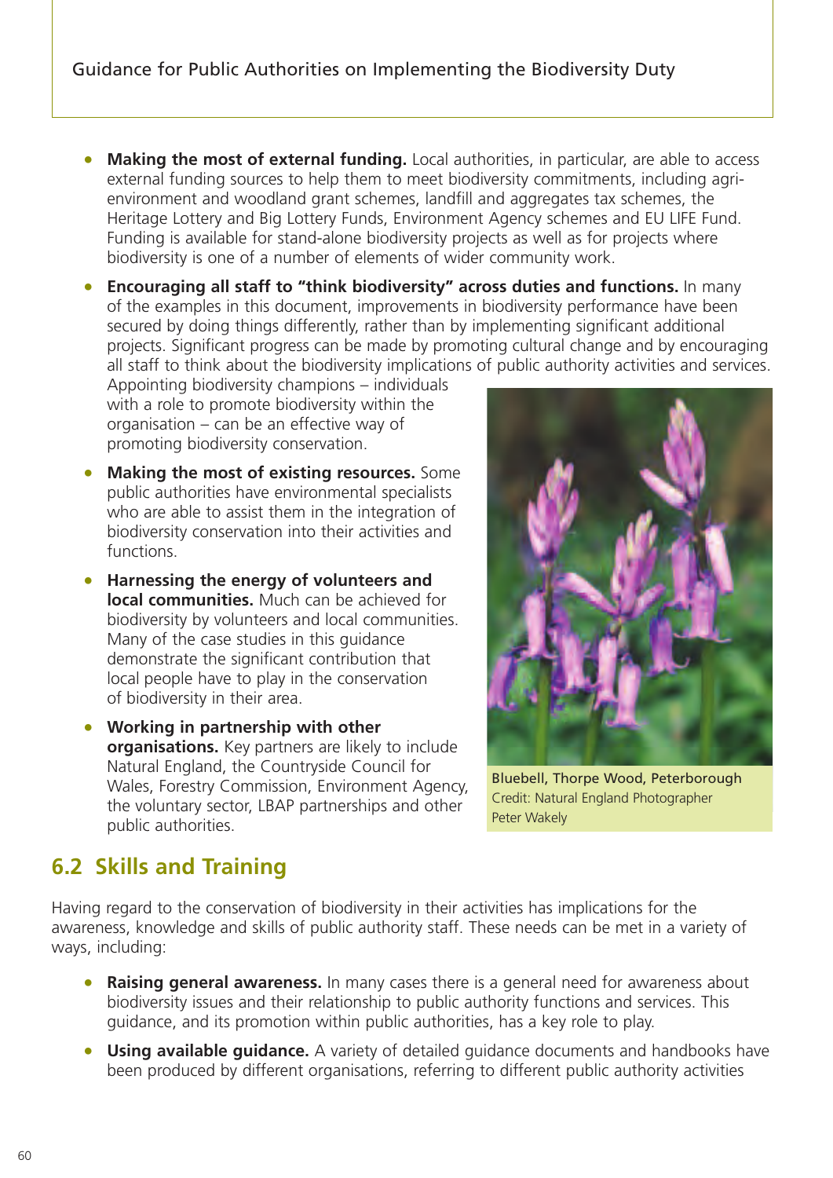- **Making the most of external funding.** Local authorities, in particular, are able to access external funding sources to help them to meet biodiversity commitments, including agri-environment and woodland grant schemes, landfill and aggregates tax schemes, the Heritage Lottery and Big Lottery Funds, Environment Agency schemes and EU LIFE Fund. Funding is available for stand-alone biodiversity projects as well as for projects where biodiversity is one of a number of elements of wider community work.
- **Encouraging all staff to "think biodiversity" across duties and functions.** In many of the examples in this document, improvements in biodiversity performance have been secured by doing things differently, rather than by implementing significant additional projects. Significant progress can be made by promoting cultural change and by encouraging all staff to think about the biodiversity implications of public authority activities and services. Appointing biodiversity champions – individuals with a role to promote biodiversity within the organisation – can be an effective way of promoting biodiversity conservation.
- **Making the most of existing resources.** Some public authorities have environmental specialists who are able to assist them in the integration of biodiversity conservation into their activities and functions.
- **Harnessing the energy of volunteers and local communities.** Much can be achieved for biodiversity by volunteers and local communities. Many of the case studies in this guidance demonstrate the significant contribution that local people have to play in the conservation of biodiversity in their area.
- **Working in partnership with other organisations.** Key partners are likely to include Natural England, the Countryside Council for Wales, Forestry Commission, Environment Agency, the voluntary sector, LBAP partnerships and other public authorities.

Bluebell, Thorpe Wood, Peterborough
Credit: Natural England Photographer Peter Wakely

## 6.2 Skills and Training

Having regard to the conservation of biodiversity in their activities has implications for the awareness, knowledge and skills of public authority staff. These needs can be met in a variety of ways, including:

- **Raising general awareness.** In many cases there is a general need for awareness about biodiversity issues and their relationship to public authority functions and services. This guidance, and its promotion within public authorities, has a key role to play.
- **Using available guidance.** A variety of detailed guidance documents and handbooks have been produced by different organisations, referring to different public authority activities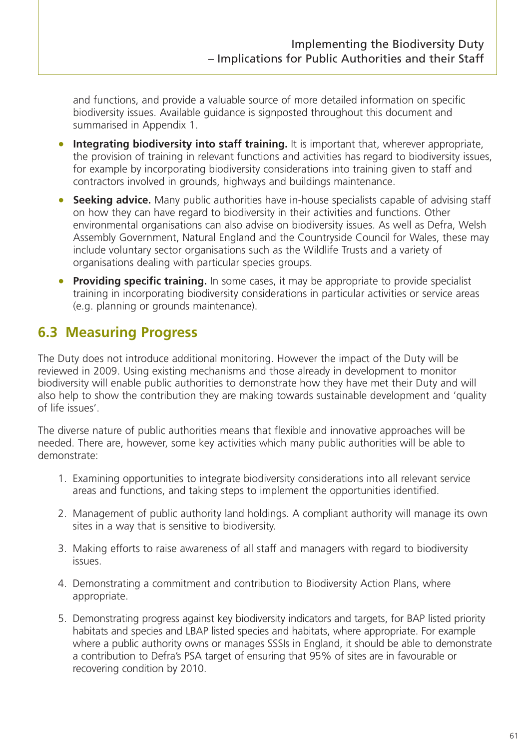and functions, and provide a valuable source of more detailed information on specific biodiversity issues. Available guidance is signposted throughout this document and summarised in Appendix 1.

- **Integrating biodiversity into staff training.** It is important that, wherever appropriate, the provision of training in relevant functions and activities has regard to biodiversity issues, for example by incorporating biodiversity considerations into training given to staff and contractors involved in grounds, highways and buildings maintenance.
- **Seeking advice.** Many public authorities have in-house specialists capable of advising staff on how they can have regard to biodiversity in their activities and functions. Other environmental organisations can also advise on biodiversity issues. As well as Defra, Welsh Assembly Government, Natural England and the Countryside Council for Wales, these may include voluntary sector organisations such as the Wildlife Trusts and a variety of organisations dealing with particular species groups.
- **Providing specific training.** In some cases, it may be appropriate to provide specialist training in incorporating biodiversity considerations in particular activities or service areas (e.g. planning or grounds maintenance).

## 6.3 Measuring Progress

The Duty does not introduce additional monitoring. However the impact of the Duty will be reviewed in 2009. Using existing mechanisms and those already in development to monitor biodiversity will enable public authorities to demonstrate how they have met their Duty and will also help to show the contribution they are making towards sustainable development and 'quality of life issues'.

The diverse nature of public authorities means that flexible and innovative approaches will be needed. There are, however, some key activities which many public authorities will be able to demonstrate:

1. Examining opportunities to integrate biodiversity considerations into all relevant service areas and functions, and taking steps to implement the opportunities identified.
2. Management of public authority land holdings. A compliant authority will manage its own sites in a way that is sensitive to biodiversity.
3. Making efforts to raise awareness of all staff and managers with regard to biodiversity issues.
4. Demonstrating a commitment and contribution to Biodiversity Action Plans, where appropriate.
5. Demonstrating progress against key biodiversity indicators and targets, for BAP listed priority habitats and species and LBAP listed species and habitats, where appropriate. For example where a public authority owns or manages SSSIs in England, it should be able to demonstrate a contribution to Defra's PSA target of ensuring that 95% of sites are in favourable or recovering condition by 2010.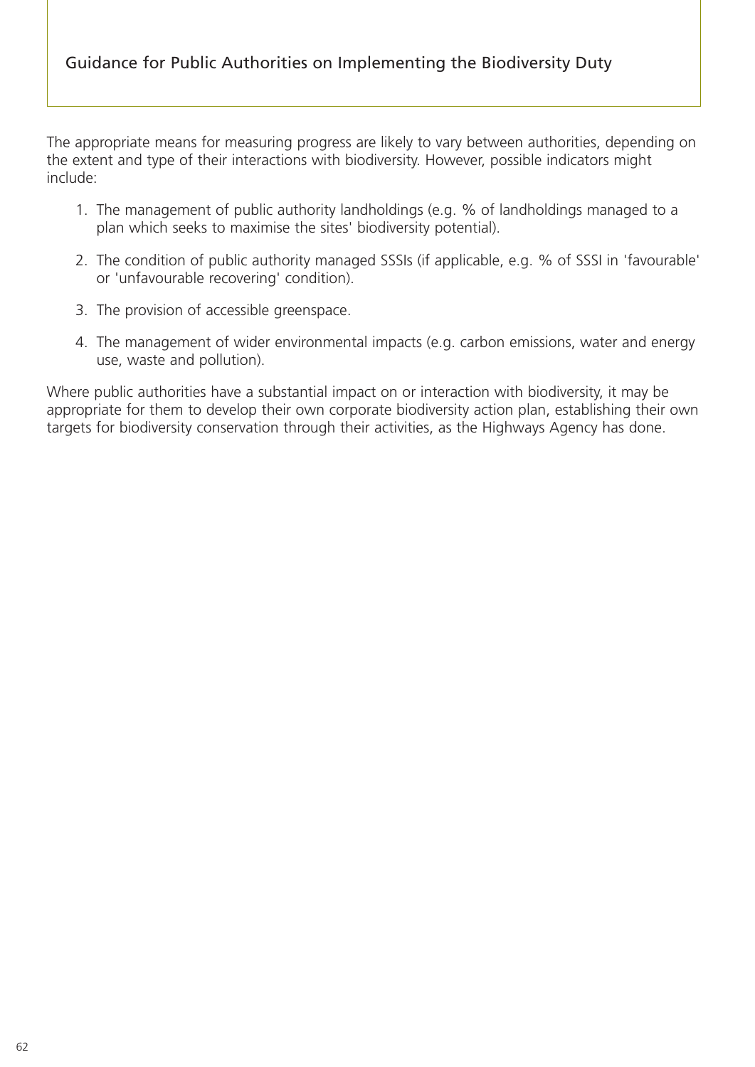The appropriate means for measuring progress are likely to vary between authorities, depending on the extent and type of their interactions with biodiversity. However, possible indicators might include:

1. The management of public authority landholdings (e.g. % of landholdings managed to a plan which seeks to maximise the sites' biodiversity potential).
2. The condition of public authority managed SSSIs (if applicable, e.g. % of SSSI in 'favourable' or 'unfavourable recovering' condition).
3. The provision of accessible greenspace.
4. The management of wider environmental impacts (e.g. carbon emissions, water and energy use, waste and pollution).

Where public authorities have a substantial impact on or interaction with biodiversity, it may be appropriate for them to develop their own corporate biodiversity action plan, establishing their own targets for biodiversity conservation through their activities, as the Highways Agency has done.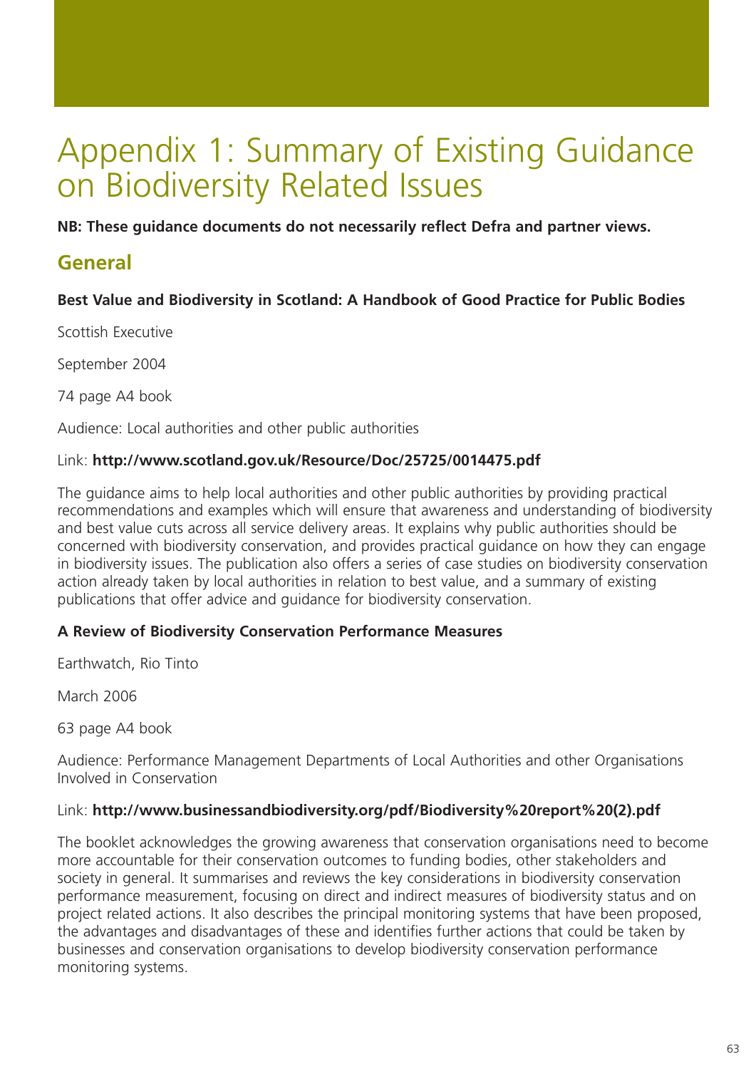# Appendix 1: Summary of Existing Guidance on Biodiversity Related Issues

**NB: These guidance documents do not necessarily reflect Defra and partner views.**

## General

**Best Value and Biodiversity in Scotland: A Handbook of Good Practice for Public Bodies**

Scottish Executive

September 2004

74 page A4 book

Audience: Local authorities and other public authorities

Link: **http://www.scotland.gov.uk/Resource/Doc/25725/0014475.pdf**

The guidance aims to help local authorities and other public authorities by providing practical recommendations and examples which will ensure that awareness and understanding of biodiversity and best value cuts across all service delivery areas. It explains why public authorities should be concerned with biodiversity conservation, and provides practical guidance on how they can engage in biodiversity issues. The publication also offers a series of case studies on biodiversity conservation action already taken by local authorities in relation to best value, and a summary of existing publications that offer advice and guidance for biodiversity conservation.

**A Review of Biodiversity Conservation Performance Measures**

Earthwatch, Rio Tinto

March 2006

63 page A4 book

Audience: Performance Management Departments of Local Authorities and other Organisations Involved in Conservation

Link: **http://www.businessandbiodiversity.org/pdf/Biodiversity%20report%20(2).pdf**

The booklet acknowledges the growing awareness that conservation organisations need to become more accountable for their conservation outcomes to funding bodies, other stakeholders and society in general. It summarises and reviews the key considerations in biodiversity conservation performance measurement, focusing on direct and indirect measures of biodiversity status and on project related actions. It also describes the principal monitoring systems that have been proposed, the advantages and disadvantages of these and identifies further actions that could be taken by businesses and conservation organisations to develop biodiversity conservation performance monitoring systems.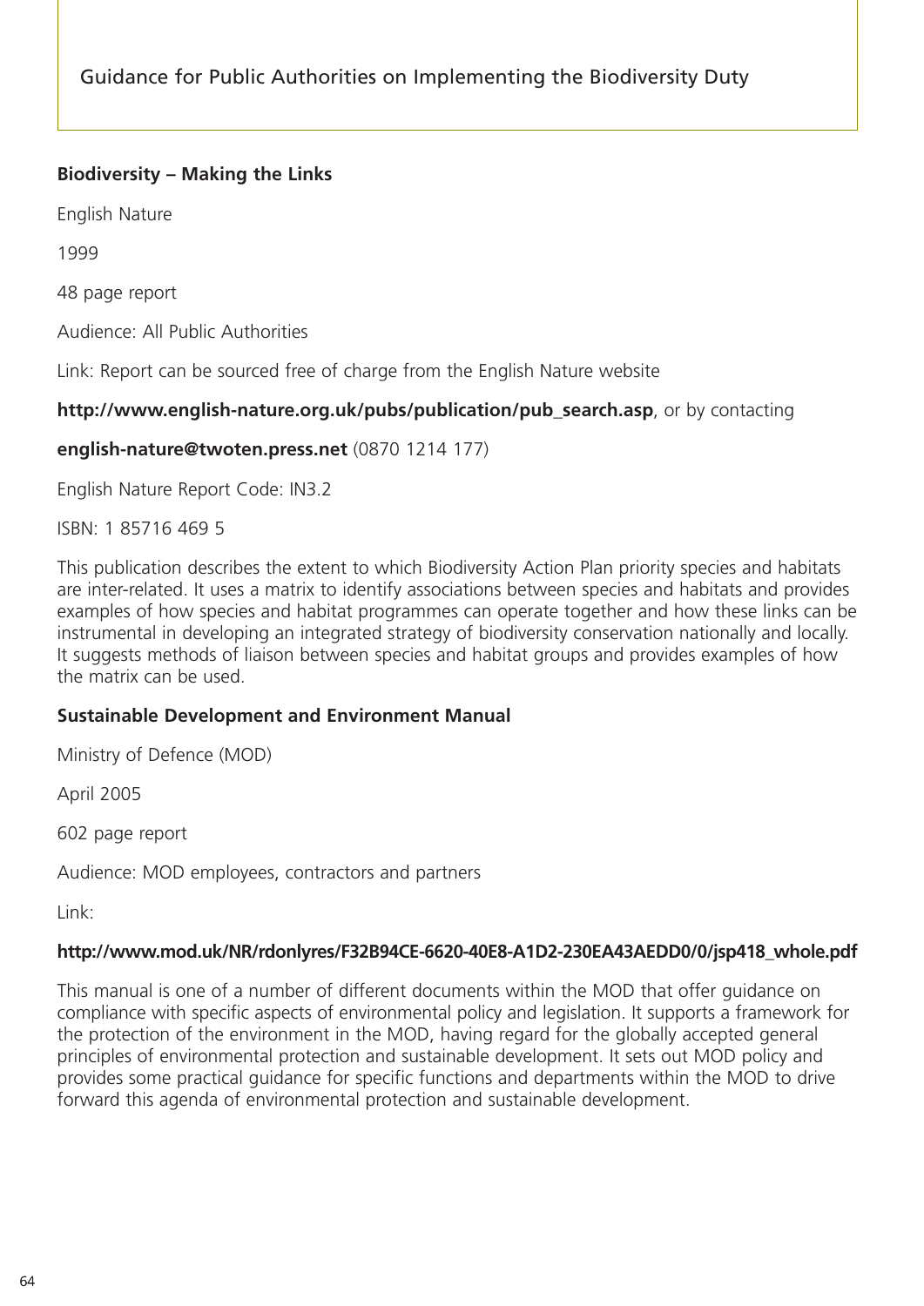**Biodiversity – Making the Links**

English Nature

1999

48 page report

Audience: All Public Authorities

Link: Report can be sourced free of charge from the English Nature website

**http://www.english-nature.org.uk/pubs/publication/pub_search.asp**, or by contacting

**english-nature@twoten.press.net** (0870 1214 177)

English Nature Report Code: IN3.2

ISBN: 1 85716 469 5

This publication describes the extent to which Biodiversity Action Plan priority species and habitats are inter-related. It uses a matrix to identify associations between species and habitats and provides examples of how species and habitat programmes can operate together and how these links can be instrumental in developing an integrated strategy of biodiversity conservation nationally and locally. It suggests methods of liaison between species and habitat groups and provides examples of how the matrix can be used.

**Sustainable Development and Environment Manual**

Ministry of Defence (MOD)

April 2005

602 page report

Audience: MOD employees, contractors and partners

Link:

**http://www.mod.uk/NR/rdonlyres/F32B94CE-6620-40E8-A1D2-230EA43AEDD0/0/jsp418_whole.pdf**

This manual is one of a number of different documents within the MOD that offer guidance on compliance with specific aspects of environmental policy and legislation. It supports a framework for the protection of the environment in the MOD, having regard for the globally accepted general principles of environmental protection and sustainable development. It sets out MOD policy and provides some practical guidance for specific functions and departments within the MOD to drive forward this agenda of environmental protection and sustainable development.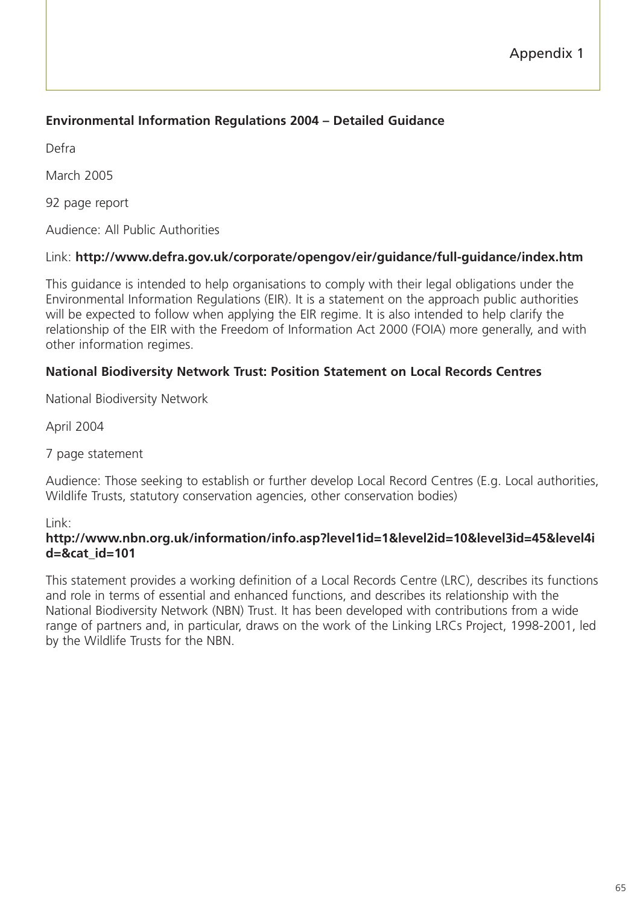# Appendix 1

**Environmental Information Regulations 2004 – Detailed Guidance**

Defra

March 2005

92 page report

Audience: All Public Authorities

Link: **http://www.defra.gov.uk/corporate/opengov/eir/guidance/full-guidance/index.htm**

This guidance is intended to help organisations to comply with their legal obligations under the Environmental Information Regulations (EIR). It is a statement on the approach public authorities will be expected to follow when applying the EIR regime. It is also intended to help clarify the relationship of the EIR with the Freedom of Information Act 2000 (FOIA) more generally, and with other information regimes.

**National Biodiversity Network Trust: Position Statement on Local Records Centres**

National Biodiversity Network

April 2004

7 page statement

Audience: Those seeking to establish or further develop Local Record Centres (E.g. Local authorities, Wildlife Trusts, statutory conservation agencies, other conservation bodies)

Link:
**http://www.nbn.org.uk/information/info.asp?level1id=1&level2id=10&level3id=45&level4id=&cat_id=101**

This statement provides a working definition of a Local Records Centre (LRC), describes its functions and role in terms of essential and enhanced functions, and describes its relationship with the National Biodiversity Network (NBN) Trust. It has been developed with contributions from a wide range of partners and, in particular, draws on the work of the Linking LRCs Project, 1998-2001, led by the Wildlife Trusts for the NBN.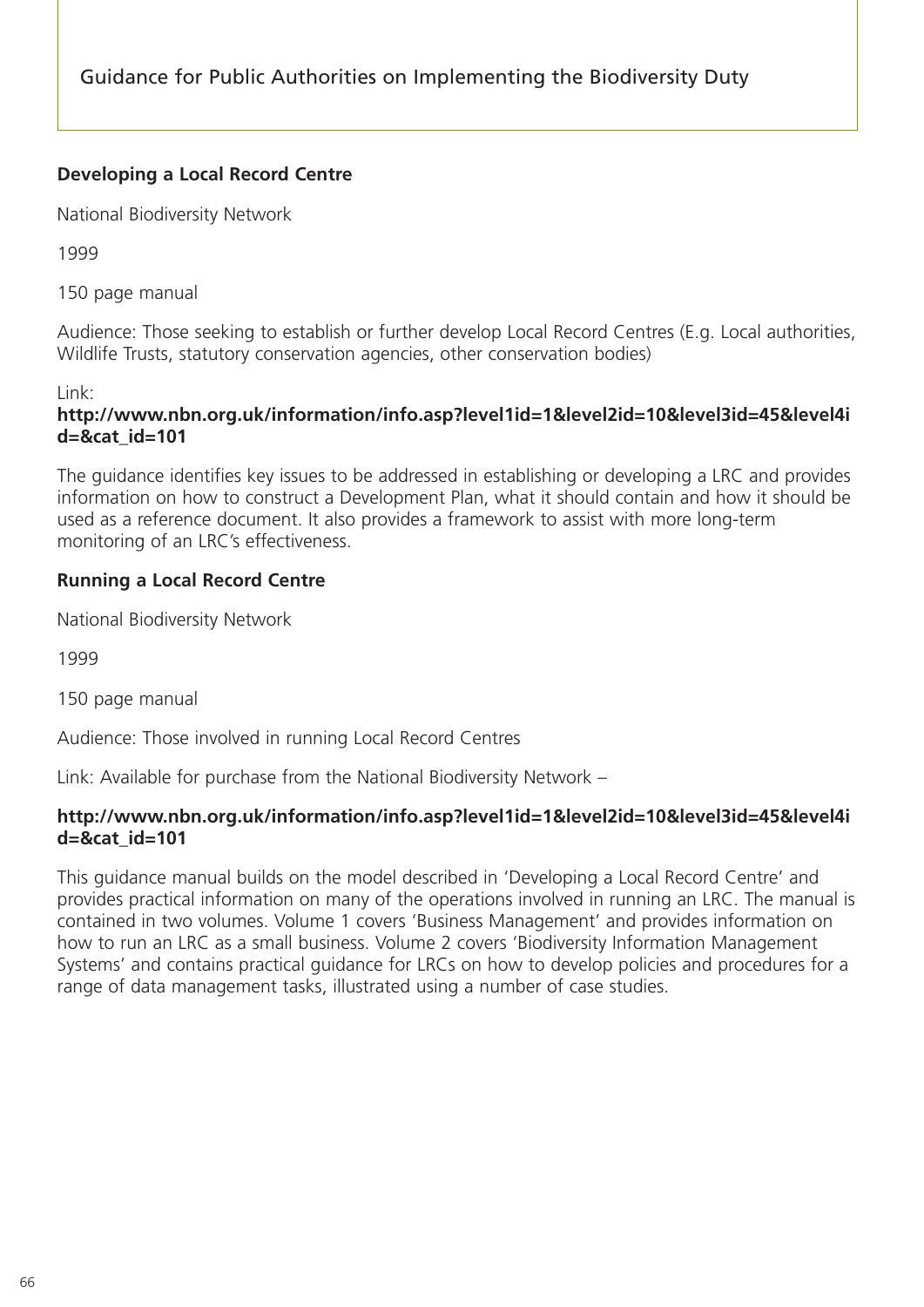**Developing a Local Record Centre**

National Biodiversity Network

1999

150 page manual

Audience: Those seeking to establish or further develop Local Record Centres (E.g. Local authorities, Wildlife Trusts, statutory conservation agencies, other conservation bodies)

Link:
**http://www.nbn.org.uk/information/info.asp?level1id=1&level2id=10&level3id=45&level4id=&cat_id=101**

The guidance identifies key issues to be addressed in establishing or developing a LRC and provides information on how to construct a Development Plan, what it should contain and how it should be used as a reference document. It also provides a framework to assist with more long-term monitoring of an LRC's effectiveness.

**Running a Local Record Centre**

National Biodiversity Network

1999

150 page manual

Audience: Those involved in running Local Record Centres

Link: Available for purchase from the National Biodiversity Network –

**http://www.nbn.org.uk/information/info.asp?level1id=1&level2id=10&level3id=45&level4id=&cat_id=101**

This guidance manual builds on the model described in 'Developing a Local Record Centre' and provides practical information on many of the operations involved in running an LRC. The manual is contained in two volumes. Volume 1 covers 'Business Management' and provides information on how to run an LRC as a small business. Volume 2 covers 'Biodiversity Information Management Systems' and contains practical guidance for LRCs on how to develop policies and procedures for a range of data management tasks, illustrated using a number of case studies.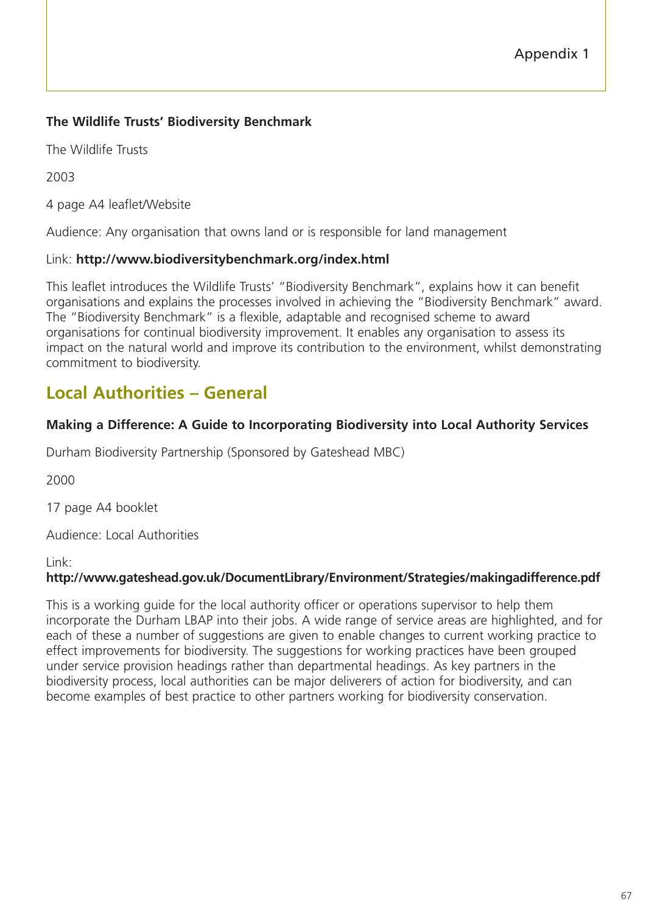**The Wildlife Trusts' Biodiversity Benchmark**

The Wildlife Trusts

2003

4 page A4 leaflet/Website

Audience: Any organisation that owns land or is responsible for land management

Link: **http://www.biodiversitybenchmark.org/index.html**

This leaflet introduces the Wildlife Trusts' "Biodiversity Benchmark", explains how it can benefit organisations and explains the processes involved in achieving the "Biodiversity Benchmark" award. The "Biodiversity Benchmark" is a flexible, adaptable and recognised scheme to award organisations for continual biodiversity improvement. It enables any organisation to assess its impact on the natural world and improve its contribution to the environment, whilst demonstrating commitment to biodiversity.

## Local Authorities – General

**Making a Difference: A Guide to Incorporating Biodiversity into Local Authority Services**

Durham Biodiversity Partnership (Sponsored by Gateshead MBC)

2000

17 page A4 booklet

Audience: Local Authorities

Link:
**http://www.gateshead.gov.uk/DocumentLibrary/Environment/Strategies/makingadifference.pdf**

This is a working guide for the local authority officer or operations supervisor to help them incorporate the Durham LBAP into their jobs. A wide range of service areas are highlighted, and for each of these a number of suggestions are given to enable changes to current working practice to effect improvements for biodiversity. The suggestions for working practices have been grouped under service provision headings rather than departmental headings. As key partners in the biodiversity process, local authorities can be major deliverers of action for biodiversity, and can become examples of best practice to other partners working for biodiversity conservation.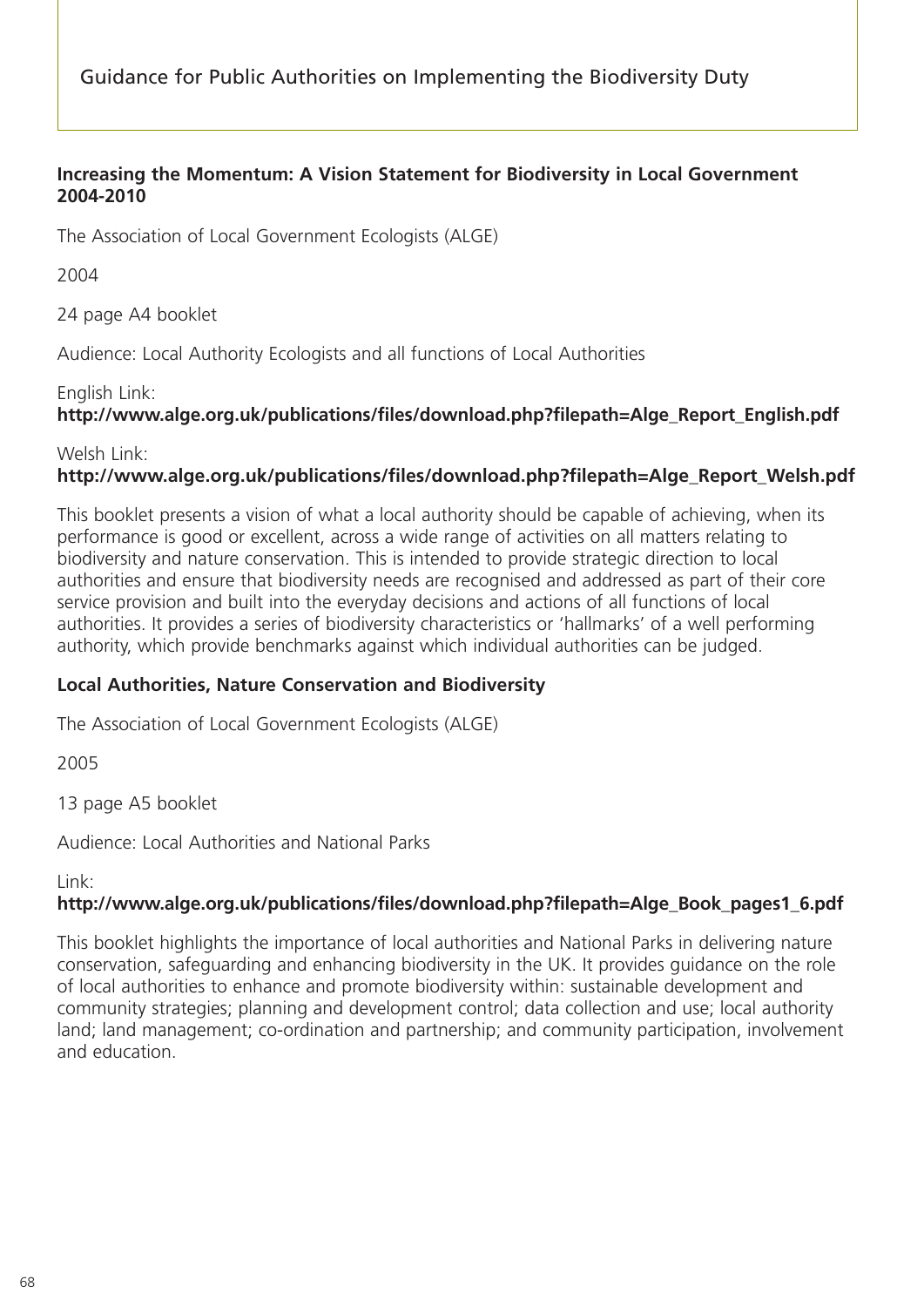**Increasing the Momentum: A Vision Statement for Biodiversity in Local Government 2004-2010**

The Association of Local Government Ecologists (ALGE)

2004

24 page A4 booklet

Audience: Local Authority Ecologists and all functions of Local Authorities

English Link:
**http://www.alge.org.uk/publications/files/download.php?filepath=Alge_Report_English.pdf**

Welsh Link:
**http://www.alge.org.uk/publications/files/download.php?filepath=Alge_Report_Welsh.pdf**

This booklet presents a vision of what a local authority should be capable of achieving, when its performance is good or excellent, across a wide range of activities on all matters relating to biodiversity and nature conservation. This is intended to provide strategic direction to local authorities and ensure that biodiversity needs are recognised and addressed as part of their core service provision and built into the everyday decisions and actions of all functions of local authorities. It provides a series of biodiversity characteristics or 'hallmarks' of a well performing authority, which provide benchmarks against which individual authorities can be judged.

**Local Authorities, Nature Conservation and Biodiversity**

The Association of Local Government Ecologists (ALGE)

2005

13 page A5 booklet

Audience: Local Authorities and National Parks

Link:
**http://www.alge.org.uk/publications/files/download.php?filepath=Alge_Book_pages1_6.pdf**

This booklet highlights the importance of local authorities and National Parks in delivering nature conservation, safeguarding and enhancing biodiversity in the UK. It provides guidance on the role of local authorities to enhance and promote biodiversity within: sustainable development and community strategies; planning and development control; data collection and use; local authority land; land management; co-ordination and partnership; and community participation, involvement and education.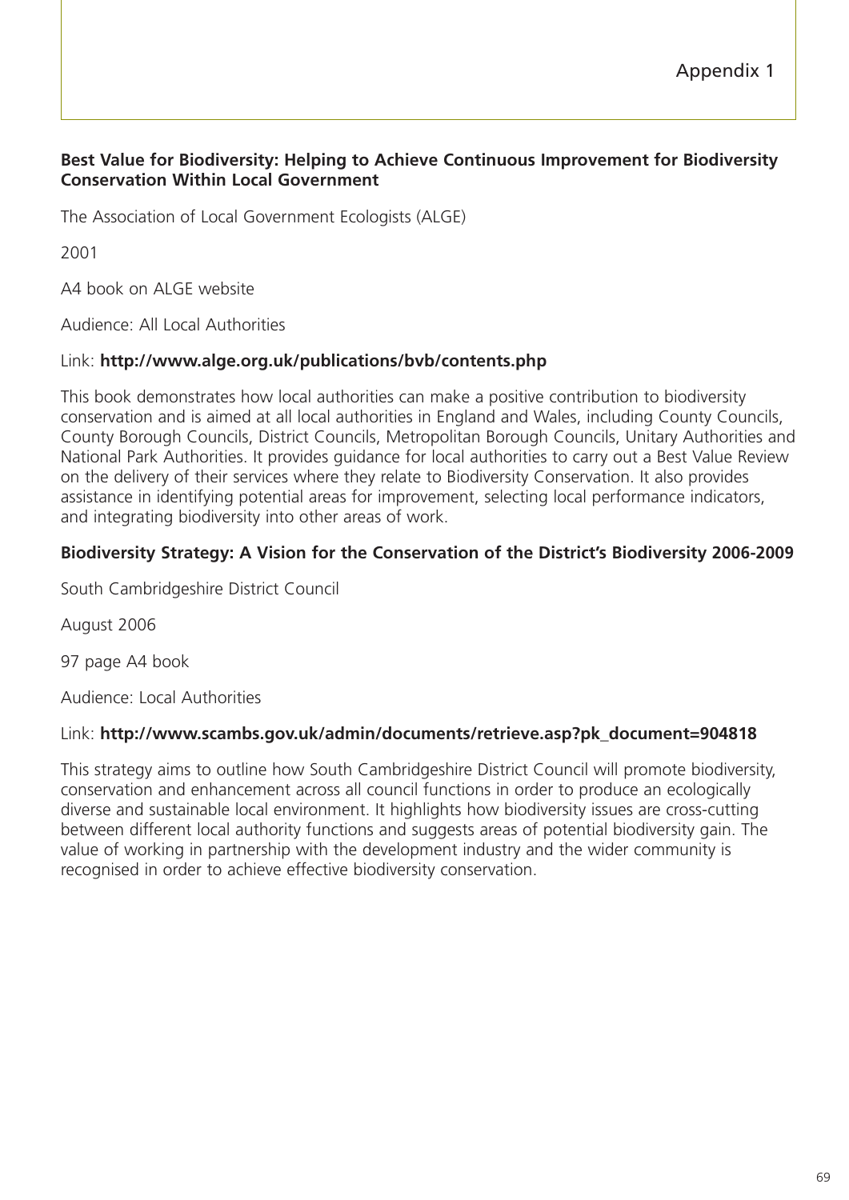# Appendix 1

**Best Value for Biodiversity: Helping to Achieve Continuous Improvement for Biodiversity Conservation Within Local Government**

The Association of Local Government Ecologists (ALGE)

2001

A4 book on ALGE website

Audience: All Local Authorities

Link: **http://www.alge.org.uk/publications/bvb/contents.php**

This book demonstrates how local authorities can make a positive contribution to biodiversity conservation and is aimed at all local authorities in England and Wales, including County Councils, County Borough Councils, District Councils, Metropolitan Borough Councils, Unitary Authorities and National Park Authorities. It provides guidance for local authorities to carry out a Best Value Review on the delivery of their services where they relate to Biodiversity Conservation. It also provides assistance in identifying potential areas for improvement, selecting local performance indicators, and integrating biodiversity into other areas of work.

**Biodiversity Strategy: A Vision for the Conservation of the District's Biodiversity 2006-2009**

South Cambridgeshire District Council

August 2006

97 page A4 book

Audience: Local Authorities

Link: **http://www.scambs.gov.uk/admin/documents/retrieve.asp?pk_document=904818**

This strategy aims to outline how South Cambridgeshire District Council will promote biodiversity, conservation and enhancement across all council functions in order to produce an ecologically diverse and sustainable local environment. It highlights how biodiversity issues are cross-cutting between different local authority functions and suggests areas of potential biodiversity gain. The value of working in partnership with the development industry and the wider community is recognised in order to achieve effective biodiversity conservation.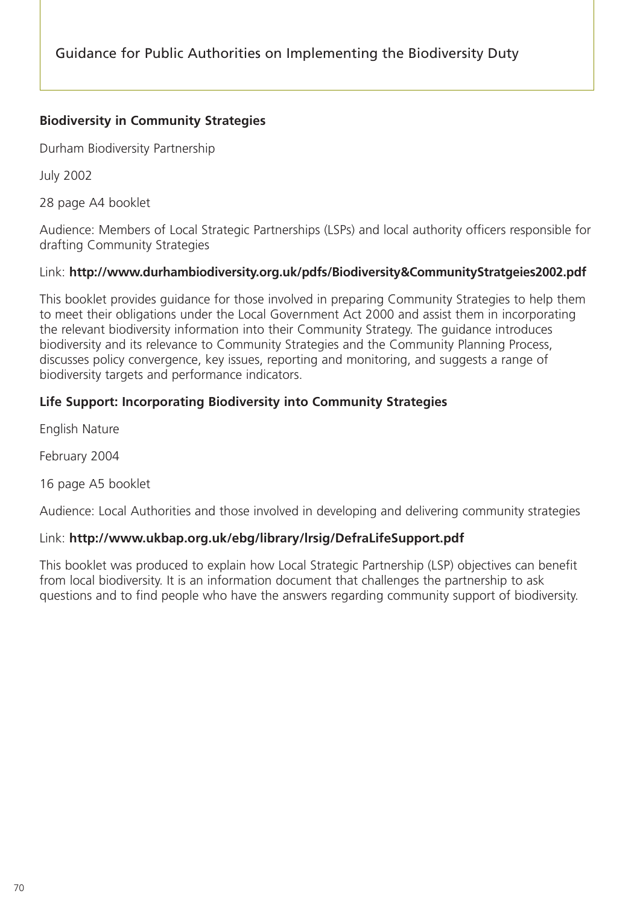**Biodiversity in Community Strategies**

Durham Biodiversity Partnership

July 2002

28 page A4 booklet

Audience: Members of Local Strategic Partnerships (LSPs) and local authority officers responsible for drafting Community Strategies

Link: **http://www.durhambiodiversity.org.uk/pdfs/Biodiversity&CommunityStratgeies2002.pdf**

This booklet provides guidance for those involved in preparing Community Strategies to help them to meet their obligations under the Local Government Act 2000 and assist them in incorporating the relevant biodiversity information into their Community Strategy. The guidance introduces biodiversity and its relevance to Community Strategies and the Community Planning Process, discusses policy convergence, key issues, reporting and monitoring, and suggests a range of biodiversity targets and performance indicators.

**Life Support: Incorporating Biodiversity into Community Strategies**

English Nature

February 2004

16 page A5 booklet

Audience: Local Authorities and those involved in developing and delivering community strategies

Link: **http://www.ukbap.org.uk/ebg/library/lrsig/DefraLifeSupport.pdf**

This booklet was produced to explain how Local Strategic Partnership (LSP) objectives can benefit from local biodiversity. It is an information document that challenges the partnership to ask questions and to find people who have the answers regarding community support of biodiversity.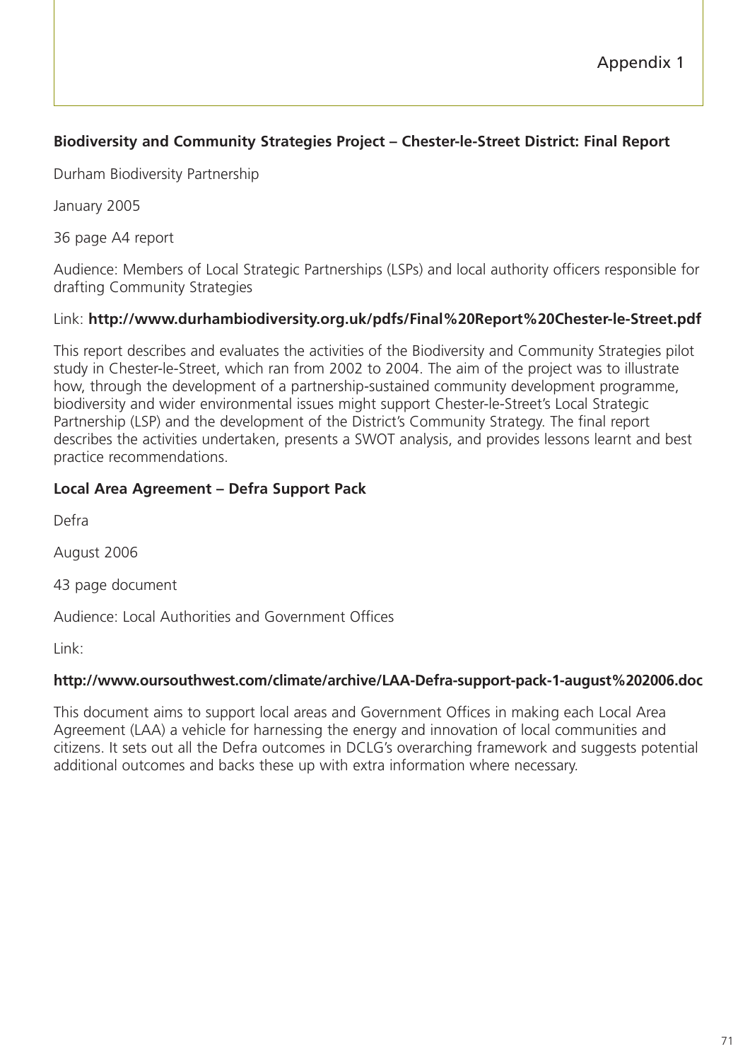Appendix 1

**Biodiversity and Community Strategies Project – Chester-le-Street District: Final Report**

Durham Biodiversity Partnership

January 2005

36 page A4 report

Audience: Members of Local Strategic Partnerships (LSPs) and local authority officers responsible for drafting Community Strategies

Link: **http://www.durhambiodiversity.org.uk/pdfs/Final%20Report%20Chester-le-Street.pdf**

This report describes and evaluates the activities of the Biodiversity and Community Strategies pilot study in Chester-le-Street, which ran from 2002 to 2004. The aim of the project was to illustrate how, through the development of a partnership-sustained community development programme, biodiversity and wider environmental issues might support Chester-le-Street's Local Strategic Partnership (LSP) and the development of the District's Community Strategy. The final report describes the activities undertaken, presents a SWOT analysis, and provides lessons learnt and best practice recommendations.

**Local Area Agreement – Defra Support Pack**

Defra

August 2006

43 page document

Audience: Local Authorities and Government Offices

Link:

**http://www.oursouthwest.com/climate/archive/LAA-Defra-support-pack-1-august%202006.doc**

This document aims to support local areas and Government Offices in making each Local Area Agreement (LAA) a vehicle for harnessing the energy and innovation of local communities and citizens. It sets out all the Defra outcomes in DCLG's overarching framework and suggests potential additional outcomes and backs these up with extra information where necessary.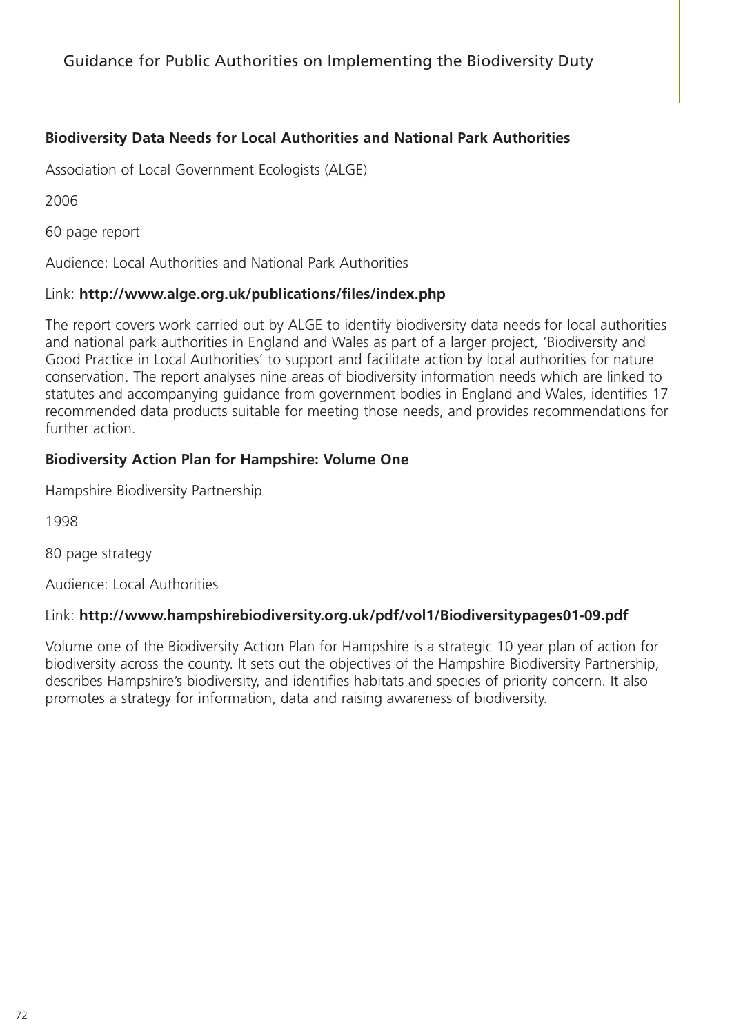**Biodiversity Data Needs for Local Authorities and National Park Authorities**

Association of Local Government Ecologists (ALGE)

2006

60 page report

Audience: Local Authorities and National Park Authorities

Link: **http://www.alge.org.uk/publications/files/index.php**

The report covers work carried out by ALGE to identify biodiversity data needs for local authorities and national park authorities in England and Wales as part of a larger project, 'Biodiversity and Good Practice in Local Authorities' to support and facilitate action by local authorities for nature conservation. The report analyses nine areas of biodiversity information needs which are linked to statutes and accompanying guidance from government bodies in England and Wales, identifies 17 recommended data products suitable for meeting those needs, and provides recommendations for further action.

**Biodiversity Action Plan for Hampshire: Volume One**

Hampshire Biodiversity Partnership

1998

80 page strategy

Audience: Local Authorities

Link: **http://www.hampshirebiodiversity.org.uk/pdf/vol1/Biodiversitypages01-09.pdf**

Volume one of the Biodiversity Action Plan for Hampshire is a strategic 10 year plan of action for biodiversity across the county. It sets out the objectives of the Hampshire Biodiversity Partnership, describes Hampshire's biodiversity, and identifies habitats and species of priority concern. It also promotes a strategy for information, data and raising awareness of biodiversity.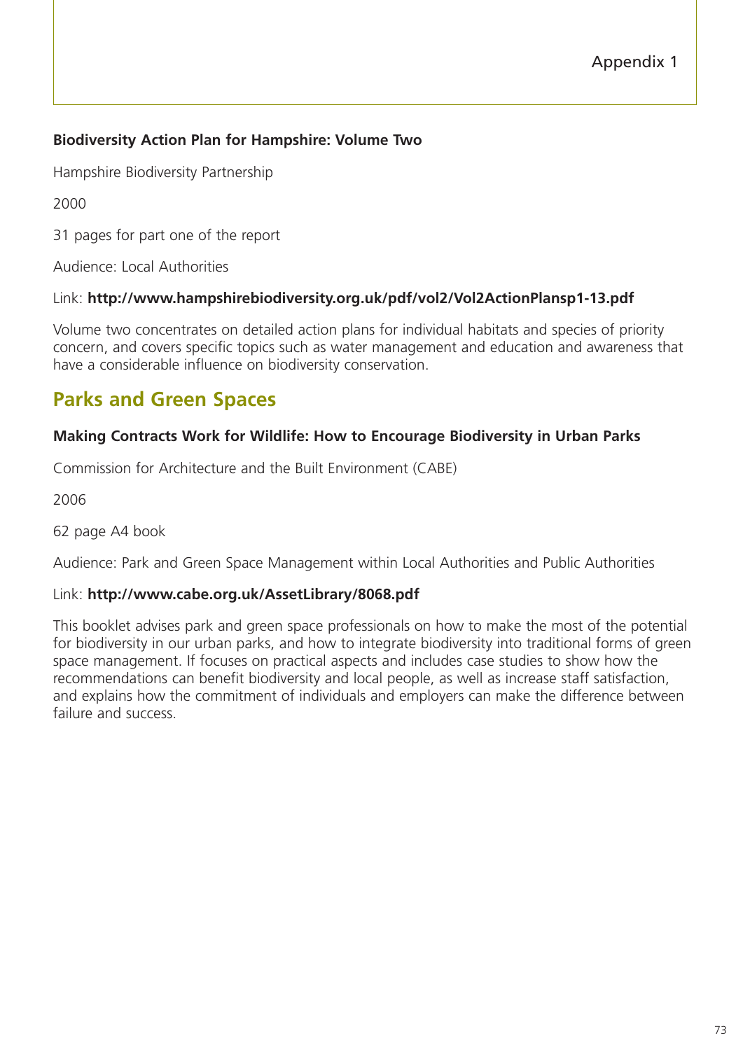**Biodiversity Action Plan for Hampshire: Volume Two**

Hampshire Biodiversity Partnership

2000

31 pages for part one of the report

Audience: Local Authorities

Link: **http://www.hampshirebiodiversity.org.uk/pdf/vol2/Vol2ActionPlansp1-13.pdf**

Volume two concentrates on detailed action plans for individual habitats and species of priority concern, and covers specific topics such as water management and education and awareness that have a considerable influence on biodiversity conservation.

## Parks and Green Spaces

**Making Contracts Work for Wildlife: How to Encourage Biodiversity in Urban Parks**

Commission for Architecture and the Built Environment (CABE)

2006

62 page A4 book

Audience: Park and Green Space Management within Local Authorities and Public Authorities

Link: **http://www.cabe.org.uk/AssetLibrary/8068.pdf**

This booklet advises park and green space professionals on how to make the most of the potential for biodiversity in our urban parks, and how to integrate biodiversity into traditional forms of green space management. If focuses on practical aspects and includes case studies to show how the recommendations can benefit biodiversity and local people, as well as increase staff satisfaction, and explains how the commitment of individuals and employers can make the difference between failure and success.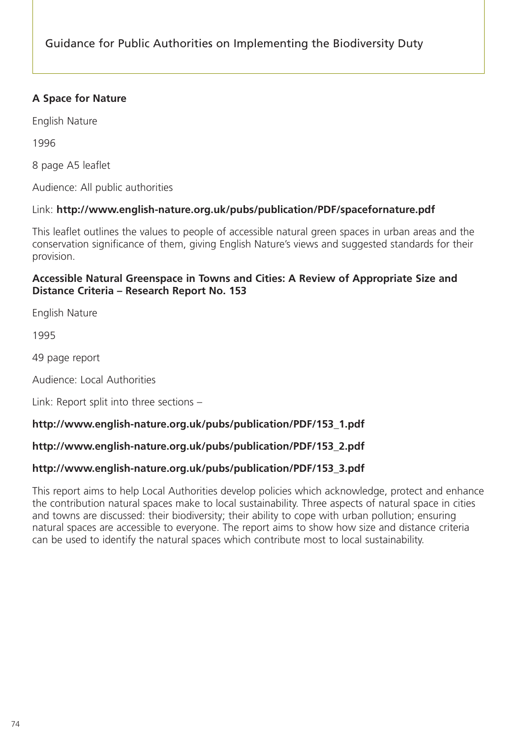**A Space for Nature**

English Nature

1996

8 page A5 leaflet

Audience: All public authorities

Link: **http://www.english-nature.org.uk/pubs/publication/PDF/spacefornature.pdf**

This leaflet outlines the values to people of accessible natural green spaces in urban areas and the conservation significance of them, giving English Nature's views and suggested standards for their provision.

**Accessible Natural Greenspace in Towns and Cities: A Review of Appropriate Size and Distance Criteria – Research Report No. 153**

English Nature

1995

49 page report

Audience: Local Authorities

Link: Report split into three sections –

**http://www.english-nature.org.uk/pubs/publication/PDF/153_1.pdf**

**http://www.english-nature.org.uk/pubs/publication/PDF/153_2.pdf**

**http://www.english-nature.org.uk/pubs/publication/PDF/153_3.pdf**

This report aims to help Local Authorities develop policies which acknowledge, protect and enhance the contribution natural spaces make to local sustainability. Three aspects of natural space in cities and towns are discussed: their biodiversity; their ability to cope with urban pollution; ensuring natural spaces are accessible to everyone. The report aims to show how size and distance criteria can be used to identify the natural spaces which contribute most to local sustainability.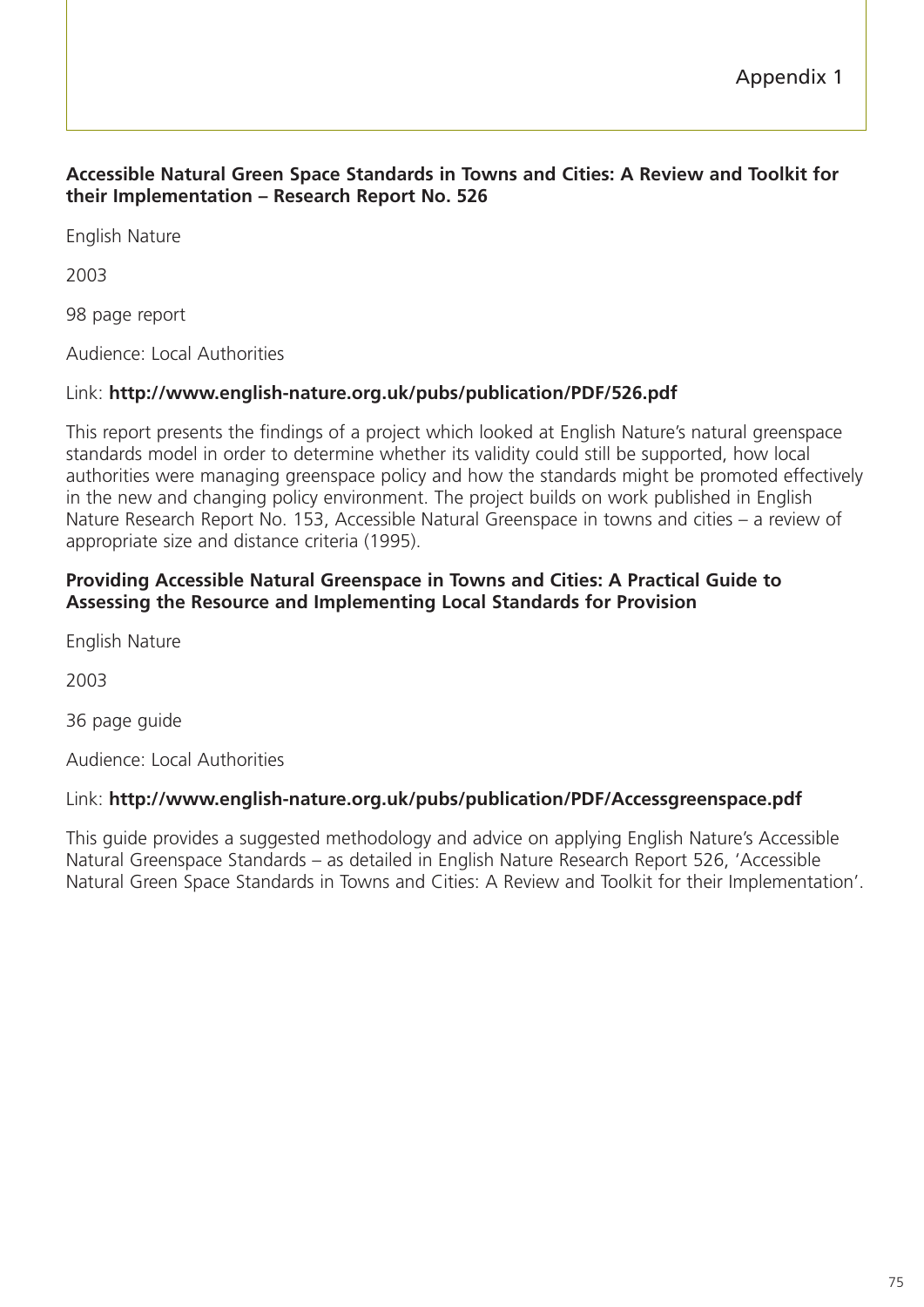# Appendix 1

**Accessible Natural Green Space Standards in Towns and Cities: A Review and Toolkit for their Implementation – Research Report No. 526**

English Nature

2003

98 page report

Audience: Local Authorities

Link: **http://www.english-nature.org.uk/pubs/publication/PDF/526.pdf**

This report presents the findings of a project which looked at English Nature's natural greenspace standards model in order to determine whether its validity could still be supported, how local authorities were managing greenspace policy and how the standards might be promoted effectively in the new and changing policy environment. The project builds on work published in English Nature Research Report No. 153, Accessible Natural Greenspace in towns and cities – a review of appropriate size and distance criteria (1995).

**Providing Accessible Natural Greenspace in Towns and Cities: A Practical Guide to Assessing the Resource and Implementing Local Standards for Provision**

English Nature

2003

36 page guide

Audience: Local Authorities

Link: **http://www.english-nature.org.uk/pubs/publication/PDF/Accessgreenspace.pdf**

This guide provides a suggested methodology and advice on applying English Nature's Accessible Natural Greenspace Standards – as detailed in English Nature Research Report 526, 'Accessible Natural Green Space Standards in Towns and Cities: A Review and Toolkit for their Implementation'.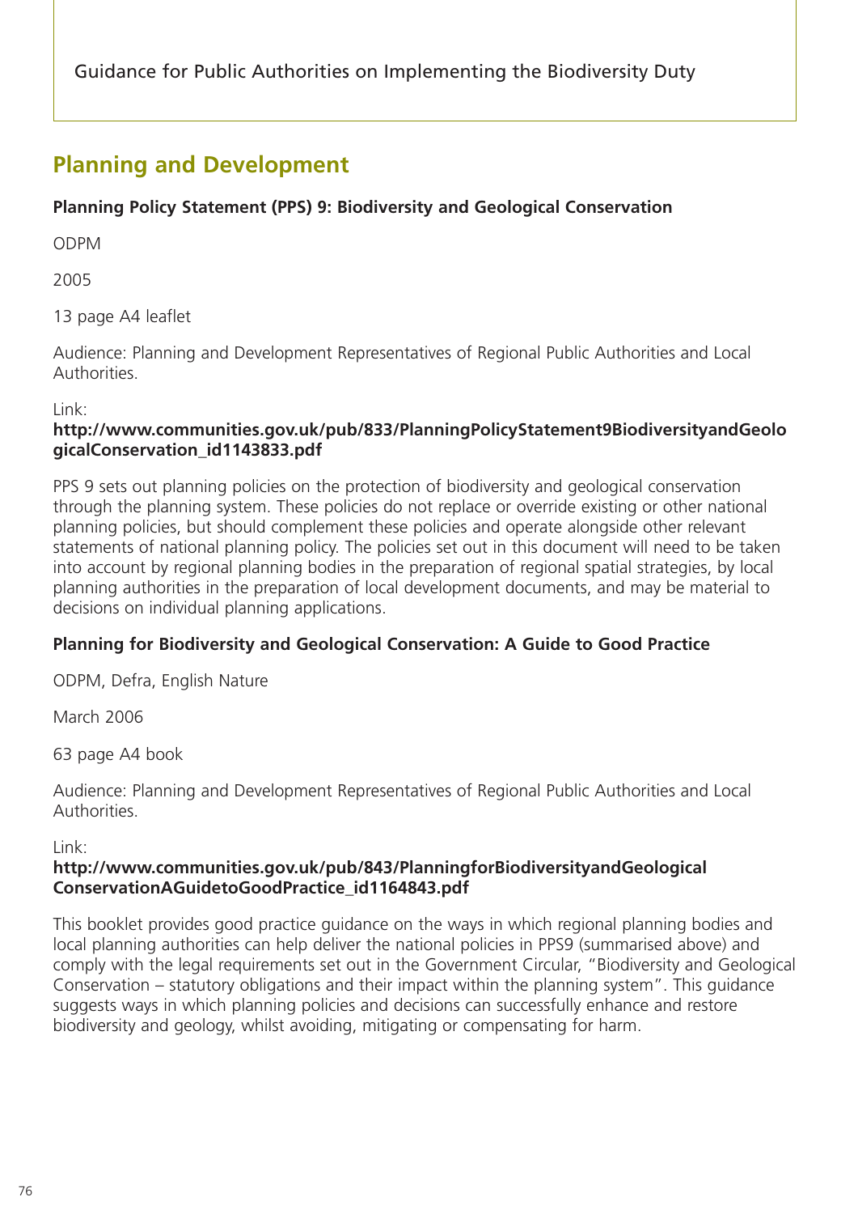## Planning and Development

**Planning Policy Statement (PPS) 9: Biodiversity and Geological Conservation**

ODPM

2005

13 page A4 leaflet

Audience: Planning and Development Representatives of Regional Public Authorities and Local Authorities.

Link:
**http://www.communities.gov.uk/pub/833/PlanningPolicyStatement9BiodiversityandGeologicalConservation_id1143833.pdf**

PPS 9 sets out planning policies on the protection of biodiversity and geological conservation through the planning system. These policies do not replace or override existing or other national planning policies, but should complement these policies and operate alongside other relevant statements of national planning policy. The policies set out in this document will need to be taken into account by regional planning bodies in the preparation of regional spatial strategies, by local planning authorities in the preparation of local development documents, and may be material to decisions on individual planning applications.

**Planning for Biodiversity and Geological Conservation: A Guide to Good Practice**

ODPM, Defra, English Nature

March 2006

63 page A4 book

Audience: Planning and Development Representatives of Regional Public Authorities and Local Authorities.

Link:
**http://www.communities.gov.uk/pub/843/PlanningforBiodiversityandGeologicalConservationAGuidetoGoodPractice_id1164843.pdf**

This booklet provides good practice guidance on the ways in which regional planning bodies and local planning authorities can help deliver the national policies in PPS9 (summarised above) and comply with the legal requirements set out in the Government Circular, "Biodiversity and Geological Conservation – statutory obligations and their impact within the planning system". This guidance suggests ways in which planning policies and decisions can successfully enhance and restore biodiversity and geology, whilst avoiding, mitigating or compensating for harm.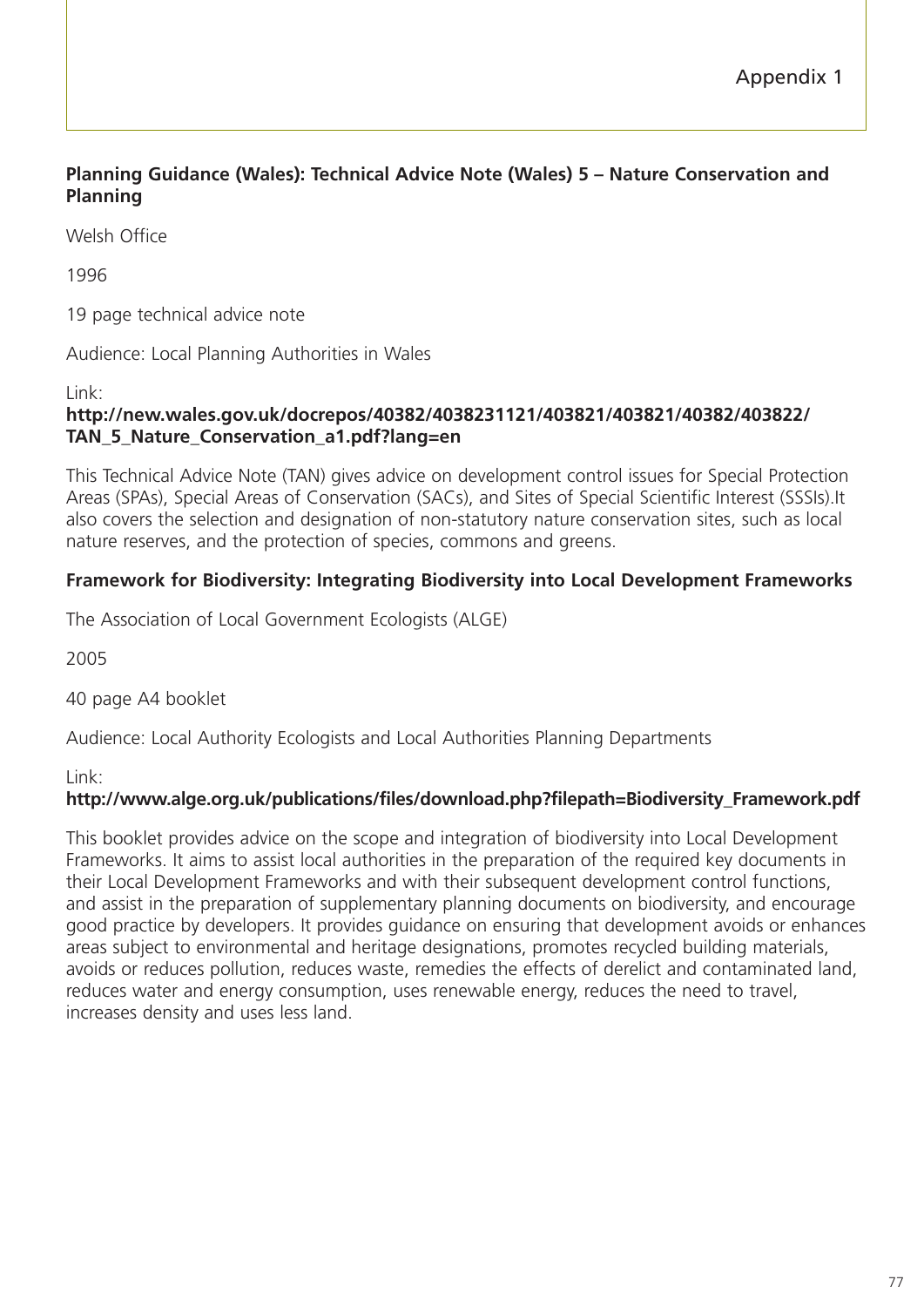**Planning Guidance (Wales): Technical Advice Note (Wales) 5 – Nature Conservation and Planning**

Welsh Office

1996

19 page technical advice note

Audience: Local Planning Authorities in Wales

Link:
**http://new.wales.gov.uk/docrepos/40382/4038231121/403821/403821/40382/403822/TAN_5_Nature_Conservation_a1.pdf?lang=en**

This Technical Advice Note (TAN) gives advice on development control issues for Special Protection Areas (SPAs), Special Areas of Conservation (SACs), and Sites of Special Scientific Interest (SSSIs).It also covers the selection and designation of non-statutory nature conservation sites, such as local nature reserves, and the protection of species, commons and greens.

**Framework for Biodiversity: Integrating Biodiversity into Local Development Frameworks**

The Association of Local Government Ecologists (ALGE)

2005

40 page A4 booklet

Audience: Local Authority Ecologists and Local Authorities Planning Departments

Link:
**http://www.alge.org.uk/publications/files/download.php?filepath=Biodiversity_Framework.pdf**

This booklet provides advice on the scope and integration of biodiversity into Local Development Frameworks. It aims to assist local authorities in the preparation of the required key documents in their Local Development Frameworks and with their subsequent development control functions, and assist in the preparation of supplementary planning documents on biodiversity, and encourage good practice by developers. It provides guidance on ensuring that development avoids or enhances areas subject to environmental and heritage designations, promotes recycled building materials, avoids or reduces pollution, reduces waste, remedies the effects of derelict and contaminated land, reduces water and energy consumption, uses renewable energy, reduces the need to travel, increases density and uses less land.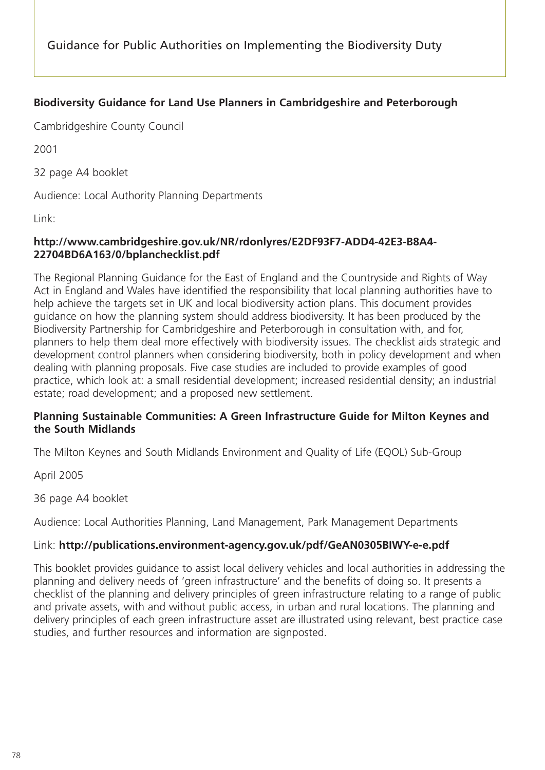**Biodiversity Guidance for Land Use Planners in Cambridgeshire and Peterborough**

Cambridgeshire County Council

2001

32 page A4 booklet

Audience: Local Authority Planning Departments

Link:

**http://www.cambridgeshire.gov.uk/NR/rdonlyres/E2DF93F7-ADD4-42E3-B8A4-22704BD6A163/0/bplanchecklist.pdf**

The Regional Planning Guidance for the East of England and the Countryside and Rights of Way Act in England and Wales have identified the responsibility that local planning authorities have to help achieve the targets set in UK and local biodiversity action plans. This document provides guidance on how the planning system should address biodiversity. It has been produced by the Biodiversity Partnership for Cambridgeshire and Peterborough in consultation with, and for, planners to help them deal more effectively with biodiversity issues. The checklist aids strategic and development control planners when considering biodiversity, both in policy development and when dealing with planning proposals. Five case studies are included to provide examples of good practice, which look at: a small residential development; increased residential density; an industrial estate; road development; and a proposed new settlement.

**Planning Sustainable Communities: A Green Infrastructure Guide for Milton Keynes and the South Midlands**

The Milton Keynes and South Midlands Environment and Quality of Life (EQOL) Sub-Group

April 2005

36 page A4 booklet

Audience: Local Authorities Planning, Land Management, Park Management Departments

Link: **http://publications.environment-agency.gov.uk/pdf/GeAN0305BIWY-e-e.pdf**

This booklet provides guidance to assist local delivery vehicles and local authorities in addressing the planning and delivery needs of 'green infrastructure' and the benefits of doing so. It presents a checklist of the planning and delivery principles of green infrastructure relating to a range of public and private assets, with and without public access, in urban and rural locations. The planning and delivery principles of each green infrastructure asset are illustrated using relevant, best practice case studies, and further resources and information are signposted.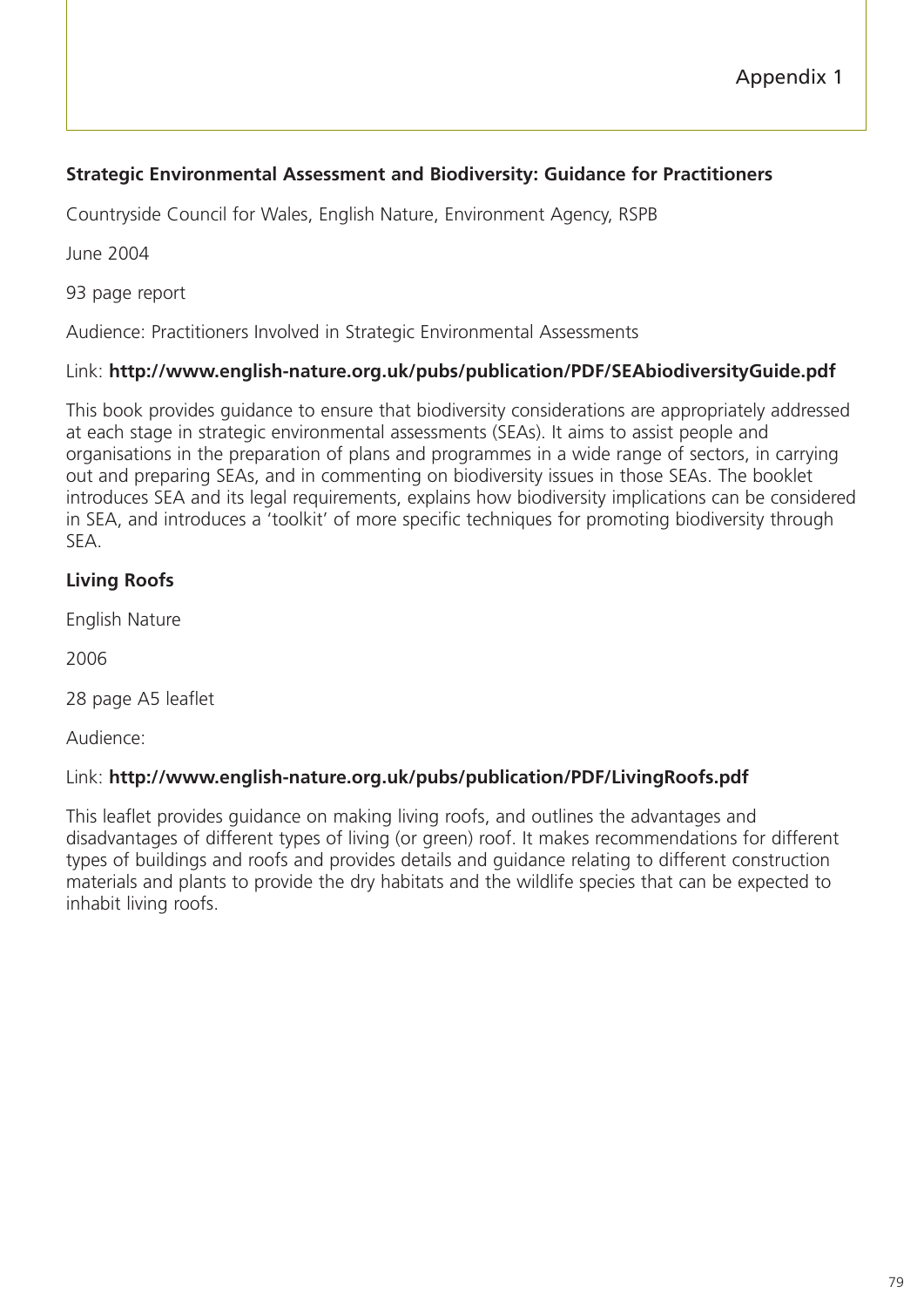**Strategic Environmental Assessment and Biodiversity: Guidance for Practitioners**

Countryside Council for Wales, English Nature, Environment Agency, RSPB

June 2004

93 page report

Audience: Practitioners Involved in Strategic Environmental Assessments

Link: **http://www.english-nature.org.uk/pubs/publication/PDF/SEAbiodiversityGuide.pdf**

This book provides guidance to ensure that biodiversity considerations are appropriately addressed at each stage in strategic environmental assessments (SEAs). It aims to assist people and organisations in the preparation of plans and programmes in a wide range of sectors, in carrying out and preparing SEAs, and in commenting on biodiversity issues in those SEAs. The booklet introduces SEA and its legal requirements, explains how biodiversity implications can be considered in SEA, and introduces a 'toolkit' of more specific techniques for promoting biodiversity through SEA.

**Living Roofs**

English Nature

2006

28 page A5 leaflet

Audience:

Link: **http://www.english-nature.org.uk/pubs/publication/PDF/LivingRoofs.pdf**

This leaflet provides guidance on making living roofs, and outlines the advantages and disadvantages of different types of living (or green) roof. It makes recommendations for different types of buildings and roofs and provides details and guidance relating to different construction materials and plants to provide the dry habitats and the wildlife species that can be expected to inhabit living roofs.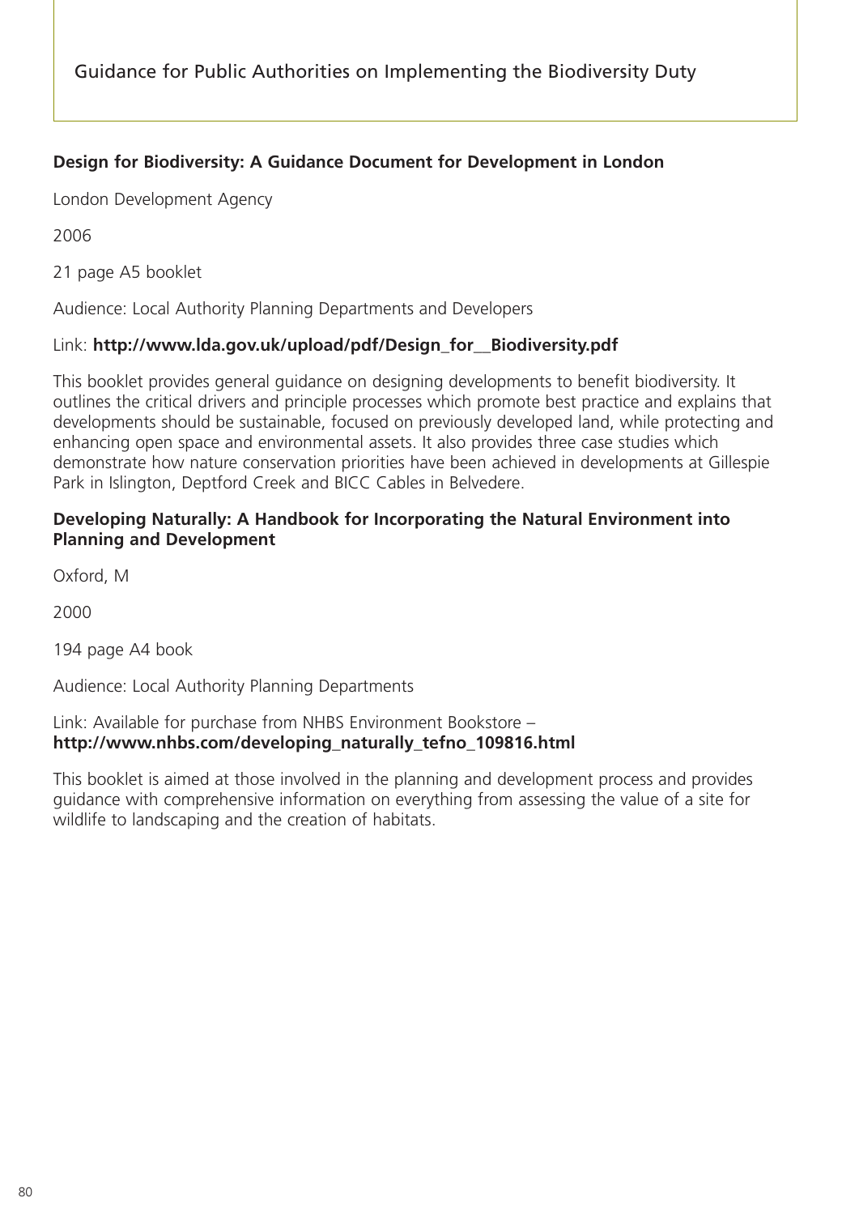**Design for Biodiversity: A Guidance Document for Development in London**

London Development Agency

2006

21 page A5 booklet

Audience: Local Authority Planning Departments and Developers

Link: **http://www.lda.gov.uk/upload/pdf/Design_for__Biodiversity.pdf**

This booklet provides general guidance on designing developments to benefit biodiversity. It outlines the critical drivers and principle processes which promote best practice and explains that developments should be sustainable, focused on previously developed land, while protecting and enhancing open space and environmental assets. It also provides three case studies which demonstrate how nature conservation priorities have been achieved in developments at Gillespie Park in Islington, Deptford Creek and BICC Cables in Belvedere.

**Developing Naturally: A Handbook for Incorporating the Natural Environment into Planning and Development**

Oxford, M

2000

194 page A4 book

Audience: Local Authority Planning Departments

Link: Available for purchase from NHBS Environment Bookstore – **http://www.nhbs.com/developing_naturally_tefno_109816.html**

This booklet is aimed at those involved in the planning and development process and provides guidance with comprehensive information on everything from assessing the value of a site for wildlife to landscaping and the creation of habitats.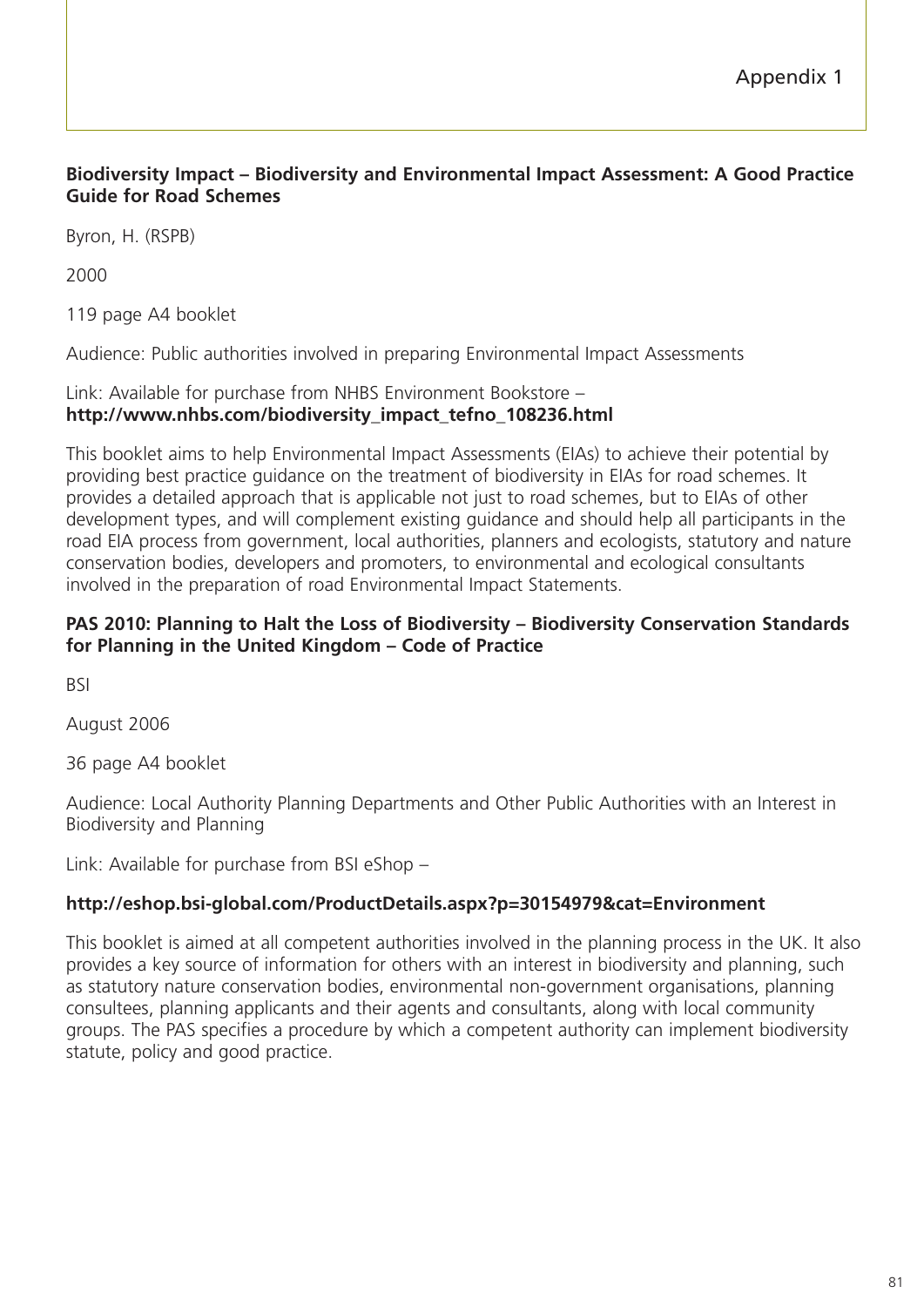Appendix 1

**Biodiversity Impact – Biodiversity and Environmental Impact Assessment: A Good Practice Guide for Road Schemes**

Byron, H. (RSPB)

2000

119 page A4 booklet

Audience: Public authorities involved in preparing Environmental Impact Assessments

Link: Available for purchase from NHBS Environment Bookstore – **http://www.nhbs.com/biodiversity_impact_tefno_108236.html**

This booklet aims to help Environmental Impact Assessments (EIAs) to achieve their potential by providing best practice guidance on the treatment of biodiversity in EIAs for road schemes. It provides a detailed approach that is applicable not just to road schemes, but to EIAs of other development types, and will complement existing guidance and should help all participants in the road EIA process from government, local authorities, planners and ecologists, statutory and nature conservation bodies, developers and promoters, to environmental and ecological consultants involved in the preparation of road Environmental Impact Statements.

**PAS 2010: Planning to Halt the Loss of Biodiversity – Biodiversity Conservation Standards for Planning in the United Kingdom – Code of Practice**

BSI

August 2006

36 page A4 booklet

Audience: Local Authority Planning Departments and Other Public Authorities with an Interest in Biodiversity and Planning

Link: Available for purchase from BSI eShop –

**http://eshop.bsi-global.com/ProductDetails.aspx?p=30154979&cat=Environment**

This booklet is aimed at all competent authorities involved in the planning process in the UK. It also provides a key source of information for others with an interest in biodiversity and planning, such as statutory nature conservation bodies, environmental non-government organisations, planning consultees, planning applicants and their agents and consultants, along with local community groups. The PAS specifies a procedure by which a competent authority can implement biodiversity statute, policy and good practice.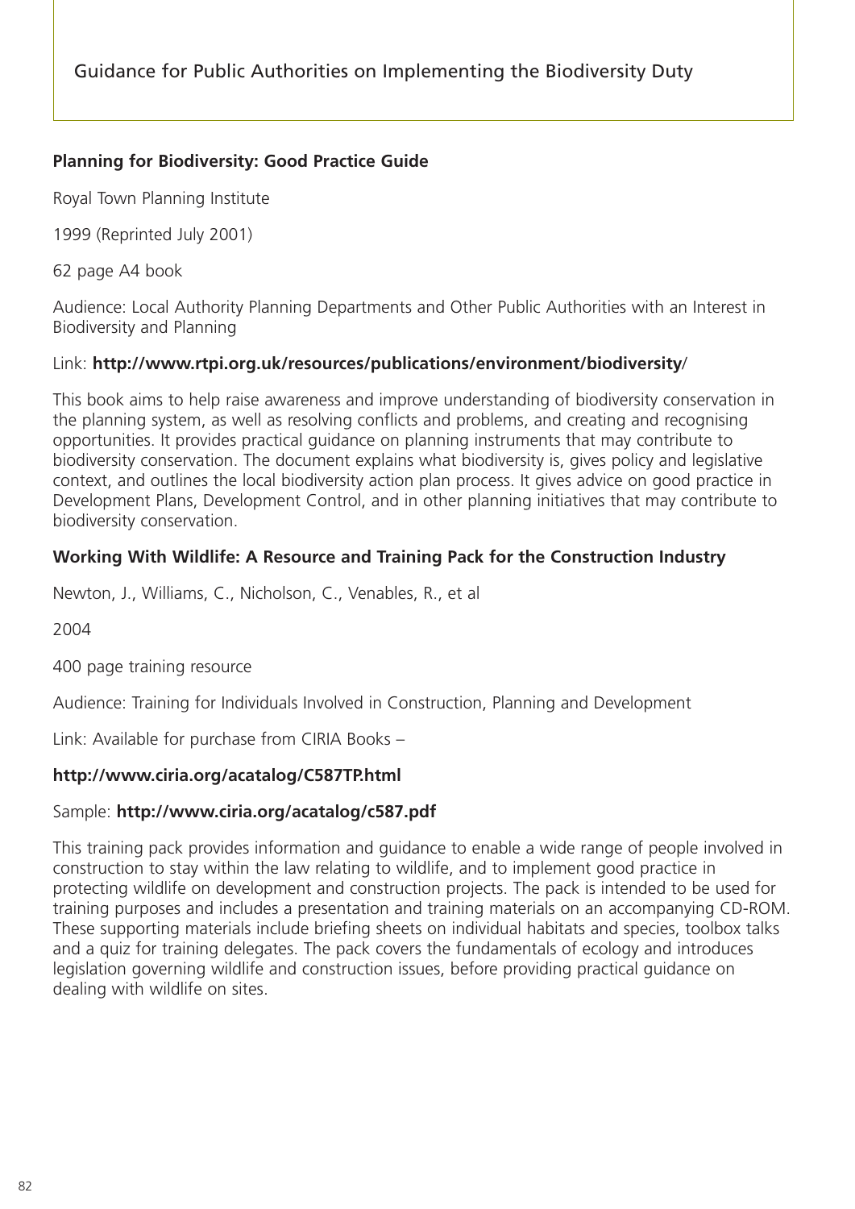**Planning for Biodiversity: Good Practice Guide**

Royal Town Planning Institute

1999 (Reprinted July 2001)

62 page A4 book

Audience: Local Authority Planning Departments and Other Public Authorities with an Interest in Biodiversity and Planning

Link: **http://www.rtpi.org.uk/resources/publications/environment/biodiversity/**

This book aims to help raise awareness and improve understanding of biodiversity conservation in the planning system, as well as resolving conflicts and problems, and creating and recognising opportunities. It provides practical guidance on planning instruments that may contribute to biodiversity conservation. The document explains what biodiversity is, gives policy and legislative context, and outlines the local biodiversity action plan process. It gives advice on good practice in Development Plans, Development Control, and in other planning initiatives that may contribute to biodiversity conservation.

**Working With Wildlife: A Resource and Training Pack for the Construction Industry**

Newton, J., Williams, C., Nicholson, C., Venables, R., et al

2004

400 page training resource

Audience: Training for Individuals Involved in Construction, Planning and Development

Link: Available for purchase from CIRIA Books –

**http://www.ciria.org/acatalog/C587TP.html**

Sample: **http://www.ciria.org/acatalog/c587.pdf**

This training pack provides information and guidance to enable a wide range of people involved in construction to stay within the law relating to wildlife, and to implement good practice in protecting wildlife on development and construction projects. The pack is intended to be used for training purposes and includes a presentation and training materials on an accompanying CD-ROM. These supporting materials include briefing sheets on individual habitats and species, toolbox talks and a quiz for training delegates. The pack covers the fundamentals of ecology and introduces legislation governing wildlife and construction issues, before providing practical guidance on dealing with wildlife on sites.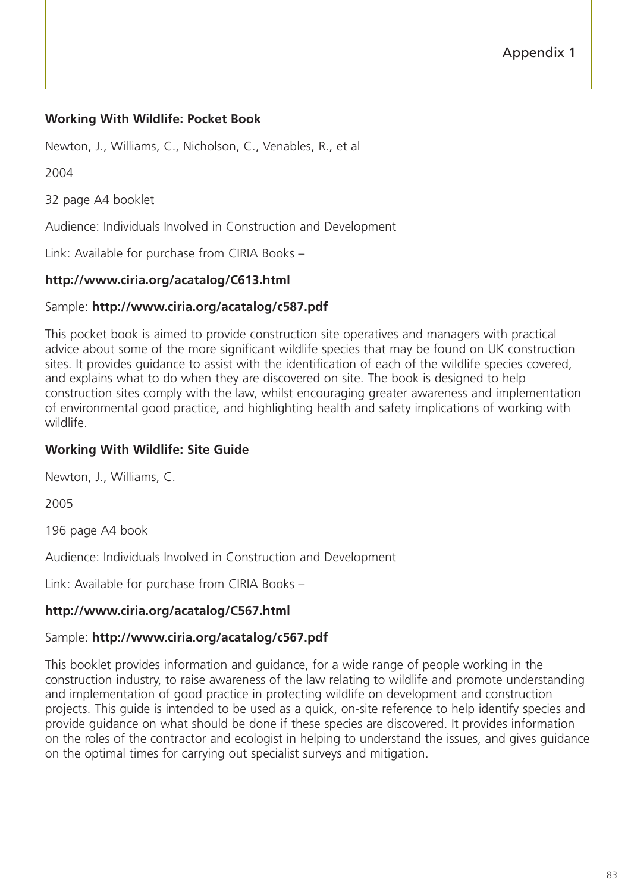Appendix 1

**Working With Wildlife: Pocket Book**

Newton, J., Williams, C., Nicholson, C., Venables, R., et al

2004

32 page A4 booklet

Audience: Individuals Involved in Construction and Development

Link: Available for purchase from CIRIA Books –

**http://www.ciria.org/acatalog/C613.html**

Sample: **http://www.ciria.org/acatalog/c587.pdf**

This pocket book is aimed to provide construction site operatives and managers with practical advice about some of the more significant wildlife species that may be found on UK construction sites. It provides guidance to assist with the identification of each of the wildlife species covered, and explains what to do when they are discovered on site. The book is designed to help construction sites comply with the law, whilst encouraging greater awareness and implementation of environmental good practice, and highlighting health and safety implications of working with wildlife.

**Working With Wildlife: Site Guide**

Newton, J., Williams, C.

2005

196 page A4 book

Audience: Individuals Involved in Construction and Development

Link: Available for purchase from CIRIA Books –

**http://www.ciria.org/acatalog/C567.html**

Sample: **http://www.ciria.org/acatalog/c567.pdf**

This booklet provides information and guidance, for a wide range of people working in the construction industry, to raise awareness of the law relating to wildlife and promote understanding and implementation of good practice in protecting wildlife on development and construction projects. This guide is intended to be used as a quick, on-site reference to help identify species and provide guidance on what should be done if these species are discovered. It provides information on the roles of the contractor and ecologist in helping to understand the issues, and gives guidance on the optimal times for carrying out specialist surveys and mitigation.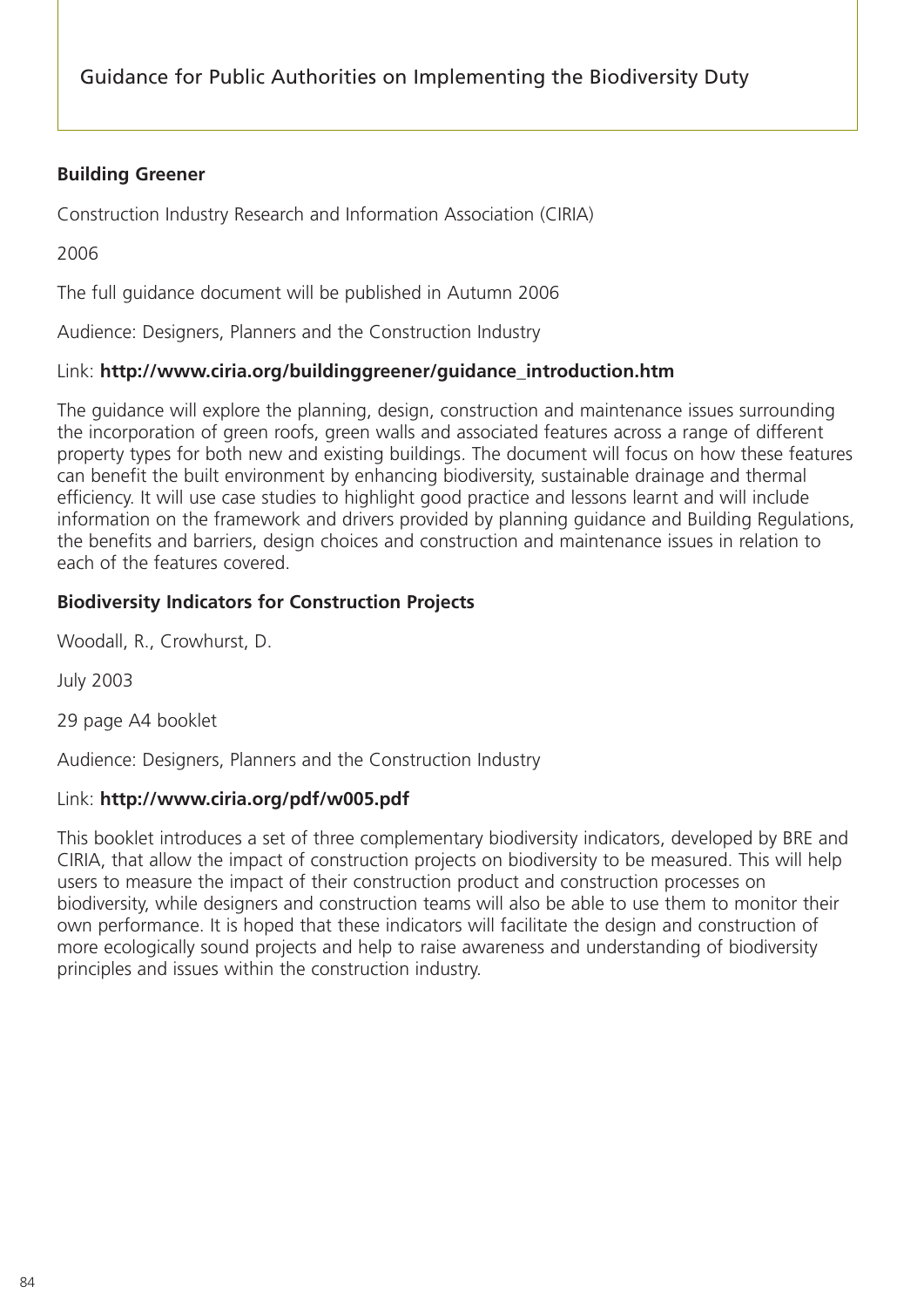**Building Greener**

Construction Industry Research and Information Association (CIRIA)

2006

The full guidance document will be published in Autumn 2006

Audience: Designers, Planners and the Construction Industry

Link: **http://www.ciria.org/buildinggreener/guidance_introduction.htm**

The guidance will explore the planning, design, construction and maintenance issues surrounding the incorporation of green roofs, green walls and associated features across a range of different property types for both new and existing buildings. The document will focus on how these features can benefit the built environment by enhancing biodiversity, sustainable drainage and thermal efficiency. It will use case studies to highlight good practice and lessons learnt and will include information on the framework and drivers provided by planning guidance and Building Regulations, the benefits and barriers, design choices and construction and maintenance issues in relation to each of the features covered.

**Biodiversity Indicators for Construction Projects**

Woodall, R., Crowhurst, D.

July 2003

29 page A4 booklet

Audience: Designers, Planners and the Construction Industry

Link: **http://www.ciria.org/pdf/w005.pdf**

This booklet introduces a set of three complementary biodiversity indicators, developed by BRE and CIRIA, that allow the impact of construction projects on biodiversity to be measured. This will help users to measure the impact of their construction product and construction processes on biodiversity, while designers and construction teams will also be able to use them to monitor their own performance. It is hoped that these indicators will facilitate the design and construction of more ecologically sound projects and help to raise awareness and understanding of biodiversity principles and issues within the construction industry.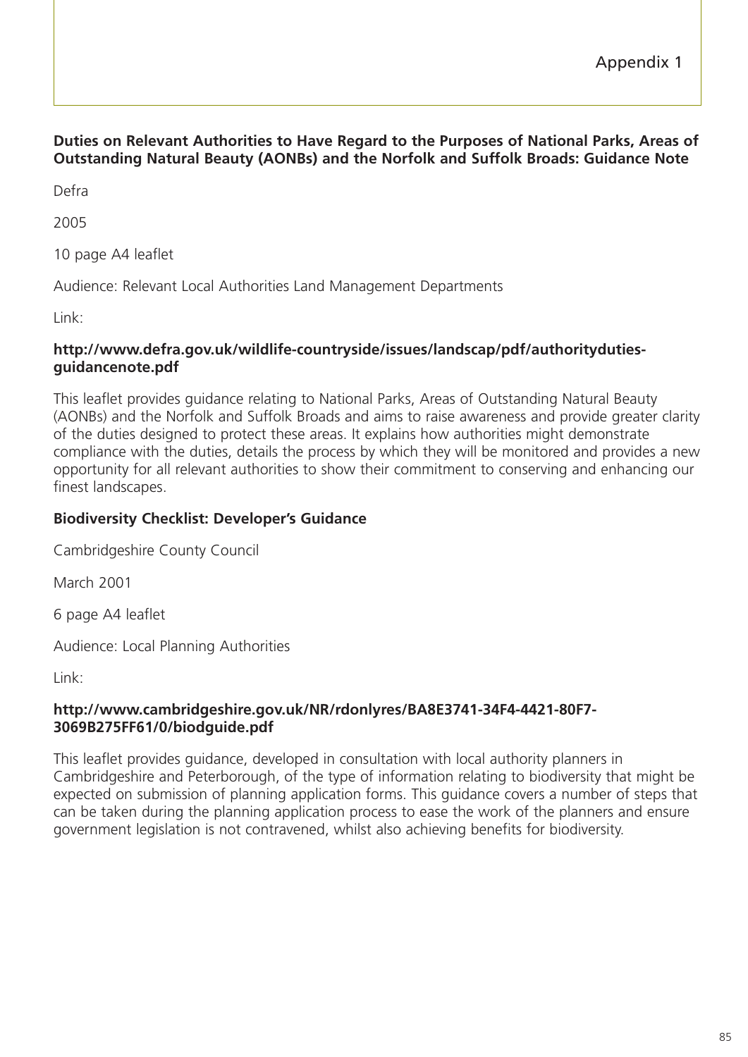# Appendix 1

**Duties on Relevant Authorities to Have Regard to the Purposes of National Parks, Areas of Outstanding Natural Beauty (AONBs) and the Norfolk and Suffolk Broads: Guidance Note**

Defra

2005

10 page A4 leaflet

Audience: Relevant Local Authorities Land Management Departments

Link:

**http://www.defra.gov.uk/wildlife-countryside/issues/landscap/pdf/authorityduties-guidancenote.pdf**

This leaflet provides guidance relating to National Parks, Areas of Outstanding Natural Beauty (AONBs) and the Norfolk and Suffolk Broads and aims to raise awareness and provide greater clarity of the duties designed to protect these areas. It explains how authorities might demonstrate compliance with the duties, details the process by which they will be monitored and provides a new opportunity for all relevant authorities to show their commitment to conserving and enhancing our finest landscapes.

**Biodiversity Checklist: Developer's Guidance**

Cambridgeshire County Council

March 2001

6 page A4 leaflet

Audience: Local Planning Authorities

Link:

**http://www.cambridgeshire.gov.uk/NR/rdonlyres/BA8E3741-34F4-4421-80F7-3069B275FF61/0/biodguide.pdf**

This leaflet provides guidance, developed in consultation with local authority planners in Cambridgeshire and Peterborough, of the type of information relating to biodiversity that might be expected on submission of planning application forms. This guidance covers a number of steps that can be taken during the planning application process to ease the work of the planners and ensure government legislation is not contravened, whilst also achieving benefits for biodiversity.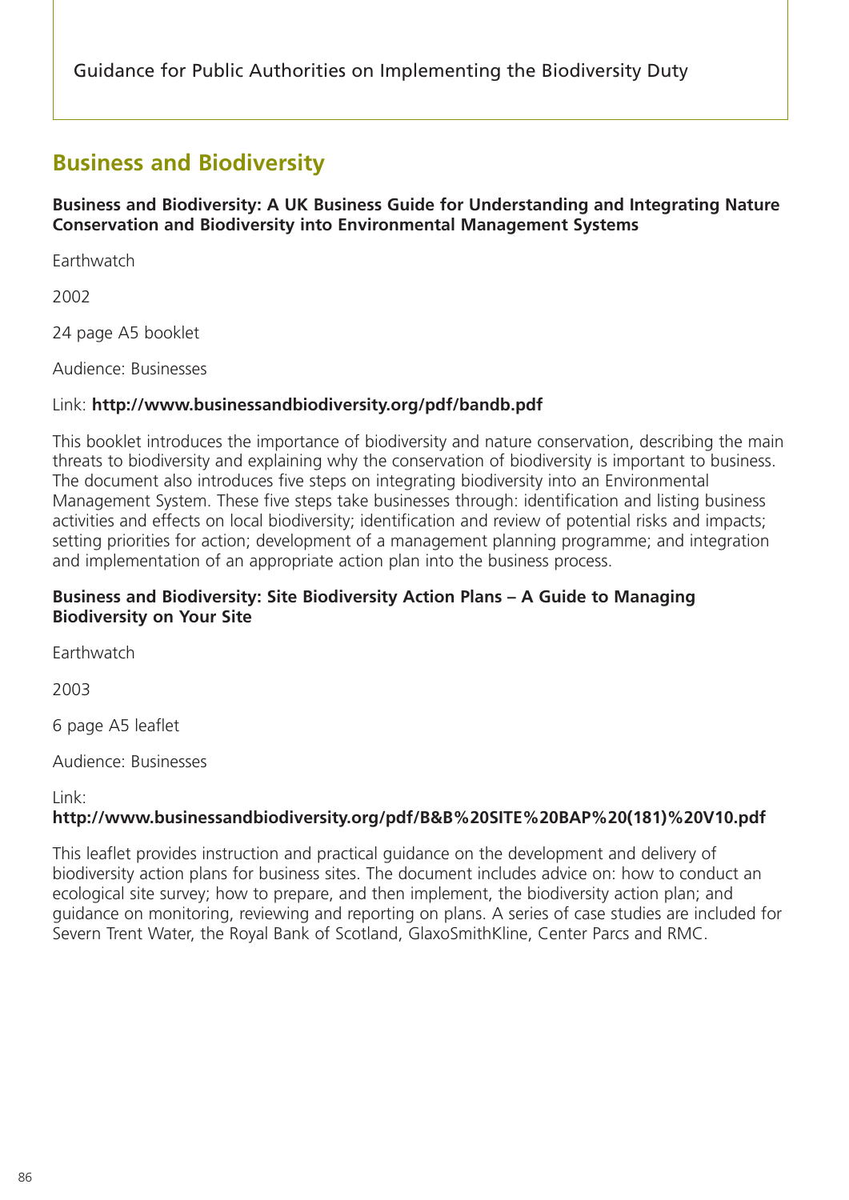## Business and Biodiversity

**Business and Biodiversity: A UK Business Guide for Understanding and Integrating Nature Conservation and Biodiversity into Environmental Management Systems**

Earthwatch

2002

24 page A5 booklet

Audience: Businesses

Link: **http://www.businessandbiodiversity.org/pdf/bandb.pdf**

This booklet introduces the importance of biodiversity and nature conservation, describing the main threats to biodiversity and explaining why the conservation of biodiversity is important to business. The document also introduces five steps on integrating biodiversity into an Environmental Management System. These five steps take businesses through: identification and listing business activities and effects on local biodiversity; identification and review of potential risks and impacts; setting priorities for action; development of a management planning programme; and integration and implementation of an appropriate action plan into the business process.

**Business and Biodiversity: Site Biodiversity Action Plans – A Guide to Managing Biodiversity on Your Site**

Earthwatch

2003

6 page A5 leaflet

Audience: Businesses

Link:
**http://www.businessandbiodiversity.org/pdf/B&B%20SITE%20BAP%20(181)%20V10.pdf**

This leaflet provides instruction and practical guidance on the development and delivery of biodiversity action plans for business sites. The document includes advice on: how to conduct an ecological site survey; how to prepare, and then implement, the biodiversity action plan; and guidance on monitoring, reviewing and reporting on plans. A series of case studies are included for Severn Trent Water, the Royal Bank of Scotland, GlaxoSmithKline, Center Parcs and RMC.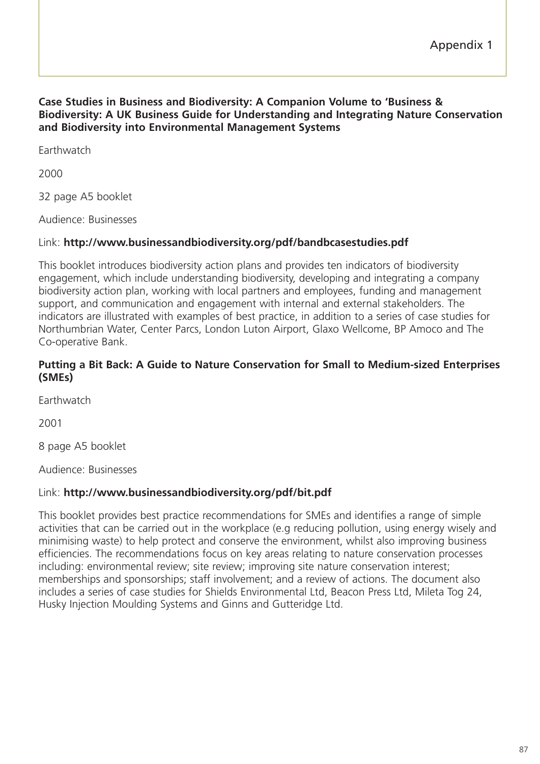Appendix 1

**Case Studies in Business and Biodiversity: A Companion Volume to 'Business & Biodiversity: A UK Business Guide for Understanding and Integrating Nature Conservation and Biodiversity into Environmental Management Systems**

Earthwatch

2000

32 page A5 booklet

Audience: Businesses

Link: **http://www.businessandbiodiversity.org/pdf/bandbcasestudies.pdf**

This booklet introduces biodiversity action plans and provides ten indicators of biodiversity engagement, which include understanding biodiversity, developing and integrating a company biodiversity action plan, working with local partners and employees, funding and management support, and communication and engagement with internal and external stakeholders. The indicators are illustrated with examples of best practice, in addition to a series of case studies for Northumbrian Water, Center Parcs, London Luton Airport, Glaxo Wellcome, BP Amoco and The Co-operative Bank.

**Putting a Bit Back: A Guide to Nature Conservation for Small to Medium-sized Enterprises (SMEs)**

Earthwatch

2001

8 page A5 booklet

Audience: Businesses

Link: **http://www.businessandbiodiversity.org/pdf/bit.pdf**

This booklet provides best practice recommendations for SMEs and identifies a range of simple activities that can be carried out in the workplace (e.g reducing pollution, using energy wisely and minimising waste) to help protect and conserve the environment, whilst also improving business efficiencies. The recommendations focus on key areas relating to nature conservation processes including: environmental review; site review; improving site nature conservation interest; memberships and sponsorships; staff involvement; and a review of actions. The document also includes a series of case studies for Shields Environmental Ltd, Beacon Press Ltd, Mileta Tog 24, Husky Injection Moulding Systems and Ginns and Gutteridge Ltd.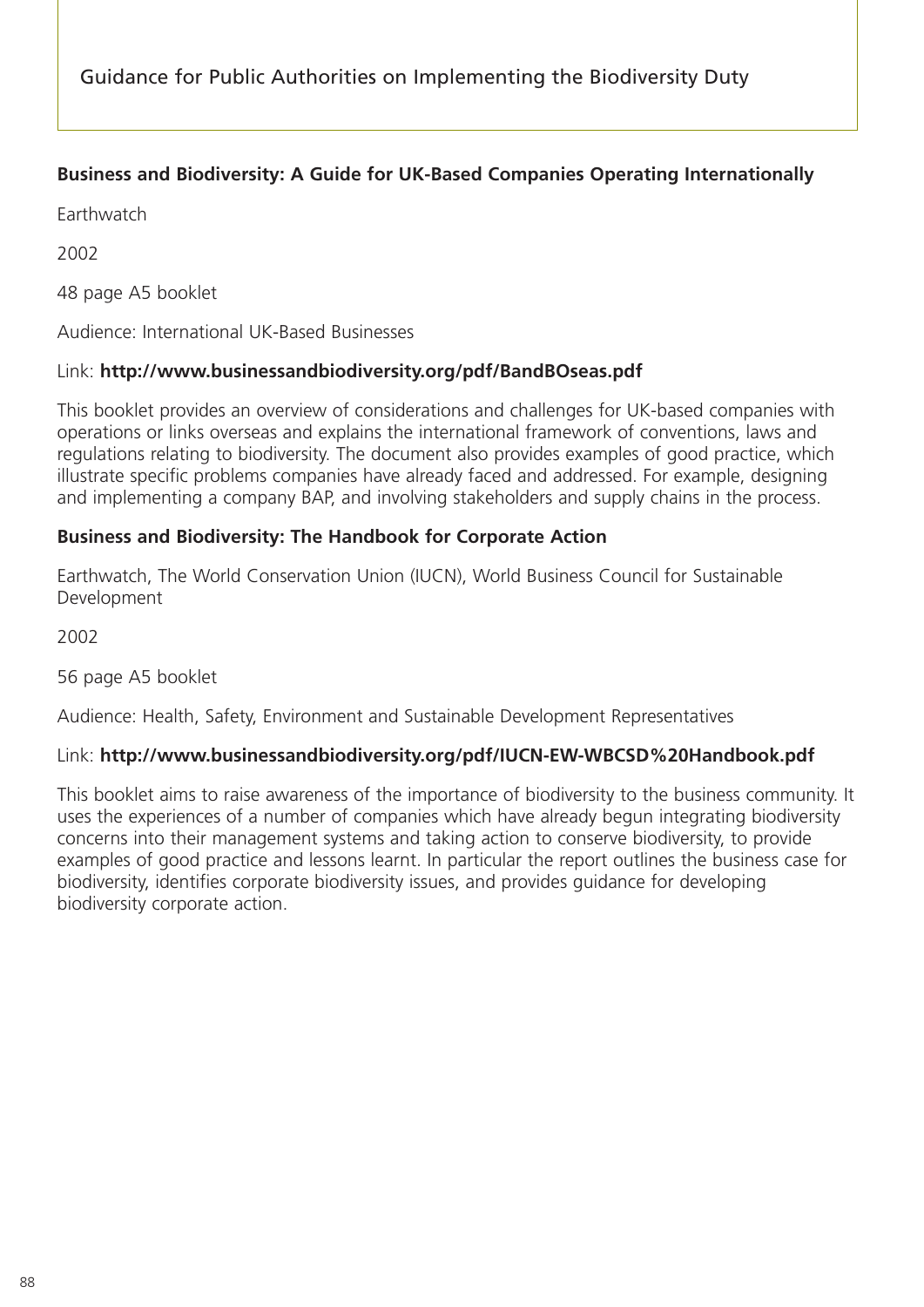**Business and Biodiversity: A Guide for UK-Based Companies Operating Internationally**

Earthwatch

2002

48 page A5 booklet

Audience: International UK-Based Businesses

Link: **http://www.businessandbiodiversity.org/pdf/BandBOseas.pdf**

This booklet provides an overview of considerations and challenges for UK-based companies with operations or links overseas and explains the international framework of conventions, laws and regulations relating to biodiversity. The document also provides examples of good practice, which illustrate specific problems companies have already faced and addressed. For example, designing and implementing a company BAP, and involving stakeholders and supply chains in the process.

**Business and Biodiversity: The Handbook for Corporate Action**

Earthwatch, The World Conservation Union (IUCN), World Business Council for Sustainable Development

2002

56 page A5 booklet

Audience: Health, Safety, Environment and Sustainable Development Representatives

Link: **http://www.businessandbiodiversity.org/pdf/IUCN-EW-WBCSD%20Handbook.pdf**

This booklet aims to raise awareness of the importance of biodiversity to the business community. It uses the experiences of a number of companies which have already begun integrating biodiversity concerns into their management systems and taking action to conserve biodiversity, to provide examples of good practice and lessons learnt. In particular the report outlines the business case for biodiversity, identifies corporate biodiversity issues, and provides guidance for developing biodiversity corporate action.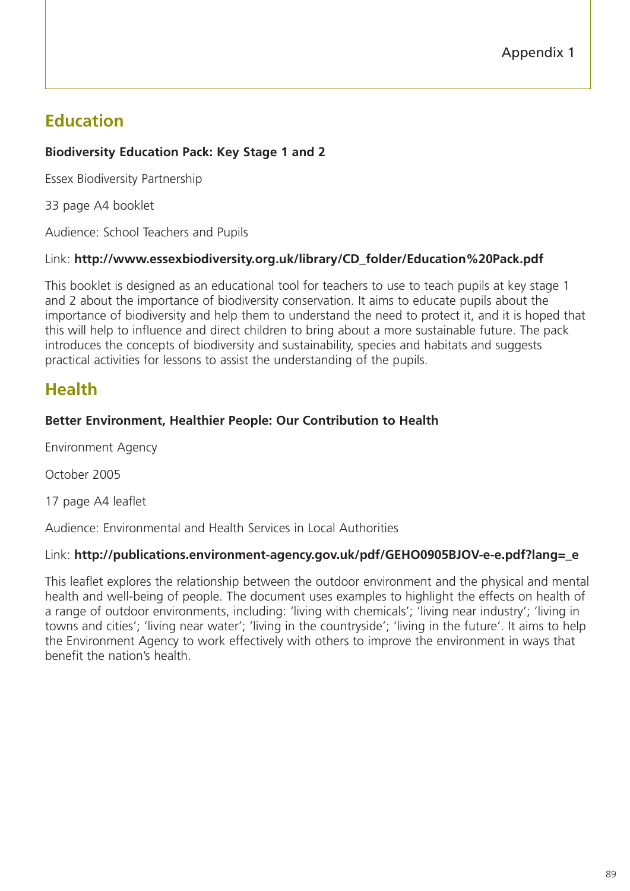## Education

**Biodiversity Education Pack: Key Stage 1 and 2**

Essex Biodiversity Partnership

33 page A4 booklet

Audience: School Teachers and Pupils

Link: **http://www.essexbiodiversity.org.uk/library/CD_folder/Education%20Pack.pdf**

This booklet is designed as an educational tool for teachers to use to teach pupils at key stage 1 and 2 about the importance of biodiversity conservation. It aims to educate pupils about the importance of biodiversity and help them to understand the need to protect it, and it is hoped that this will help to influence and direct children to bring about a more sustainable future. The pack introduces the concepts of biodiversity and sustainability, species and habitats and suggests practical activities for lessons to assist the understanding of the pupils.

## Health

**Better Environment, Healthier People: Our Contribution to Health**

Environment Agency

October 2005

17 page A4 leaflet

Audience: Environmental and Health Services in Local Authorities

Link: **http://publications.environment-agency.gov.uk/pdf/GEHO0905BJOV-e-e.pdf?lang=_e**

This leaflet explores the relationship between the outdoor environment and the physical and mental health and well-being of people. The document uses examples to highlight the effects on health of a range of outdoor environments, including: 'living with chemicals'; 'living near industry'; 'living in towns and cities'; 'living near water'; 'living in the countryside'; 'living in the future'. It aims to help the Environment Agency to work effectively with others to improve the environment in ways that benefit the nation's health.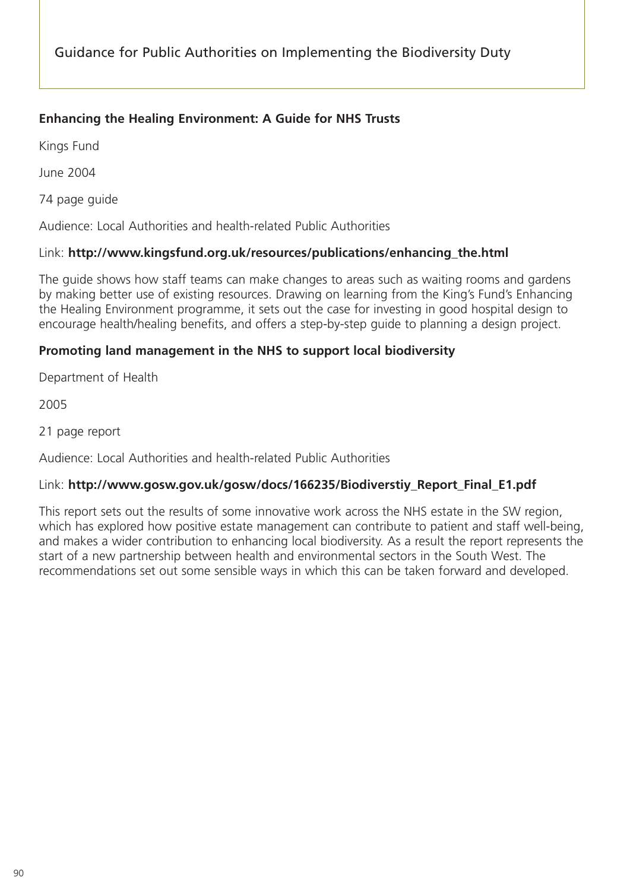**Enhancing the Healing Environment: A Guide for NHS Trusts**

Kings Fund

June 2004

74 page guide

Audience: Local Authorities and health-related Public Authorities

Link: **http://www.kingsfund.org.uk/resources/publications/enhancing_the.html**

The guide shows how staff teams can make changes to areas such as waiting rooms and gardens by making better use of existing resources. Drawing on learning from the King's Fund's Enhancing the Healing Environment programme, it sets out the case for investing in good hospital design to encourage health/healing benefits, and offers a step-by-step guide to planning a design project.

**Promoting land management in the NHS to support local biodiversity**

Department of Health

2005

21 page report

Audience: Local Authorities and health-related Public Authorities

Link: **http://www.gosw.gov.uk/gosw/docs/166235/Biodiverstiy_Report_Final_E1.pdf**

This report sets out the results of some innovative work across the NHS estate in the SW region, which has explored how positive estate management can contribute to patient and staff well-being, and makes a wider contribution to enhancing local biodiversity. As a result the report represents the start of a new partnership between health and environmental sectors in the South West. The recommendations set out some sensible ways in which this can be taken forward and developed.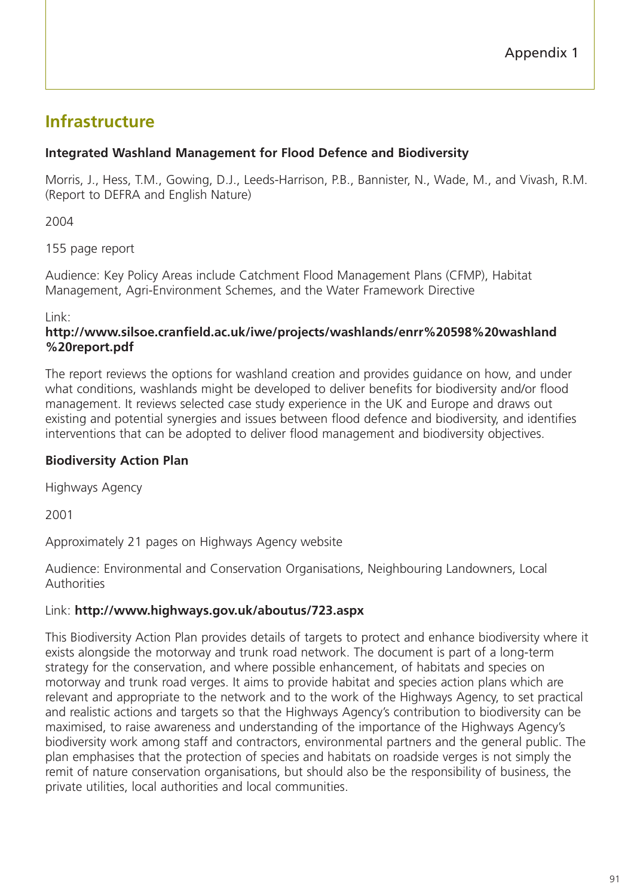# Infrastructure

**Integrated Washland Management for Flood Defence and Biodiversity**

Morris, J., Hess, T.M., Gowing, D.J., Leeds-Harrison, P.B., Bannister, N., Wade, M., and Vivash, R.M. (Report to DEFRA and English Nature)

2004

155 page report

Audience: Key Policy Areas include Catchment Flood Management Plans (CFMP), Habitat Management, Agri-Environment Schemes, and the Water Framework Directive

Link:
**http://www.silsoe.cranfield.ac.uk/iwe/projects/washlands/enrr%20598%20washland%20report.pdf**

The report reviews the options for washland creation and provides guidance on how, and under what conditions, washlands might be developed to deliver benefits for biodiversity and/or flood management. It reviews selected case study experience in the UK and Europe and draws out existing and potential synergies and issues between flood defence and biodiversity, and identifies interventions that can be adopted to deliver flood management and biodiversity objectives.

**Biodiversity Action Plan**

Highways Agency

2001

Approximately 21 pages on Highways Agency website

Audience: Environmental and Conservation Organisations, Neighbouring Landowners, Local Authorities

Link: **http://www.highways.gov.uk/aboutus/723.aspx**

This Biodiversity Action Plan provides details of targets to protect and enhance biodiversity where it exists alongside the motorway and trunk road network. The document is part of a long-term strategy for the conservation, and where possible enhancement, of habitats and species on motorway and trunk road verges. It aims to provide habitat and species action plans which are relevant and appropriate to the network and to the work of the Highways Agency, to set practical and realistic actions and targets so that the Highways Agency's contribution to biodiversity can be maximised, to raise awareness and understanding of the importance of the Highways Agency's biodiversity work among staff and contractors, environmental partners and the general public. The plan emphasises that the protection of species and habitats on roadside verges is not simply the remit of nature conservation organisations, but should also be the responsibility of business, the private utilities, local authorities and local communities.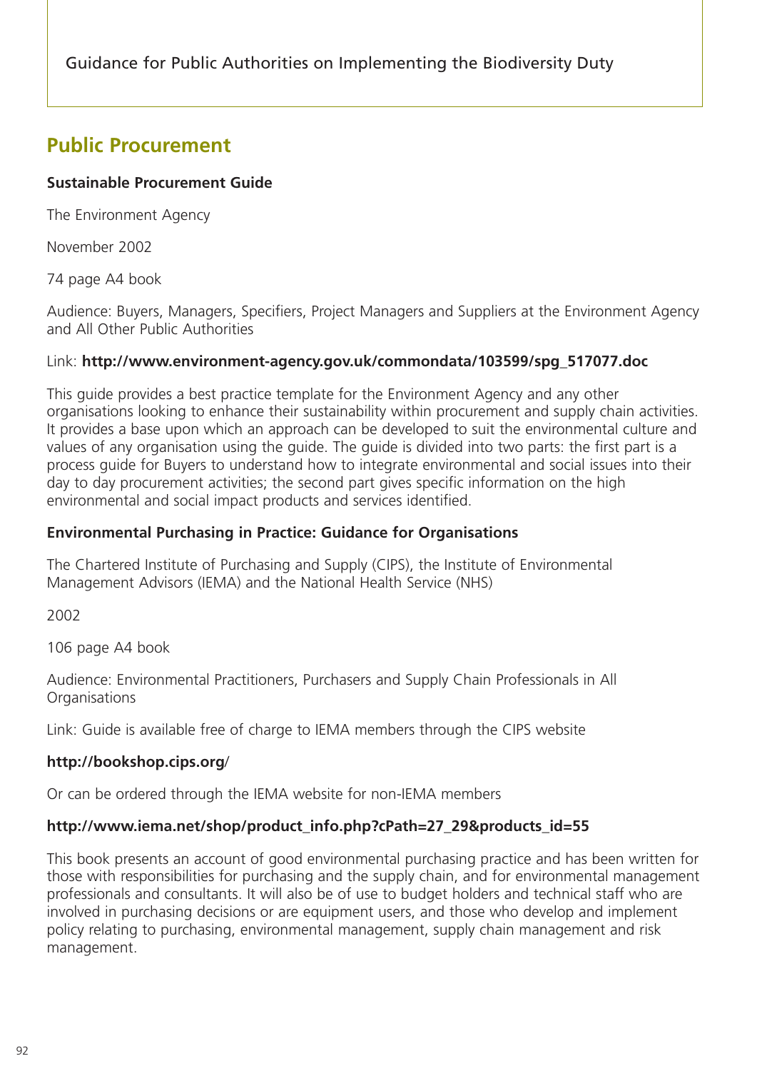## Public Procurement

**Sustainable Procurement Guide**

The Environment Agency

November 2002

74 page A4 book

Audience: Buyers, Managers, Specifiers, Project Managers and Suppliers at the Environment Agency and All Other Public Authorities

Link: **http://www.environment-agency.gov.uk/commondata/103599/spg_517077.doc**

This guide provides a best practice template for the Environment Agency and any other organisations looking to enhance their sustainability within procurement and supply chain activities. It provides a base upon which an approach can be developed to suit the environmental culture and values of any organisation using the guide. The guide is divided into two parts: the first part is a process guide for Buyers to understand how to integrate environmental and social issues into their day to day procurement activities; the second part gives specific information on the high environmental and social impact products and services identified.

**Environmental Purchasing in Practice: Guidance for Organisations**

The Chartered Institute of Purchasing and Supply (CIPS), the Institute of Environmental Management Advisors (IEMA) and the National Health Service (NHS)

2002

106 page A4 book

Audience: Environmental Practitioners, Purchasers and Supply Chain Professionals in All Organisations

Link: Guide is available free of charge to IEMA members through the CIPS website

**http://bookshop.cips.org/**

Or can be ordered through the IEMA website for non-IEMA members

**http://www.iema.net/shop/product_info.php?cPath=27_29&products_id=55**

This book presents an account of good environmental purchasing practice and has been written for those with responsibilities for purchasing and the supply chain, and for environmental management professionals and consultants. It will also be of use to budget holders and technical staff who are involved in purchasing decisions or are equipment users, and those who develop and implement policy relating to purchasing, environmental management, supply chain management and risk management.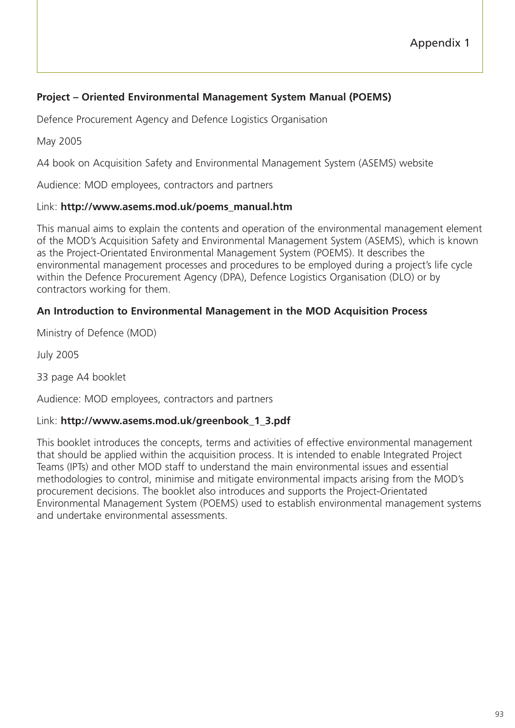# Appendix 1

**Project – Oriented Environmental Management System Manual (POEMS)**

Defence Procurement Agency and Defence Logistics Organisation

May 2005

A4 book on Acquisition Safety and Environmental Management System (ASEMS) website

Audience: MOD employees, contractors and partners

Link: **http://www.asems.mod.uk/poems_manual.htm**

This manual aims to explain the contents and operation of the environmental management element of the MOD's Acquisition Safety and Environmental Management System (ASEMS), which is known as the Project-Orientated Environmental Management System (POEMS). It describes the environmental management processes and procedures to be employed during a project's life cycle within the Defence Procurement Agency (DPA), Defence Logistics Organisation (DLO) or by contractors working for them.

**An Introduction to Environmental Management in the MOD Acquisition Process**

Ministry of Defence (MOD)

July 2005

33 page A4 booklet

Audience: MOD employees, contractors and partners

Link: **http://www.asems.mod.uk/greenbook_1_3.pdf**

This booklet introduces the concepts, terms and activities of effective environmental management that should be applied within the acquisition process. It is intended to enable Integrated Project Teams (IPTs) and other MOD staff to understand the main environmental issues and essential methodologies to control, minimise and mitigate environmental impacts arising from the MOD's procurement decisions. The booklet also introduces and supports the Project-Orientated Environmental Management System (POEMS) used to establish environmental management systems and undertake environmental assessments.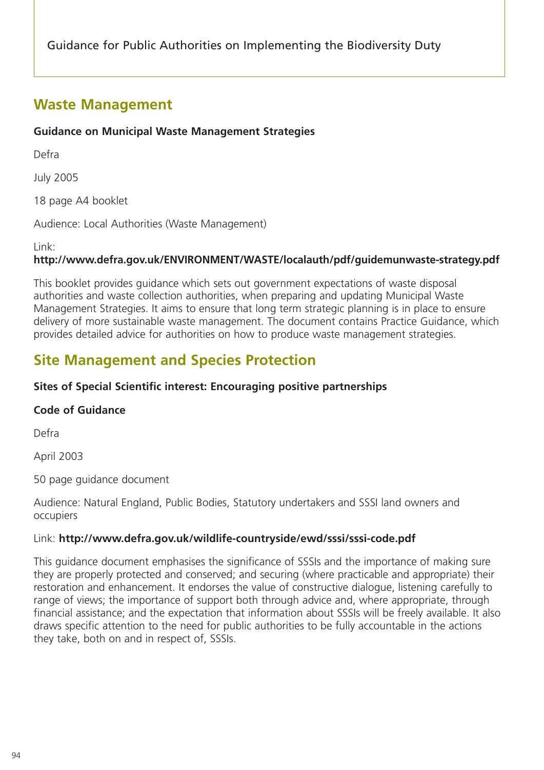## Waste Management

**Guidance on Municipal Waste Management Strategies**

Defra

July 2005

18 page A4 booklet

Audience: Local Authorities (Waste Management)

Link:
**http://www.defra.gov.uk/ENVIRONMENT/WASTE/localauth/pdf/guidemunwaste-strategy.pdf**

This booklet provides guidance which sets out government expectations of waste disposal authorities and waste collection authorities, when preparing and updating Municipal Waste Management Strategies. It aims to ensure that long term strategic planning is in place to ensure delivery of more sustainable waste management. The document contains Practice Guidance, which provides detailed advice for authorities on how to produce waste management strategies.

## Site Management and Species Protection

**Sites of Special Scientific interest: Encouraging positive partnerships**

**Code of Guidance**

Defra

April 2003

50 page guidance document

Audience: Natural England, Public Bodies, Statutory undertakers and SSSI land owners and occupiers

Link: **http://www.defra.gov.uk/wildlife-countryside/ewd/sssi/sssi-code.pdf**

This guidance document emphasises the significance of SSSIs and the importance of making sure they are properly protected and conserved; and securing (where practicable and appropriate) their restoration and enhancement. It endorses the value of constructive dialogue, listening carefully to range of views; the importance of support both through advice and, where appropriate, through financial assistance; and the expectation that information about SSSIs will be freely available. It also draws specific attention to the need for public authorities to be fully accountable in the actions they take, both on and in respect of, SSSIs.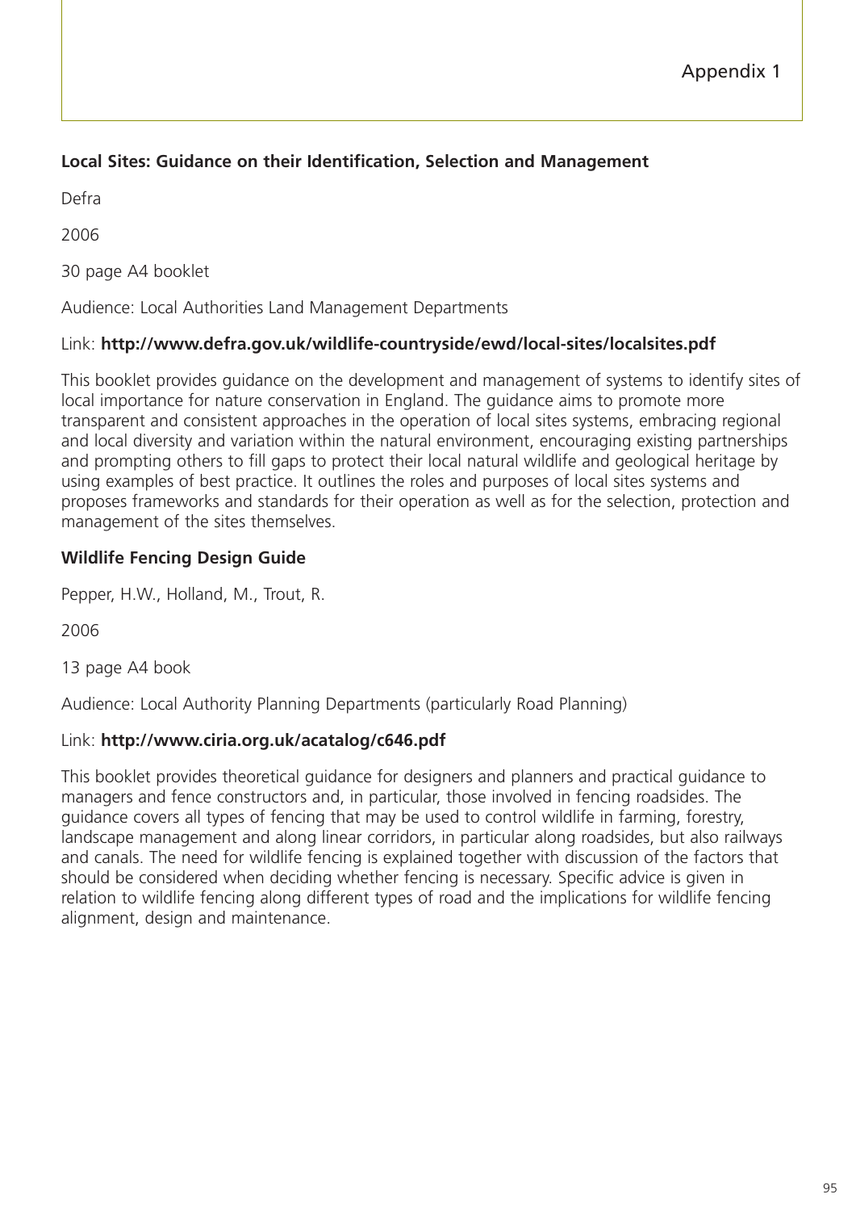**Local Sites: Guidance on their Identification, Selection and Management**

Defra

2006

30 page A4 booklet

Audience: Local Authorities Land Management Departments

Link: **http://www.defra.gov.uk/wildlife-countryside/ewd/local-sites/localsites.pdf**

This booklet provides guidance on the development and management of systems to identify sites of local importance for nature conservation in England. The guidance aims to promote more transparent and consistent approaches in the operation of local sites systems, embracing regional and local diversity and variation within the natural environment, encouraging existing partnerships and prompting others to fill gaps to protect their local natural wildlife and geological heritage by using examples of best practice. It outlines the roles and purposes of local sites systems and proposes frameworks and standards for their operation as well as for the selection, protection and management of the sites themselves.

**Wildlife Fencing Design Guide**

Pepper, H.W., Holland, M., Trout, R.

2006

13 page A4 book

Audience: Local Authority Planning Departments (particularly Road Planning)

Link: **http://www.ciria.org.uk/acatalog/c646.pdf**

This booklet provides theoretical guidance for designers and planners and practical guidance to managers and fence constructors and, in particular, those involved in fencing roadsides. The guidance covers all types of fencing that may be used to control wildlife in farming, forestry, landscape management and along linear corridors, in particular along roadsides, but also railways and canals. The need for wildlife fencing is explained together with discussion of the factors that should be considered when deciding whether fencing is necessary. Specific advice is given in relation to wildlife fencing along different types of road and the implications for wildlife fencing alignment, design and maintenance.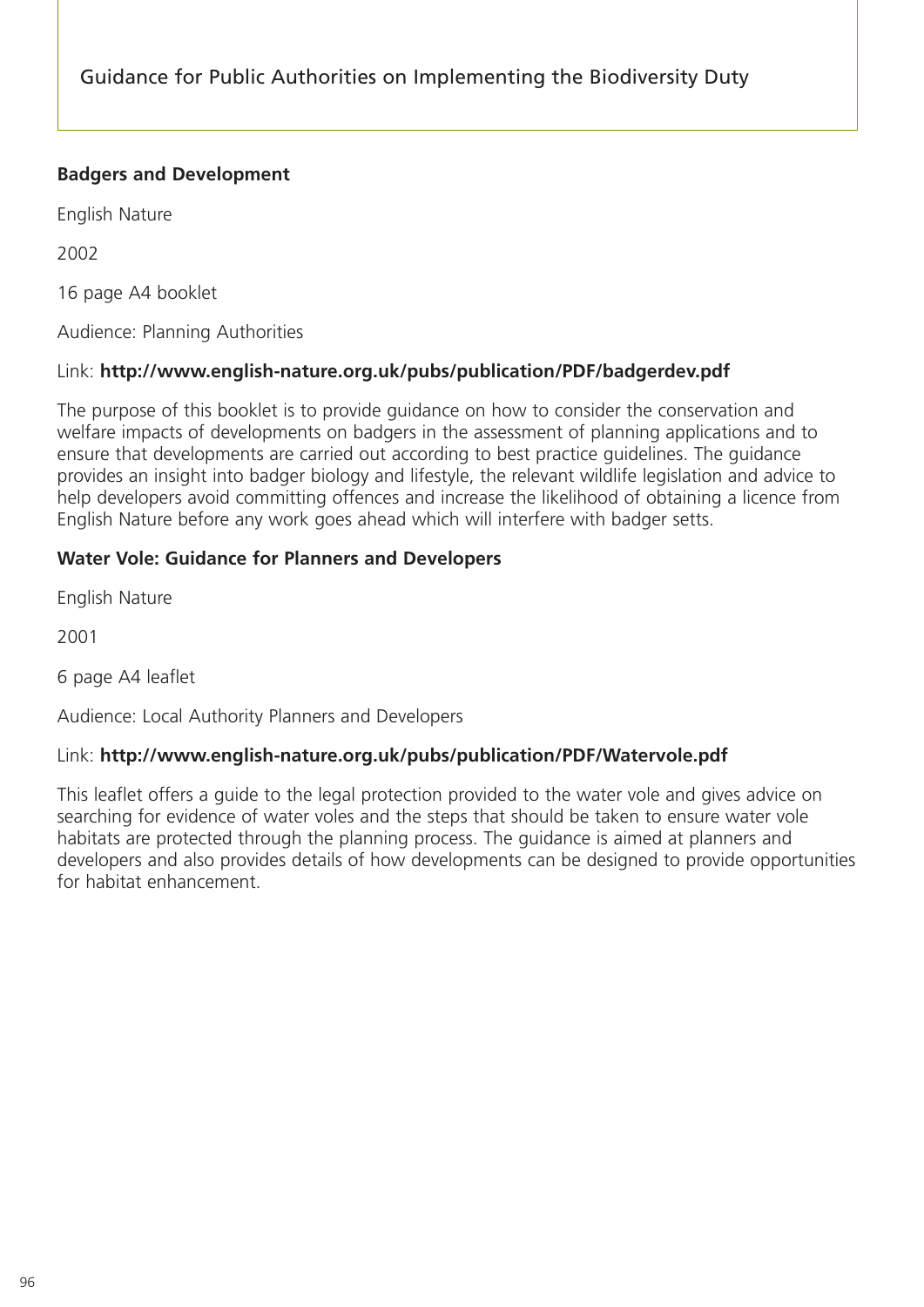**Badgers and Development**

English Nature

2002

16 page A4 booklet

Audience: Planning Authorities

Link: **http://www.english-nature.org.uk/pubs/publication/PDF/badgerdev.pdf**

The purpose of this booklet is to provide guidance on how to consider the conservation and welfare impacts of developments on badgers in the assessment of planning applications and to ensure that developments are carried out according to best practice guidelines. The guidance provides an insight into badger biology and lifestyle, the relevant wildlife legislation and advice to help developers avoid committing offences and increase the likelihood of obtaining a licence from English Nature before any work goes ahead which will interfere with badger setts.

**Water Vole: Guidance for Planners and Developers**

English Nature

2001

6 page A4 leaflet

Audience: Local Authority Planners and Developers

Link: **http://www.english-nature.org.uk/pubs/publication/PDF/Watervole.pdf**

This leaflet offers a guide to the legal protection provided to the water vole and gives advice on searching for evidence of water voles and the steps that should be taken to ensure water vole habitats are protected through the planning process. The guidance is aimed at planners and developers and also provides details of how developments can be designed to provide opportunities for habitat enhancement.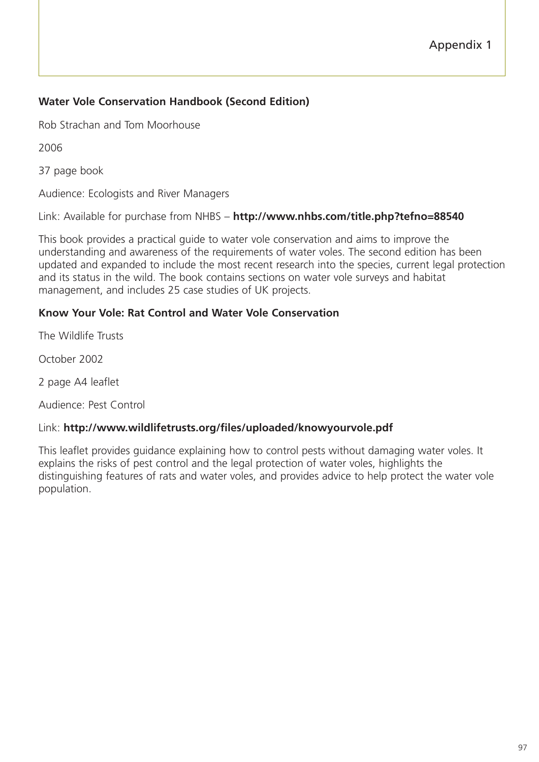Appendix 1

**Water Vole Conservation Handbook (Second Edition)**

Rob Strachan and Tom Moorhouse

2006

37 page book

Audience: Ecologists and River Managers

Link: Available for purchase from NHBS – **http://www.nhbs.com/title.php?tefno=88540**

This book provides a practical guide to water vole conservation and aims to improve the understanding and awareness of the requirements of water voles. The second edition has been updated and expanded to include the most recent research into the species, current legal protection and its status in the wild. The book contains sections on water vole surveys and habitat management, and includes 25 case studies of UK projects.

**Know Your Vole: Rat Control and Water Vole Conservation**

The Wildlife Trusts

October 2002

2 page A4 leaflet

Audience: Pest Control

Link: **http://www.wildlifetrusts.org/files/uploaded/knowyourvole.pdf**

This leaflet provides guidance explaining how to control pests without damaging water voles. It explains the risks of pest control and the legal protection of water voles, highlights the distinguishing features of rats and water voles, and provides advice to help protect the water vole population.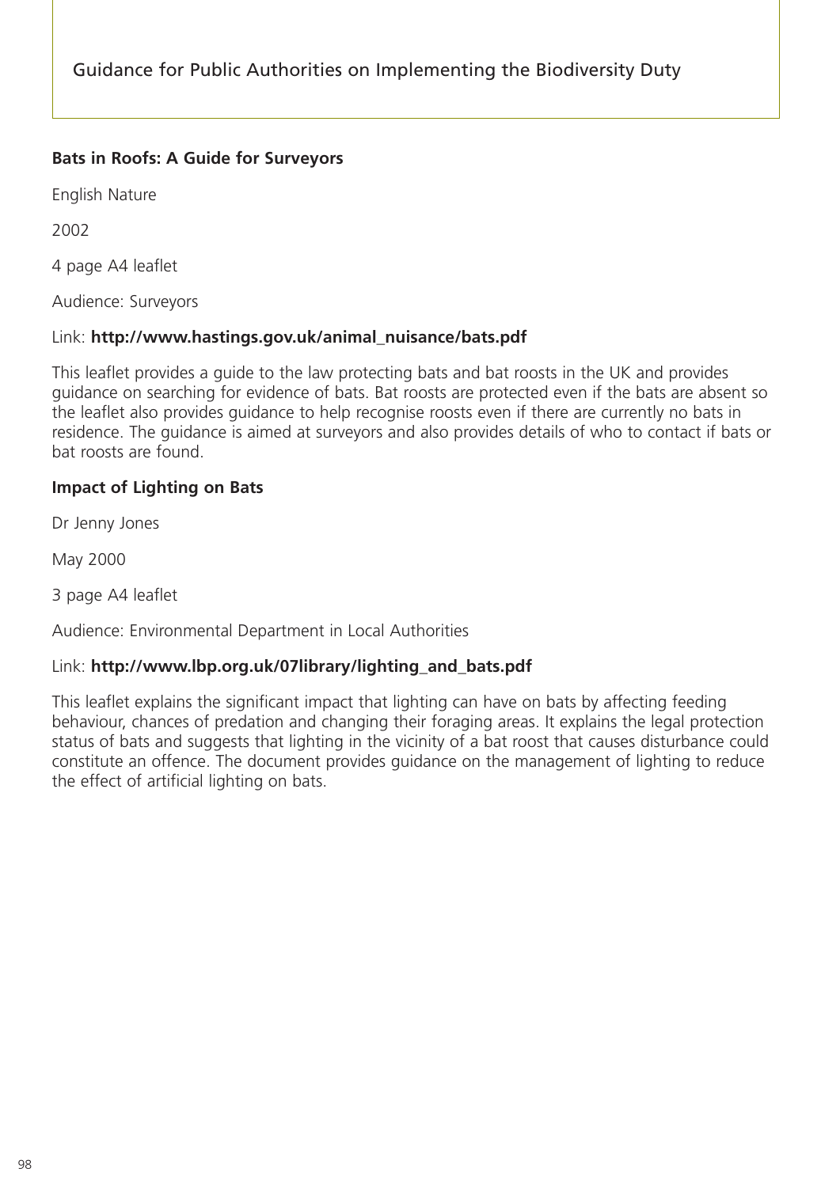**Bats in Roofs: A Guide for Surveyors**

English Nature

2002

4 page A4 leaflet

Audience: Surveyors

Link: **http://www.hastings.gov.uk/animal_nuisance/bats.pdf**

This leaflet provides a guide to the law protecting bats and bat roosts in the UK and provides guidance on searching for evidence of bats. Bat roosts are protected even if the bats are absent so the leaflet also provides guidance to help recognise roosts even if there are currently no bats in residence. The guidance is aimed at surveyors and also provides details of who to contact if bats or bat roosts are found.

**Impact of Lighting on Bats**

Dr Jenny Jones

May 2000

3 page A4 leaflet

Audience: Environmental Department in Local Authorities

Link: **http://www.lbp.org.uk/07library/lighting_and_bats.pdf**

This leaflet explains the significant impact that lighting can have on bats by affecting feeding behaviour, chances of predation and changing their foraging areas. It explains the legal protection status of bats and suggests that lighting in the vicinity of a bat roost that causes disturbance could constitute an offence. The document provides guidance on the management of lighting to reduce the effect of artificial lighting on bats.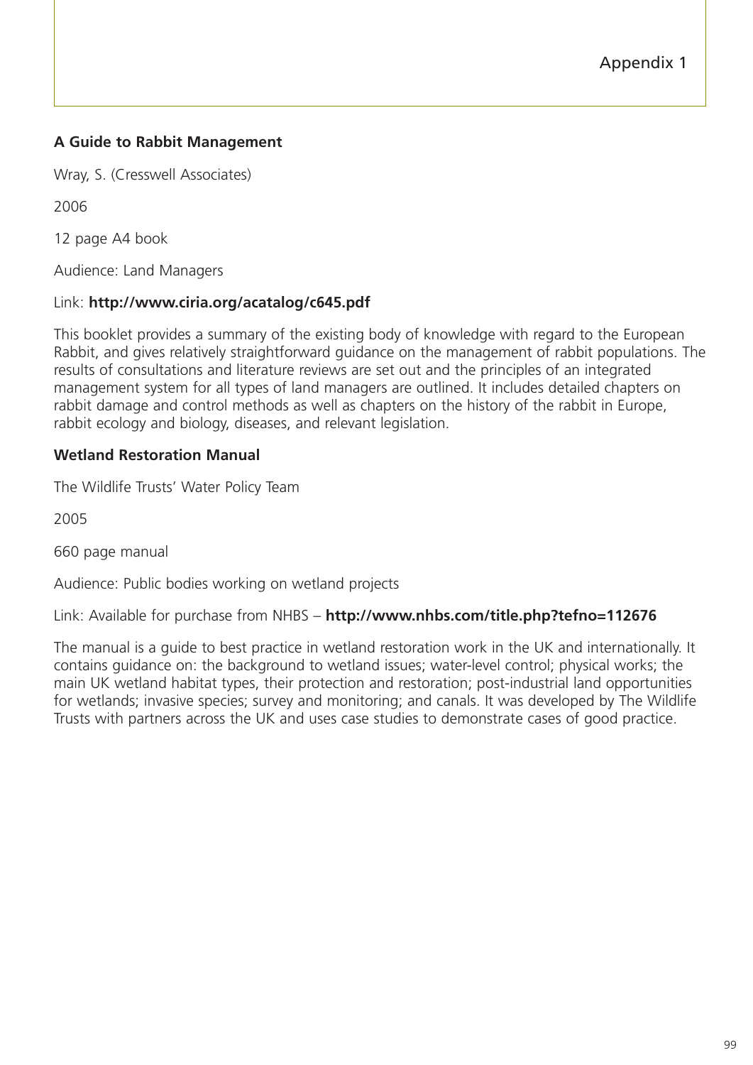**A Guide to Rabbit Management**

Wray, S. (Cresswell Associates)

2006

12 page A4 book

Audience: Land Managers

Link: **http://www.ciria.org/acatalog/c645.pdf**

This booklet provides a summary of the existing body of knowledge with regard to the European Rabbit, and gives relatively straightforward guidance on the management of rabbit populations. The results of consultations and literature reviews are set out and the principles of an integrated management system for all types of land managers are outlined. It includes detailed chapters on rabbit damage and control methods as well as chapters on the history of the rabbit in Europe, rabbit ecology and biology, diseases, and relevant legislation.

**Wetland Restoration Manual**

The Wildlife Trusts' Water Policy Team

2005

660 page manual

Audience: Public bodies working on wetland projects

Link: Available for purchase from NHBS – **http://www.nhbs.com/title.php?tefno=112676**

The manual is a guide to best practice in wetland restoration work in the UK and internationally. It contains guidance on: the background to wetland issues; water-level control; physical works; the main UK wetland habitat types, their protection and restoration; post-industrial land opportunities for wetlands; invasive species; survey and monitoring; and canals. It was developed by The Wildlife Trusts with partners across the UK and uses case studies to demonstrate cases of good practice.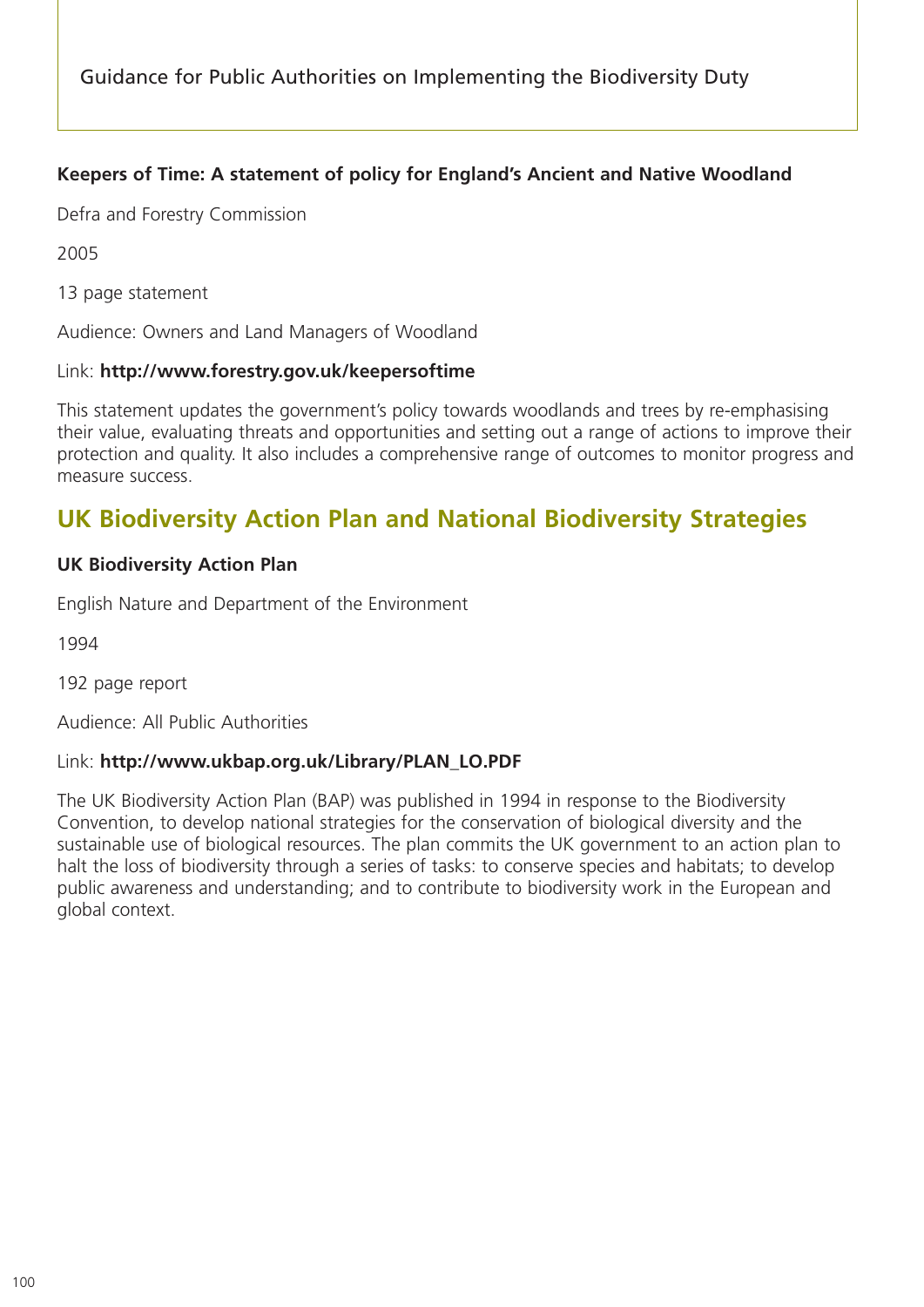**Keepers of Time: A statement of policy for England's Ancient and Native Woodland**

Defra and Forestry Commission

2005

13 page statement

Audience: Owners and Land Managers of Woodland

Link: **http://www.forestry.gov.uk/keepersoftime**

This statement updates the government's policy towards woodlands and trees by re-emphasising their value, evaluating threats and opportunities and setting out a range of actions to improve their protection and quality. It also includes a comprehensive range of outcomes to monitor progress and measure success.

## UK Biodiversity Action Plan and National Biodiversity Strategies

**UK Biodiversity Action Plan**

English Nature and Department of the Environment

1994

192 page report

Audience: All Public Authorities

Link: **http://www.ukbap.org.uk/Library/PLAN_LO.PDF**

The UK Biodiversity Action Plan (BAP) was published in 1994 in response to the Biodiversity Convention, to develop national strategies for the conservation of biological diversity and the sustainable use of biological resources. The plan commits the UK government to an action plan to halt the loss of biodiversity through a series of tasks: to conserve species and habitats; to develop public awareness and understanding; and to contribute to biodiversity work in the European and global context.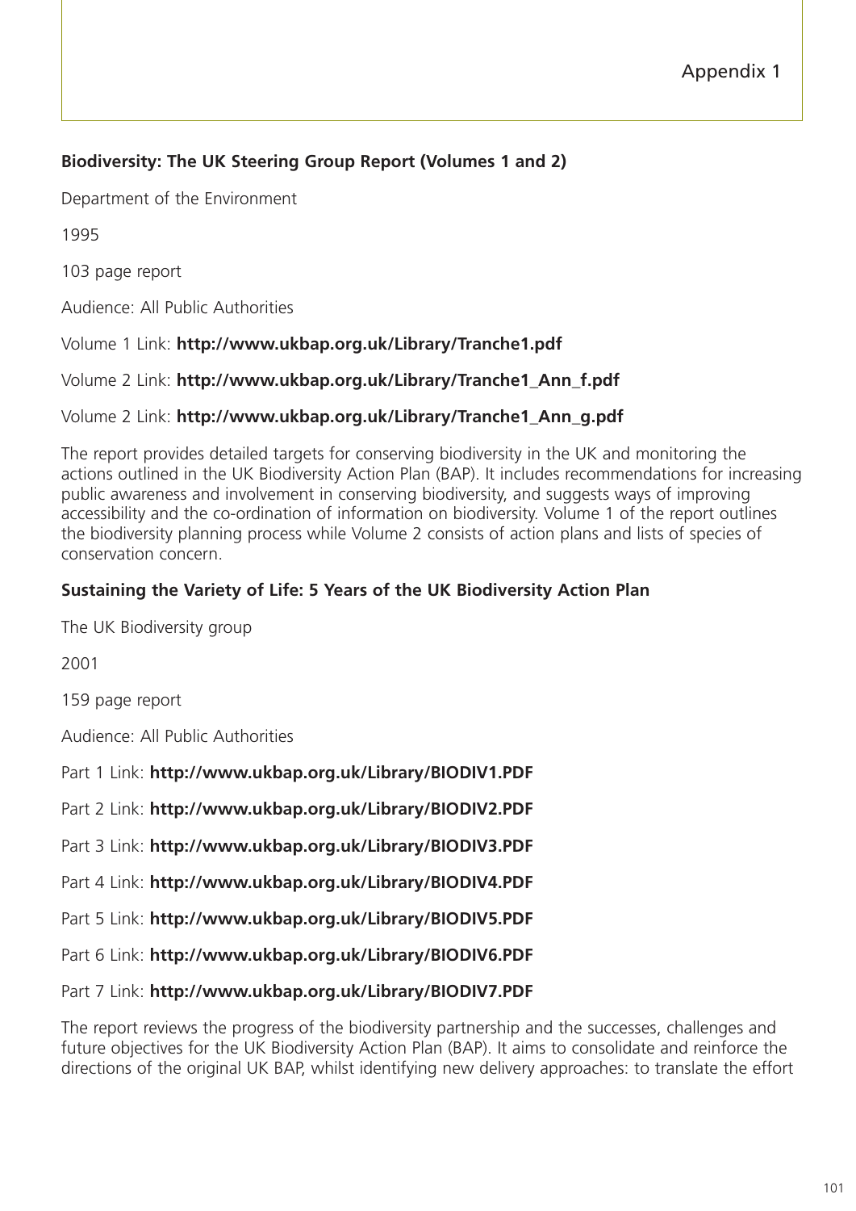# Appendix 1

**Biodiversity: The UK Steering Group Report (Volumes 1 and 2)**

Department of the Environment

1995

103 page report

Audience: All Public Authorities

Volume 1 Link: **http://www.ukbap.org.uk/Library/Tranche1.pdf**

Volume 2 Link: **http://www.ukbap.org.uk/Library/Tranche1_Ann_f.pdf**

Volume 2 Link: **http://www.ukbap.org.uk/Library/Tranche1_Ann_g.pdf**

The report provides detailed targets for conserving biodiversity in the UK and monitoring the actions outlined in the UK Biodiversity Action Plan (BAP). It includes recommendations for increasing public awareness and involvement in conserving biodiversity, and suggests ways of improving accessibility and the co-ordination of information on biodiversity. Volume 1 of the report outlines the biodiversity planning process while Volume 2 consists of action plans and lists of species of conservation concern.

**Sustaining the Variety of Life: 5 Years of the UK Biodiversity Action Plan**

The UK Biodiversity group

2001

159 page report

Audience: All Public Authorities

Part 1 Link: **http://www.ukbap.org.uk/Library/BIODIV1.PDF**

Part 2 Link: **http://www.ukbap.org.uk/Library/BIODIV2.PDF**

Part 3 Link: **http://www.ukbap.org.uk/Library/BIODIV3.PDF**

Part 4 Link: **http://www.ukbap.org.uk/Library/BIODIV4.PDF**

Part 5 Link: **http://www.ukbap.org.uk/Library/BIODIV5.PDF**

Part 6 Link: **http://www.ukbap.org.uk/Library/BIODIV6.PDF**

Part 7 Link: **http://www.ukbap.org.uk/Library/BIODIV7.PDF**

The report reviews the progress of the biodiversity partnership and the successes, challenges and future objectives for the UK Biodiversity Action Plan (BAP). It aims to consolidate and reinforce the directions of the original UK BAP, whilst identifying new delivery approaches: to translate the effort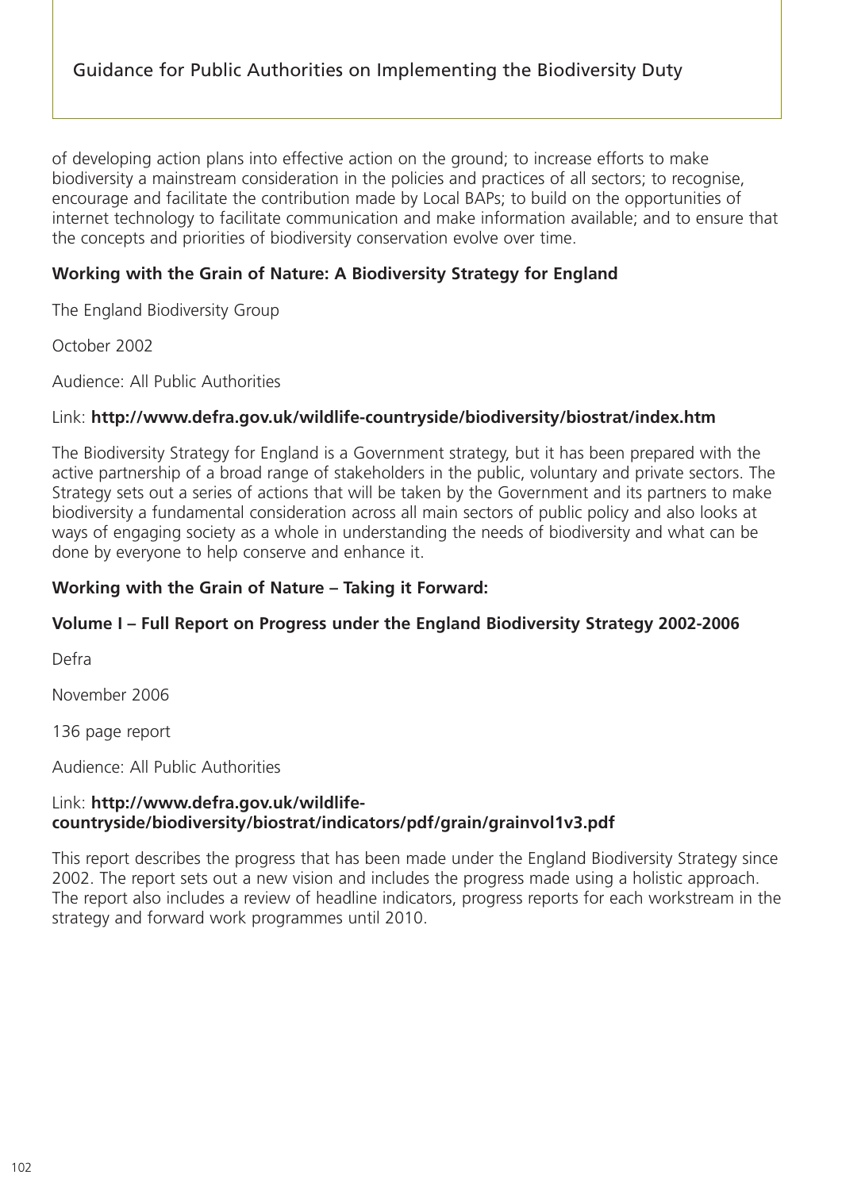of developing action plans into effective action on the ground; to increase efforts to make biodiversity a mainstream consideration in the policies and practices of all sectors; to recognise, encourage and facilitate the contribution made by Local BAPs; to build on the opportunities of internet technology to facilitate communication and make information available; and to ensure that the concepts and priorities of biodiversity conservation evolve over time.

**Working with the Grain of Nature: A Biodiversity Strategy for England**

The England Biodiversity Group

October 2002

Audience: All Public Authorities

Link: **http://www.defra.gov.uk/wildlife-countryside/biodiversity/biostrat/index.htm**

The Biodiversity Strategy for England is a Government strategy, but it has been prepared with the active partnership of a broad range of stakeholders in the public, voluntary and private sectors. The Strategy sets out a series of actions that will be taken by the Government and its partners to make biodiversity a fundamental consideration across all main sectors of public policy and also looks at ways of engaging society as a whole in understanding the needs of biodiversity and what can be done by everyone to help conserve and enhance it.

**Working with the Grain of Nature – Taking it Forward:**

**Volume I – Full Report on Progress under the England Biodiversity Strategy 2002-2006**

Defra

November 2006

136 page report

Audience: All Public Authorities

Link: **http://www.defra.gov.uk/wildlife-countryside/biodiversity/biostrat/indicators/pdf/grain/grainvol1v3.pdf**

This report describes the progress that has been made under the England Biodiversity Strategy since 2002. The report sets out a new vision and includes the progress made using a holistic approach. The report also includes a review of headline indicators, progress reports for each workstream in the strategy and forward work programmes until 2010.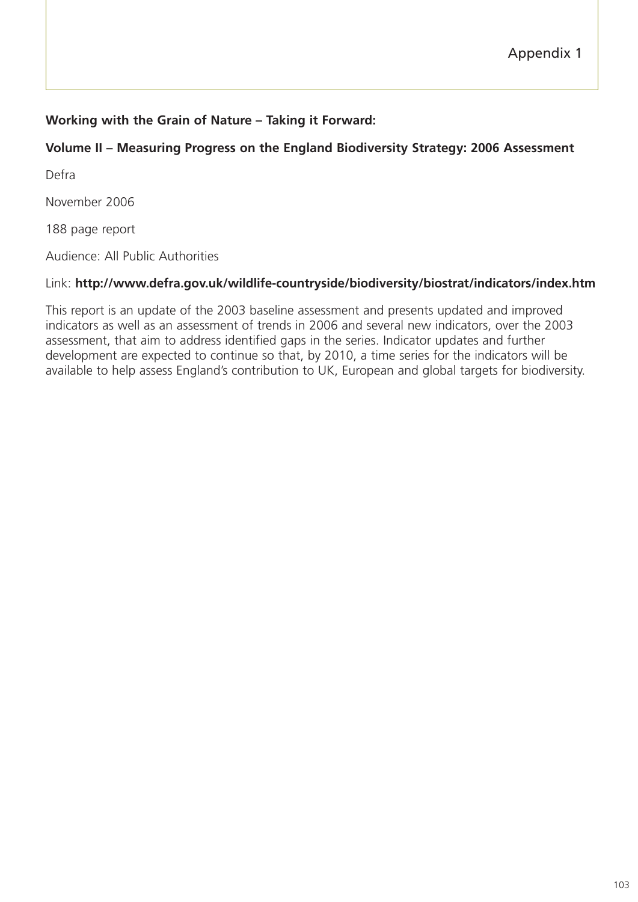# Appendix 1

**Working with the Grain of Nature – Taking it Forward:**

**Volume II – Measuring Progress on the England Biodiversity Strategy: 2006 Assessment**

Defra

November 2006

188 page report

Audience: All Public Authorities

Link: **http://www.defra.gov.uk/wildlife-countryside/biodiversity/biostrat/indicators/index.htm**

This report is an update of the 2003 baseline assessment and presents updated and improved indicators as well as an assessment of trends in 2006 and several new indicators, over the 2003 assessment, that aim to address identified gaps in the series. Indicator updates and further development are expected to continue so that, by 2010, a time series for the indicators will be available to help assess England's contribution to UK, European and global targets for biodiversity.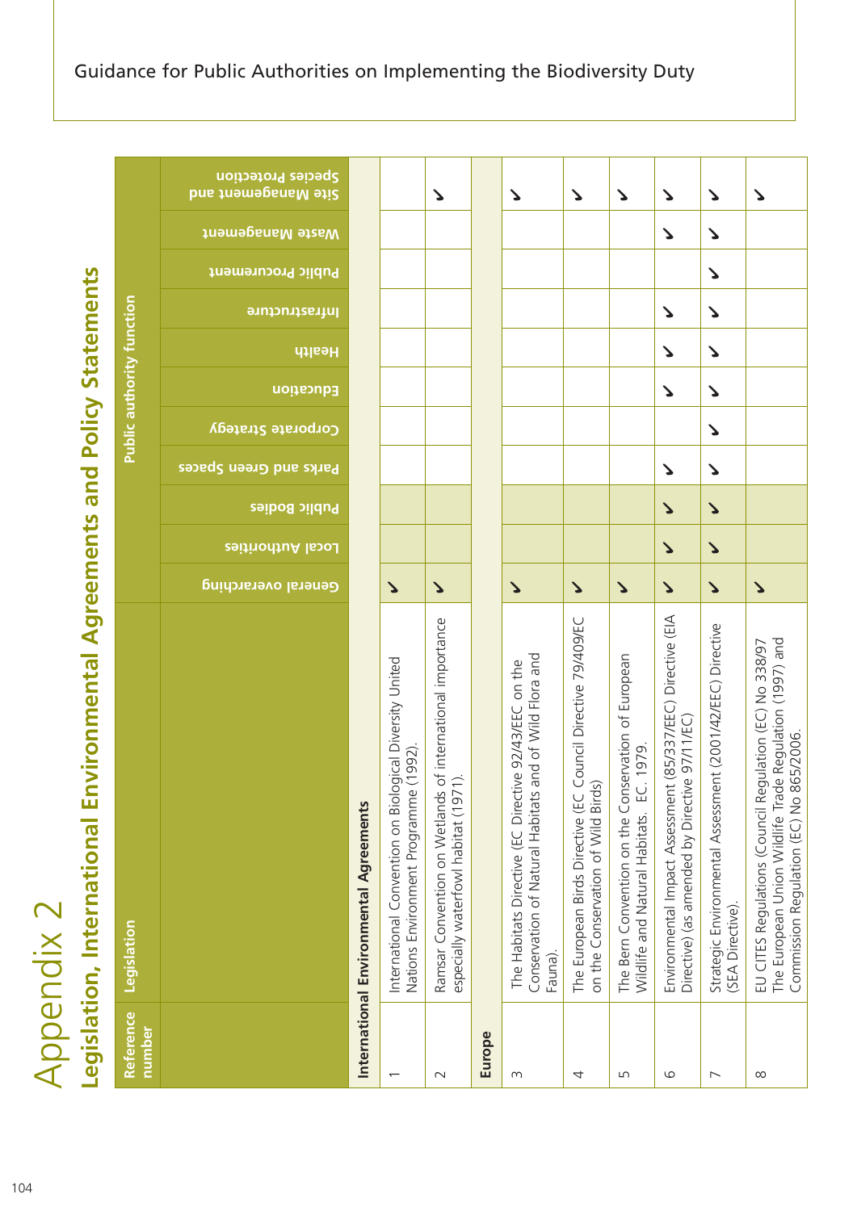# Appendix 2

## Legislation, International Environmental Agreements and Policy Statements

| Reference number | Legislation | Public authority function | | | | | | | | | | |
|---|---|---|---|---|---|---|---|---|---|---|---|---|
| | | General overarching | Local Authorities | Public Bodies | Parks and Green Spaces | Corporate Strategy | Education | Health | Infrastructure | Public Procurement | Waste Management | Site Management and Species Protection |
| **International Environmental Agreements** | | | | | | | | | | | | |
| 1 | International Convention on Biological Diversity United Nations Environment Programme (1992). | ✓ | | | | | | | | | | |
| 2 | Ramsar Convention on Wetlands of international importance especially waterfowl habitat (1971). | ✓ | | | | | | | | | | ✓ |
| **Europe** | | | | | | | | | | | | |
| 3 | The Habitats Directive (EC Directive 92/43/EEC on the Conservation of Natural Habitats and of Wild Flora and Fauna). | ✓ | | | | | | | | | | ✓ |
| 4 | The European Birds Directive (EC Council Directive 79/409/EC on the Conservation of Wild Birds) | ✓ | | | | | | | | | | ✓ |
| 5 | The Bern Convention on the Conservation of European Wildlife and Natural Habitats. EC. 1979. | ✓ | | | | | | | | | | ✓ |
| 6 | Environmental Impact Assessment (85/337/EEC) Directive (EIA Directive) (as amended by Directive 97/11/EC) | ✓ | ✓ | ✓ | ✓ | | ✓ | ✓ | ✓ | | ✓ | ✓ |
| 7 | Strategic Environmental Assessment (2001/42/EEC) Directive (SEA Directive). | ✓ | ✓ | ✓ | ✓ | ✓ | ✓ | ✓ | ✓ | ✓ | ✓ | ✓ |
| 8 | EU CITES Regulations (Council Regulation (EC) No 338/97 The European Union Wildlife Trade Regulation (1997) and Commission Regulation (EC) No 865/2006. | ✓ | | | | | | | | | | ✓ |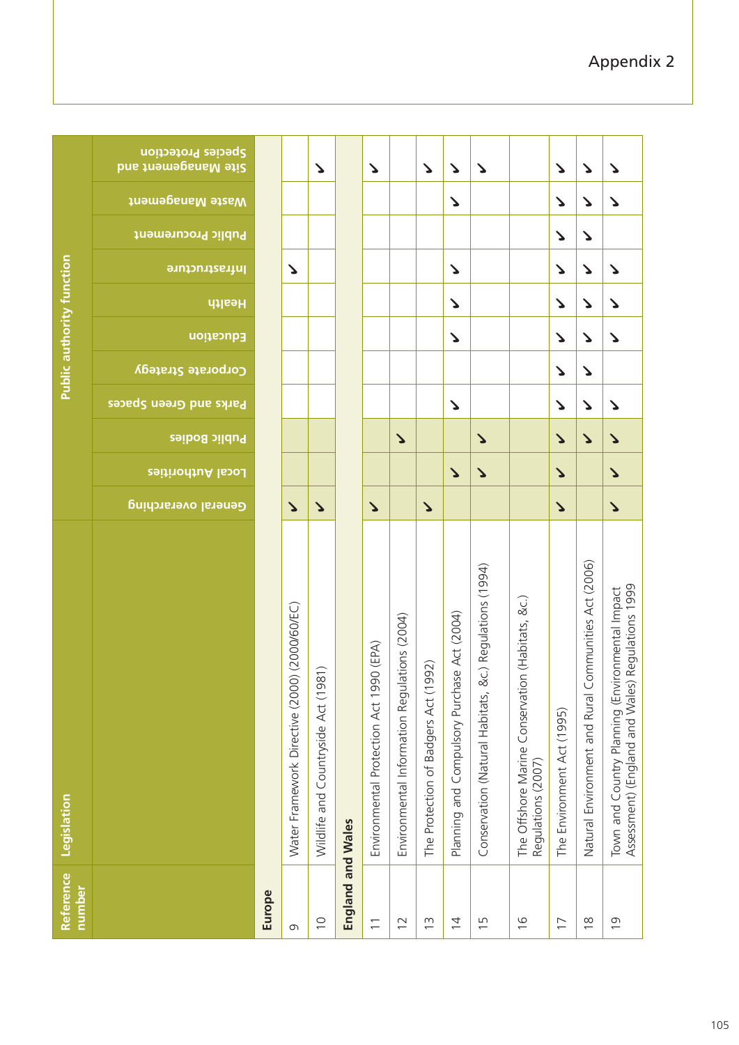# Appendix 2

| Reference number | Legislation | Public authority function | | | | | | | | | | |
|---|---|---|---|---|---|---|---|---|---|---|---|---|
| | | General overarching | Local Authorities | Public Bodies | Parks and Green Spaces | Corporate Strategy | Education | Health | Infrastructure | Public Procurement | Waste Management | Site Management and Species Protection |
| **Europe** | | | | | | | | | | | | |
| 9 | Water Framework Directive (2000) (2000/60/EC) | ✓ | | | | | | | ✓ | | | |
| 10 | Wildlife and Countryside Act (1981) | ✓ | | | | | | | | | | ✓ |
| **England and Wales** | | | | | | | | | | | | |
| 11 | Environmental Protection Act 1990 (EPA) | ✓ | | | | | | | | | | ✓ |
| 12 | Environmental Information Regulations (2004) | | | ✓ | | | | | | | | |
| 13 | The Protection of Badgers Act (1992) | ✓ | | | | | | | | | | ✓ |
| 14 | Planning and Compulsory Purchase Act (2004) | | ✓ | | ✓ | | ✓ | ✓ | ✓ | | ✓ | ✓ |
| 15 | Conservation (Natural Habitats, &c.) Regulations (1994) | | ✓ | ✓ | | | | | | | | ✓ |
| 16 | The Offshore Marine Conservation (Habitats, &c.) Regulations (2007) | | | | | | | | | | | |
| 17 | The Environment Act (1995) | ✓ | ✓ | ✓ | ✓ | ✓ | ✓ | ✓ | ✓ | ✓ | ✓ | ✓ |
| 18 | Natural Environment and Rural Communities Act (2006) | | | ✓ | ✓ | ✓ | ✓ | ✓ | ✓ | ✓ | ✓ | ✓ |
| 19 | Town and Country Planning (Environmental Impact Assessment) (England and Wales) Regulations 1999 | ✓ | ✓ | ✓ | ✓ | | ✓ | ✓ | ✓ | | ✓ | ✓ |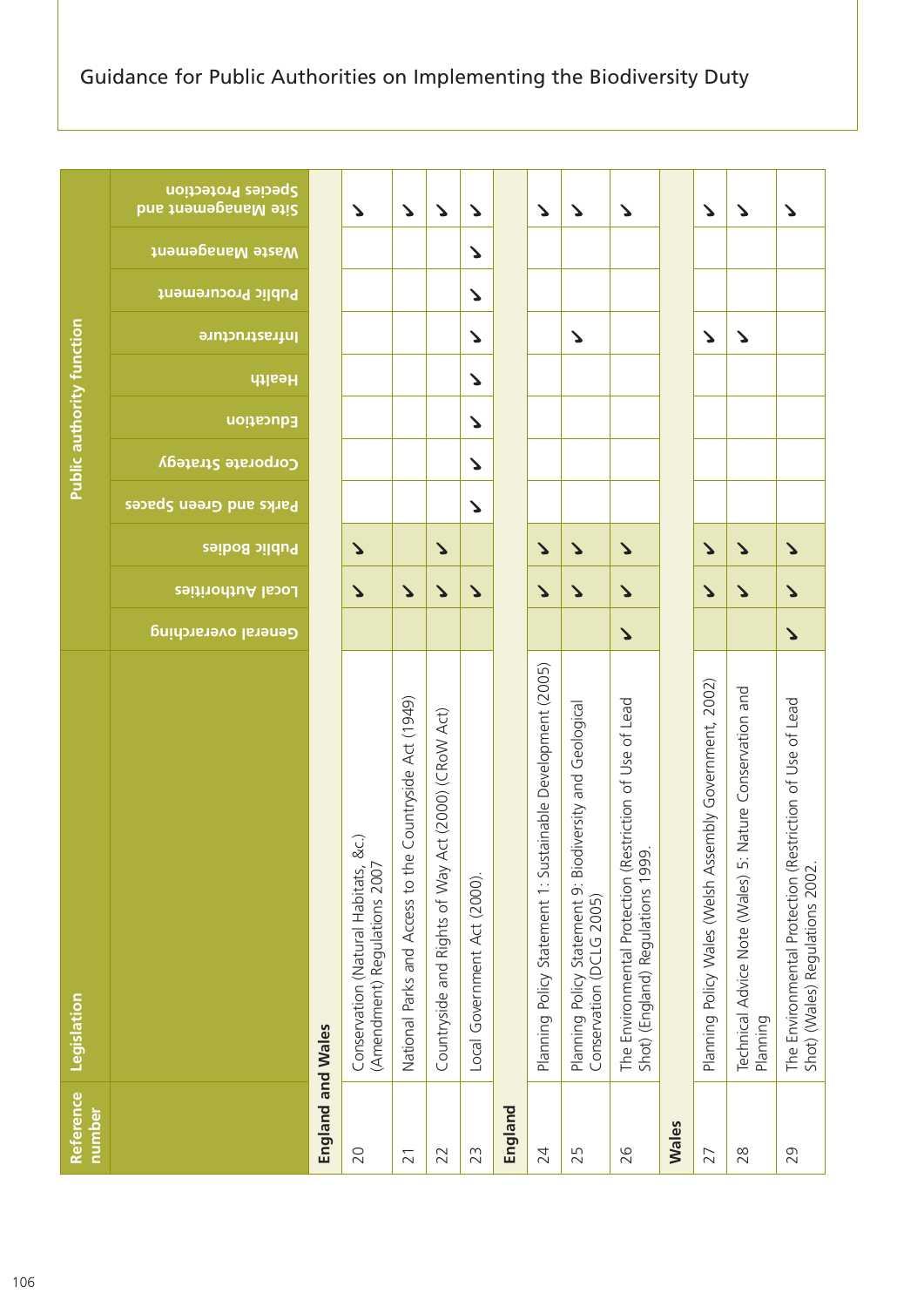| Reference number | Legislation | Public authority function | | | | | | | | | | |
|---|---|---|---|---|---|---|---|---|---|---|---|---|
| | | General overarching | Local Authorities | Public Bodies | Parks and Green Spaces | Corporate Strategy | Education | Health | Infrastructure | Public Procurement | Waste Management | Site Management and Species Protection |
| **England and Wales** | | | | | | | | | | | | |
| 20 | Conservation (Natural Habitats, &c.) (Amendment) Regulations 2007 | | ✓ | ✓ | | | | | | | | ✓ |
| 21 | National Parks and Access to the Countryside Act (1949) | | ✓ | | | | | | | | | ✓ |
| 22 | Countryside and Rights of Way Act (2000) (CRoW Act) | | ✓ | ✓ | | | | | | | | ✓ |
| 23 | Local Government Act (2000). | | ✓ | | ✓ | ✓ | ✓ | ✓ | ✓ | ✓ | ✓ | ✓ |
| **England** | | | | | | | | | | | | |
| 24 | Planning Policy Statement 1: Sustainable Development (2005) | | ✓ | ✓ | | | | | | | | ✓ |
| 25 | Planning Policy Statement 9: Biodiversity and Geological Conservation (DCLG 2005) | | ✓ | ✓ | | | | | ✓ | | | ✓ |
| 26 | The Environmental Protection (Restriction of Use of Lead Shot) (England) Regulations 1999. | ✓ | ✓ | ✓ | | | | | | | | ✓ |
| **Wales** | | | | | | | | | | | | |
| 27 | Planning Policy Wales (Welsh Assembly Government, 2002) | | ✓ | ✓ | | | | | ✓ | | | ✓ |
| 28 | Technical Advice Note (Wales) 5: Nature Conservation and Planning | | ✓ | ✓ | | | | | ✓ | | | ✓ |
| 29 | The Environmental Protection (Restriction of Use of Lead Shot) (Wales) Regulations 2002. | ✓ | ✓ | ✓ | | | | | | | | ✓ |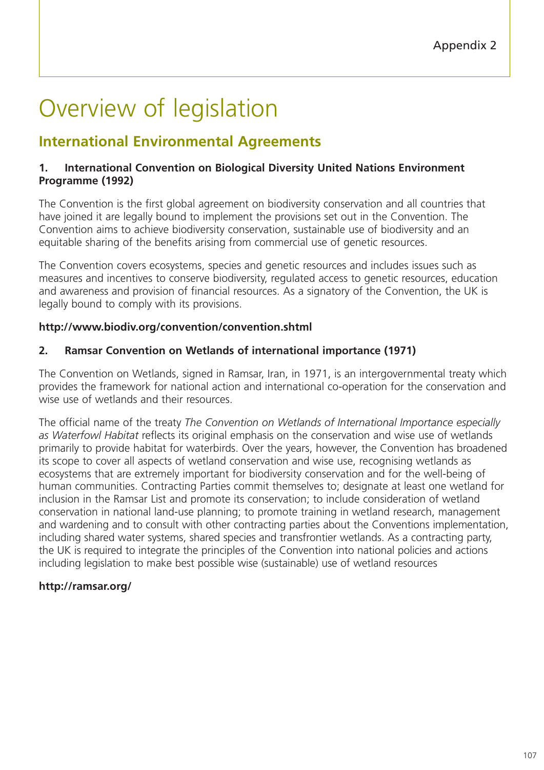Appendix 2

# Overview of legislation

## International Environmental Agreements

### 1. International Convention on Biological Diversity United Nations Environment Programme (1992)

The Convention is the first global agreement on biodiversity conservation and all countries that have joined it are legally bound to implement the provisions set out in the Convention. The Convention aims to achieve biodiversity conservation, sustainable use of biodiversity and an equitable sharing of the benefits arising from commercial use of genetic resources.

The Convention covers ecosystems, species and genetic resources and includes issues such as measures and incentives to conserve biodiversity, regulated access to genetic resources, education and awareness and provision of financial resources. As a signatory of the Convention, the UK is legally bound to comply with its provisions.

**http://www.biodiv.org/convention/convention.shtml**

### 2. Ramsar Convention on Wetlands of international importance (1971)

The Convention on Wetlands, signed in Ramsar, Iran, in 1971, is an intergovernmental treaty which provides the framework for national action and international co-operation for the conservation and wise use of wetlands and their resources.

The official name of the treaty *The Convention on Wetlands of International Importance especially as Waterfowl Habitat* reflects its original emphasis on the conservation and wise use of wetlands primarily to provide habitat for waterbirds. Over the years, however, the Convention has broadened its scope to cover all aspects of wetland conservation and wise use, recognising wetlands as ecosystems that are extremely important for biodiversity conservation and for the well-being of human communities. Contracting Parties commit themselves to; designate at least one wetland for inclusion in the Ramsar List and promote its conservation; to include consideration of wetland conservation in national land-use planning; to promote training in wetland research, management and wardening and to consult with other contracting parties about the Conventions implementation, including shared water systems, shared species and transfrontier wetlands. As a contracting party, the UK is required to integrate the principles of the Convention into national policies and actions including legislation to make best possible wise (sustainable) use of wetland resources

**http://ramsar.org/**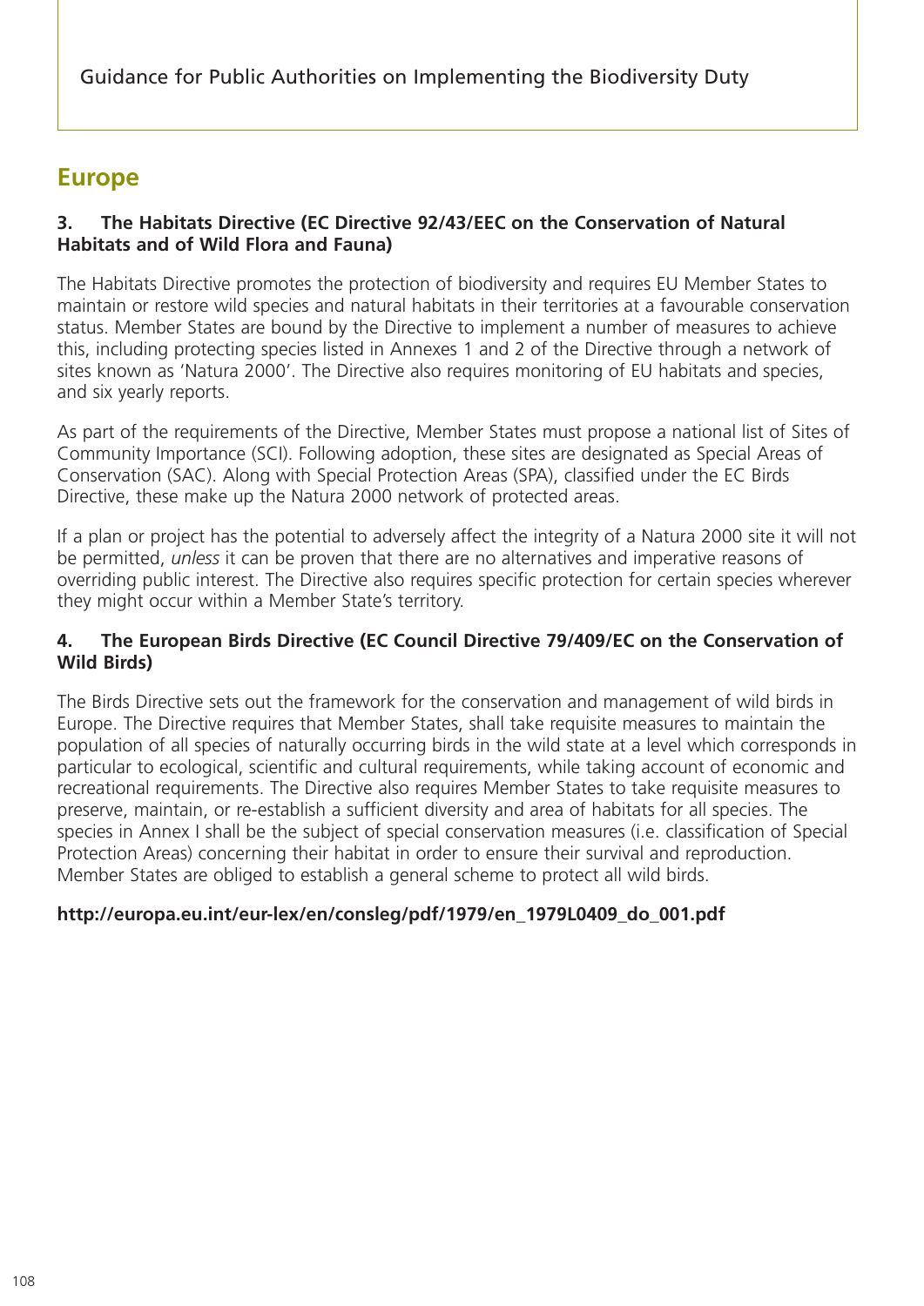## Europe

### 3. The Habitats Directive (EC Directive 92/43/EEC on the Conservation of Natural Habitats and of Wild Flora and Fauna)

The Habitats Directive promotes the protection of biodiversity and requires EU Member States to maintain or restore wild species and natural habitats in their territories at a favourable conservation status. Member States are bound by the Directive to implement a number of measures to achieve this, including protecting species listed in Annexes 1 and 2 of the Directive through a network of sites known as 'Natura 2000'. The Directive also requires monitoring of EU habitats and species, and six yearly reports.

As part of the requirements of the Directive, Member States must propose a national list of Sites of Community Importance (SCI). Following adoption, these sites are designated as Special Areas of Conservation (SAC). Along with Special Protection Areas (SPA), classified under the EC Birds Directive, these make up the Natura 2000 network of protected areas.

If a plan or project has the potential to adversely affect the integrity of a Natura 2000 site it will not be permitted, *unless* it can be proven that there are no alternatives and imperative reasons of overriding public interest. The Directive also requires specific protection for certain species wherever they might occur within a Member State's territory.

### 4. The European Birds Directive (EC Council Directive 79/409/EC on the Conservation of Wild Birds)

The Birds Directive sets out the framework for the conservation and management of wild birds in Europe. The Directive requires that Member States, shall take requisite measures to maintain the population of all species of naturally occurring birds in the wild state at a level which corresponds in particular to ecological, scientific and cultural requirements, while taking account of economic and recreational requirements. The Directive also requires Member States to take requisite measures to preserve, maintain, or re-establish a sufficient diversity and area of habitats for all species. The species in Annex I shall be the subject of special conservation measures (i.e. classification of Special Protection Areas) concerning their habitat in order to ensure their survival and reproduction. Member States are obliged to establish a general scheme to protect all wild birds.

**http://europa.eu.int/eur-lex/en/consleg/pdf/1979/en_1979L0409_do_001.pdf**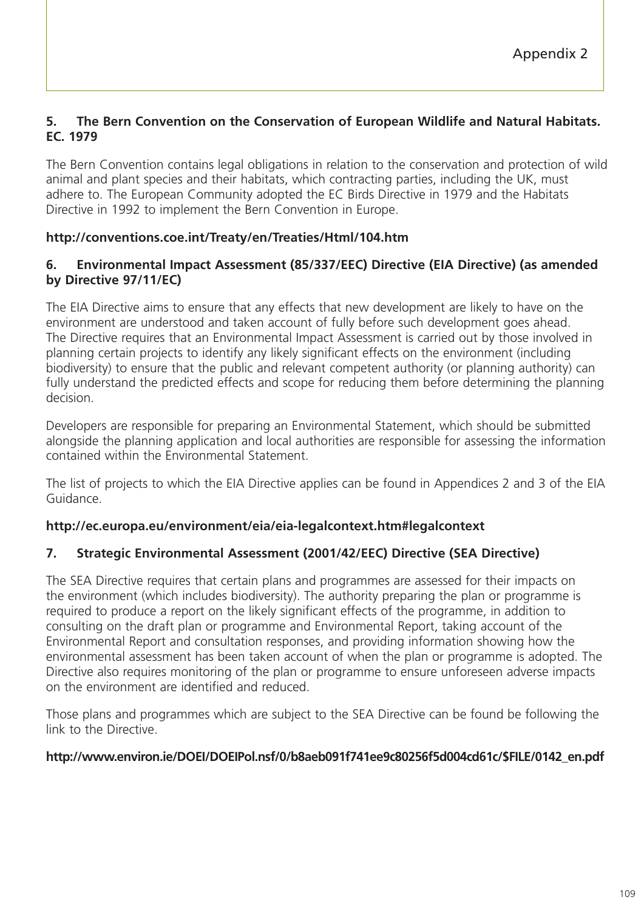**5. The Bern Convention on the Conservation of European Wildlife and Natural Habitats. EC. 1979**

The Bern Convention contains legal obligations in relation to the conservation and protection of wild animal and plant species and their habitats, which contracting parties, including the UK, must adhere to. The European Community adopted the EC Birds Directive in 1979 and the Habitats Directive in 1992 to implement the Bern Convention in Europe.

**http://conventions.coe.int/Treaty/en/Treaties/Html/104.htm**

**6. Environmental Impact Assessment (85/337/EEC) Directive (EIA Directive) (as amended by Directive 97/11/EC)**

The EIA Directive aims to ensure that any effects that new development are likely to have on the environment are understood and taken account of fully before such development goes ahead. The Directive requires that an Environmental Impact Assessment is carried out by those involved in planning certain projects to identify any likely significant effects on the environment (including biodiversity) to ensure that the public and relevant competent authority (or planning authority) can fully understand the predicted effects and scope for reducing them before determining the planning decision.

Developers are responsible for preparing an Environmental Statement, which should be submitted alongside the planning application and local authorities are responsible for assessing the information contained within the Environmental Statement.

The list of projects to which the EIA Directive applies can be found in Appendices 2 and 3 of the EIA Guidance.

**http://ec.europa.eu/environment/eia/eia-legalcontext.htm#legalcontext**

**7. Strategic Environmental Assessment (2001/42/EEC) Directive (SEA Directive)**

The SEA Directive requires that certain plans and programmes are assessed for their impacts on the environment (which includes biodiversity). The authority preparing the plan or programme is required to produce a report on the likely significant effects of the programme, in addition to consulting on the draft plan or programme and Environmental Report, taking account of the Environmental Report and consultation responses, and providing information showing how the environmental assessment has been taken account of when the plan or programme is adopted. The Directive also requires monitoring of the plan or programme to ensure unforeseen adverse impacts on the environment are identified and reduced.

Those plans and programmes which are subject to the SEA Directive can be found be following the link to the Directive.

**http://www.environ.ie/DOEI/DOEIPol.nsf/0/b8aeb091f741ee9c80256f5d004cd61c/$FILE/0142_en.pdf**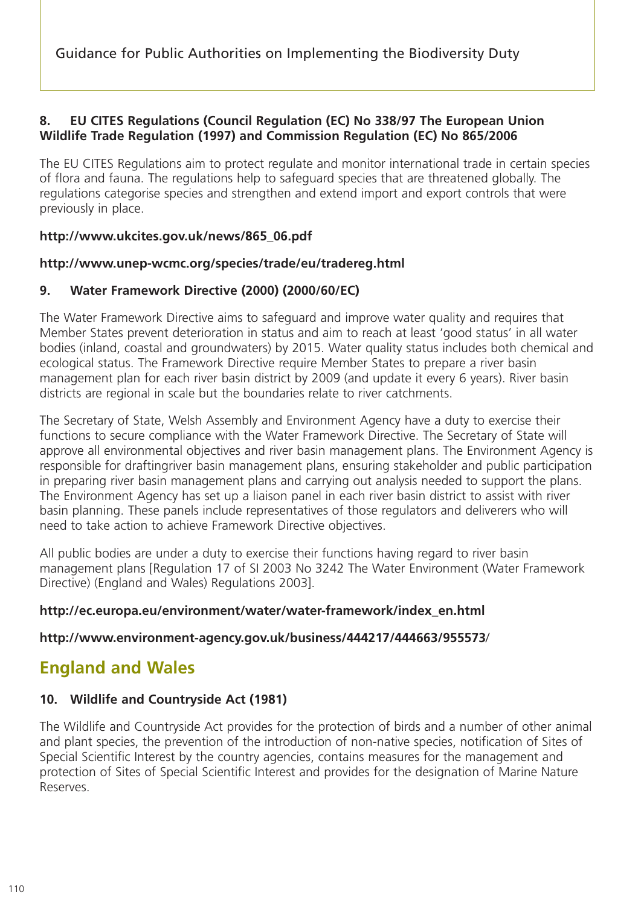**8. EU CITES Regulations (Council Regulation (EC) No 338/97 The European Union Wildlife Trade Regulation (1997) and Commission Regulation (EC) No 865/2006**

The EU CITES Regulations aim to protect regulate and monitor international trade in certain species of flora and fauna. The regulations help to safeguard species that are threatened globally. The regulations categorise species and strengthen and extend import and export controls that were previously in place.

**http://www.ukcites.gov.uk/news/865_06.pdf**

**http://www.unep-wcmc.org/species/trade/eu/tradereg.html**

**9. Water Framework Directive (2000) (2000/60/EC)**

The Water Framework Directive aims to safeguard and improve water quality and requires that Member States prevent deterioration in status and aim to reach at least 'good status' in all water bodies (inland, coastal and groundwaters) by 2015. Water quality status includes both chemical and ecological status. The Framework Directive require Member States to prepare a river basin management plan for each river basin district by 2009 (and update it every 6 years). River basin districts are regional in scale but the boundaries relate to river catchments.

The Secretary of State, Welsh Assembly and Environment Agency have a duty to exercise their functions to secure compliance with the Water Framework Directive. The Secretary of State will approve all environmental objectives and river basin management plans. The Environment Agency is responsible for draftingriver basin management plans, ensuring stakeholder and public participation in preparing river basin management plans and carrying out analysis needed to support the plans. The Environment Agency has set up a liaison panel in each river basin district to assist with river basin planning. These panels include representatives of those regulators and deliverers who will need to take action to achieve Framework Directive objectives.

All public bodies are under a duty to exercise their functions having regard to river basin management plans [Regulation 17 of SI 2003 No 3242 The Water Environment (Water Framework Directive) (England and Wales) Regulations 2003].

**http://ec.europa.eu/environment/water/water-framework/index_en.html**

**http://www.environment-agency.gov.uk/business/444217/444663/955573**/

## England and Wales

**10. Wildlife and Countryside Act (1981)**

The Wildlife and Countryside Act provides for the protection of birds and a number of other animal and plant species, the prevention of the introduction of non-native species, notification of Sites of Special Scientific Interest by the country agencies, contains measures for the management and protection of Sites of Special Scientific Interest and provides for the designation of Marine Nature Reserves.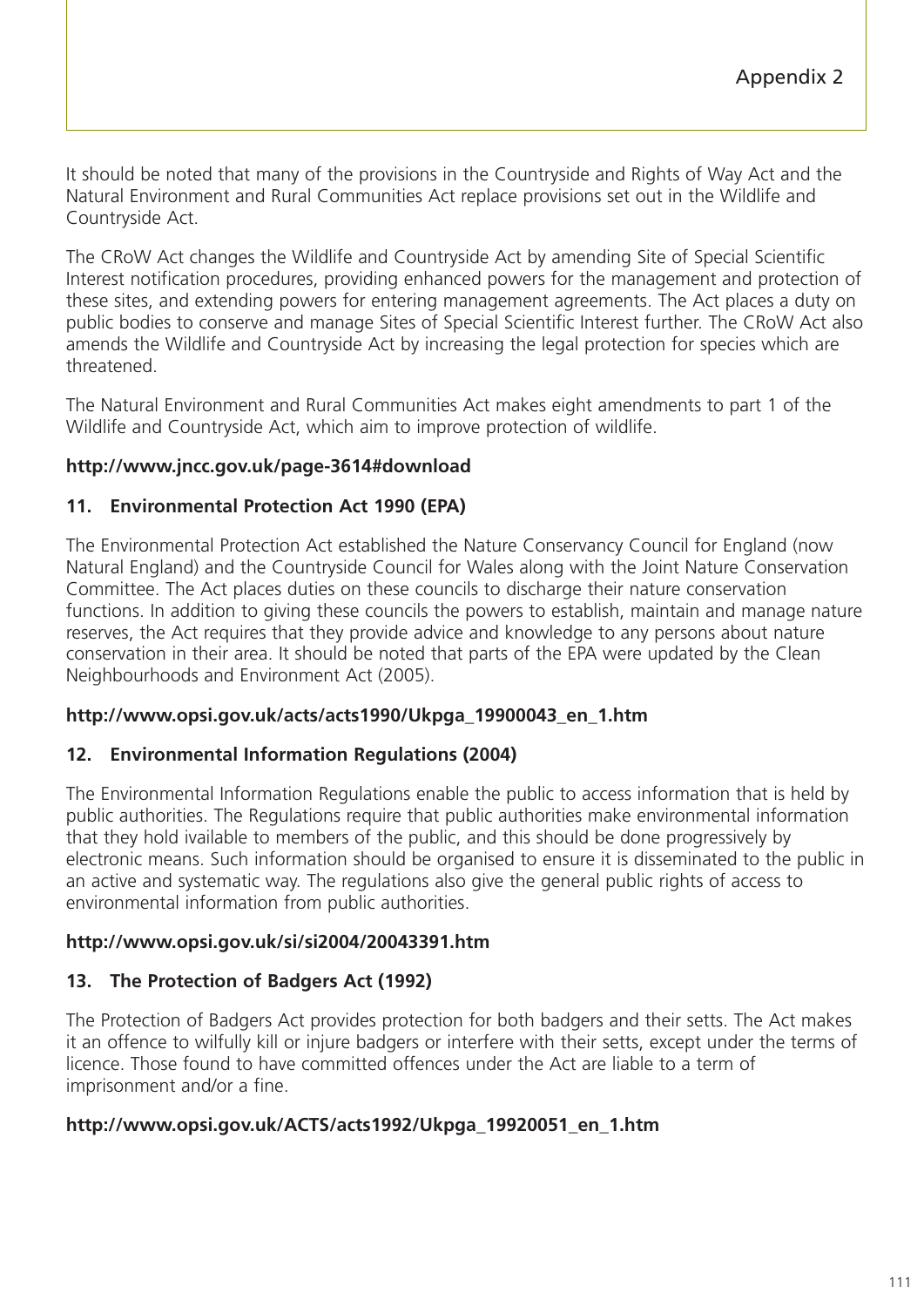It should be noted that many of the provisions in the Countryside and Rights of Way Act and the Natural Environment and Rural Communities Act replace provisions set out in the Wildlife and Countryside Act.

The CRoW Act changes the Wildlife and Countryside Act by amending Site of Special Scientific Interest notification procedures, providing enhanced powers for the management and protection of these sites, and extending powers for entering management agreements. The Act places a duty on public bodies to conserve and manage Sites of Special Scientific Interest further. The CRoW Act also amends the Wildlife and Countryside Act by increasing the legal protection for species which are threatened.

The Natural Environment and Rural Communities Act makes eight amendments to part 1 of the Wildlife and Countryside Act, which aim to improve protection of wildlife.

**http://www.jncc.gov.uk/page-3614#download**

### 11. Environmental Protection Act 1990 (EPA)

The Environmental Protection Act established the Nature Conservancy Council for England (now Natural England) and the Countryside Council for Wales along with the Joint Nature Conservation Committee. The Act places duties on these councils to discharge their nature conservation functions. In addition to giving these councils the powers to establish, maintain and manage nature reserves, the Act requires that they provide advice and knowledge to any persons about nature conservation in their area. It should be noted that parts of the EPA were updated by the Clean Neighbourhoods and Environment Act (2005).

**http://www.opsi.gov.uk/acts/acts1990/Ukpga_19900043_en_1.htm**

### 12. Environmental Information Regulations (2004)

The Environmental Information Regulations enable the public to access information that is held by public authorities. The Regulations require that public authorities make environmental information that they hold ivailable to members of the public, and this should be done progressively by electronic means. Such information should be organised to ensure it is disseminated to the public in an active and systematic way. The regulations also give the general public rights of access to environmental information from public authorities.

**http://www.opsi.gov.uk/si/si2004/20043391.htm**

### 13. The Protection of Badgers Act (1992)

The Protection of Badgers Act provides protection for both badgers and their setts. The Act makes it an offence to wilfully kill or injure badgers or interfere with their setts, except under the terms of licence. Those found to have committed offences under the Act are liable to a term of imprisonment and/or a fine.

**http://www.opsi.gov.uk/ACTS/acts1992/Ukpga_19920051_en_1.htm**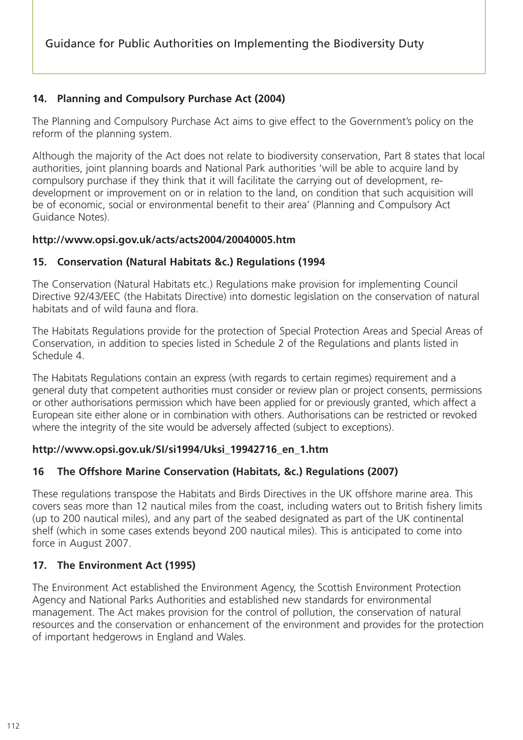## 14. Planning and Compulsory Purchase Act (2004)

The Planning and Compulsory Purchase Act aims to give effect to the Government's policy on the reform of the planning system.

Although the majority of the Act does not relate to biodiversity conservation, Part 8 states that local authorities, joint planning boards and National Park authorities 'will be able to acquire land by compulsory purchase if they think that it will facilitate the carrying out of development, re-development or improvement on or in relation to the land, on condition that such acquisition will be of economic, social or environmental benefit to their area' (Planning and Compulsory Act Guidance Notes).

**http://www.opsi.gov.uk/acts/acts2004/20040005.htm**

## 15. Conservation (Natural Habitats &c.) Regulations (1994

The Conservation (Natural Habitats etc.) Regulations make provision for implementing Council Directive 92/43/EEC (the Habitats Directive) into domestic legislation on the conservation of natural habitats and of wild fauna and flora.

The Habitats Regulations provide for the protection of Special Protection Areas and Special Areas of Conservation, in addition to species listed in Schedule 2 of the Regulations and plants listed in Schedule 4.

The Habitats Regulations contain an express (with regards to certain regimes) requirement and a general duty that competent authorities must consider or review plan or project consents, permissions or other authorisations permission which have been applied for or previously granted, which affect a European site either alone or in combination with others. Authorisations can be restricted or revoked where the integrity of the site would be adversely affected (subject to exceptions).

**http://www.opsi.gov.uk/SI/si1994/Uksi_19942716_en_1.htm**

## 16 The Offshore Marine Conservation (Habitats, &c.) Regulations (2007)

These regulations transpose the Habitats and Birds Directives in the UK offshore marine area. This covers seas more than 12 nautical miles from the coast, including waters out to British fishery limits (up to 200 nautical miles), and any part of the seabed designated as part of the UK continental shelf (which in some cases extends beyond 200 nautical miles). This is anticipated to come into force in August 2007.

## 17. The Environment Act (1995)

The Environment Act established the Environment Agency, the Scottish Environment Protection Agency and National Parks Authorities and established new standards for environmental management. The Act makes provision for the control of pollution, the conservation of natural resources and the conservation or enhancement of the environment and provides for the protection of important hedgerows in England and Wales.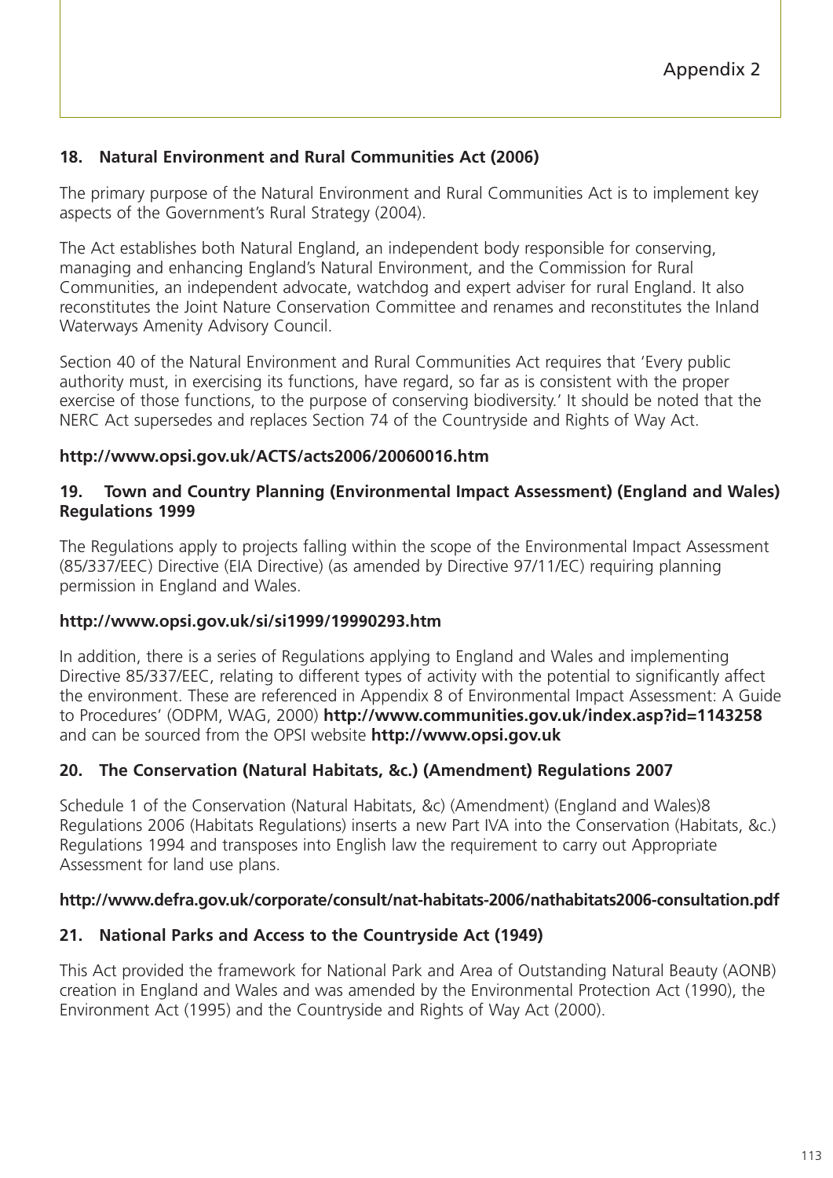Appendix 2

### 18. Natural Environment and Rural Communities Act (2006)

The primary purpose of the Natural Environment and Rural Communities Act is to implement key aspects of the Government's Rural Strategy (2004).

The Act establishes both Natural England, an independent body responsible for conserving, managing and enhancing England's Natural Environment, and the Commission for Rural Communities, an independent advocate, watchdog and expert adviser for rural England. It also reconstitutes the Joint Nature Conservation Committee and renames and reconstitutes the Inland Waterways Amenity Advisory Council.

Section 40 of the Natural Environment and Rural Communities Act requires that 'Every public authority must, in exercising its functions, have regard, so far as is consistent with the proper exercise of those functions, to the purpose of conserving biodiversity.' It should be noted that the NERC Act supersedes and replaces Section 74 of the Countryside and Rights of Way Act.

**http://www.opsi.gov.uk/ACTS/acts2006/20060016.htm**

### 19. Town and Country Planning (Environmental Impact Assessment) (England and Wales) Regulations 1999

The Regulations apply to projects falling within the scope of the Environmental Impact Assessment (85/337/EEC) Directive (EIA Directive) (as amended by Directive 97/11/EC) requiring planning permission in England and Wales.

**http://www.opsi.gov.uk/si/si1999/19990293.htm**

In addition, there is a series of Regulations applying to England and Wales and implementing Directive 85/337/EEC, relating to different types of activity with the potential to significantly affect the environment. These are referenced in Appendix 8 of Environmental Impact Assessment: A Guide to Procedures' (ODPM, WAG, 2000) **http://www.communities.gov.uk/index.asp?id=1143258** and can be sourced from the OPSI website **http://www.opsi.gov.uk**

### 20. The Conservation (Natural Habitats, &c.) (Amendment) Regulations 2007

Schedule 1 of the Conservation (Natural Habitats, &c) (Amendment) (England and Wales)8 Regulations 2006 (Habitats Regulations) inserts a new Part IVA into the Conservation (Habitats, &c.) Regulations 1994 and transposes into English law the requirement to carry out Appropriate Assessment for land use plans.

**http://www.defra.gov.uk/corporate/consult/nat-habitats-2006/nathabitats2006-consultation.pdf**

### 21. National Parks and Access to the Countryside Act (1949)

This Act provided the framework for National Park and Area of Outstanding Natural Beauty (AONB) creation in England and Wales and was amended by the Environmental Protection Act (1990), the Environment Act (1995) and the Countryside and Rights of Way Act (2000).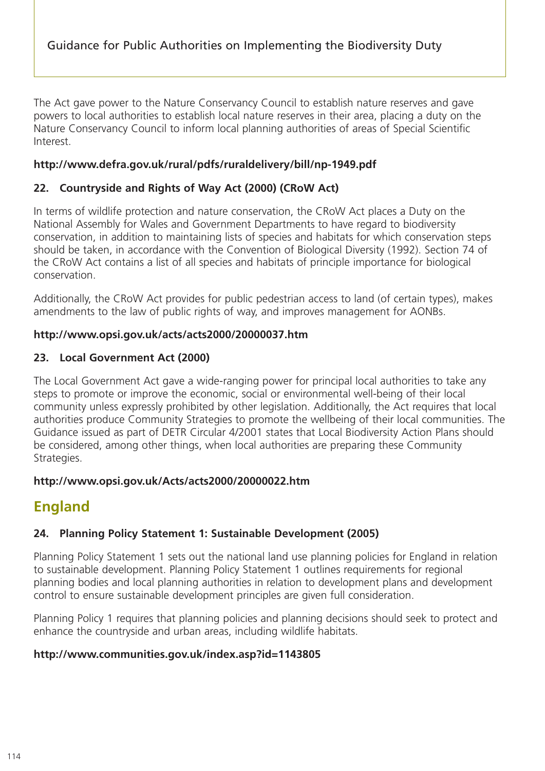The Act gave power to the Nature Conservancy Council to establish nature reserves and gave powers to local authorities to establish local nature reserves in their area, placing a duty on the Nature Conservancy Council to inform local planning authorities of areas of Special Scientific Interest.

**http://www.defra.gov.uk/rural/pdfs/ruraldelivery/bill/np-1949.pdf**

### 22. Countryside and Rights of Way Act (2000) (CRoW Act)

In terms of wildlife protection and nature conservation, the CRoW Act places a Duty on the National Assembly for Wales and Government Departments to have regard to biodiversity conservation, in addition to maintaining lists of species and habitats for which conservation steps should be taken, in accordance with the Convention of Biological Diversity (1992). Section 74 of the CRoW Act contains a list of all species and habitats of principle importance for biological conservation.

Additionally, the CRoW Act provides for public pedestrian access to land (of certain types), makes amendments to the law of public rights of way, and improves management for AONBs.

**http://www.opsi.gov.uk/acts/acts2000/20000037.htm**

### 23. Local Government Act (2000)

The Local Government Act gave a wide-ranging power for principal local authorities to take any steps to promote or improve the economic, social or environmental well-being of their local community unless expressly prohibited by other legislation. Additionally, the Act requires that local authorities produce Community Strategies to promote the wellbeing of their local communities. The Guidance issued as part of DETR Circular 4/2001 states that Local Biodiversity Action Plans should be considered, among other things, when local authorities are preparing these Community Strategies.

**http://www.opsi.gov.uk/Acts/acts2000/20000022.htm**

## England

### 24. Planning Policy Statement 1: Sustainable Development (2005)

Planning Policy Statement 1 sets out the national land use planning policies for England in relation to sustainable development. Planning Policy Statement 1 outlines requirements for regional planning bodies and local planning authorities in relation to development plans and development control to ensure sustainable development principles are given full consideration.

Planning Policy 1 requires that planning policies and planning decisions should seek to protect and enhance the countryside and urban areas, including wildlife habitats.

**http://www.communities.gov.uk/index.asp?id=1143805**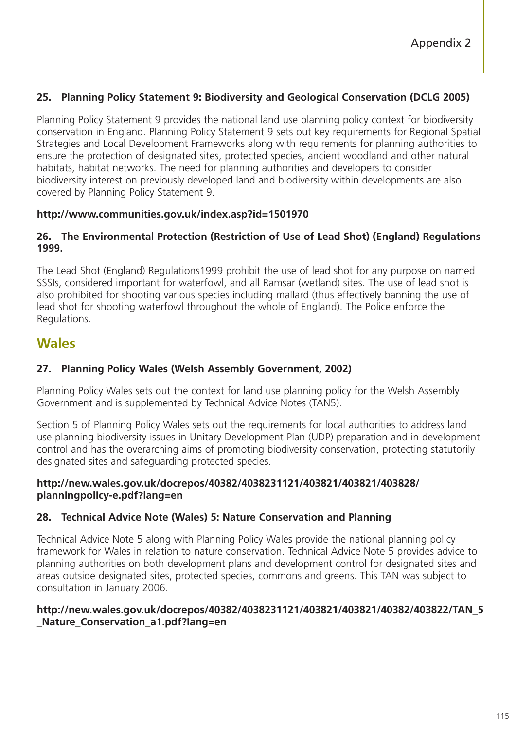**25. Planning Policy Statement 9: Biodiversity and Geological Conservation (DCLG 2005)**

Planning Policy Statement 9 provides the national land use planning policy context for biodiversity conservation in England. Planning Policy Statement 9 sets out key requirements for Regional Spatial Strategies and Local Development Frameworks along with requirements for planning authorities to ensure the protection of designated sites, protected species, ancient woodland and other natural habitats, habitat networks. The need for planning authorities and developers to consider biodiversity interest on previously developed land and biodiversity within developments are also covered by Planning Policy Statement 9.

**http://www.communities.gov.uk/index.asp?id=1501970**

**26. The Environmental Protection (Restriction of Use of Lead Shot) (England) Regulations 1999.**

The Lead Shot (England) Regulations1999 prohibit the use of lead shot for any purpose on named SSSIs, considered important for waterfowl, and all Ramsar (wetland) sites. The use of lead shot is also prohibited for shooting various species including mallard (thus effectively banning the use of lead shot for shooting waterfowl throughout the whole of England). The Police enforce the Regulations.

## Wales

**27. Planning Policy Wales (Welsh Assembly Government, 2002)**

Planning Policy Wales sets out the context for land use planning policy for the Welsh Assembly Government and is supplemented by Technical Advice Notes (TAN5).

Section 5 of Planning Policy Wales sets out the requirements for local authorities to address land use planning biodiversity issues in Unitary Development Plan (UDP) preparation and in development control and has the overarching aims of promoting biodiversity conservation, protecting statutorily designated sites and safeguarding protected species.

**http://new.wales.gov.uk/docrepos/40382/4038231121/403821/403821/403828/planningpolicy-e.pdf?lang=en**

**28. Technical Advice Note (Wales) 5: Nature Conservation and Planning**

Technical Advice Note 5 along with Planning Policy Wales provide the national planning policy framework for Wales in relation to nature conservation. Technical Advice Note 5 provides advice to planning authorities on both development plans and development control for designated sites and areas outside designated sites, protected species, commons and greens. This TAN was subject to consultation in January 2006.

**http://new.wales.gov.uk/docrepos/40382/4038231121/403821/403821/40382/403822/TAN_5_Nature_Conservation_a1.pdf?lang=en**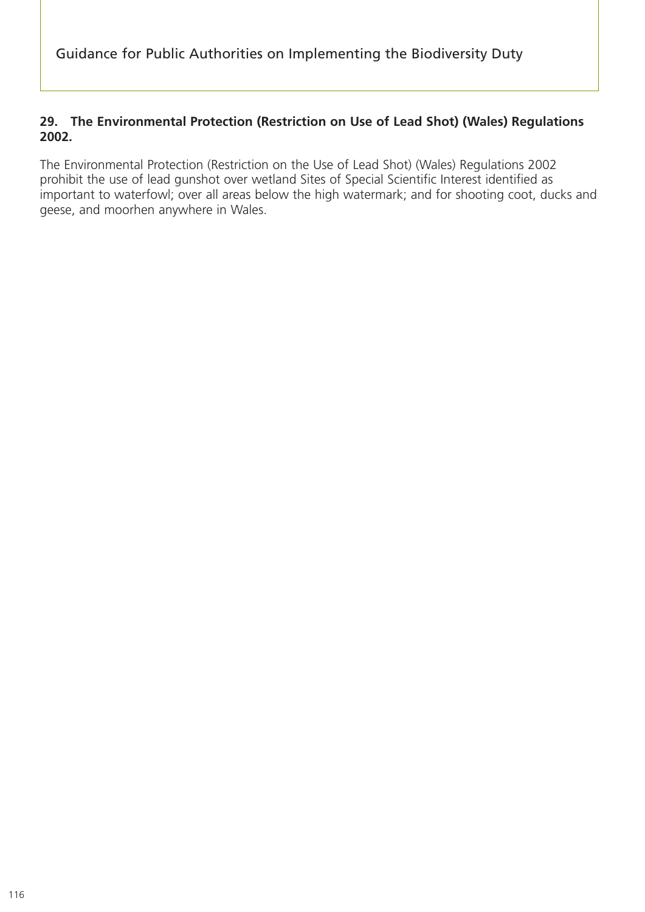## 29. The Environmental Protection (Restriction on Use of Lead Shot) (Wales) Regulations 2002.

The Environmental Protection (Restriction on the Use of Lead Shot) (Wales) Regulations 2002 prohibit the use of lead gunshot over wetland Sites of Special Scientific Interest identified as important to waterfowl; over all areas below the high watermark; and for shooting coot, ducks and geese, and moorhen anywhere in Wales.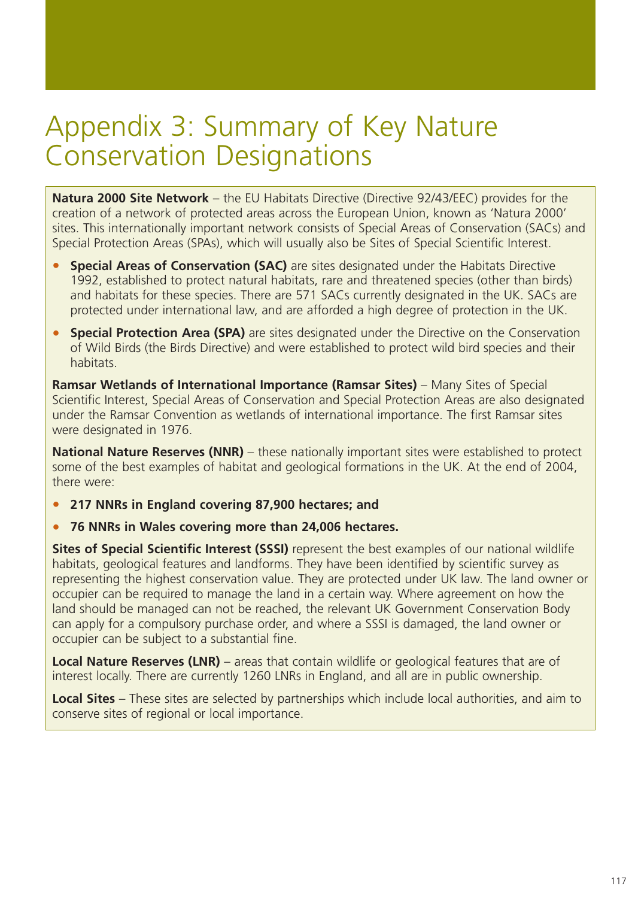# Appendix 3: Summary of Key Nature Conservation Designations

**Natura 2000 Site Network** – the EU Habitats Directive (Directive 92/43/EEC) provides for the creation of a network of protected areas across the European Union, known as 'Natura 2000' sites. This internationally important network consists of Special Areas of Conservation (SACs) and Special Protection Areas (SPAs), which will usually also be Sites of Special Scientific Interest.

- **Special Areas of Conservation (SAC)** are sites designated under the Habitats Directive 1992, established to protect natural habitats, rare and threatened species (other than birds) and habitats for these species. There are 571 SACs currently designated in the UK. SACs are protected under international law, and are afforded a high degree of protection in the UK.
- **Special Protection Area (SPA)** are sites designated under the Directive on the Conservation of Wild Birds (the Birds Directive) and were established to protect wild bird species and their habitats.

**Ramsar Wetlands of International Importance (Ramsar Sites)** – Many Sites of Special Scientific Interest, Special Areas of Conservation and Special Protection Areas are also designated under the Ramsar Convention as wetlands of international importance. The first Ramsar sites were designated in 1976.

**National Nature Reserves (NNR)** – these nationally important sites were established to protect some of the best examples of habitat and geological formations in the UK. At the end of 2004, there were:

- **217 NNRs in England covering 87,900 hectares; and**
- **76 NNRs in Wales covering more than 24,006 hectares.**

**Sites of Special Scientific Interest (SSSI)** represent the best examples of our national wildlife habitats, geological features and landforms. They have been identified by scientific survey as representing the highest conservation value. They are protected under UK law. The land owner or occupier can be required to manage the land in a certain way. Where agreement on how the land should be managed can not be reached, the relevant UK Government Conservation Body can apply for a compulsory purchase order, and where a SSSI is damaged, the land owner or occupier can be subject to a substantial fine.

**Local Nature Reserves (LNR)** – areas that contain wildlife or geological features that are of interest locally. There are currently 1260 LNRs in England, and all are in public ownership.

**Local Sites** – These sites are selected by partnerships which include local authorities, and aim to conserve sites of regional or local importance.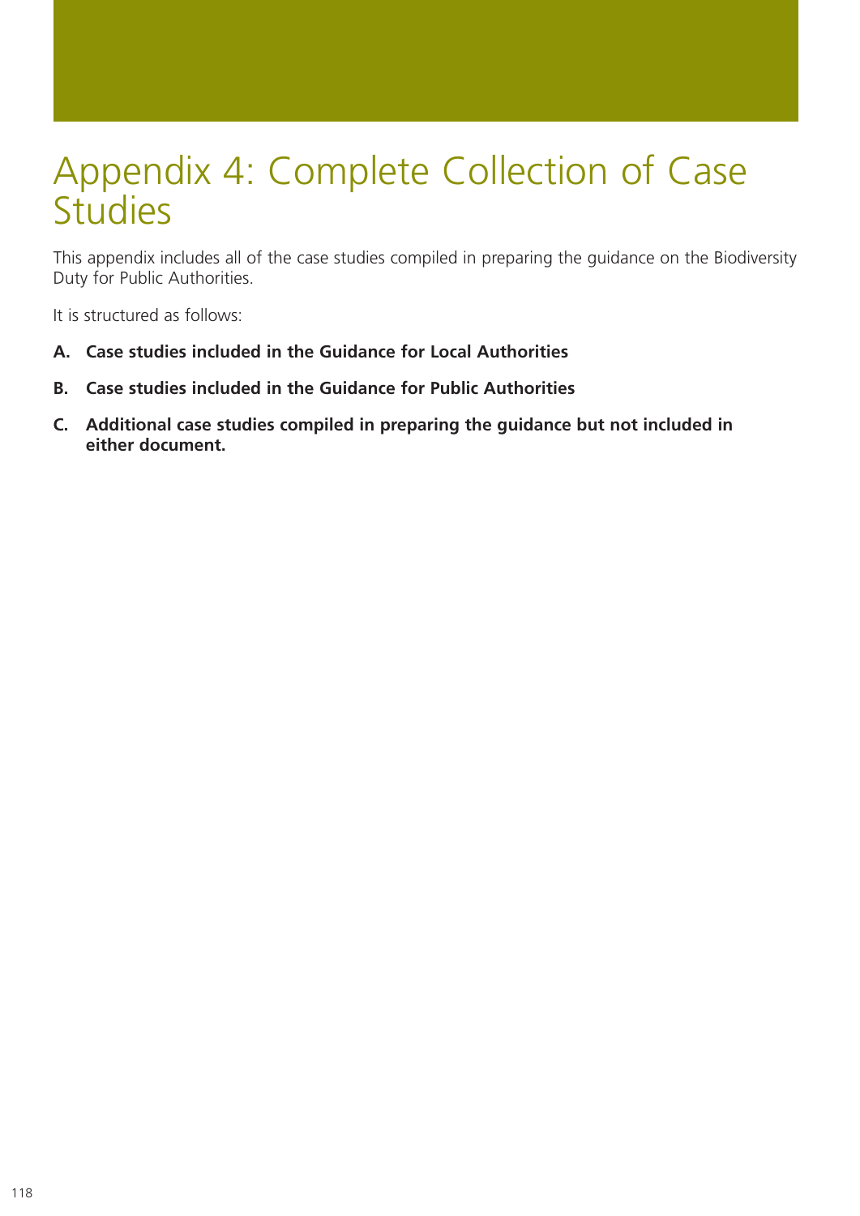# Appendix 4: Complete Collection of Case Studies

This appendix includes all of the case studies compiled in preparing the guidance on the Biodiversity Duty for Public Authorities.

It is structured as follows:

- **A. Case studies included in the Guidance for Local Authorities**
- **B. Case studies included in the Guidance for Public Authorities**
- **C. Additional case studies compiled in preparing the guidance but not included in either document.**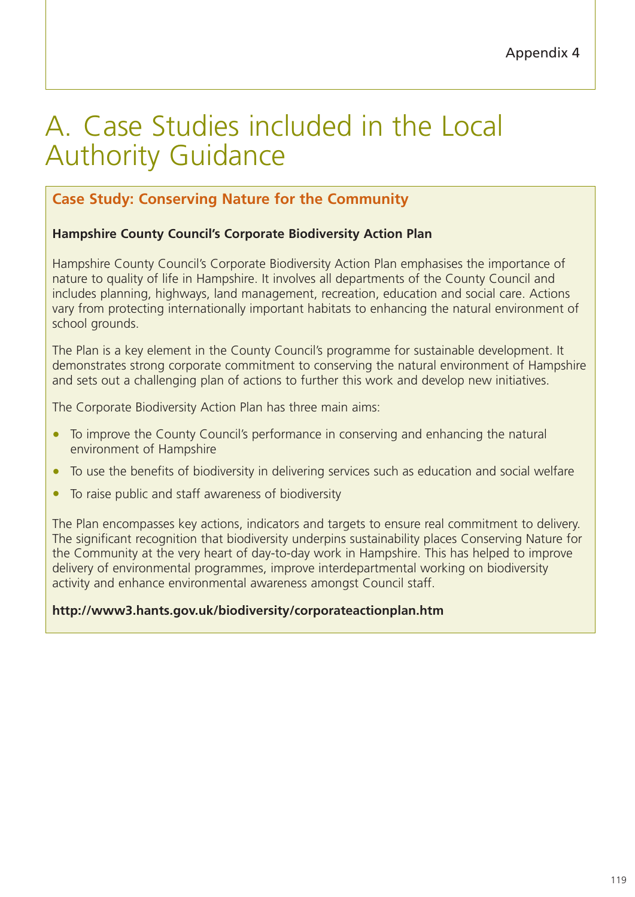Appendix 4

# A. Case Studies included in the Local Authority Guidance

## Case Study: Conserving Nature for the Community

**Hampshire County Council's Corporate Biodiversity Action Plan**

Hampshire County Council's Corporate Biodiversity Action Plan emphasises the importance of nature to quality of life in Hampshire. It involves all departments of the County Council and includes planning, highways, land management, recreation, education and social care. Actions vary from protecting internationally important habitats to enhancing the natural environment of school grounds.

The Plan is a key element in the County Council's programme for sustainable development. It demonstrates strong corporate commitment to conserving the natural environment of Hampshire and sets out a challenging plan of actions to further this work and develop new initiatives.

The Corporate Biodiversity Action Plan has three main aims:

- To improve the County Council's performance in conserving and enhancing the natural environment of Hampshire
- To use the benefits of biodiversity in delivering services such as education and social welfare
- To raise public and staff awareness of biodiversity

The Plan encompasses key actions, indicators and targets to ensure real commitment to delivery. The significant recognition that biodiversity underpins sustainability places Conserving Nature for the Community at the very heart of day-to-day work in Hampshire. This has helped to improve delivery of environmental programmes, improve interdepartmental working on biodiversity activity and enhance environmental awareness amongst Council staff.

**http://www3.hants.gov.uk/biodiversity/corporateactionplan.htm**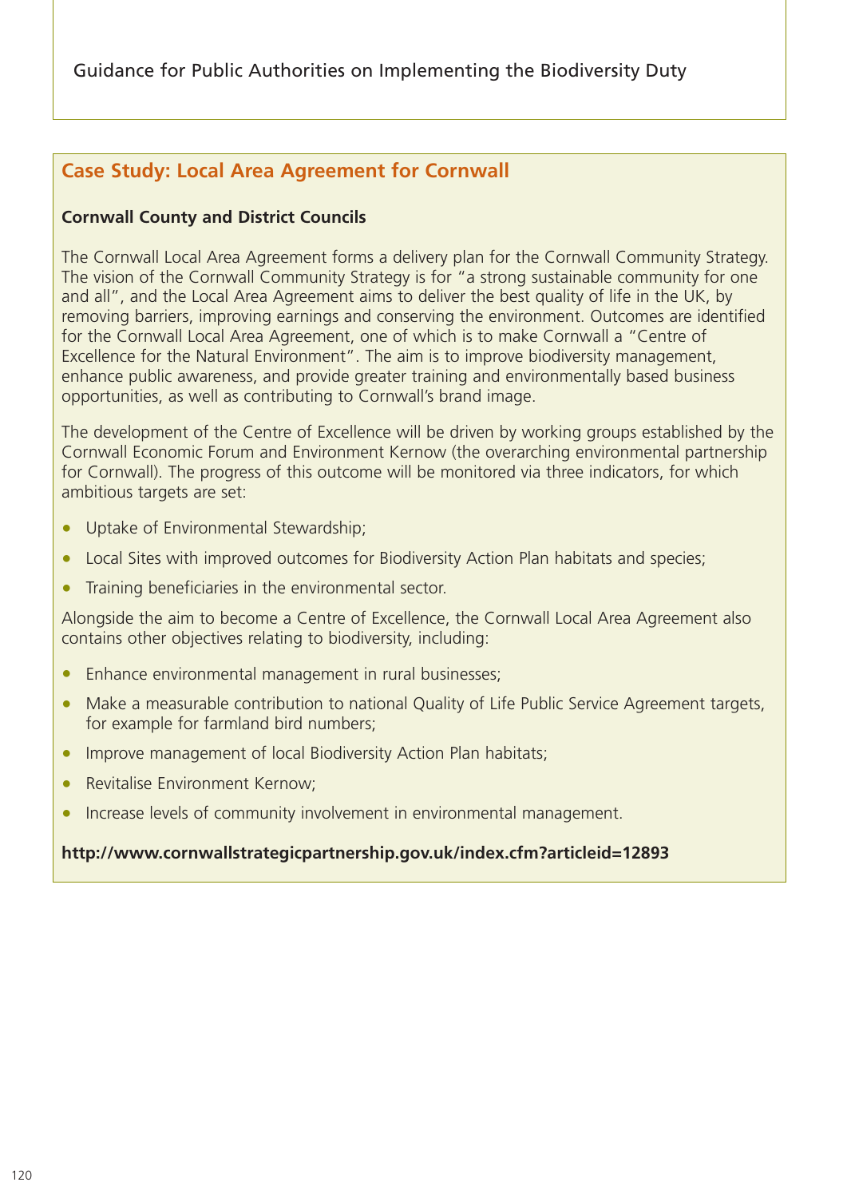## Case Study: Local Area Agreement for Cornwall

**Cornwall County and District Councils**

The Cornwall Local Area Agreement forms a delivery plan for the Cornwall Community Strategy. The vision of the Cornwall Community Strategy is for "a strong sustainable community for one and all", and the Local Area Agreement aims to deliver the best quality of life in the UK, by removing barriers, improving earnings and conserving the environment. Outcomes are identified for the Cornwall Local Area Agreement, one of which is to make Cornwall a "Centre of Excellence for the Natural Environment". The aim is to improve biodiversity management, enhance public awareness, and provide greater training and environmentally based business opportunities, as well as contributing to Cornwall's brand image.

The development of the Centre of Excellence will be driven by working groups established by the Cornwall Economic Forum and Environment Kernow (the overarching environmental partnership for Cornwall). The progress of this outcome will be monitored via three indicators, for which ambitious targets are set:

- Uptake of Environmental Stewardship;
- Local Sites with improved outcomes for Biodiversity Action Plan habitats and species;
- Training beneficiaries in the environmental sector.

Alongside the aim to become a Centre of Excellence, the Cornwall Local Area Agreement also contains other objectives relating to biodiversity, including:

- Enhance environmental management in rural businesses;
- Make a measurable contribution to national Quality of Life Public Service Agreement targets, for example for farmland bird numbers;
- Improve management of local Biodiversity Action Plan habitats;
- Revitalise Environment Kernow;
- Increase levels of community involvement in environmental management.

**http://www.cornwallstrategicpartnership.gov.uk/index.cfm?articleid=12893**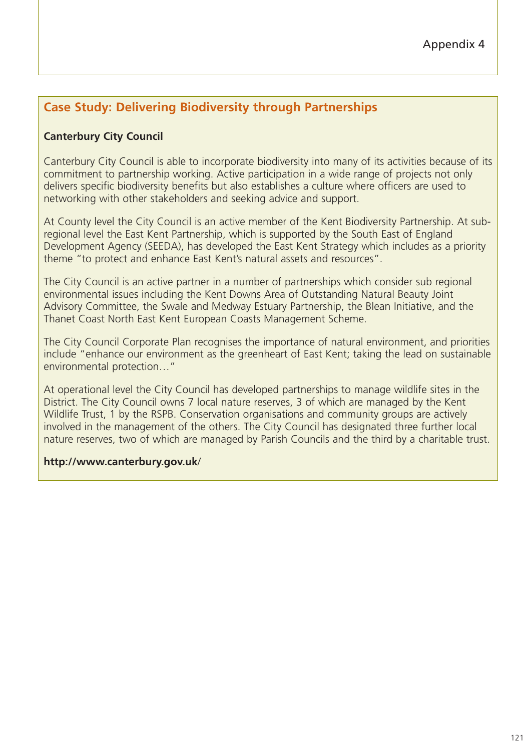Appendix 4

## Case Study: Delivering Biodiversity through Partnerships

**Canterbury City Council**

Canterbury City Council is able to incorporate biodiversity into many of its activities because of its commitment to partnership working. Active participation in a wide range of projects not only delivers specific biodiversity benefits but also establishes a culture where officers are used to networking with other stakeholders and seeking advice and support.

At County level the City Council is an active member of the Kent Biodiversity Partnership. At sub-regional level the East Kent Partnership, which is supported by the South East of England Development Agency (SEEDA), has developed the East Kent Strategy which includes as a priority theme "to protect and enhance East Kent's natural assets and resources".

The City Council is an active partner in a number of partnerships which consider sub regional environmental issues including the Kent Downs Area of Outstanding Natural Beauty Joint Advisory Committee, the Swale and Medway Estuary Partnership, the Blean Initiative, and the Thanet Coast North East Kent European Coasts Management Scheme.

The City Council Corporate Plan recognises the importance of natural environment, and priorities include "enhance our environment as the greenheart of East Kent; taking the lead on sustainable environmental protection…"

At operational level the City Council has developed partnerships to manage wildlife sites in the District. The City Council owns 7 local nature reserves, 3 of which are managed by the Kent Wildlife Trust, 1 by the RSPB. Conservation organisations and community groups are actively involved in the management of the others. The City Council has designated three further local nature reserves, two of which are managed by Parish Councils and the third by a charitable trust.

**http://www.canterbury.gov.uk**/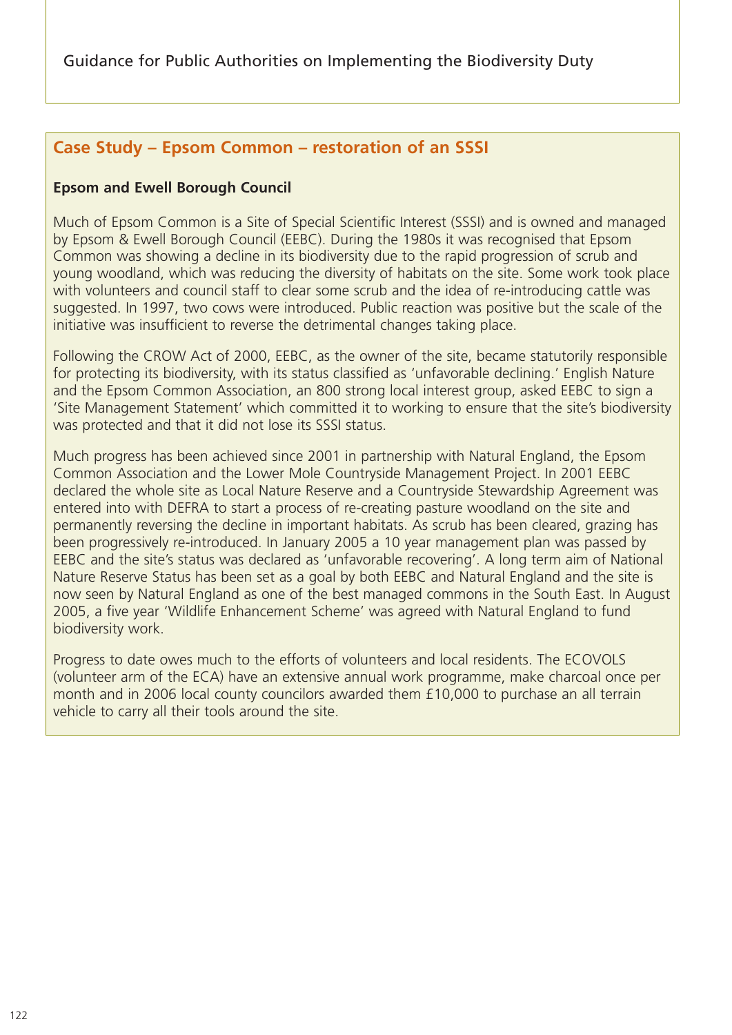## Case Study – Epsom Common – restoration of an SSSI

**Epsom and Ewell Borough Council**

Much of Epsom Common is a Site of Special Scientific Interest (SSSI) and is owned and managed by Epsom & Ewell Borough Council (EEBC). During the 1980s it was recognised that Epsom Common was showing a decline in its biodiversity due to the rapid progression of scrub and young woodland, which was reducing the diversity of habitats on the site. Some work took place with volunteers and council staff to clear some scrub and the idea of re-introducing cattle was suggested. In 1997, two cows were introduced. Public reaction was positive but the scale of the initiative was insufficient to reverse the detrimental changes taking place.

Following the CROW Act of 2000, EEBC, as the owner of the site, became statutorily responsible for protecting its biodiversity, with its status classified as 'unfavorable declining.' English Nature and the Epsom Common Association, an 800 strong local interest group, asked EEBC to sign a 'Site Management Statement' which committed it to working to ensure that the site's biodiversity was protected and that it did not lose its SSSI status.

Much progress has been achieved since 2001 in partnership with Natural England, the Epsom Common Association and the Lower Mole Countryside Management Project. In 2001 EEBC declared the whole site as Local Nature Reserve and a Countryside Stewardship Agreement was entered into with DEFRA to start a process of re-creating pasture woodland on the site and permanently reversing the decline in important habitats. As scrub has been cleared, grazing has been progressively re-introduced. In January 2005 a 10 year management plan was passed by EEBC and the site's status was declared as 'unfavorable recovering'. A long term aim of National Nature Reserve Status has been set as a goal by both EEBC and Natural England and the site is now seen by Natural England as one of the best managed commons in the South East. In August 2005, a five year 'Wildlife Enhancement Scheme' was agreed with Natural England to fund biodiversity work.

Progress to date owes much to the efforts of volunteers and local residents. The ECOVOLS (volunteer arm of the ECA) have an extensive annual work programme, make charcoal once per month and in 2006 local county councilors awarded them £10,000 to purchase an all terrain vehicle to carry all their tools around the site.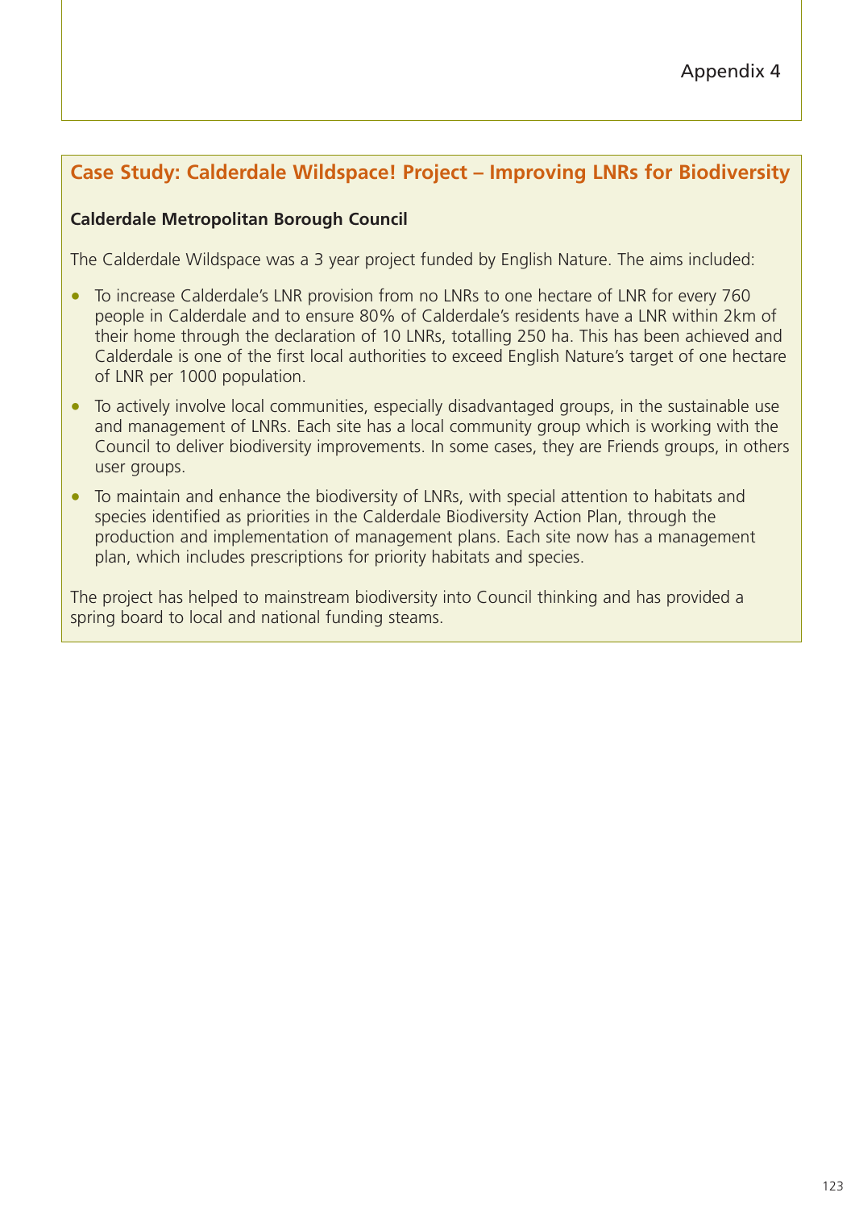Appendix 4

## Case Study: Calderdale Wildspace! Project – Improving LNRs for Biodiversity

**Calderdale Metropolitan Borough Council**

The Calderdale Wildspace was a 3 year project funded by English Nature. The aims included:

- To increase Calderdale's LNR provision from no LNRs to one hectare of LNR for every 760 people in Calderdale and to ensure 80% of Calderdale's residents have a LNR within 2km of their home through the declaration of 10 LNRs, totalling 250 ha. This has been achieved and Calderdale is one of the first local authorities to exceed English Nature's target of one hectare of LNR per 1000 population.
- To actively involve local communities, especially disadvantaged groups, in the sustainable use and management of LNRs. Each site has a local community group which is working with the Council to deliver biodiversity improvements. In some cases, they are Friends groups, in others user groups.
- To maintain and enhance the biodiversity of LNRs, with special attention to habitats and species identified as priorities in the Calderdale Biodiversity Action Plan, through the production and implementation of management plans. Each site now has a management plan, which includes prescriptions for priority habitats and species.

The project has helped to mainstream biodiversity into Council thinking and has provided a spring board to local and national funding steams.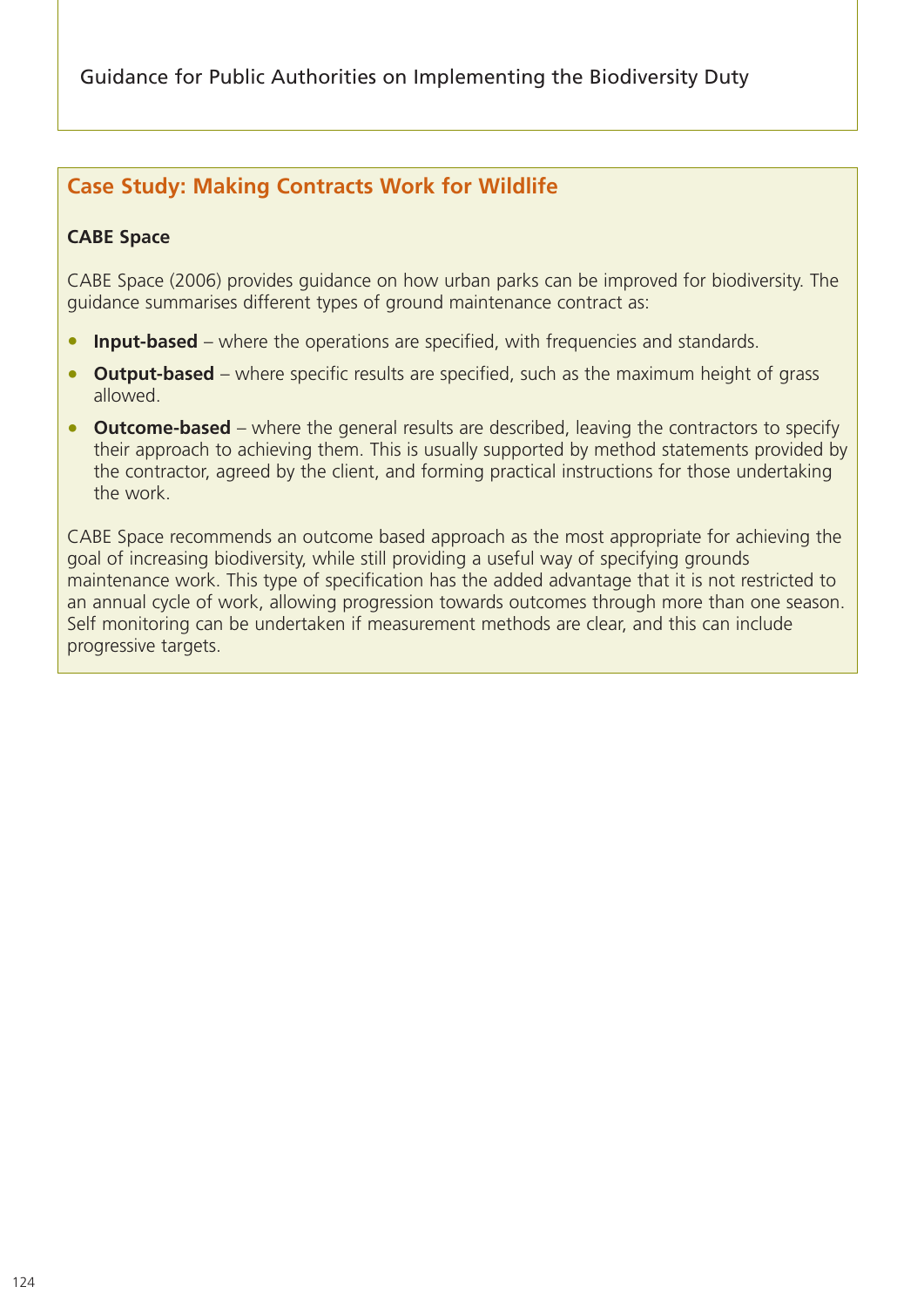## Case Study: Making Contracts Work for Wildlife

**CABE Space**

CABE Space (2006) provides guidance on how urban parks can be improved for biodiversity. The guidance summarises different types of ground maintenance contract as:

- **Input-based** – where the operations are specified, with frequencies and standards.
- **Output-based** – where specific results are specified, such as the maximum height of grass allowed.
- **Outcome-based** – where the general results are described, leaving the contractors to specify their approach to achieving them. This is usually supported by method statements provided by the contractor, agreed by the client, and forming practical instructions for those undertaking the work.

CABE Space recommends an outcome based approach as the most appropriate for achieving the goal of increasing biodiversity, while still providing a useful way of specifying grounds maintenance work. This type of specification has the added advantage that it is not restricted to an annual cycle of work, allowing progression towards outcomes through more than one season. Self monitoring can be undertaken if measurement methods are clear, and this can include progressive targets.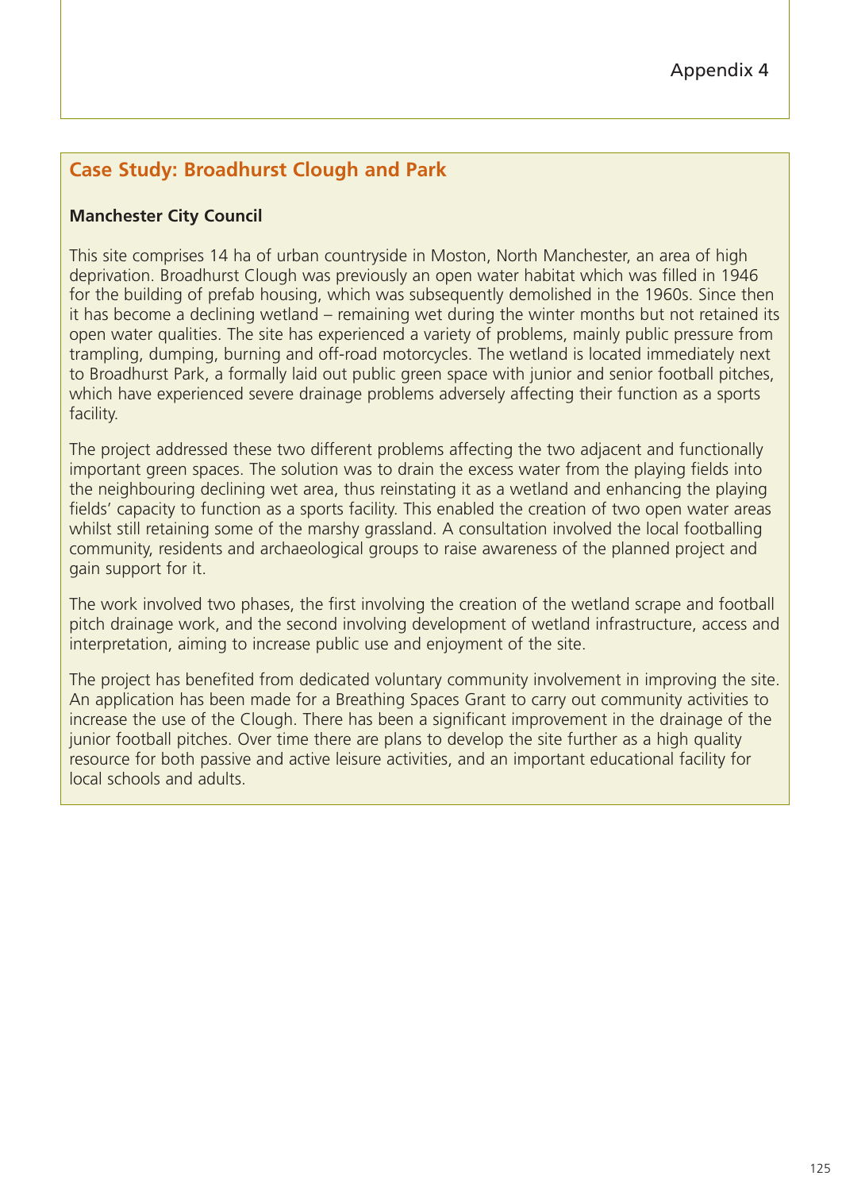## Case Study: Broadhurst Clough and Park

**Manchester City Council**

This site comprises 14 ha of urban countryside in Moston, North Manchester, an area of high deprivation. Broadhurst Clough was previously an open water habitat which was filled in 1946 for the building of prefab housing, which was subsequently demolished in the 1960s. Since then it has become a declining wetland – remaining wet during the winter months but not retained its open water qualities. The site has experienced a variety of problems, mainly public pressure from trampling, dumping, burning and off-road motorcycles. The wetland is located immediately next to Broadhurst Park, a formally laid out public green space with junior and senior football pitches, which have experienced severe drainage problems adversely affecting their function as a sports facility.

The project addressed these two different problems affecting the two adjacent and functionally important green spaces. The solution was to drain the excess water from the playing fields into the neighbouring declining wet area, thus reinstating it as a wetland and enhancing the playing fields' capacity to function as a sports facility. This enabled the creation of two open water areas whilst still retaining some of the marshy grassland. A consultation involved the local footballing community, residents and archaeological groups to raise awareness of the planned project and gain support for it.

The work involved two phases, the first involving the creation of the wetland scrape and football pitch drainage work, and the second involving development of wetland infrastructure, access and interpretation, aiming to increase public use and enjoyment of the site.

The project has benefited from dedicated voluntary community involvement in improving the site. An application has been made for a Breathing Spaces Grant to carry out community activities to increase the use of the Clough. There has been a significant improvement in the drainage of the junior football pitches. Over time there are plans to develop the site further as a high quality resource for both passive and active leisure activities, and an important educational facility for local schools and adults.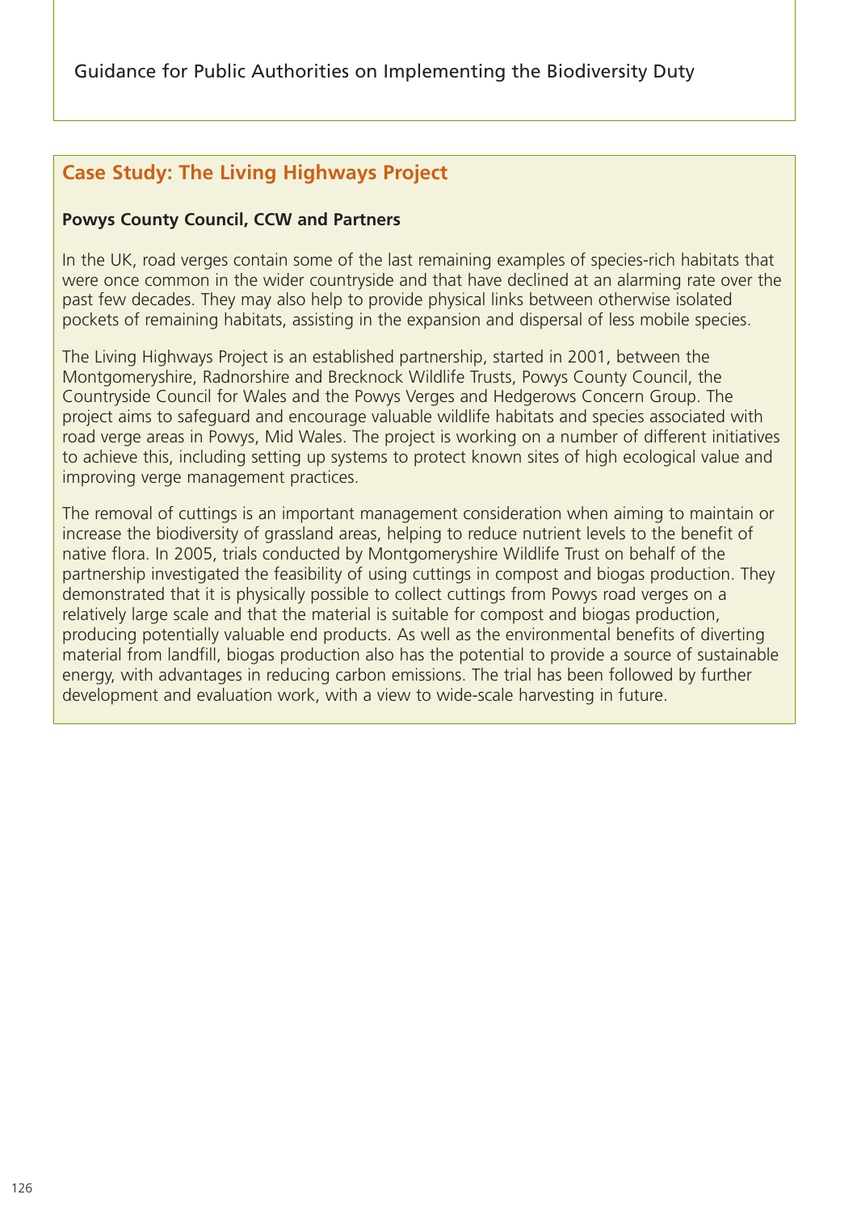## Case Study: The Living Highways Project

**Powys County Council, CCW and Partners**

In the UK, road verges contain some of the last remaining examples of species-rich habitats that were once common in the wider countryside and that have declined at an alarming rate over the past few decades. They may also help to provide physical links between otherwise isolated pockets of remaining habitats, assisting in the expansion and dispersal of less mobile species.

The Living Highways Project is an established partnership, started in 2001, between the Montgomeryshire, Radnorshire and Brecknock Wildlife Trusts, Powys County Council, the Countryside Council for Wales and the Powys Verges and Hedgerows Concern Group. The project aims to safeguard and encourage valuable wildlife habitats and species associated with road verge areas in Powys, Mid Wales. The project is working on a number of different initiatives to achieve this, including setting up systems to protect known sites of high ecological value and improving verge management practices.

The removal of cuttings is an important management consideration when aiming to maintain or increase the biodiversity of grassland areas, helping to reduce nutrient levels to the benefit of native flora. In 2005, trials conducted by Montgomeryshire Wildlife Trust on behalf of the partnership investigated the feasibility of using cuttings in compost and biogas production. They demonstrated that it is physically possible to collect cuttings from Powys road verges on a relatively large scale and that the material is suitable for compost and biogas production, producing potentially valuable end products. As well as the environmental benefits of diverting material from landfill, biogas production also has the potential to provide a source of sustainable energy, with advantages in reducing carbon emissions. The trial has been followed by further development and evaluation work, with a view to wide-scale harvesting in future.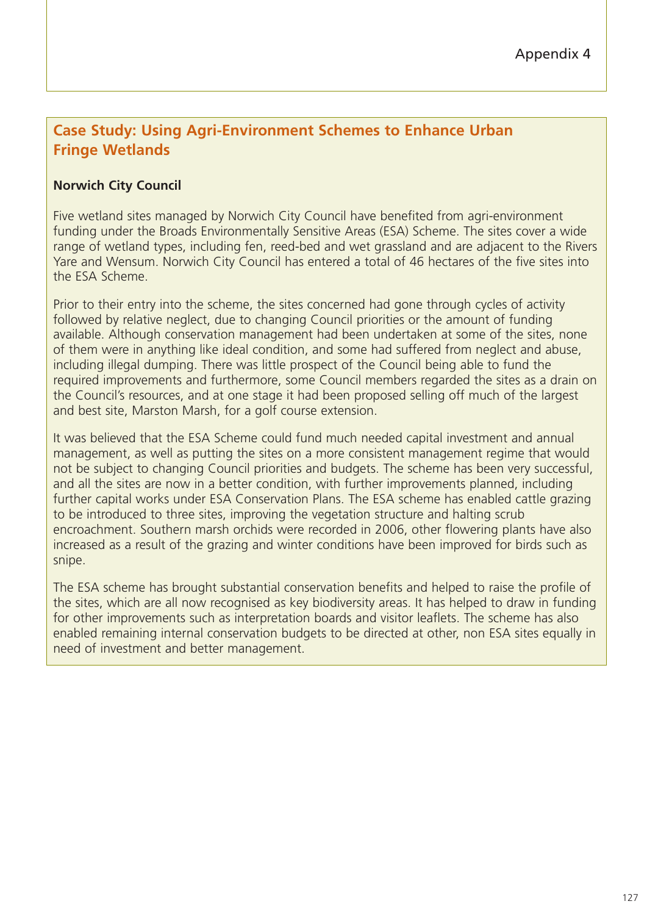Appendix 4

## Case Study: Using Agri-Environment Schemes to Enhance Urban Fringe Wetlands

**Norwich City Council**

Five wetland sites managed by Norwich City Council have benefited from agri-environment funding under the Broads Environmentally Sensitive Areas (ESA) Scheme. The sites cover a wide range of wetland types, including fen, reed-bed and wet grassland and are adjacent to the Rivers Yare and Wensum. Norwich City Council has entered a total of 46 hectares of the five sites into the ESA Scheme.

Prior to their entry into the scheme, the sites concerned had gone through cycles of activity followed by relative neglect, due to changing Council priorities or the amount of funding available. Although conservation management had been undertaken at some of the sites, none of them were in anything like ideal condition, and some had suffered from neglect and abuse, including illegal dumping. There was little prospect of the Council being able to fund the required improvements and furthermore, some Council members regarded the sites as a drain on the Council's resources, and at one stage it had been proposed selling off much of the largest and best site, Marston Marsh, for a golf course extension.

It was believed that the ESA Scheme could fund much needed capital investment and annual management, as well as putting the sites on a more consistent management regime that would not be subject to changing Council priorities and budgets. The scheme has been very successful, and all the sites are now in a better condition, with further improvements planned, including further capital works under ESA Conservation Plans. The ESA scheme has enabled cattle grazing to be introduced to three sites, improving the vegetation structure and halting scrub encroachment. Southern marsh orchids were recorded in 2006, other flowering plants have also increased as a result of the grazing and winter conditions have been improved for birds such as snipe.

The ESA scheme has brought substantial conservation benefits and helped to raise the profile of the sites, which are all now recognised as key biodiversity areas. It has helped to draw in funding for other improvements such as interpretation boards and visitor leaflets. The scheme has also enabled remaining internal conservation budgets to be directed at other, non ESA sites equally in need of investment and better management.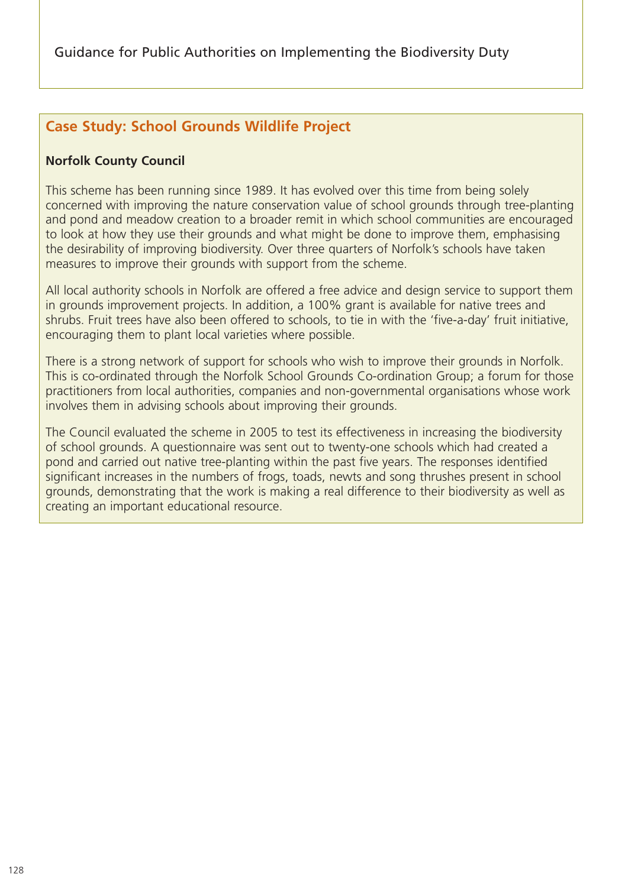## Case Study: School Grounds Wildlife Project

**Norfolk County Council**

This scheme has been running since 1989. It has evolved over this time from being solely concerned with improving the nature conservation value of school grounds through tree-planting and pond and meadow creation to a broader remit in which school communities are encouraged to look at how they use their grounds and what might be done to improve them, emphasising the desirability of improving biodiversity. Over three quarters of Norfolk's schools have taken measures to improve their grounds with support from the scheme.

All local authority schools in Norfolk are offered a free advice and design service to support them in grounds improvement projects. In addition, a 100% grant is available for native trees and shrubs. Fruit trees have also been offered to schools, to tie in with the 'five-a-day' fruit initiative, encouraging them to plant local varieties where possible.

There is a strong network of support for schools who wish to improve their grounds in Norfolk. This is co-ordinated through the Norfolk School Grounds Co-ordination Group; a forum for those practitioners from local authorities, companies and non-governmental organisations whose work involves them in advising schools about improving their grounds.

The Council evaluated the scheme in 2005 to test its effectiveness in increasing the biodiversity of school grounds. A questionnaire was sent out to twenty-one schools which had created a pond and carried out native tree-planting within the past five years. The responses identified significant increases in the numbers of frogs, toads, newts and song thrushes present in school grounds, demonstrating that the work is making a real difference to their biodiversity as well as creating an important educational resource.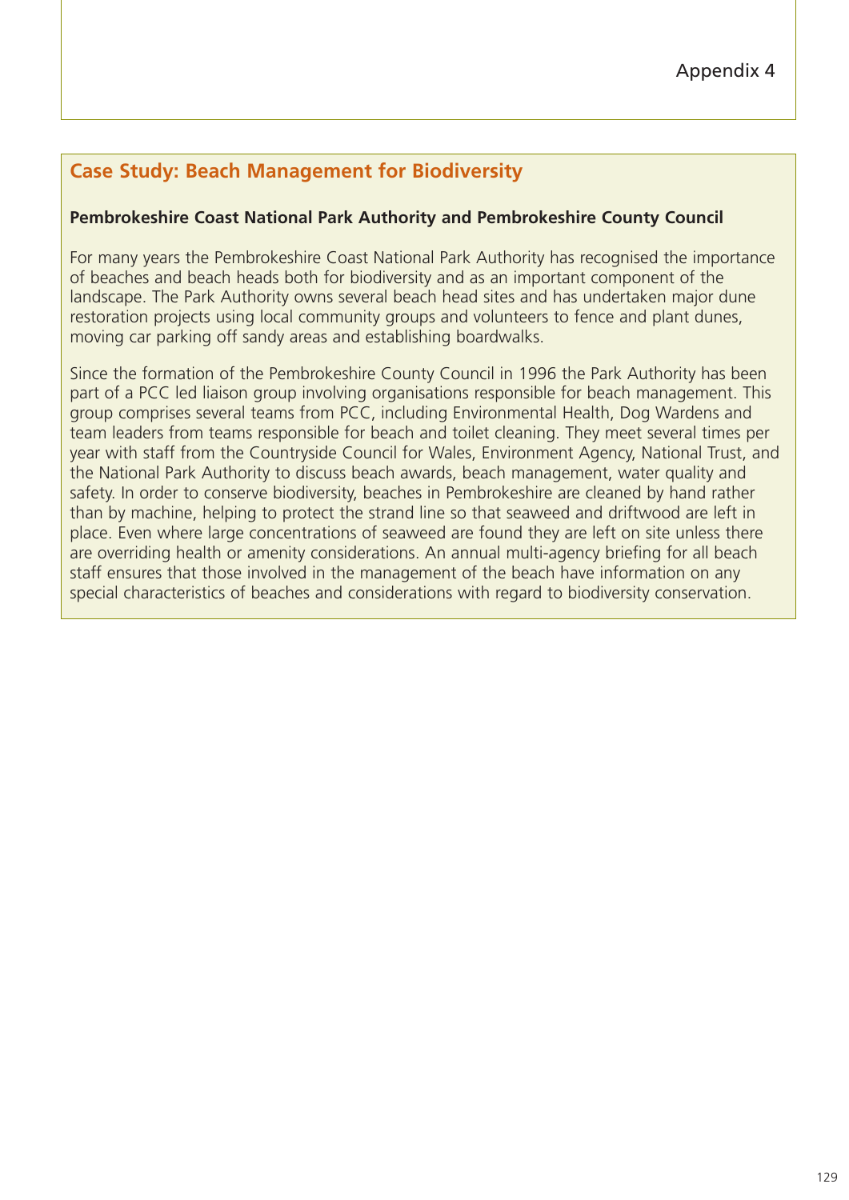## Case Study: Beach Management for Biodiversity

**Pembrokeshire Coast National Park Authority and Pembrokeshire County Council**

For many years the Pembrokeshire Coast National Park Authority has recognised the importance of beaches and beach heads both for biodiversity and as an important component of the landscape. The Park Authority owns several beach head sites and has undertaken major dune restoration projects using local community groups and volunteers to fence and plant dunes, moving car parking off sandy areas and establishing boardwalks.

Since the formation of the Pembrokeshire County Council in 1996 the Park Authority has been part of a PCC led liaison group involving organisations responsible for beach management. This group comprises several teams from PCC, including Environmental Health, Dog Wardens and team leaders from teams responsible for beach and toilet cleaning. They meet several times per year with staff from the Countryside Council for Wales, Environment Agency, National Trust, and the National Park Authority to discuss beach awards, beach management, water quality and safety. In order to conserve biodiversity, beaches in Pembrokeshire are cleaned by hand rather than by machine, helping to protect the strand line so that seaweed and driftwood are left in place. Even where large concentrations of seaweed are found they are left on site unless there are overriding health or amenity considerations. An annual multi-agency briefing for all beach staff ensures that those involved in the management of the beach have information on any special characteristics of beaches and considerations with regard to biodiversity conservation.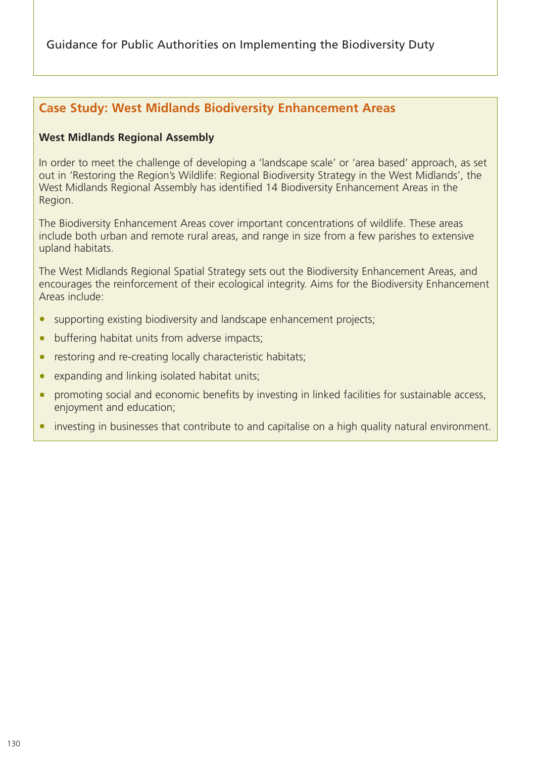## Case Study: West Midlands Biodiversity Enhancement Areas

**West Midlands Regional Assembly**

In order to meet the challenge of developing a 'landscape scale' or 'area based' approach, as set out in 'Restoring the Region's Wildlife: Regional Biodiversity Strategy in the West Midlands', the West Midlands Regional Assembly has identified 14 Biodiversity Enhancement Areas in the Region.

The Biodiversity Enhancement Areas cover important concentrations of wildlife. These areas include both urban and remote rural areas, and range in size from a few parishes to extensive upland habitats.

The West Midlands Regional Spatial Strategy sets out the Biodiversity Enhancement Areas, and encourages the reinforcement of their ecological integrity. Aims for the Biodiversity Enhancement Areas include:

- supporting existing biodiversity and landscape enhancement projects;
- buffering habitat units from adverse impacts;
- restoring and re-creating locally characteristic habitats;
- expanding and linking isolated habitat units;
- promoting social and economic benefits by investing in linked facilities for sustainable access, enjoyment and education;
- investing in businesses that contribute to and capitalise on a high quality natural environment.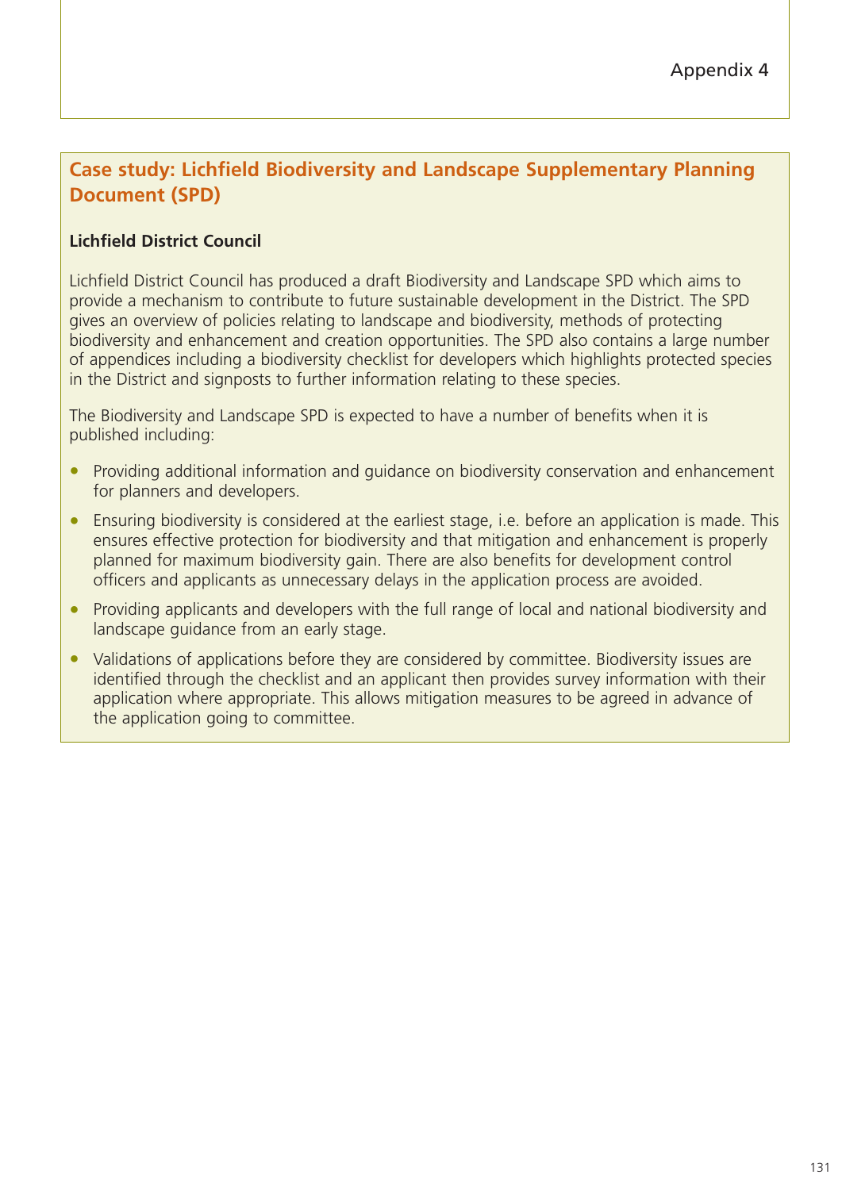Appendix 4

## Case study: Lichfield Biodiversity and Landscape Supplementary Planning Document (SPD)

**Lichfield District Council**

Lichfield District Council has produced a draft Biodiversity and Landscape SPD which aims to provide a mechanism to contribute to future sustainable development in the District. The SPD gives an overview of policies relating to landscape and biodiversity, methods of protecting biodiversity and enhancement and creation opportunities. The SPD also contains a large number of appendices including a biodiversity checklist for developers which highlights protected species in the District and signposts to further information relating to these species.

The Biodiversity and Landscape SPD is expected to have a number of benefits when it is published including:

- Providing additional information and guidance on biodiversity conservation and enhancement for planners and developers.
- Ensuring biodiversity is considered at the earliest stage, i.e. before an application is made. This ensures effective protection for biodiversity and that mitigation and enhancement is properly planned for maximum biodiversity gain. There are also benefits for development control officers and applicants as unnecessary delays in the application process are avoided.
- Providing applicants and developers with the full range of local and national biodiversity and landscape guidance from an early stage.
- Validations of applications before they are considered by committee. Biodiversity issues are identified through the checklist and an applicant then provides survey information with their application where appropriate. This allows mitigation measures to be agreed in advance of the application going to committee.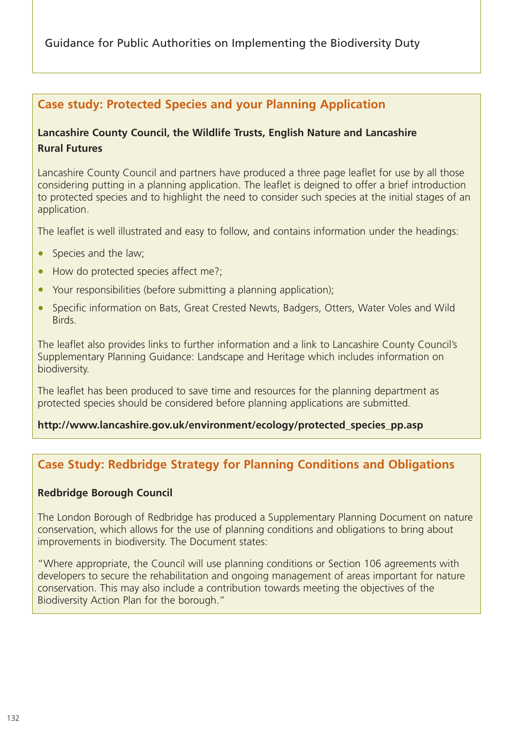## Case study: Protected Species and your Planning Application

**Lancashire County Council, the Wildlife Trusts, English Nature and Lancashire Rural Futures**

Lancashire County Council and partners have produced a three page leaflet for use by all those considering putting in a planning application. The leaflet is deigned to offer a brief introduction to protected species and to highlight the need to consider such species at the initial stages of an application.

The leaflet is well illustrated and easy to follow, and contains information under the headings:

- Species and the law;
- How do protected species affect me?;
- Your responsibilities (before submitting a planning application);
- Specific information on Bats, Great Crested Newts, Badgers, Otters, Water Voles and Wild Birds.

The leaflet also provides links to further information and a link to Lancashire County Council's Supplementary Planning Guidance: Landscape and Heritage which includes information on biodiversity.

The leaflet has been produced to save time and resources for the planning department as protected species should be considered before planning applications are submitted.

**http://www.lancashire.gov.uk/environment/ecology/protected_species_pp.asp**

## Case Study: Redbridge Strategy for Planning Conditions and Obligations

**Redbridge Borough Council**

The London Borough of Redbridge has produced a Supplementary Planning Document on nature conservation, which allows for the use of planning conditions and obligations to bring about improvements in biodiversity. The Document states:

"Where appropriate, the Council will use planning conditions or Section 106 agreements with developers to secure the rehabilitation and ongoing management of areas important for nature conservation. This may also include a contribution towards meeting the objectives of the Biodiversity Action Plan for the borough."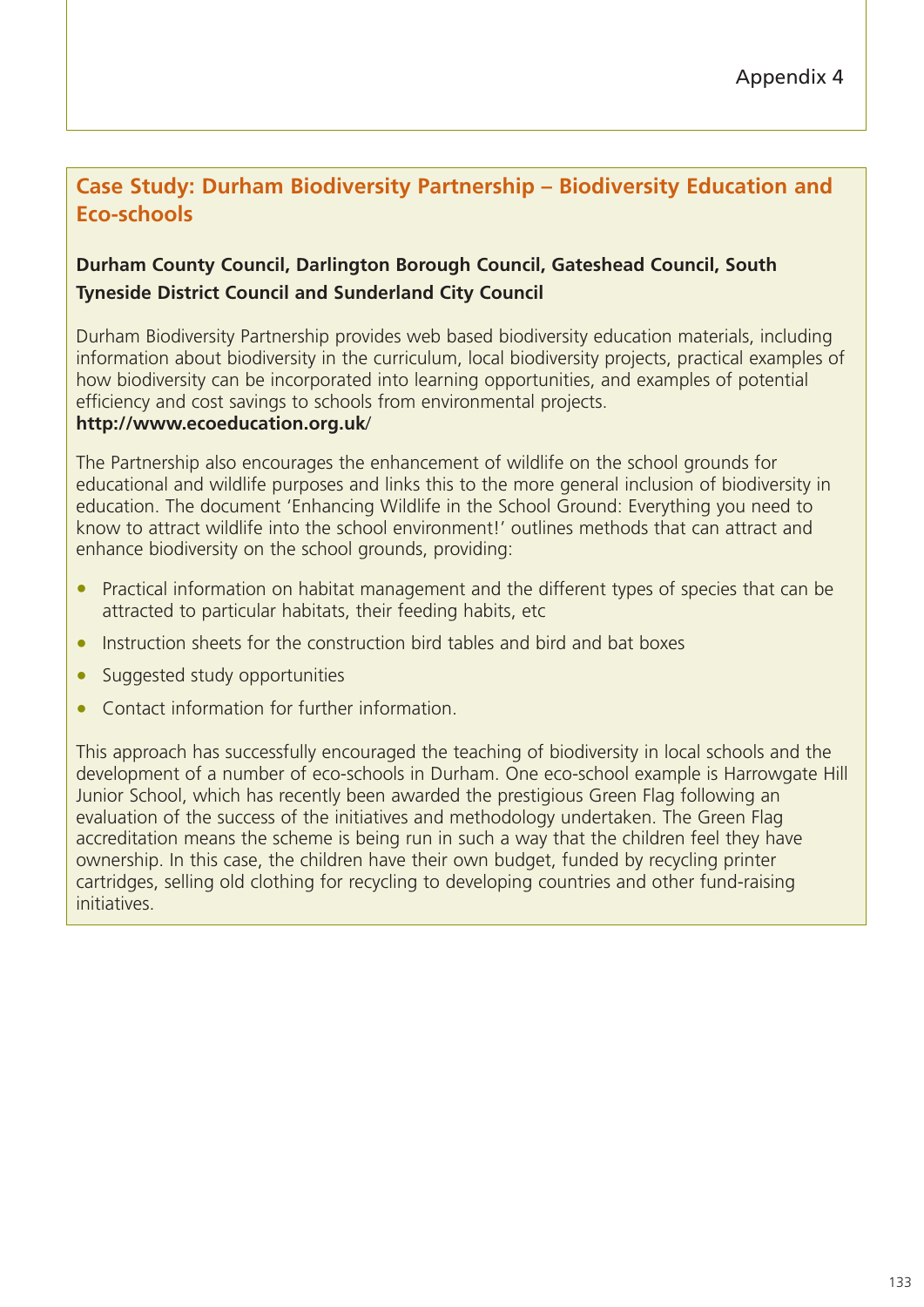Appendix 4

## Case Study: Durham Biodiversity Partnership – Biodiversity Education and Eco-schools

**Durham County Council, Darlington Borough Council, Gateshead Council, South Tyneside District Council and Sunderland City Council**

Durham Biodiversity Partnership provides web based biodiversity education materials, including information about biodiversity in the curriculum, local biodiversity projects, practical examples of how biodiversity can be incorporated into learning opportunities, and examples of potential efficiency and cost savings to schools from environmental projects.
**http://www.ecoeducation.org.uk/**

The Partnership also encourages the enhancement of wildlife on the school grounds for educational and wildlife purposes and links this to the more general inclusion of biodiversity in education. The document 'Enhancing Wildlife in the School Ground: Everything you need to know to attract wildlife into the school environment!' outlines methods that can attract and enhance biodiversity on the school grounds, providing:

- Practical information on habitat management and the different types of species that can be attracted to particular habitats, their feeding habits, etc
- Instruction sheets for the construction bird tables and bird and bat boxes
- Suggested study opportunities
- Contact information for further information.

This approach has successfully encouraged the teaching of biodiversity in local schools and the development of a number of eco-schools in Durham. One eco-school example is Harrowgate Hill Junior School, which has recently been awarded the prestigious Green Flag following an evaluation of the success of the initiatives and methodology undertaken. The Green Flag accreditation means the scheme is being run in such a way that the children feel they have ownership. In this case, the children have their own budget, funded by recycling printer cartridges, selling old clothing for recycling to developing countries and other fund-raising initiatives.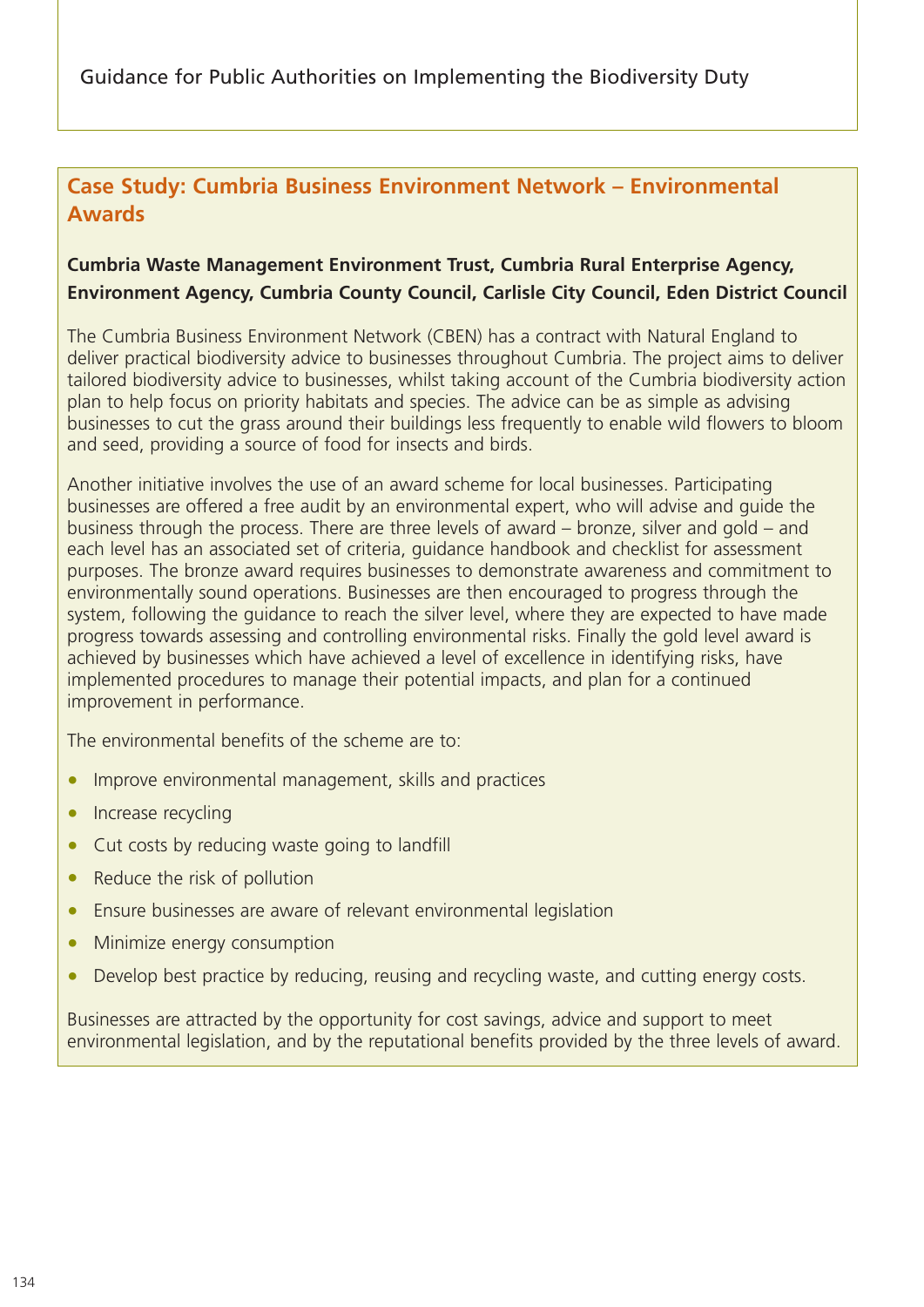## Case Study: Cumbria Business Environment Network – Environmental Awards

**Cumbria Waste Management Environment Trust, Cumbria Rural Enterprise Agency, Environment Agency, Cumbria County Council, Carlisle City Council, Eden District Council**

The Cumbria Business Environment Network (CBEN) has a contract with Natural England to deliver practical biodiversity advice to businesses throughout Cumbria. The project aims to deliver tailored biodiversity advice to businesses, whilst taking account of the Cumbria biodiversity action plan to help focus on priority habitats and species. The advice can be as simple as advising businesses to cut the grass around their buildings less frequently to enable wild flowers to bloom and seed, providing a source of food for insects and birds.

Another initiative involves the use of an award scheme for local businesses. Participating businesses are offered a free audit by an environmental expert, who will advise and guide the business through the process. There are three levels of award – bronze, silver and gold – and each level has an associated set of criteria, guidance handbook and checklist for assessment purposes. The bronze award requires businesses to demonstrate awareness and commitment to environmentally sound operations. Businesses are then encouraged to progress through the system, following the guidance to reach the silver level, where they are expected to have made progress towards assessing and controlling environmental risks. Finally the gold level award is achieved by businesses which have achieved a level of excellence in identifying risks, have implemented procedures to manage their potential impacts, and plan for a continued improvement in performance.

The environmental benefits of the scheme are to:

- Improve environmental management, skills and practices
- Increase recycling
- Cut costs by reducing waste going to landfill
- Reduce the risk of pollution
- Ensure businesses are aware of relevant environmental legislation
- Minimize energy consumption
- Develop best practice by reducing, reusing and recycling waste, and cutting energy costs.

Businesses are attracted by the opportunity for cost savings, advice and support to meet environmental legislation, and by the reputational benefits provided by the three levels of award.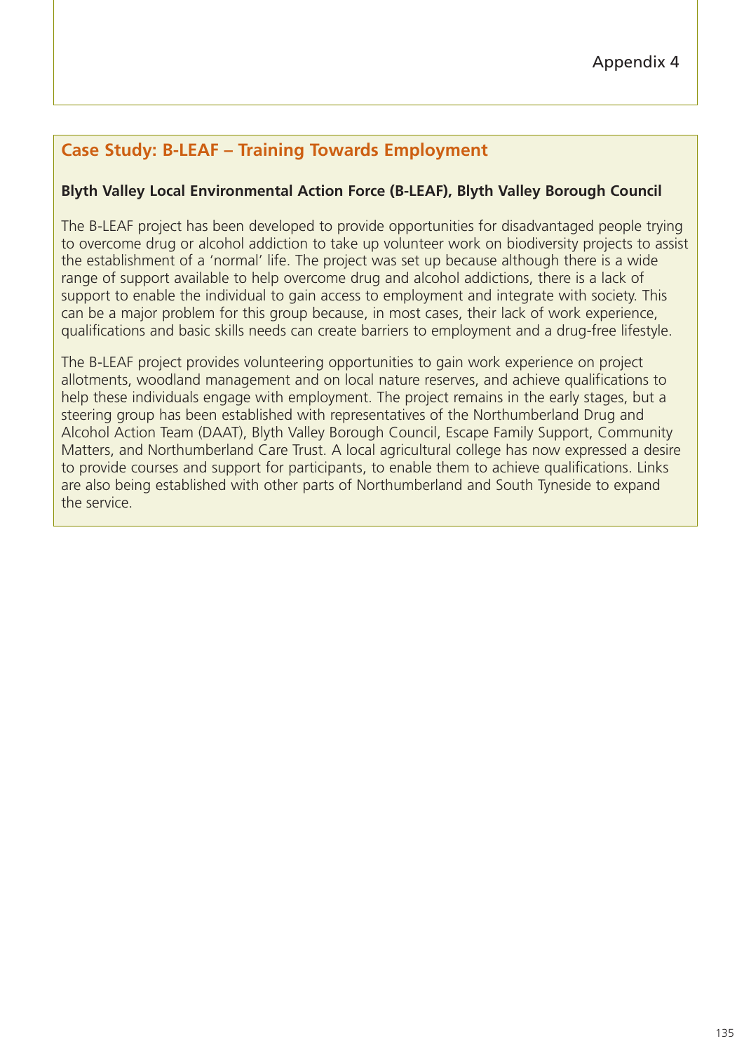## Case Study: B-LEAF – Training Towards Employment

**Blyth Valley Local Environmental Action Force (B-LEAF), Blyth Valley Borough Council**

The B-LEAF project has been developed to provide opportunities for disadvantaged people trying to overcome drug or alcohol addiction to take up volunteer work on biodiversity projects to assist the establishment of a 'normal' life. The project was set up because although there is a wide range of support available to help overcome drug and alcohol addictions, there is a lack of support to enable the individual to gain access to employment and integrate with society. This can be a major problem for this group because, in most cases, their lack of work experience, qualifications and basic skills needs can create barriers to employment and a drug-free lifestyle.

The B-LEAF project provides volunteering opportunities to gain work experience on project allotments, woodland management and on local nature reserves, and achieve qualifications to help these individuals engage with employment. The project remains in the early stages, but a steering group has been established with representatives of the Northumberland Drug and Alcohol Action Team (DAAT), Blyth Valley Borough Council, Escape Family Support, Community Matters, and Northumberland Care Trust. A local agricultural college has now expressed a desire to provide courses and support for participants, to enable them to achieve qualifications. Links are also being established with other parts of Northumberland and South Tyneside to expand the service.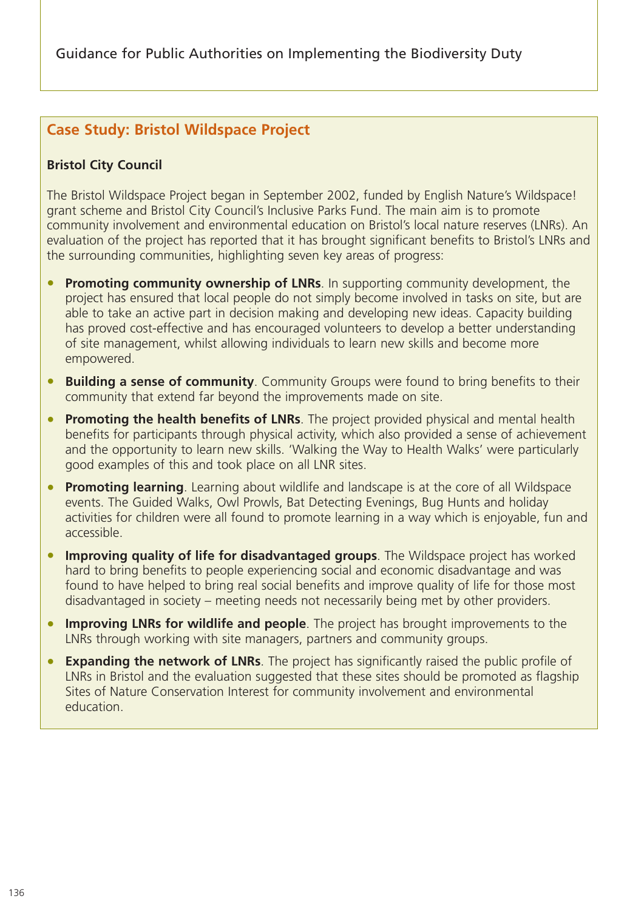## Case Study: Bristol Wildspace Project

**Bristol City Council**

The Bristol Wildspace Project began in September 2002, funded by English Nature's Wildspace! grant scheme and Bristol City Council's Inclusive Parks Fund. The main aim is to promote community involvement and environmental education on Bristol's local nature reserves (LNRs). An evaluation of the project has reported that it has brought significant benefits to Bristol's LNRs and the surrounding communities, highlighting seven key areas of progress:

- **Promoting community ownership of LNRs**. In supporting community development, the project has ensured that local people do not simply become involved in tasks on site, but are able to take an active part in decision making and developing new ideas. Capacity building has proved cost-effective and has encouraged volunteers to develop a better understanding of site management, whilst allowing individuals to learn new skills and become more empowered.
- **Building a sense of community**. Community Groups were found to bring benefits to their community that extend far beyond the improvements made on site.
- **Promoting the health benefits of LNRs**. The project provided physical and mental health benefits for participants through physical activity, which also provided a sense of achievement and the opportunity to learn new skills. 'Walking the Way to Health Walks' were particularly good examples of this and took place on all LNR sites.
- **Promoting learning**. Learning about wildlife and landscape is at the core of all Wildspace events. The Guided Walks, Owl Prowls, Bat Detecting Evenings, Bug Hunts and holiday activities for children were all found to promote learning in a way which is enjoyable, fun and accessible.
- **Improving quality of life for disadvantaged groups**. The Wildspace project has worked hard to bring benefits to people experiencing social and economic disadvantage and was found to have helped to bring real social benefits and improve quality of life for those most disadvantaged in society – meeting needs not necessarily being met by other providers.
- **Improving LNRs for wildlife and people**. The project has brought improvements to the LNRs through working with site managers, partners and community groups.
- **Expanding the network of LNRs**. The project has significantly raised the public profile of LNRs in Bristol and the evaluation suggested that these sites should be promoted as flagship Sites of Nature Conservation Interest for community involvement and environmental education.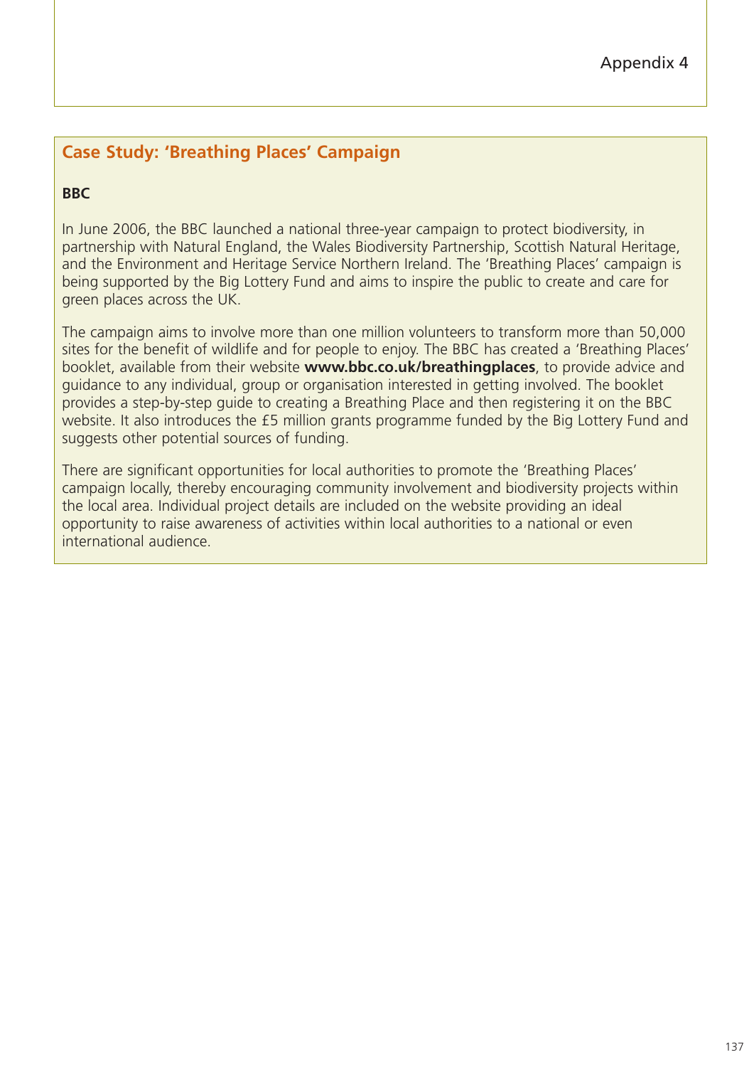## Case Study: 'Breathing Places' Campaign

**BBC**

In June 2006, the BBC launched a national three-year campaign to protect biodiversity, in partnership with Natural England, the Wales Biodiversity Partnership, Scottish Natural Heritage, and the Environment and Heritage Service Northern Ireland. The 'Breathing Places' campaign is being supported by the Big Lottery Fund and aims to inspire the public to create and care for green places across the UK.

The campaign aims to involve more than one million volunteers to transform more than 50,000 sites for the benefit of wildlife and for people to enjoy. The BBC has created a 'Breathing Places' booklet, available from their website **www.bbc.co.uk/breathingplaces**, to provide advice and guidance to any individual, group or organisation interested in getting involved. The booklet provides a step-by-step guide to creating a Breathing Place and then registering it on the BBC website. It also introduces the £5 million grants programme funded by the Big Lottery Fund and suggests other potential sources of funding.

There are significant opportunities for local authorities to promote the 'Breathing Places' campaign locally, thereby encouraging community involvement and biodiversity projects within the local area. Individual project details are included on the website providing an ideal opportunity to raise awareness of activities within local authorities to a national or even international audience.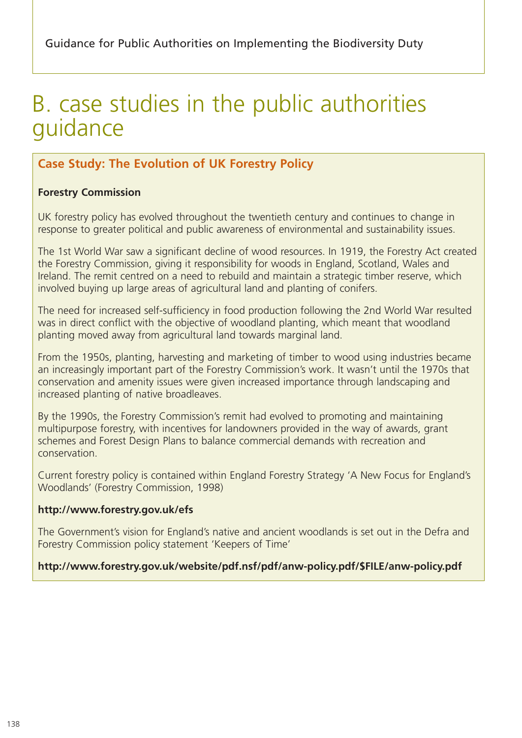# B. case studies in the public authorities guidance

## Case Study: The Evolution of UK Forestry Policy

**Forestry Commission**

UK forestry policy has evolved throughout the twentieth century and continues to change in response to greater political and public awareness of environmental and sustainability issues.

The 1st World War saw a significant decline of wood resources. In 1919, the Forestry Act created the Forestry Commission, giving it responsibility for woods in England, Scotland, Wales and Ireland. The remit centred on a need to rebuild and maintain a strategic timber reserve, which involved buying up large areas of agricultural land and planting of conifers.

The need for increased self-sufficiency in food production following the 2nd World War resulted was in direct conflict with the objective of woodland planting, which meant that woodland planting moved away from agricultural land towards marginal land.

From the 1950s, planting, harvesting and marketing of timber to wood using industries became an increasingly important part of the Forestry Commission's work. It wasn't until the 1970s that conservation and amenity issues were given increased importance through landscaping and increased planting of native broadleaves.

By the 1990s, the Forestry Commission's remit had evolved to promoting and maintaining multipurpose forestry, with incentives for landowners provided in the way of awards, grant schemes and Forest Design Plans to balance commercial demands with recreation and conservation.

Current forestry policy is contained within England Forestry Strategy 'A New Focus for England's Woodlands' (Forestry Commission, 1998)

**http://www.forestry.gov.uk/efs**

The Government's vision for England's native and ancient woodlands is set out in the Defra and Forestry Commission policy statement 'Keepers of Time'

**http://www.forestry.gov.uk/website/pdf.nsf/pdf/anw-policy.pdf/$FILE/anw-policy.pdf**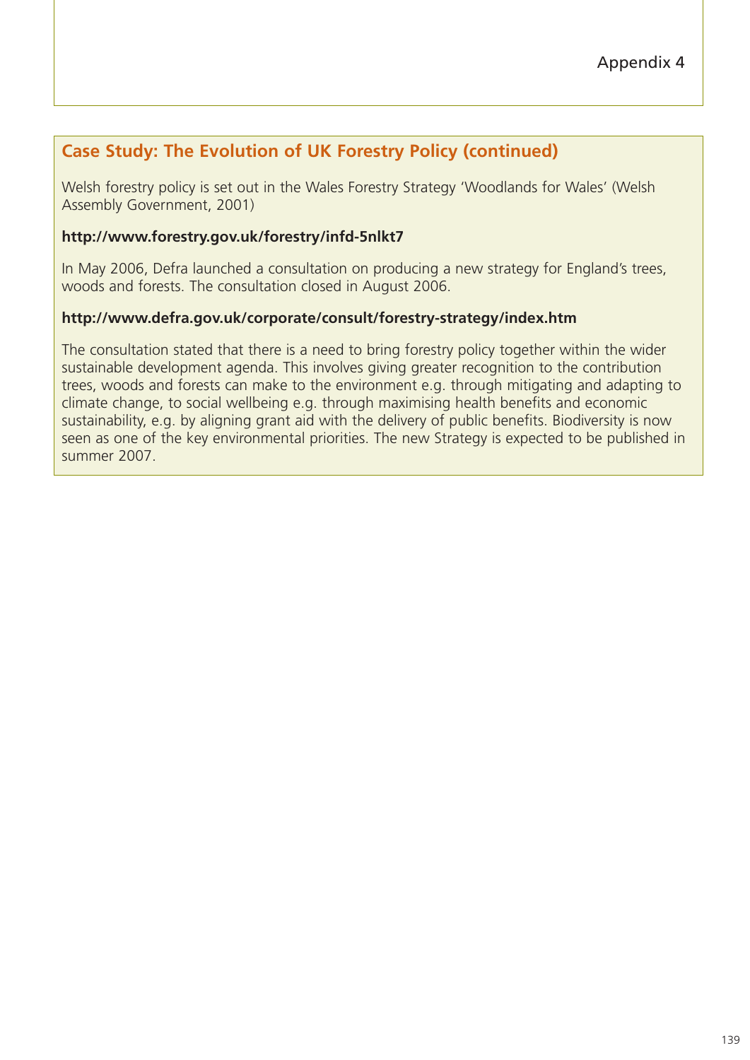## Case Study: The Evolution of UK Forestry Policy (continued)

Welsh forestry policy is set out in the Wales Forestry Strategy 'Woodlands for Wales' (Welsh Assembly Government, 2001)

**http://www.forestry.gov.uk/forestry/infd-5nlkt7**

In May 2006, Defra launched a consultation on producing a new strategy for England's trees, woods and forests. The consultation closed in August 2006.

**http://www.defra.gov.uk/corporate/consult/forestry-strategy/index.htm**

The consultation stated that there is a need to bring forestry policy together within the wider sustainable development agenda. This involves giving greater recognition to the contribution trees, woods and forests can make to the environment e.g. through mitigating and adapting to climate change, to social wellbeing e.g. through maximising health benefits and economic sustainability, e.g. by aligning grant aid with the delivery of public benefits. Biodiversity is now seen as one of the key environmental priorities. The new Strategy is expected to be published in summer 2007.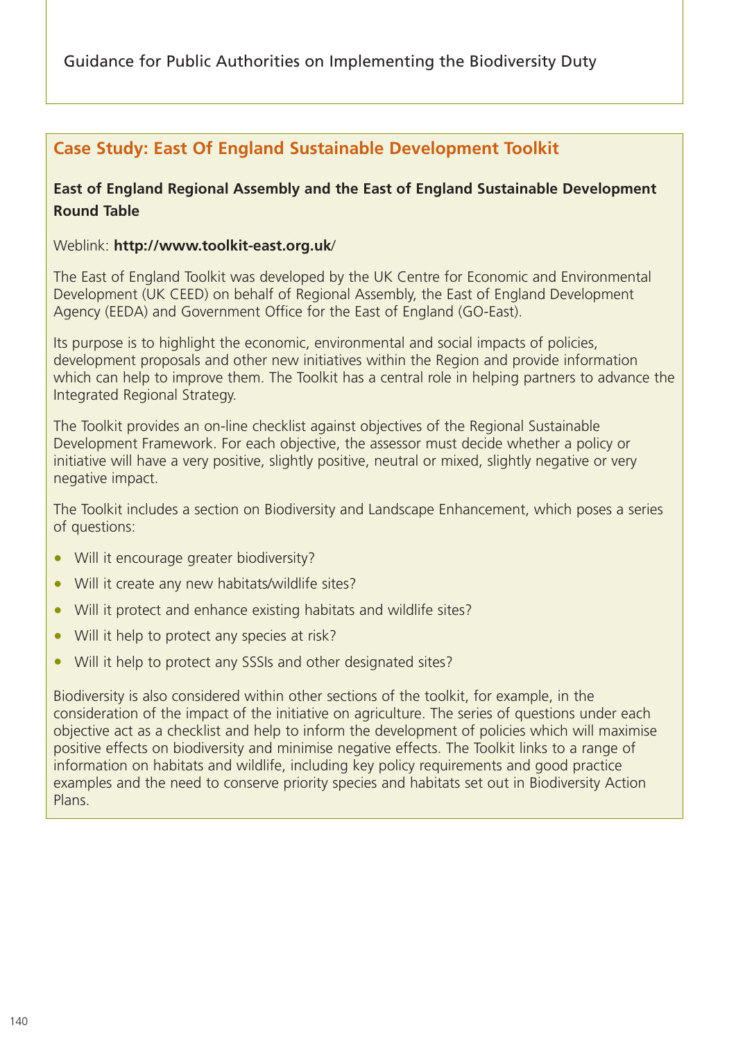## Case Study: East Of England Sustainable Development Toolkit

**East of England Regional Assembly and the East of England Sustainable Development Round Table**

Weblink: **http://www.toolkit-east.org.uk**/

The East of England Toolkit was developed by the UK Centre for Economic and Environmental Development (UK CEED) on behalf of Regional Assembly, the East of England Development Agency (EEDA) and Government Office for the East of England (GO-East).

Its purpose is to highlight the economic, environmental and social impacts of policies, development proposals and other new initiatives within the Region and provide information which can help to improve them. The Toolkit has a central role in helping partners to advance the Integrated Regional Strategy.

The Toolkit provides an on-line checklist against objectives of the Regional Sustainable Development Framework. For each objective, the assessor must decide whether a policy or initiative will have a very positive, slightly positive, neutral or mixed, slightly negative or very negative impact.

The Toolkit includes a section on Biodiversity and Landscape Enhancement, which poses a series of questions:

- Will it encourage greater biodiversity?
- Will it create any new habitats/wildlife sites?
- Will it protect and enhance existing habitats and wildlife sites?
- Will it help to protect any species at risk?
- Will it help to protect any SSSIs and other designated sites?

Biodiversity is also considered within other sections of the toolkit, for example, in the consideration of the impact of the initiative on agriculture. The series of questions under each objective act as a checklist and help to inform the development of policies which will maximise positive effects on biodiversity and minimise negative effects. The Toolkit links to a range of information on habitats and wildlife, including key policy requirements and good practice examples and the need to conserve priority species and habitats set out in Biodiversity Action Plans.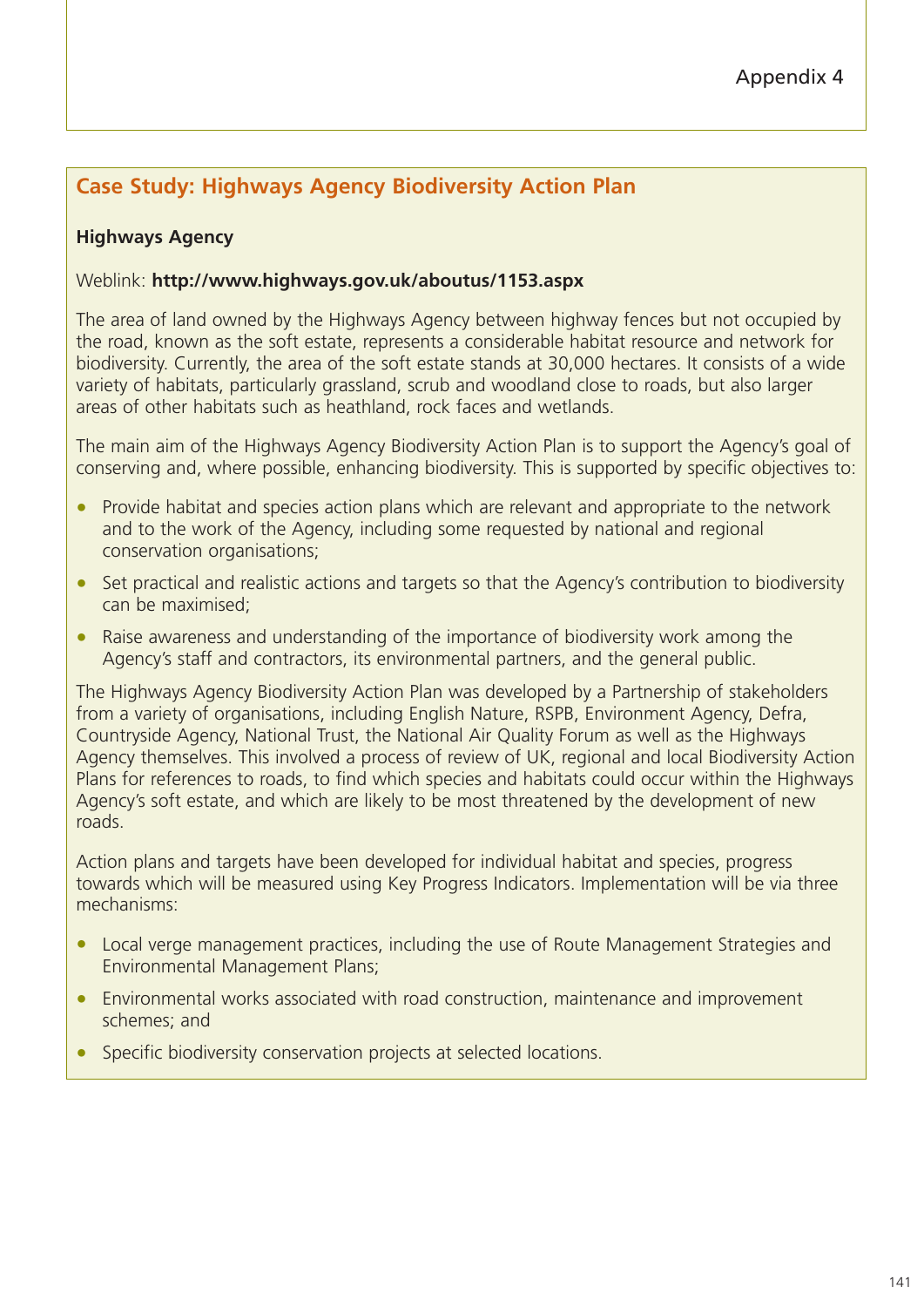Appendix 4

## Case Study: Highways Agency Biodiversity Action Plan

**Highways Agency**

Weblink: **http://www.highways.gov.uk/aboutus/1153.aspx**

The area of land owned by the Highways Agency between highway fences but not occupied by the road, known as the soft estate, represents a considerable habitat resource and network for biodiversity. Currently, the area of the soft estate stands at 30,000 hectares. It consists of a wide variety of habitats, particularly grassland, scrub and woodland close to roads, but also larger areas of other habitats such as heathland, rock faces and wetlands.

The main aim of the Highways Agency Biodiversity Action Plan is to support the Agency's goal of conserving and, where possible, enhancing biodiversity. This is supported by specific objectives to:

- Provide habitat and species action plans which are relevant and appropriate to the network and to the work of the Agency, including some requested by national and regional conservation organisations;
- Set practical and realistic actions and targets so that the Agency's contribution to biodiversity can be maximised;
- Raise awareness and understanding of the importance of biodiversity work among the Agency's staff and contractors, its environmental partners, and the general public.

The Highways Agency Biodiversity Action Plan was developed by a Partnership of stakeholders from a variety of organisations, including English Nature, RSPB, Environment Agency, Defra, Countryside Agency, National Trust, the National Air Quality Forum as well as the Highways Agency themselves. This involved a process of review of UK, regional and local Biodiversity Action Plans for references to roads, to find which species and habitats could occur within the Highways Agency's soft estate, and which are likely to be most threatened by the development of new roads.

Action plans and targets have been developed for individual habitat and species, progress towards which will be measured using Key Progress Indicators. Implementation will be via three mechanisms:

- Local verge management practices, including the use of Route Management Strategies and Environmental Management Plans;
- Environmental works associated with road construction, maintenance and improvement schemes; and
- Specific biodiversity conservation projects at selected locations.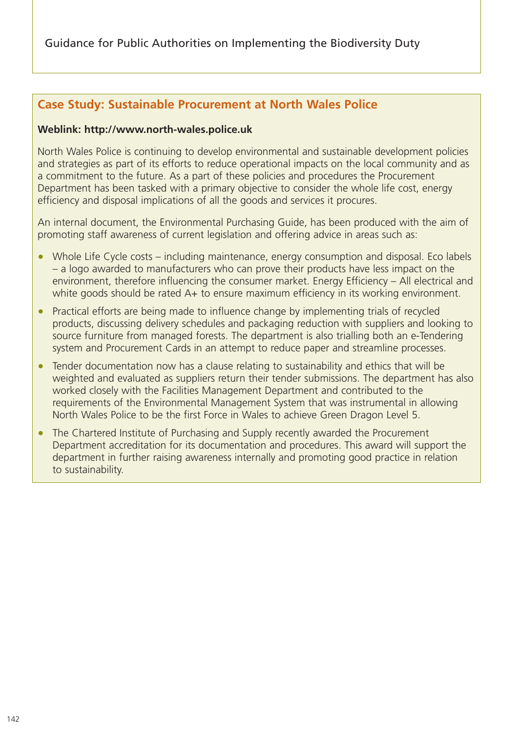## Case Study: Sustainable Procurement at North Wales Police

**Weblink: http://www.north-wales.police.uk**

North Wales Police is continuing to develop environmental and sustainable development policies and strategies as part of its efforts to reduce operational impacts on the local community and as a commitment to the future. As a part of these policies and procedures the Procurement Department has been tasked with a primary objective to consider the whole life cost, energy efficiency and disposal implications of all the goods and services it procures.

An internal document, the Environmental Purchasing Guide, has been produced with the aim of promoting staff awareness of current legislation and offering advice in areas such as:

- Whole Life Cycle costs – including maintenance, energy consumption and disposal. Eco labels – a logo awarded to manufacturers who can prove their products have less impact on the environment, therefore influencing the consumer market. Energy Efficiency – All electrical and white goods should be rated A+ to ensure maximum efficiency in its working environment.
- Practical efforts are being made to influence change by implementing trials of recycled products, discussing delivery schedules and packaging reduction with suppliers and looking to source furniture from managed forests. The department is also trialling both an e-Tendering system and Procurement Cards in an attempt to reduce paper and streamline processes.
- Tender documentation now has a clause relating to sustainability and ethics that will be weighted and evaluated as suppliers return their tender submissions. The department has also worked closely with the Facilities Management Department and contributed to the requirements of the Environmental Management System that was instrumental in allowing North Wales Police to be the first Force in Wales to achieve Green Dragon Level 5.
- The Chartered Institute of Purchasing and Supply recently awarded the Procurement Department accreditation for its documentation and procedures. This award will support the department in further raising awareness internally and promoting good practice in relation to sustainability.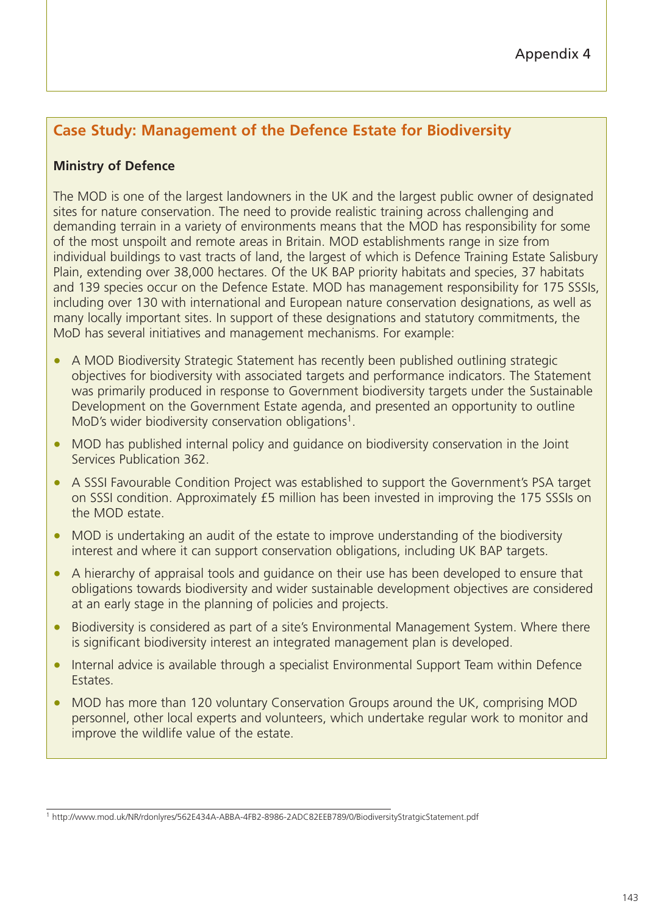Appendix 4

## Case Study: Management of the Defence Estate for Biodiversity

**Ministry of Defence**

The MOD is one of the largest landowners in the UK and the largest public owner of designated sites for nature conservation. The need to provide realistic training across challenging and demanding terrain in a variety of environments means that the MOD has responsibility for some of the most unspoilt and remote areas in Britain. MOD establishments range in size from individual buildings to vast tracts of land, the largest of which is Defence Training Estate Salisbury Plain, extending over 38,000 hectares. Of the UK BAP priority habitats and species, 37 habitats and 139 species occur on the Defence Estate. MOD has management responsibility for 175 SSSIs, including over 130 with international and European nature conservation designations, as well as many locally important sites. In support of these designations and statutory commitments, the MoD has several initiatives and management mechanisms. For example:

- A MOD Biodiversity Strategic Statement has recently been published outlining strategic objectives for biodiversity with associated targets and performance indicators. The Statement was primarily produced in response to Government biodiversity targets under the Sustainable Development on the Government Estate agenda, and presented an opportunity to outline MoD's wider biodiversity conservation obligations[1].
- MOD has published internal policy and guidance on biodiversity conservation in the Joint Services Publication 362.
- A SSSI Favourable Condition Project was established to support the Government's PSA target on SSSI condition. Approximately £5 million has been invested in improving the 175 SSSIs on the MOD estate.
- MOD is undertaking an audit of the estate to improve understanding of the biodiversity interest and where it can support conservation obligations, including UK BAP targets.
- A hierarchy of appraisal tools and guidance on their use has been developed to ensure that obligations towards biodiversity and wider sustainable development objectives are considered at an early stage in the planning of policies and projects.
- Biodiversity is considered as part of a site's Environmental Management System. Where there is significant biodiversity interest an integrated management plan is developed.
- Internal advice is available through a specialist Environmental Support Team within Defence Estates.
- MOD has more than 120 voluntary Conservation Groups around the UK, comprising MOD personnel, other local experts and volunteers, which undertake regular work to monitor and improve the wildlife value of the estate.

[1] http://www.mod.uk/NR/rdonlyres/562E434A-ABBA-4FB2-8986-2ADC82EEB789/0/BiodiversityStratgicStatement.pdf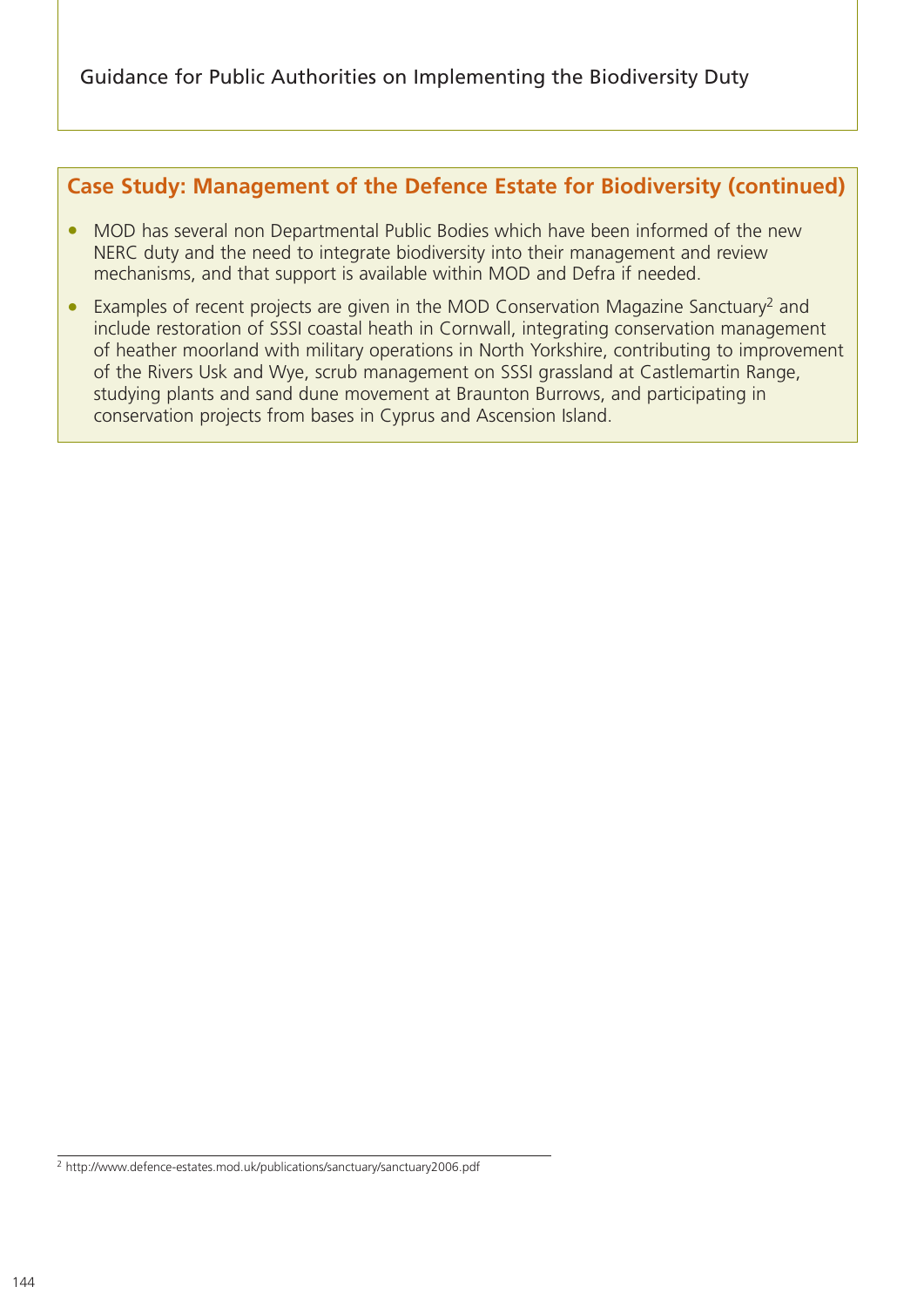## Case Study: Management of the Defence Estate for Biodiversity (continued)

- MOD has several non Departmental Public Bodies which have been informed of the new NERC duty and the need to integrate biodiversity into their management and review mechanisms, and that support is available within MOD and Defra if needed.
- Examples of recent projects are given in the MOD Conservation Magazine Sanctuary[2] and include restoration of SSSI coastal heath in Cornwall, integrating conservation management of heather moorland with military operations in North Yorkshire, contributing to improvement of the Rivers Usk and Wye, scrub management on SSSI grassland at Castlemartin Range, studying plants and sand dune movement at Braunton Burrows, and participating in conservation projects from bases in Cyprus and Ascension Island.

[2] http://www.defence-estates.mod.uk/publications/sanctuary/sanctuary2006.pdf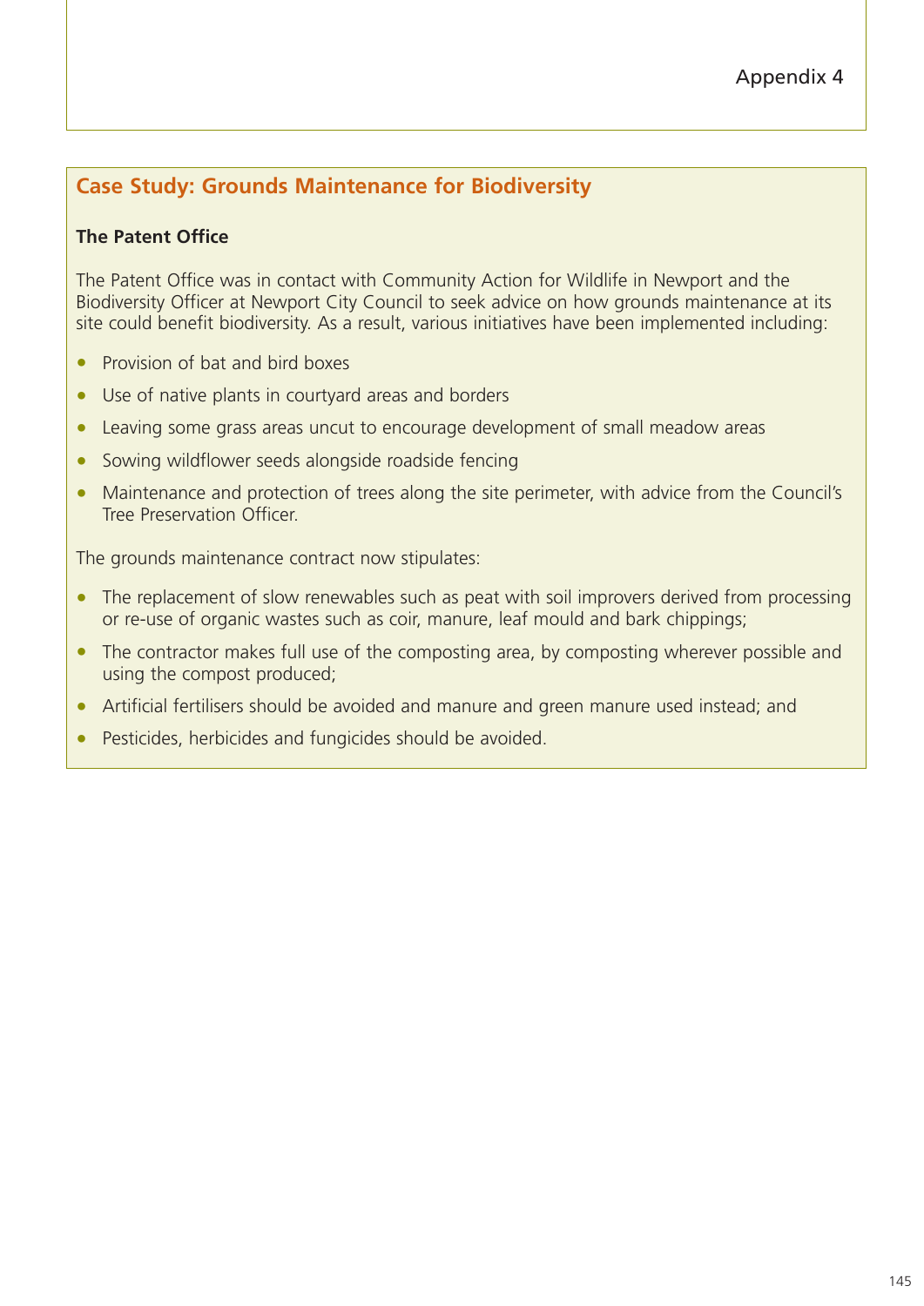## Case Study: Grounds Maintenance for Biodiversity

**The Patent Office**

The Patent Office was in contact with Community Action for Wildlife in Newport and the Biodiversity Officer at Newport City Council to seek advice on how grounds maintenance at its site could benefit biodiversity. As a result, various initiatives have been implemented including:

- Provision of bat and bird boxes
- Use of native plants in courtyard areas and borders
- Leaving some grass areas uncut to encourage development of small meadow areas
- Sowing wildflower seeds alongside roadside fencing
- Maintenance and protection of trees along the site perimeter, with advice from the Council's Tree Preservation Officer.

The grounds maintenance contract now stipulates:

- The replacement of slow renewables such as peat with soil improvers derived from processing or re-use of organic wastes such as coir, manure, leaf mould and bark chippings;
- The contractor makes full use of the composting area, by composting wherever possible and using the compost produced;
- Artificial fertilisers should be avoided and manure and green manure used instead; and
- Pesticides, herbicides and fungicides should be avoided.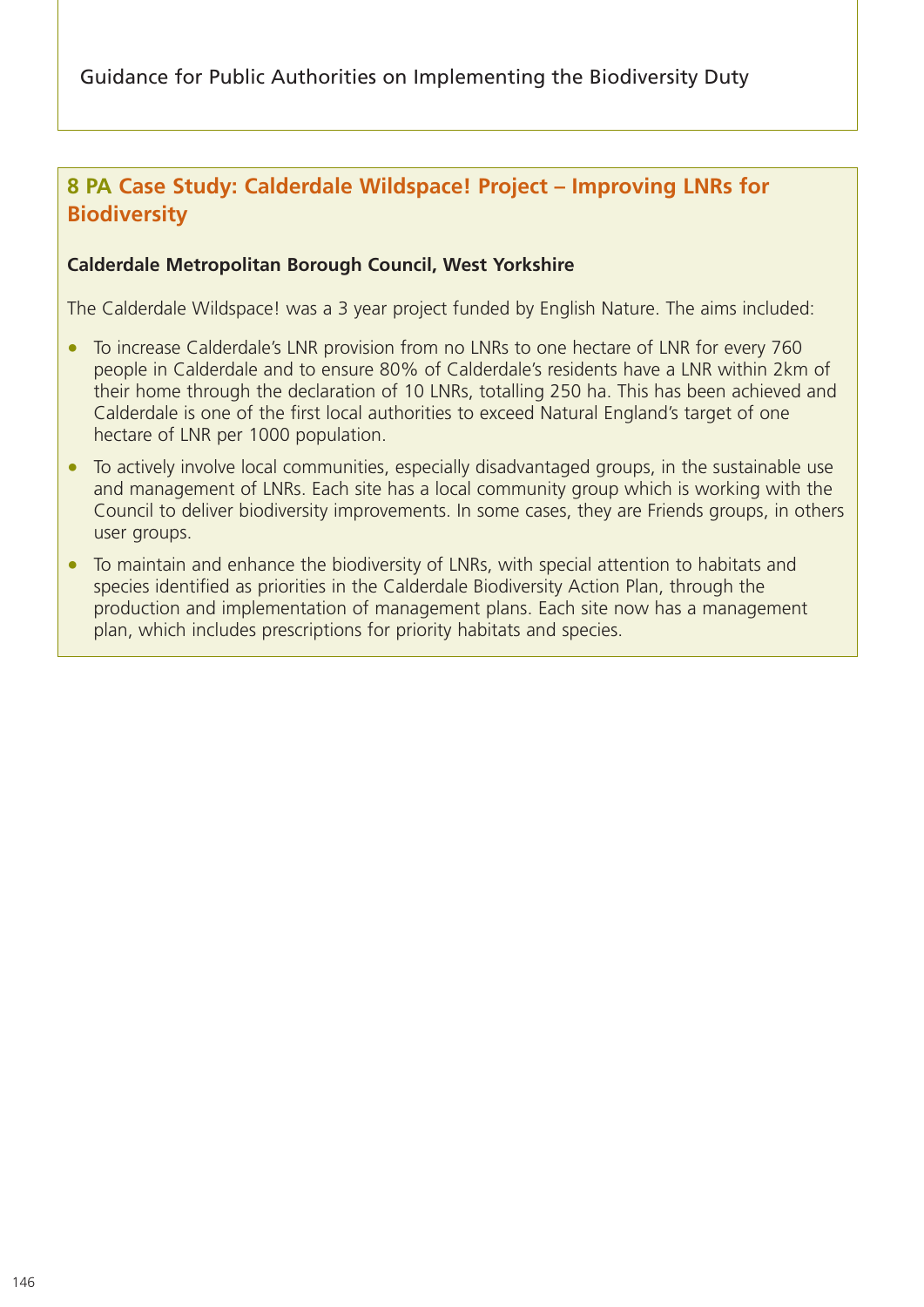## 8 PA Case Study: Calderdale Wildspace! Project – Improving LNRs for Biodiversity

**Calderdale Metropolitan Borough Council, West Yorkshire**

The Calderdale Wildspace! was a 3 year project funded by English Nature. The aims included:

- To increase Calderdale's LNR provision from no LNRs to one hectare of LNR for every 760 people in Calderdale and to ensure 80% of Calderdale's residents have a LNR within 2km of their home through the declaration of 10 LNRs, totalling 250 ha. This has been achieved and Calderdale is one of the first local authorities to exceed Natural England's target of one hectare of LNR per 1000 population.
- To actively involve local communities, especially disadvantaged groups, in the sustainable use and management of LNRs. Each site has a local community group which is working with the Council to deliver biodiversity improvements. In some cases, they are Friends groups, in others user groups.
- To maintain and enhance the biodiversity of LNRs, with special attention to habitats and species identified as priorities in the Calderdale Biodiversity Action Plan, through the production and implementation of management plans. Each site now has a management plan, which includes prescriptions for priority habitats and species.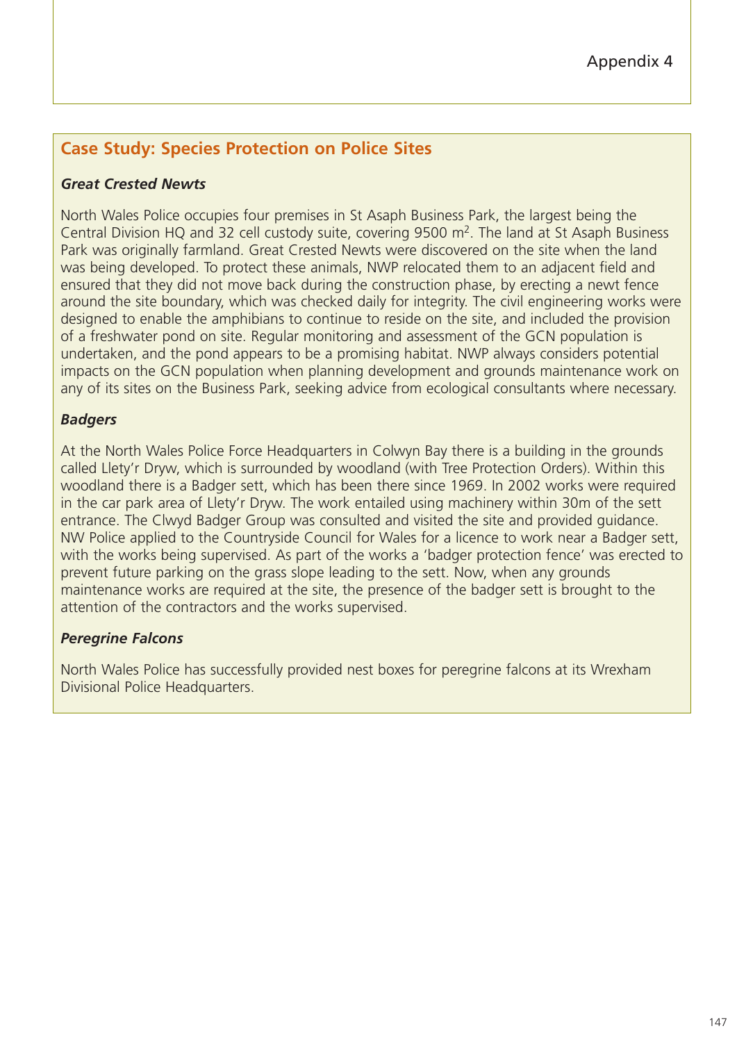Appendix 4

## Case Study: Species Protection on Police Sites

### *Great Crested Newts*

North Wales Police occupies four premises in St Asaph Business Park, the largest being the Central Division HQ and 32 cell custody suite, covering 9500 $m^2$. The land at St Asaph Business Park was originally farmland. Great Crested Newts were discovered on the site when the land was being developed. To protect these animals, NWP relocated them to an adjacent field and ensured that they did not move back during the construction phase, by erecting a newt fence around the site boundary, which was checked daily for integrity. The civil engineering works were designed to enable the amphibians to continue to reside on the site, and included the provision of a freshwater pond on site. Regular monitoring and assessment of the GCN population is undertaken, and the pond appears to be a promising habitat. NWP always considers potential impacts on the GCN population when planning development and grounds maintenance work on any of its sites on the Business Park, seeking advice from ecological consultants where necessary.

### *Badgers*

At the North Wales Police Force Headquarters in Colwyn Bay there is a building in the grounds called Llety'r Dryw, which is surrounded by woodland (with Tree Protection Orders). Within this woodland there is a Badger sett, which has been there since 1969. In 2002 works were required in the car park area of Llety'r Dryw. The work entailed using machinery within 30m of the sett entrance. The Clwyd Badger Group was consulted and visited the site and provided guidance. NW Police applied to the Countryside Council for Wales for a licence to work near a Badger sett, with the works being supervised. As part of the works a 'badger protection fence' was erected to prevent future parking on the grass slope leading to the sett. Now, when any grounds maintenance works are required at the site, the presence of the badger sett is brought to the attention of the contractors and the works supervised.

### *Peregrine Falcons*

North Wales Police has successfully provided nest boxes for peregrine falcons at its Wrexham Divisional Police Headquarters.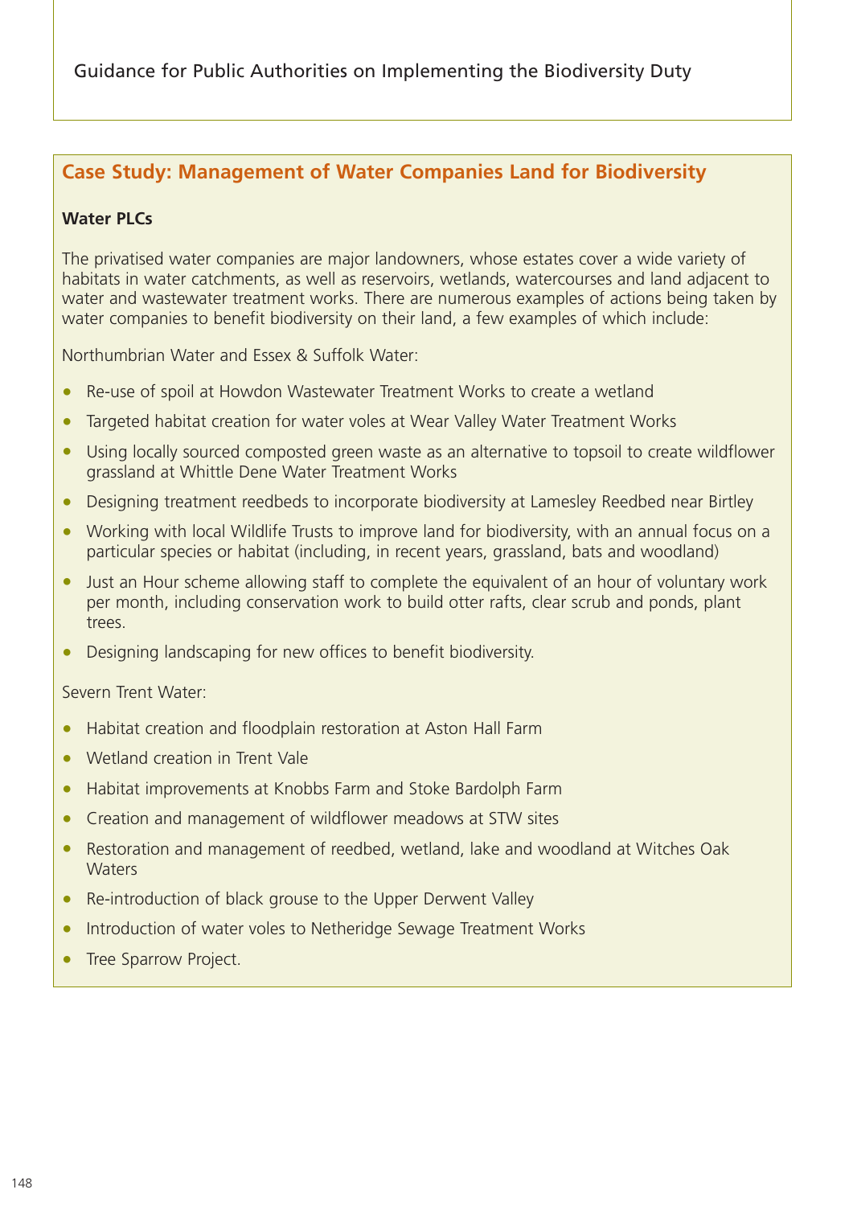## Case Study: Management of Water Companies Land for Biodiversity

**Water PLCs**

The privatised water companies are major landowners, whose estates cover a wide variety of habitats in water catchments, as well as reservoirs, wetlands, watercourses and land adjacent to water and wastewater treatment works. There are numerous examples of actions being taken by water companies to benefit biodiversity on their land, a few examples of which include:

Northumbrian Water and Essex & Suffolk Water:

- Re-use of spoil at Howdon Wastewater Treatment Works to create a wetland
- Targeted habitat creation for water voles at Wear Valley Water Treatment Works
- Using locally sourced composted green waste as an alternative to topsoil to create wildflower grassland at Whittle Dene Water Treatment Works
- Designing treatment reedbeds to incorporate biodiversity at Lamesley Reedbed near Birtley
- Working with local Wildlife Trusts to improve land for biodiversity, with an annual focus on a particular species or habitat (including, in recent years, grassland, bats and woodland)
- Just an Hour scheme allowing staff to complete the equivalent of an hour of voluntary work per month, including conservation work to build otter rafts, clear scrub and ponds, plant trees.
- Designing landscaping for new offices to benefit biodiversity.

Severn Trent Water:

- Habitat creation and floodplain restoration at Aston Hall Farm
- Wetland creation in Trent Vale
- Habitat improvements at Knobbs Farm and Stoke Bardolph Farm
- Creation and management of wildflower meadows at STW sites
- Restoration and management of reedbed, wetland, lake and woodland at Witches Oak Waters
- Re-introduction of black grouse to the Upper Derwent Valley
- Introduction of water voles to Netheridge Sewage Treatment Works
- Tree Sparrow Project.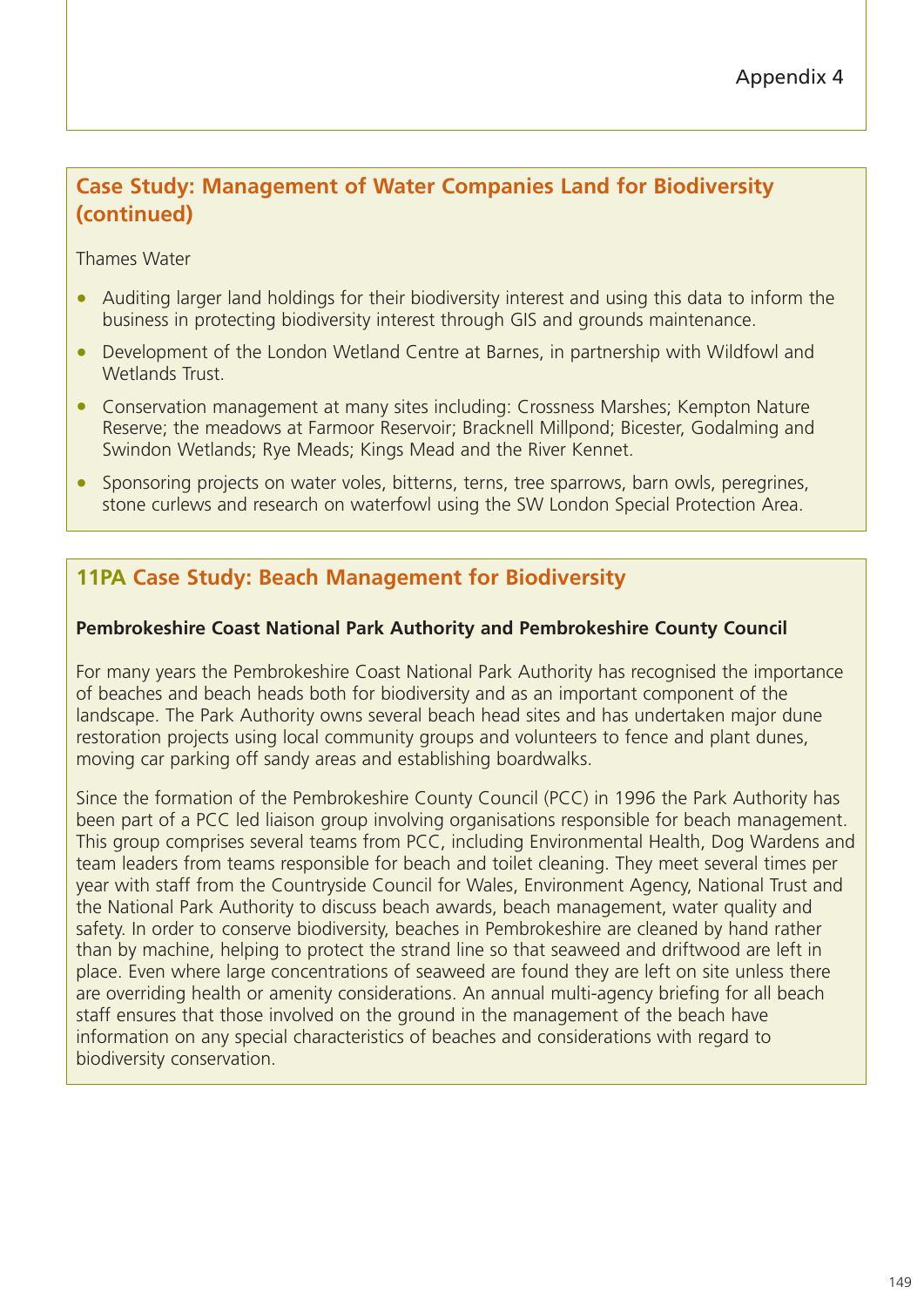## Case Study: Management of Water Companies Land for Biodiversity (continued)

Thames Water

- Auditing larger land holdings for their biodiversity interest and using this data to inform the business in protecting biodiversity interest through GIS and grounds maintenance.
- Development of the London Wetland Centre at Barnes, in partnership with Wildfowl and Wetlands Trust.
- Conservation management at many sites including: Crossness Marshes; Kempton Nature Reserve; the meadows at Farmoor Reservoir; Bracknell Millpond; Bicester, Godalming and Swindon Wetlands; Rye Meads; Kings Mead and the River Kennet.
- Sponsoring projects on water voles, bitterns, terns, tree sparrows, barn owls, peregrines, stone curlews and research on waterfowl using the SW London Special Protection Area.

## 11PA Case Study: Beach Management for Biodiversity

**Pembrokeshire Coast National Park Authority and Pembrokeshire County Council**

For many years the Pembrokeshire Coast National Park Authority has recognised the importance of beaches and beach heads both for biodiversity and as an important component of the landscape. The Park Authority owns several beach head sites and has undertaken major dune restoration projects using local community groups and volunteers to fence and plant dunes, moving car parking off sandy areas and establishing boardwalks.

Since the formation of the Pembrokeshire County Council (PCC) in 1996 the Park Authority has been part of a PCC led liaison group involving organisations responsible for beach management. This group comprises several teams from PCC, including Environmental Health, Dog Wardens and team leaders from teams responsible for beach and toilet cleaning. They meet several times per year with staff from the Countryside Council for Wales, Environment Agency, National Trust and the National Park Authority to discuss beach awards, beach management, water quality and safety. In order to conserve biodiversity, beaches in Pembrokeshire are cleaned by hand rather than by machine, helping to protect the strand line so that seaweed and driftwood are left in place. Even where large concentrations of seaweed are found they are left on site unless there are overriding health or amenity considerations. An annual multi-agency briefing for all beach staff ensures that those involved on the ground in the management of the beach have information on any special characteristics of beaches and considerations with regard to biodiversity conservation.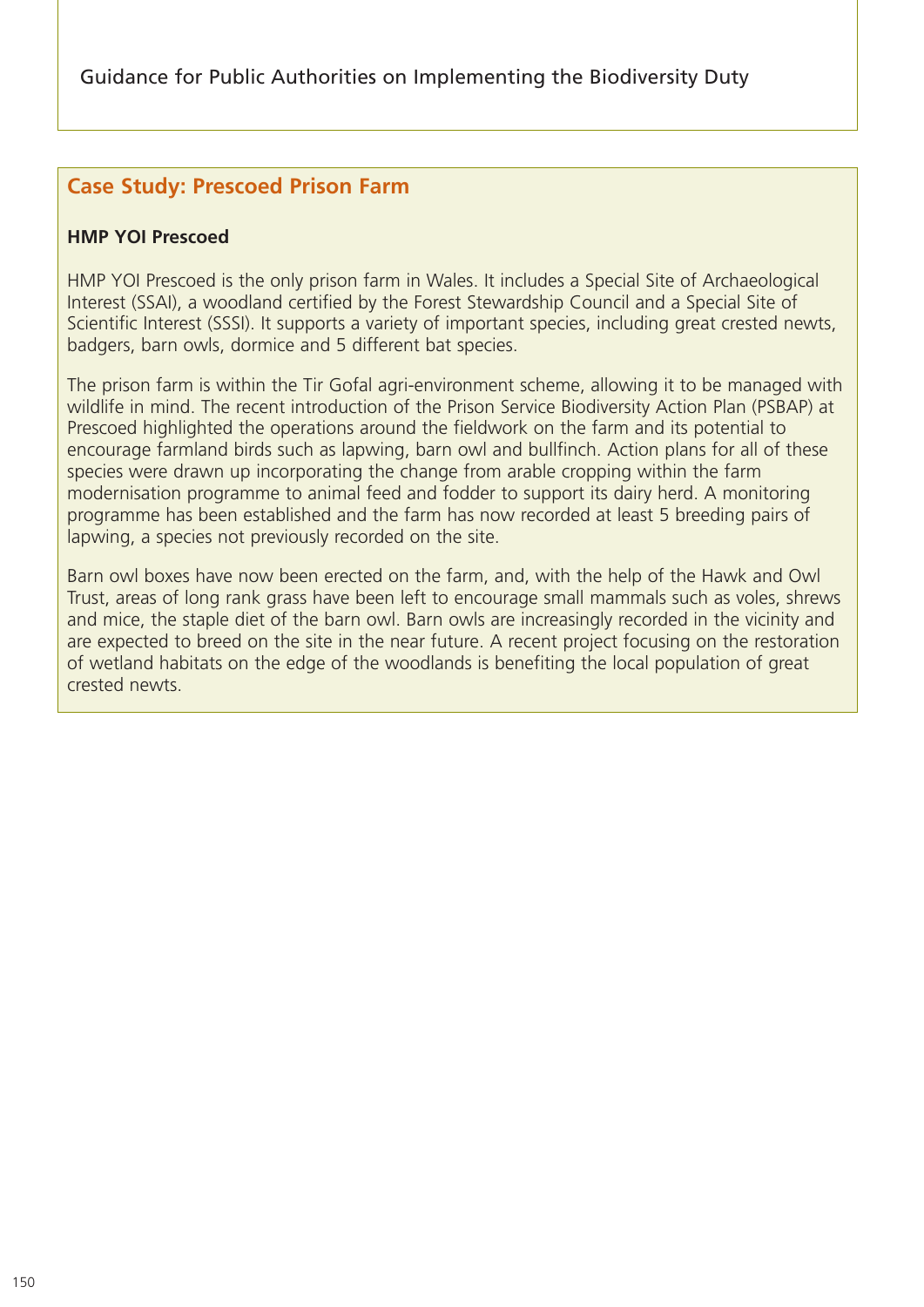## Case Study: Prescoed Prison Farm

**HMP YOI Prescoed**

HMP YOI Prescoed is the only prison farm in Wales. It includes a Special Site of Archaeological Interest (SSAI), a woodland certified by the Forest Stewardship Council and a Special Site of Scientific Interest (SSSI). It supports a variety of important species, including great crested newts, badgers, barn owls, dormice and 5 different bat species.

The prison farm is within the Tir Gofal agri-environment scheme, allowing it to be managed with wildlife in mind. The recent introduction of the Prison Service Biodiversity Action Plan (PSBAP) at Prescoed highlighted the operations around the fieldwork on the farm and its potential to encourage farmland birds such as lapwing, barn owl and bullfinch. Action plans for all of these species were drawn up incorporating the change from arable cropping within the farm modernisation programme to animal feed and fodder to support its dairy herd. A monitoring programme has been established and the farm has now recorded at least 5 breeding pairs of lapwing, a species not previously recorded on the site.

Barn owl boxes have now been erected on the farm, and, with the help of the Hawk and Owl Trust, areas of long rank grass have been left to encourage small mammals such as voles, shrews and mice, the staple diet of the barn owl. Barn owls are increasingly recorded in the vicinity and are expected to breed on the site in the near future. A recent project focusing on the restoration of wetland habitats on the edge of the woodlands is benefiting the local population of great crested newts.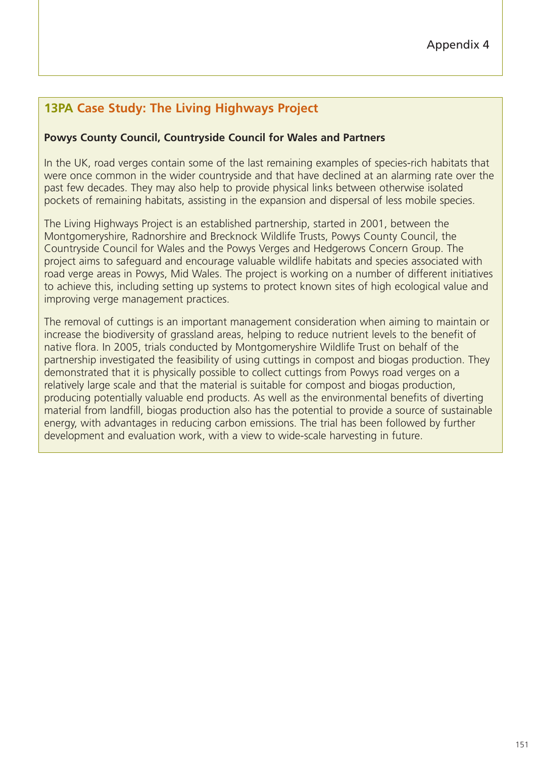Appendix 4

## 13PA Case Study: The Living Highways Project

**Powys County Council, Countryside Council for Wales and Partners**

In the UK, road verges contain some of the last remaining examples of species-rich habitats that were once common in the wider countryside and that have declined at an alarming rate over the past few decades. They may also help to provide physical links between otherwise isolated pockets of remaining habitats, assisting in the expansion and dispersal of less mobile species.

The Living Highways Project is an established partnership, started in 2001, between the Montgomeryshire, Radnorshire and Brecknock Wildlife Trusts, Powys County Council, the Countryside Council for Wales and the Powys Verges and Hedgerows Concern Group. The project aims to safeguard and encourage valuable wildlife habitats and species associated with road verge areas in Powys, Mid Wales. The project is working on a number of different initiatives to achieve this, including setting up systems to protect known sites of high ecological value and improving verge management practices.

The removal of cuttings is an important management consideration when aiming to maintain or increase the biodiversity of grassland areas, helping to reduce nutrient levels to the benefit of native flora. In 2005, trials conducted by Montgomeryshire Wildlife Trust on behalf of the partnership investigated the feasibility of using cuttings in compost and biogas production. They demonstrated that it is physically possible to collect cuttings from Powys road verges on a relatively large scale and that the material is suitable for compost and biogas production, producing potentially valuable end products. As well as the environmental benefits of diverting material from landfill, biogas production also has the potential to provide a source of sustainable energy, with advantages in reducing carbon emissions. The trial has been followed by further development and evaluation work, with a view to wide-scale harvesting in future.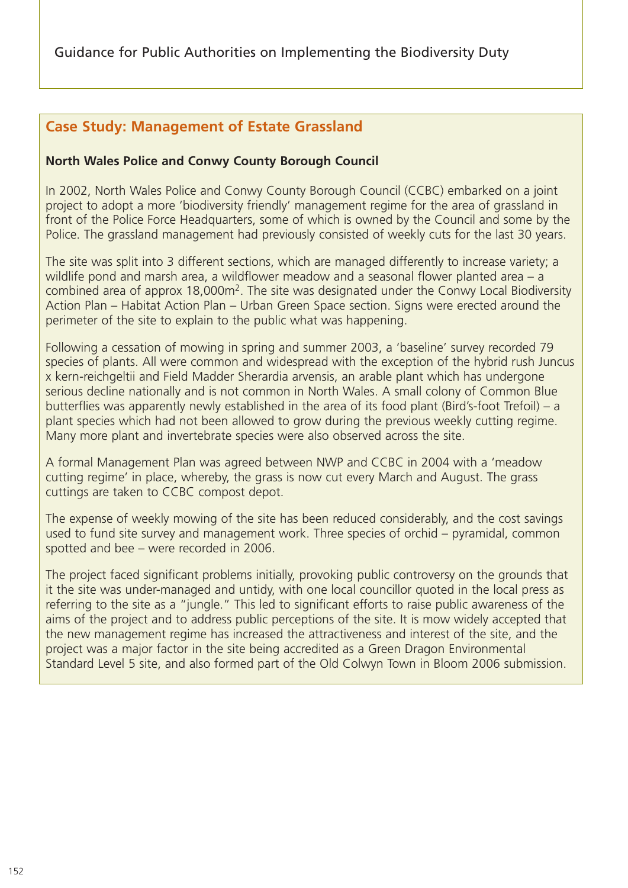## Case Study: Management of Estate Grassland

**North Wales Police and Conwy County Borough Council**

In 2002, North Wales Police and Conwy County Borough Council (CCBC) embarked on a joint project to adopt a more 'biodiversity friendly' management regime for the area of grassland in front of the Police Force Headquarters, some of which is owned by the Council and some by the Police. The grassland management had previously consisted of weekly cuts for the last 30 years.

The site was split into 3 different sections, which are managed differently to increase variety; a wildlife pond and marsh area, a wildflower meadow and a seasonal flower planted area – a combined area of approx 18,000m$^2$. The site was designated under the Conwy Local Biodiversity Action Plan – Habitat Action Plan – Urban Green Space section. Signs were erected around the perimeter of the site to explain to the public what was happening.

Following a cessation of mowing in spring and summer 2003, a 'baseline' survey recorded 79 species of plants. All were common and widespread with the exception of the hybrid rush Juncus x kern-reichgeltii and Field Madder Sherardia arvensis, an arable plant which has undergone serious decline nationally and is not common in North Wales. A small colony of Common Blue butterflies was apparently newly established in the area of its food plant (Bird's-foot Trefoil) – a plant species which had not been allowed to grow during the previous weekly cutting regime. Many more plant and invertebrate species were also observed across the site.

A formal Management Plan was agreed between NWP and CCBC in 2004 with a 'meadow cutting regime' in place, whereby, the grass is now cut every March and August. The grass cuttings are taken to CCBC compost depot.

The expense of weekly mowing of the site has been reduced considerably, and the cost savings used to fund site survey and management work. Three species of orchid – pyramidal, common spotted and bee – were recorded in 2006.

The project faced significant problems initially, provoking public controversy on the grounds that it the site was under-managed and untidy, with one local councillor quoted in the local press as referring to the site as a "jungle." This led to significant efforts to raise public awareness of the aims of the project and to address public perceptions of the site. It is mow widely accepted that the new management regime has increased the attractiveness and interest of the site, and the project was a major factor in the site being accredited as a Green Dragon Environmental Standard Level 5 site, and also formed part of the Old Colwyn Town in Bloom 2006 submission.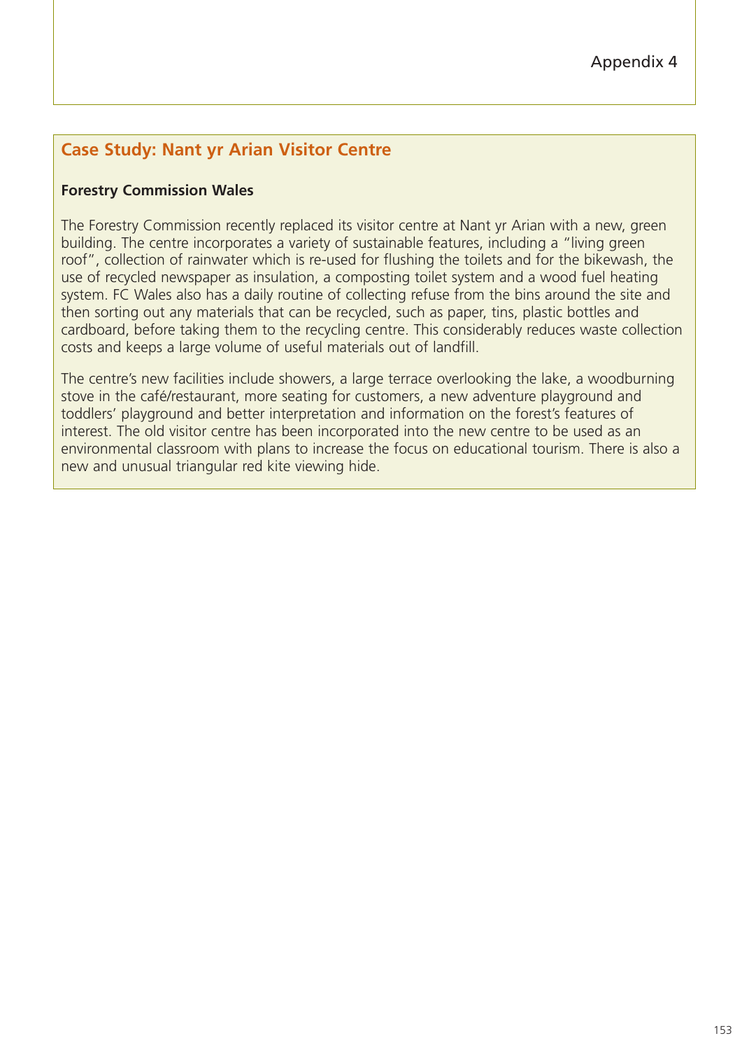Appendix 4

## Case Study: Nant yr Arian Visitor Centre

**Forestry Commission Wales**

The Forestry Commission recently replaced its visitor centre at Nant yr Arian with a new, green building. The centre incorporates a variety of sustainable features, including a "living green roof", collection of rainwater which is re-used for flushing the toilets and for the bikewash, the use of recycled newspaper as insulation, a composting toilet system and a wood fuel heating system. FC Wales also has a daily routine of collecting refuse from the bins around the site and then sorting out any materials that can be recycled, such as paper, tins, plastic bottles and cardboard, before taking them to the recycling centre. This considerably reduces waste collection costs and keeps a large volume of useful materials out of landfill.

The centre's new facilities include showers, a large terrace overlooking the lake, a woodburning stove in the café/restaurant, more seating for customers, a new adventure playground and toddlers' playground and better interpretation and information on the forest's features of interest. The old visitor centre has been incorporated into the new centre to be used as an environmental classroom with plans to increase the focus on educational tourism. There is also a new and unusual triangular red kite viewing hide.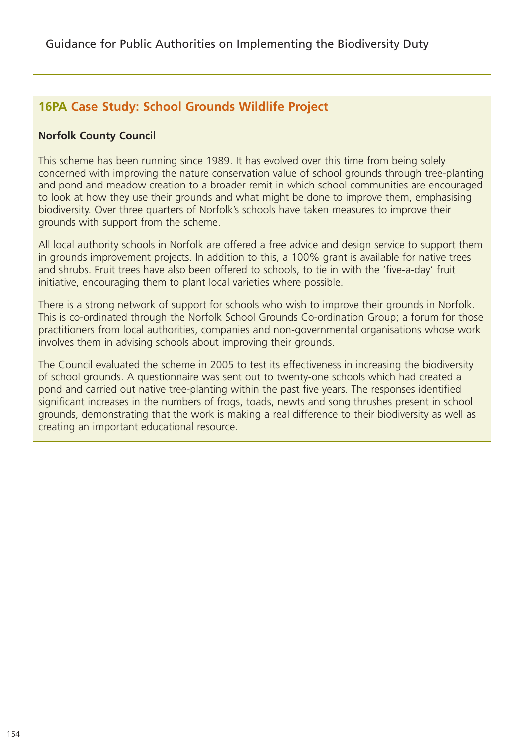## 16PA Case Study: School Grounds Wildlife Project

**Norfolk County Council**

This scheme has been running since 1989. It has evolved over this time from being solely concerned with improving the nature conservation value of school grounds through tree-planting and pond and meadow creation to a broader remit in which school communities are encouraged to look at how they use their grounds and what might be done to improve them, emphasising biodiversity. Over three quarters of Norfolk's schools have taken measures to improve their grounds with support from the scheme.

All local authority schools in Norfolk are offered a free advice and design service to support them in grounds improvement projects. In addition to this, a 100% grant is available for native trees and shrubs. Fruit trees have also been offered to schools, to tie in with the 'five-a-day' fruit initiative, encouraging them to plant local varieties where possible.

There is a strong network of support for schools who wish to improve their grounds in Norfolk. This is co-ordinated through the Norfolk School Grounds Co-ordination Group; a forum for those practitioners from local authorities, companies and non-governmental organisations whose work involves them in advising schools about improving their grounds.

The Council evaluated the scheme in 2005 to test its effectiveness in increasing the biodiversity of school grounds. A questionnaire was sent out to twenty-one schools which had created a pond and carried out native tree-planting within the past five years. The responses identified significant increases in the numbers of frogs, toads, newts and song thrushes present in school grounds, demonstrating that the work is making a real difference to their biodiversity as well as creating an important educational resource.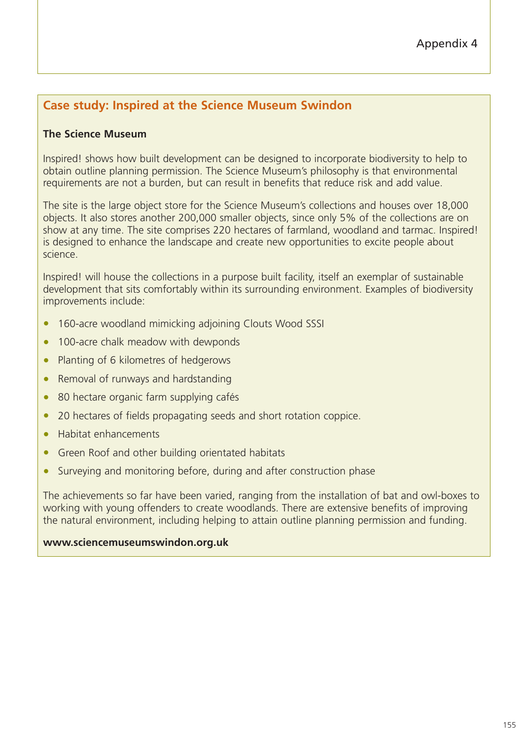## Case study: Inspired at the Science Museum Swindon

**The Science Museum**

Inspired! shows how built development can be designed to incorporate biodiversity to help to obtain outline planning permission. The Science Museum's philosophy is that environmental requirements are not a burden, but can result in benefits that reduce risk and add value.

The site is the large object store for the Science Museum's collections and houses over 18,000 objects. It also stores another 200,000 smaller objects, since only 5% of the collections are on show at any time. The site comprises 220 hectares of farmland, woodland and tarmac. Inspired! is designed to enhance the landscape and create new opportunities to excite people about science.

Inspired! will house the collections in a purpose built facility, itself an exemplar of sustainable development that sits comfortably within its surrounding environment. Examples of biodiversity improvements include:

- 160-acre woodland mimicking adjoining Clouts Wood SSSI
- 100-acre chalk meadow with dewponds
- Planting of 6 kilometres of hedgerows
- Removal of runways and hardstanding
- 80 hectare organic farm supplying cafés
- 20 hectares of fields propagating seeds and short rotation coppice.
- Habitat enhancements
- Green Roof and other building orientated habitats
- Surveying and monitoring before, during and after construction phase

The achievements so far have been varied, ranging from the installation of bat and owl-boxes to working with young offenders to create woodlands. There are extensive benefits of improving the natural environment, including helping to attain outline planning permission and funding.

**www.sciencemuseumswindon.org.uk**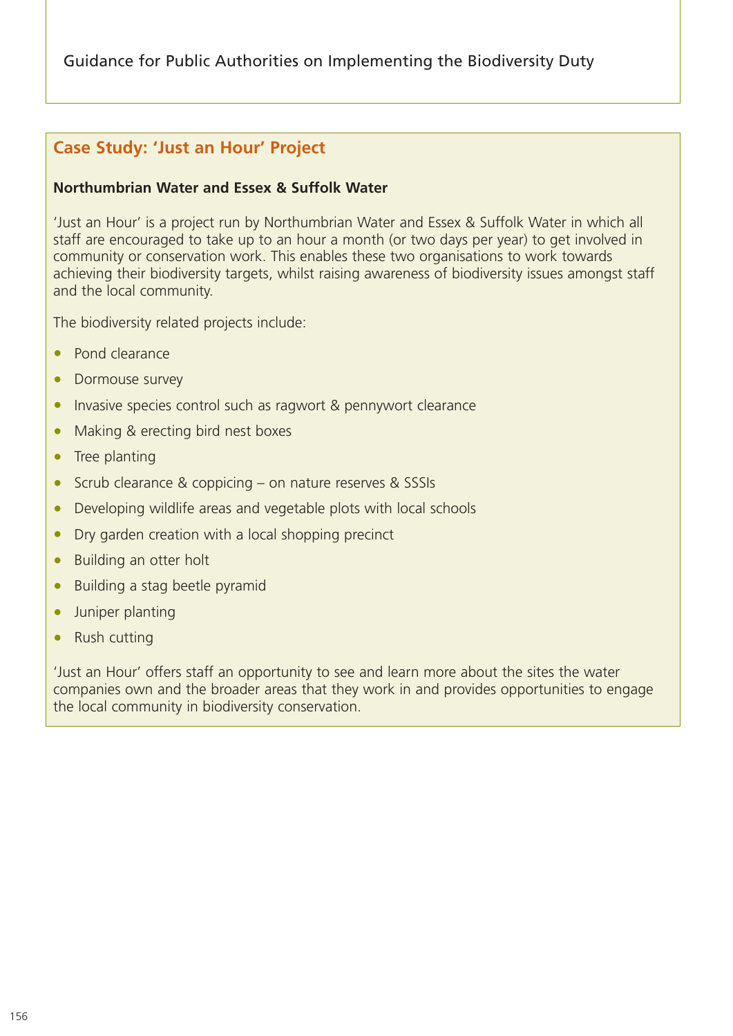## Case Study: 'Just an Hour' Project

**Northumbrian Water and Essex & Suffolk Water**

'Just an Hour' is a project run by Northumbrian Water and Essex & Suffolk Water in which all staff are encouraged to take up to an hour a month (or two days per year) to get involved in community or conservation work. This enables these two organisations to work towards achieving their biodiversity targets, whilst raising awareness of biodiversity issues amongst staff and the local community.

The biodiversity related projects include:

- Pond clearance
- Dormouse survey
- Invasive species control such as ragwort & pennywort clearance
- Making & erecting bird nest boxes
- Tree planting
- Scrub clearance & coppicing – on nature reserves & SSSIs
- Developing wildlife areas and vegetable plots with local schools
- Dry garden creation with a local shopping precinct
- Building an otter holt
- Building a stag beetle pyramid
- Juniper planting
- Rush cutting

'Just an Hour' offers staff an opportunity to see and learn more about the sites the water companies own and the broader areas that they work in and provides opportunities to engage the local community in biodiversity conservation.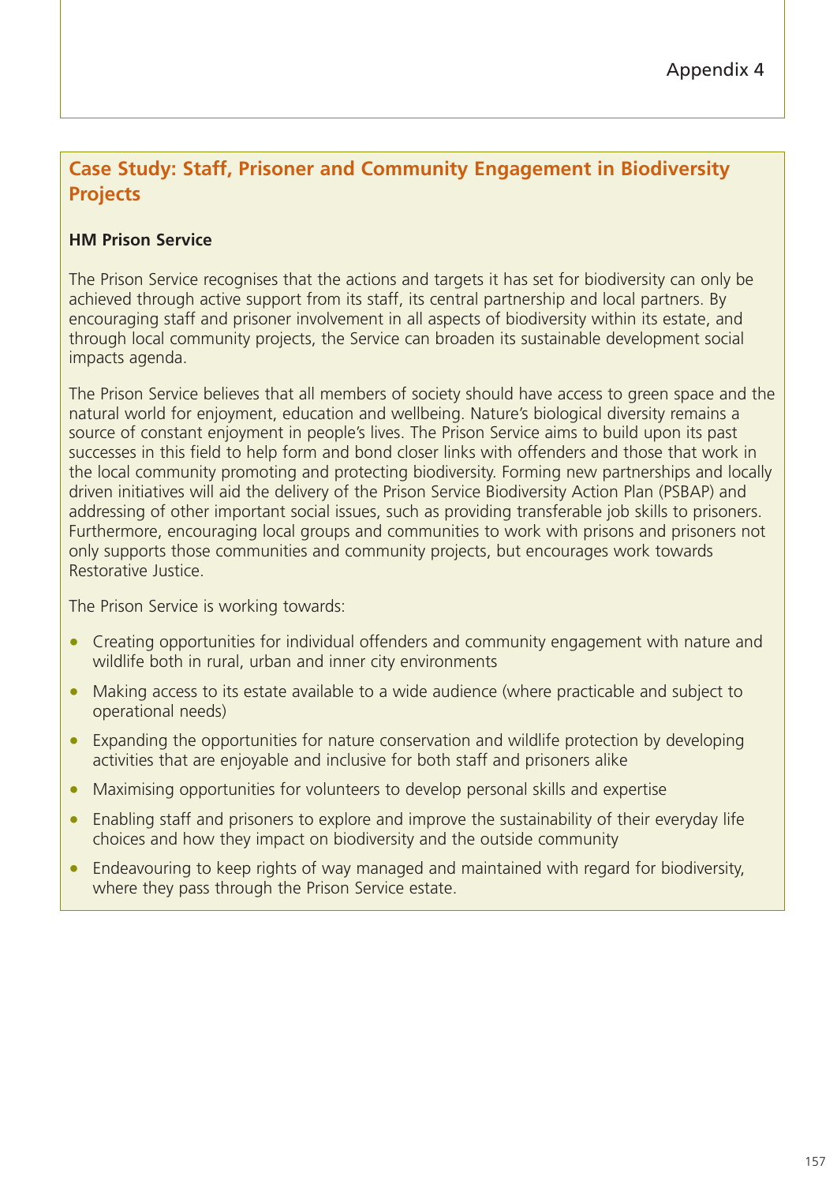## Case Study: Staff, Prisoner and Community Engagement in Biodiversity Projects

**HM Prison Service**

The Prison Service recognises that the actions and targets it has set for biodiversity can only be achieved through active support from its staff, its central partnership and local partners. By encouraging staff and prisoner involvement in all aspects of biodiversity within its estate, and through local community projects, the Service can broaden its sustainable development social impacts agenda.

The Prison Service believes that all members of society should have access to green space and the natural world for enjoyment, education and wellbeing. Nature's biological diversity remains a source of constant enjoyment in people's lives. The Prison Service aims to build upon its past successes in this field to help form and bond closer links with offenders and those that work in the local community promoting and protecting biodiversity. Forming new partnerships and locally driven initiatives will aid the delivery of the Prison Service Biodiversity Action Plan (PSBAP) and addressing of other important social issues, such as providing transferable job skills to prisoners. Furthermore, encouraging local groups and communities to work with prisons and prisoners not only supports those communities and community projects, but encourages work towards Restorative Justice.

The Prison Service is working towards:

- Creating opportunities for individual offenders and community engagement with nature and wildlife both in rural, urban and inner city environments
- Making access to its estate available to a wide audience (where practicable and subject to operational needs)
- Expanding the opportunities for nature conservation and wildlife protection by developing activities that are enjoyable and inclusive for both staff and prisoners alike
- Maximising opportunities for volunteers to develop personal skills and expertise
- Enabling staff and prisoners to explore and improve the sustainability of their everyday life choices and how they impact on biodiversity and the outside community
- Endeavouring to keep rights of way managed and maintained with regard for biodiversity, where they pass through the Prison Service estate.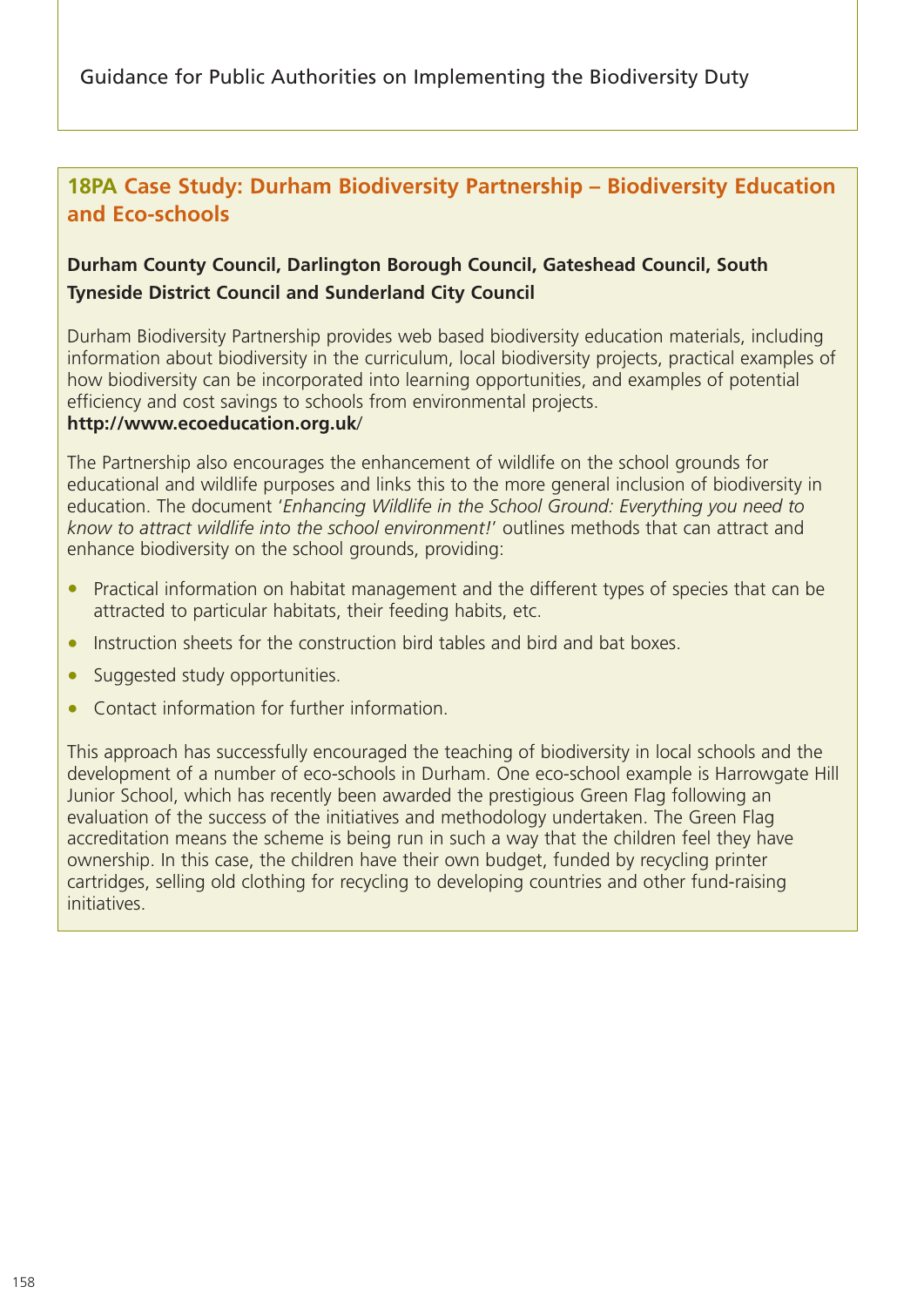## 18PA Case Study: Durham Biodiversity Partnership – Biodiversity Education and Eco-schools

**Durham County Council, Darlington Borough Council, Gateshead Council, South Tyneside District Council and Sunderland City Council**

Durham Biodiversity Partnership provides web based biodiversity education materials, including information about biodiversity in the curriculum, local biodiversity projects, practical examples of how biodiversity can be incorporated into learning opportunities, and examples of potential efficiency and cost savings to schools from environmental projects.
**http://www.ecoeducation.org.uk**/

The Partnership also encourages the enhancement of wildlife on the school grounds for educational and wildlife purposes and links this to the more general inclusion of biodiversity in education. The document '*Enhancing Wildlife in the School Ground: Everything you need to know to attract wildlife into the school environment!*' outlines methods that can attract and enhance biodiversity on the school grounds, providing:

- Practical information on habitat management and the different types of species that can be attracted to particular habitats, their feeding habits, etc.
- Instruction sheets for the construction bird tables and bird and bat boxes.
- Suggested study opportunities.
- Contact information for further information.

This approach has successfully encouraged the teaching of biodiversity in local schools and the development of a number of eco-schools in Durham. One eco-school example is Harrowgate Hill Junior School, which has recently been awarded the prestigious Green Flag following an evaluation of the success of the initiatives and methodology undertaken. The Green Flag accreditation means the scheme is being run in such a way that the children feel they have ownership. In this case, the children have their own budget, funded by recycling printer cartridges, selling old clothing for recycling to developing countries and other fund-raising initiatives.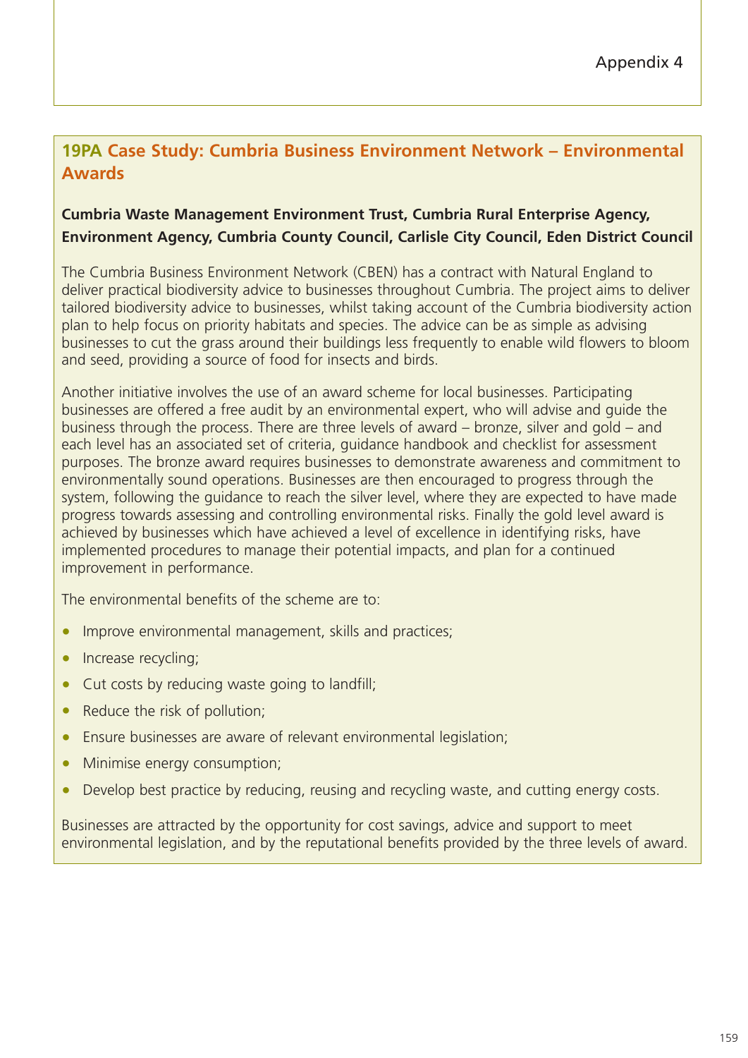## 19PA Case Study: Cumbria Business Environment Network – Environmental Awards

**Cumbria Waste Management Environment Trust, Cumbria Rural Enterprise Agency, Environment Agency, Cumbria County Council, Carlisle City Council, Eden District Council**

The Cumbria Business Environment Network (CBEN) has a contract with Natural England to deliver practical biodiversity advice to businesses throughout Cumbria. The project aims to deliver tailored biodiversity advice to businesses, whilst taking account of the Cumbria biodiversity action plan to help focus on priority habitats and species. The advice can be as simple as advising businesses to cut the grass around their buildings less frequently to enable wild flowers to bloom and seed, providing a source of food for insects and birds.

Another initiative involves the use of an award scheme for local businesses. Participating businesses are offered a free audit by an environmental expert, who will advise and guide the business through the process. There are three levels of award – bronze, silver and gold – and each level has an associated set of criteria, guidance handbook and checklist for assessment purposes. The bronze award requires businesses to demonstrate awareness and commitment to environmentally sound operations. Businesses are then encouraged to progress through the system, following the guidance to reach the silver level, where they are expected to have made progress towards assessing and controlling environmental risks. Finally the gold level award is achieved by businesses which have achieved a level of excellence in identifying risks, have implemented procedures to manage their potential impacts, and plan for a continued improvement in performance.

The environmental benefits of the scheme are to:

- Improve environmental management, skills and practices;
- Increase recycling;
- Cut costs by reducing waste going to landfill;
- Reduce the risk of pollution;
- Ensure businesses are aware of relevant environmental legislation;
- Minimise energy consumption;
- Develop best practice by reducing, reusing and recycling waste, and cutting energy costs.

Businesses are attracted by the opportunity for cost savings, advice and support to meet environmental legislation, and by the reputational benefits provided by the three levels of award.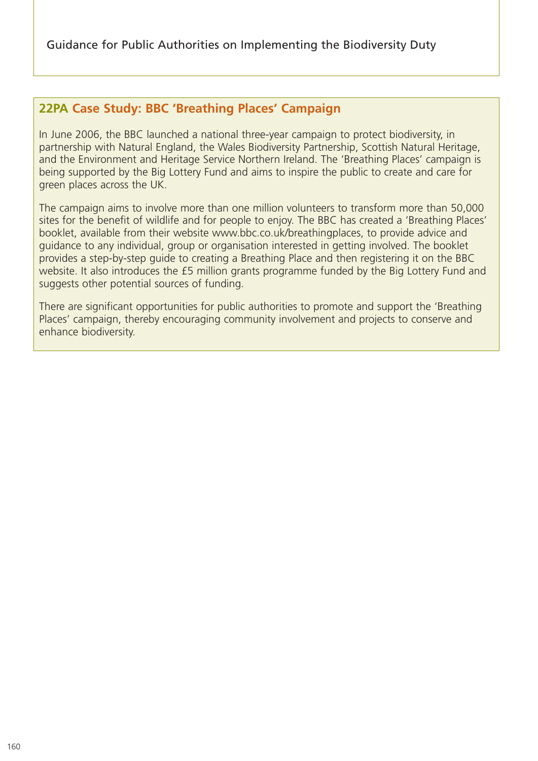## 22PA Case Study: BBC 'Breathing Places' Campaign

In June 2006, the BBC launched a national three-year campaign to protect biodiversity, in partnership with Natural England, the Wales Biodiversity Partnership, Scottish Natural Heritage, and the Environment and Heritage Service Northern Ireland. The 'Breathing Places' campaign is being supported by the Big Lottery Fund and aims to inspire the public to create and care for green places across the UK.

The campaign aims to involve more than one million volunteers to transform more than 50,000 sites for the benefit of wildlife and for people to enjoy. The BBC has created a 'Breathing Places' booklet, available from their website www.bbc.co.uk/breathingplaces, to provide advice and guidance to any individual, group or organisation interested in getting involved. The booklet provides a step-by-step guide to creating a Breathing Place and then registering it on the BBC website. It also introduces the £5 million grants programme funded by the Big Lottery Fund and suggests other potential sources of funding.

There are significant opportunities for public authorities to promote and support the 'Breathing Places' campaign, thereby encouraging community involvement and projects to conserve and enhance biodiversity.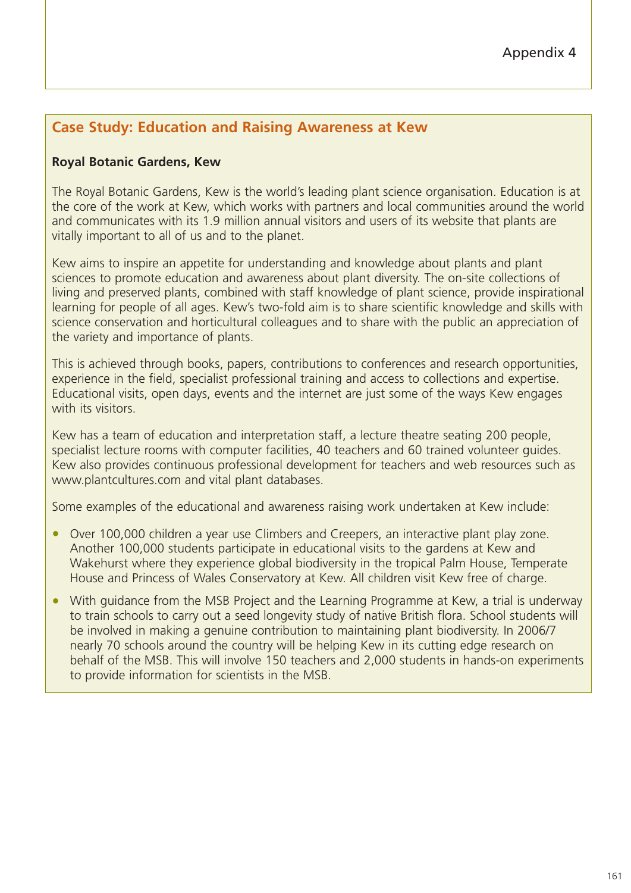Appendix 4

## Case Study: Education and Raising Awareness at Kew

**Royal Botanic Gardens, Kew**

The Royal Botanic Gardens, Kew is the world's leading plant science organisation. Education is at the core of the work at Kew, which works with partners and local communities around the world and communicates with its 1.9 million annual visitors and users of its website that plants are vitally important to all of us and to the planet.

Kew aims to inspire an appetite for understanding and knowledge about plants and plant sciences to promote education and awareness about plant diversity. The on-site collections of living and preserved plants, combined with staff knowledge of plant science, provide inspirational learning for people of all ages. Kew's two-fold aim is to share scientific knowledge and skills with science conservation and horticultural colleagues and to share with the public an appreciation of the variety and importance of plants.

This is achieved through books, papers, contributions to conferences and research opportunities, experience in the field, specialist professional training and access to collections and expertise. Educational visits, open days, events and the internet are just some of the ways Kew engages with its visitors.

Kew has a team of education and interpretation staff, a lecture theatre seating 200 people, specialist lecture rooms with computer facilities, 40 teachers and 60 trained volunteer guides. Kew also provides continuous professional development for teachers and web resources such as www.plantcultures.com and vital plant databases.

Some examples of the educational and awareness raising work undertaken at Kew include:

- Over 100,000 children a year use Climbers and Creepers, an interactive plant play zone. Another 100,000 students participate in educational visits to the gardens at Kew and Wakehurst where they experience global biodiversity in the tropical Palm House, Temperate House and Princess of Wales Conservatory at Kew. All children visit Kew free of charge.
- With guidance from the MSB Project and the Learning Programme at Kew, a trial is underway to train schools to carry out a seed longevity study of native British flora. School students will be involved in making a genuine contribution to maintaining plant biodiversity. In 2006/7 nearly 70 schools around the country will be helping Kew in its cutting edge research on behalf of the MSB. This will involve 150 teachers and 2,000 students in hands-on experiments to provide information for scientists in the MSB.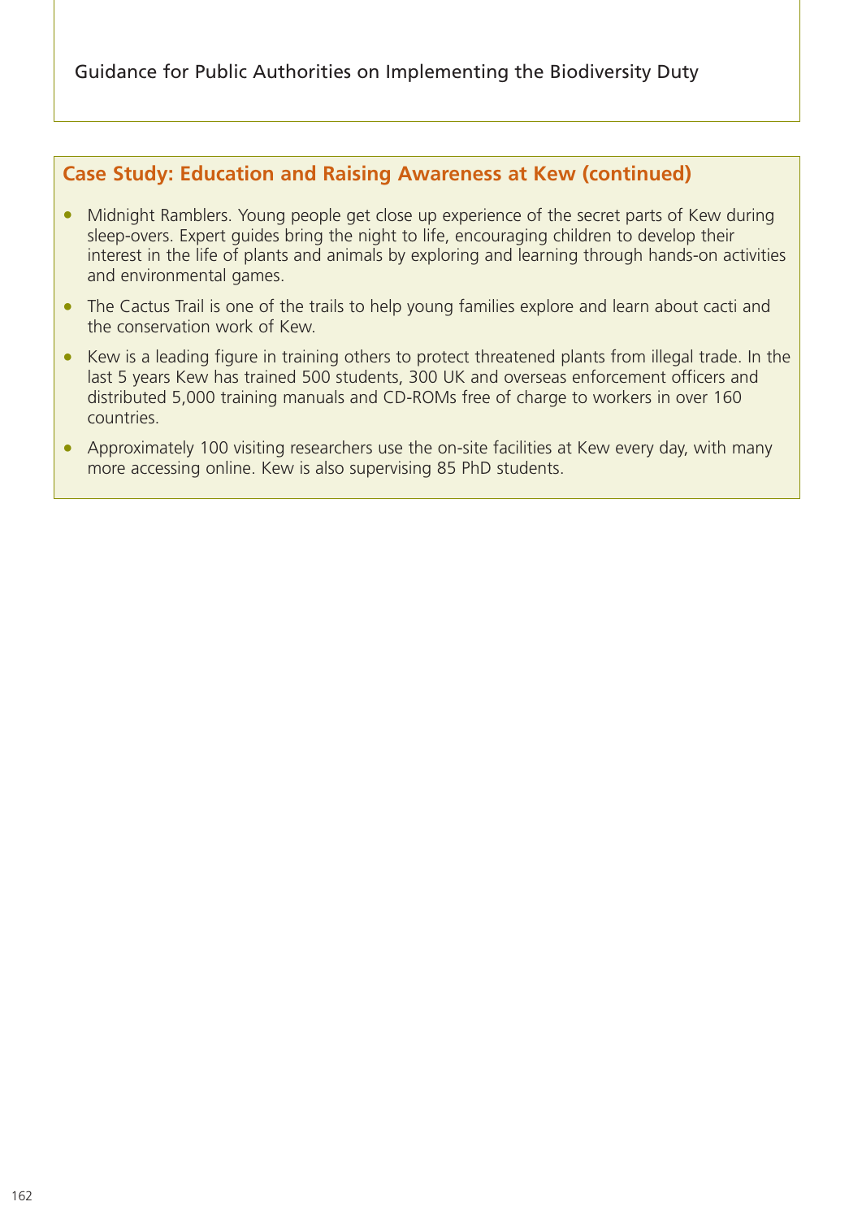## Case Study: Education and Raising Awareness at Kew (continued)

- Midnight Ramblers. Young people get close up experience of the secret parts of Kew during sleep-overs. Expert guides bring the night to life, encouraging children to develop their interest in the life of plants and animals by exploring and learning through hands-on activities and environmental games.
- The Cactus Trail is one of the trails to help young families explore and learn about cacti and the conservation work of Kew.
- Kew is a leading figure in training others to protect threatened plants from illegal trade. In the last 5 years Kew has trained 500 students, 300 UK and overseas enforcement officers and distributed 5,000 training manuals and CD-ROMs free of charge to workers in over 160 countries.
- Approximately 100 visiting researchers use the on-site facilities at Kew every day, with many more accessing online. Kew is also supervising 85 PhD students.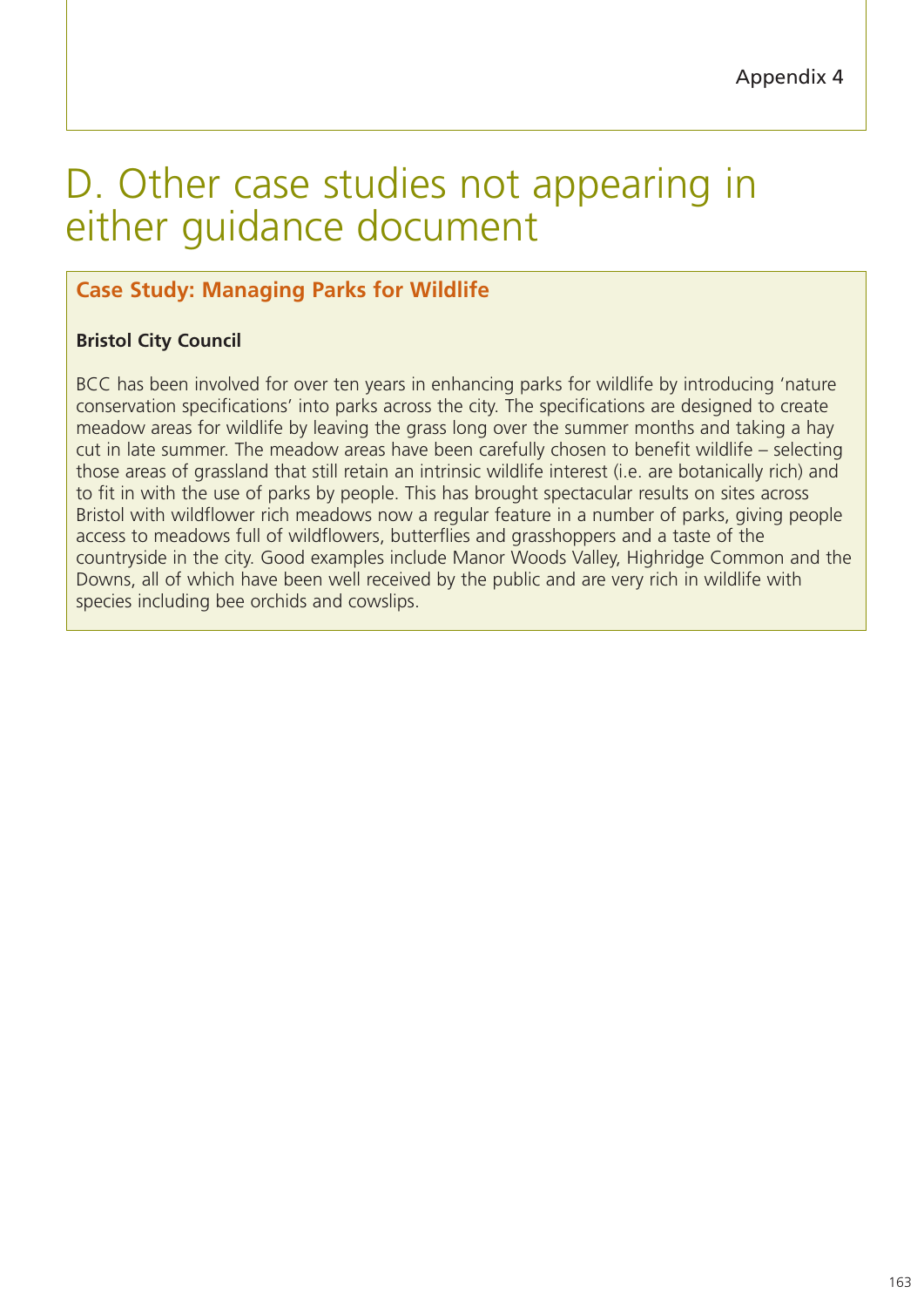# D. Other case studies not appearing in either guidance document

## Case Study: Managing Parks for Wildlife

**Bristol City Council**

BCC has been involved for over ten years in enhancing parks for wildlife by introducing 'nature conservation specifications' into parks across the city. The specifications are designed to create meadow areas for wildlife by leaving the grass long over the summer months and taking a hay cut in late summer. The meadow areas have been carefully chosen to benefit wildlife – selecting those areas of grassland that still retain an intrinsic wildlife interest (i.e. are botanically rich) and to fit in with the use of parks by people. This has brought spectacular results on sites across Bristol with wildflower rich meadows now a regular feature in a number of parks, giving people access to meadows full of wildflowers, butterflies and grasshoppers and a taste of the countryside in the city. Good examples include Manor Woods Valley, Highridge Common and the Downs, all of which have been well received by the public and are very rich in wildlife with species including bee orchids and cowslips.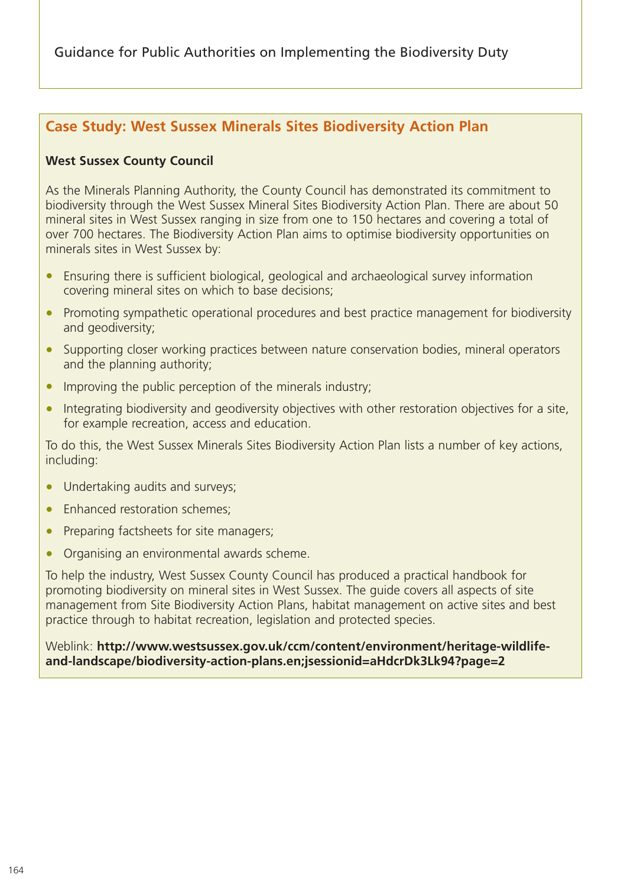## Case Study: West Sussex Minerals Sites Biodiversity Action Plan

**West Sussex County Council**

As the Minerals Planning Authority, the County Council has demonstrated its commitment to biodiversity through the West Sussex Mineral Sites Biodiversity Action Plan. There are about 50 mineral sites in West Sussex ranging in size from one to 150 hectares and covering a total of over 700 hectares. The Biodiversity Action Plan aims to optimise biodiversity opportunities on minerals sites in West Sussex by:

- Ensuring there is sufficient biological, geological and archaeological survey information covering mineral sites on which to base decisions;
- Promoting sympathetic operational procedures and best practice management for biodiversity and geodiversity;
- Supporting closer working practices between nature conservation bodies, mineral operators and the planning authority;
- Improving the public perception of the minerals industry;
- Integrating biodiversity and geodiversity objectives with other restoration objectives for a site, for example recreation, access and education.

To do this, the West Sussex Minerals Sites Biodiversity Action Plan lists a number of key actions, including:

- Undertaking audits and surveys;
- Enhanced restoration schemes;
- Preparing factsheets for site managers;
- Organising an environmental awards scheme.

To help the industry, West Sussex County Council has produced a practical handbook for promoting biodiversity on mineral sites in West Sussex. The guide covers all aspects of site management from Site Biodiversity Action Plans, habitat management on active sites and best practice through to habitat recreation, legislation and protected species.

Weblink: **http://www.westsussex.gov.uk/ccm/content/environment/heritage-wildlife-and-landscape/biodiversity-action-plans.en;jsessionid=aHdcrDk3Lk94?page=2**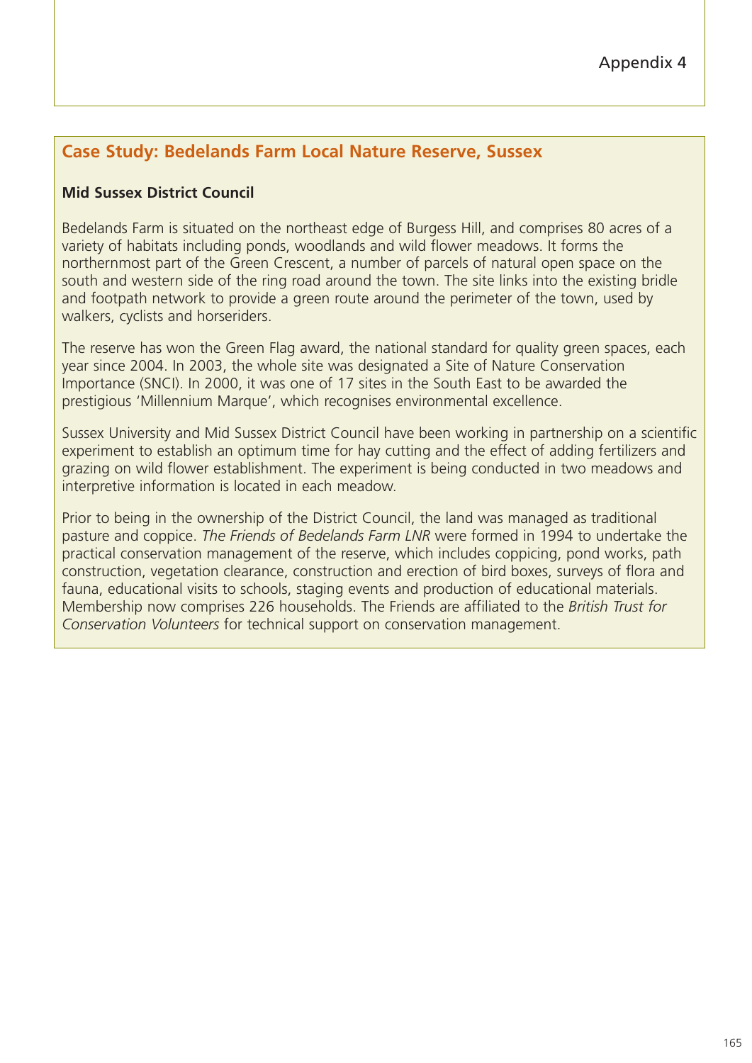Appendix 4

## Case Study: Bedelands Farm Local Nature Reserve, Sussex

**Mid Sussex District Council**

Bedelands Farm is situated on the northeast edge of Burgess Hill, and comprises 80 acres of a variety of habitats including ponds, woodlands and wild flower meadows. It forms the northernmost part of the Green Crescent, a number of parcels of natural open space on the south and western side of the ring road around the town. The site links into the existing bridle and footpath network to provide a green route around the perimeter of the town, used by walkers, cyclists and horseriders.

The reserve has won the Green Flag award, the national standard for quality green spaces, each year since 2004. In 2003, the whole site was designated a Site of Nature Conservation Importance (SNCI). In 2000, it was one of 17 sites in the South East to be awarded the prestigious 'Millennium Marque', which recognises environmental excellence.

Sussex University and Mid Sussex District Council have been working in partnership on a scientific experiment to establish an optimum time for hay cutting and the effect of adding fertilizers and grazing on wild flower establishment. The experiment is being conducted in two meadows and interpretive information is located in each meadow.

Prior to being in the ownership of the District Council, the land was managed as traditional pasture and coppice. *The Friends of Bedelands Farm LNR* were formed in 1994 to undertake the practical conservation management of the reserve, which includes coppicing, pond works, path construction, vegetation clearance, construction and erection of bird boxes, surveys of flora and fauna, educational visits to schools, staging events and production of educational materials. Membership now comprises 226 households. The Friends are affiliated to the *British Trust for Conservation Volunteers* for technical support on conservation management.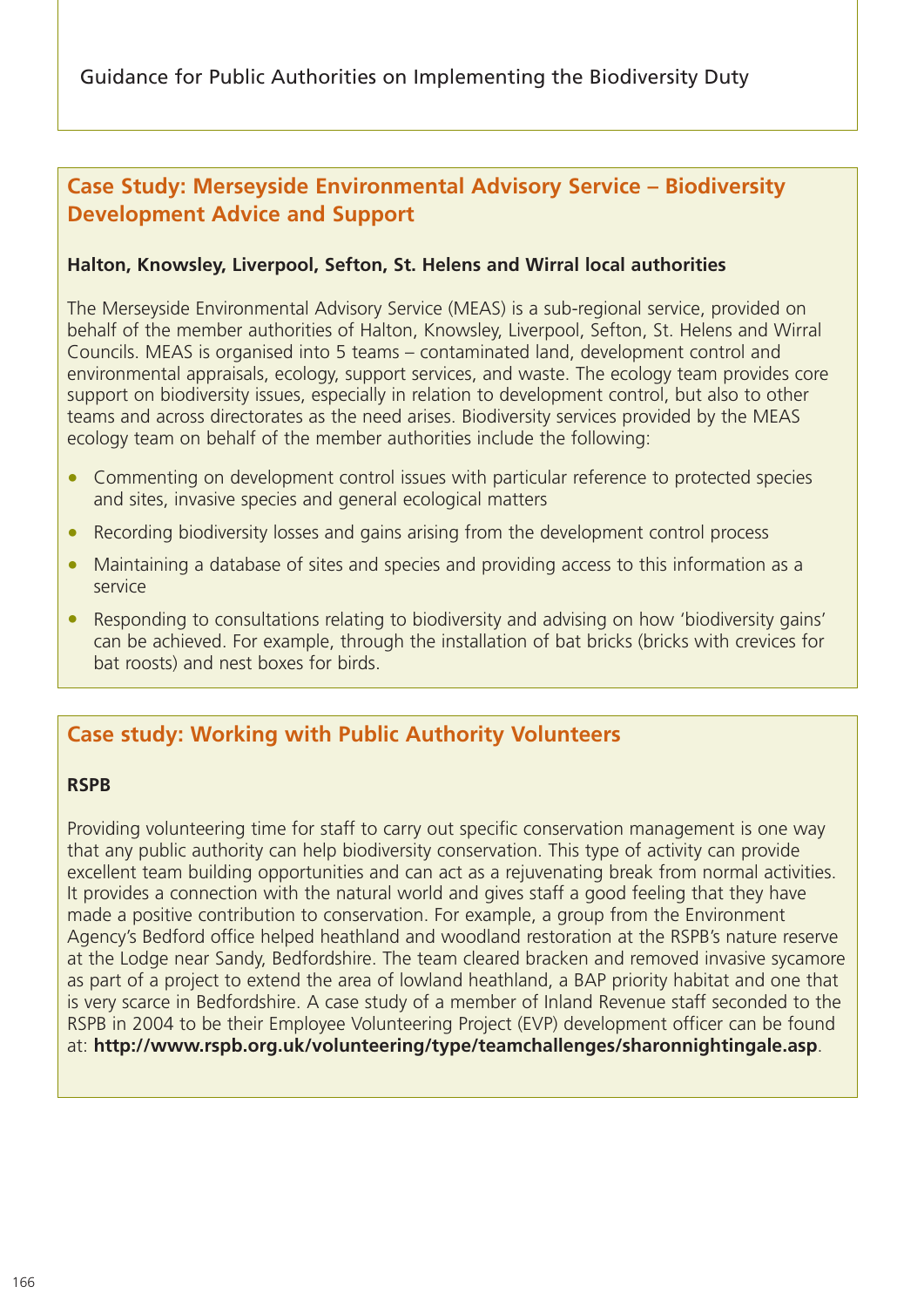## Case Study: Merseyside Environmental Advisory Service – Biodiversity Development Advice and Support

**Halton, Knowsley, Liverpool, Sefton, St. Helens and Wirral local authorities**

The Merseyside Environmental Advisory Service (MEAS) is a sub-regional service, provided on behalf of the member authorities of Halton, Knowsley, Liverpool, Sefton, St. Helens and Wirral Councils. MEAS is organised into 5 teams – contaminated land, development control and environmental appraisals, ecology, support services, and waste. The ecology team provides core support on biodiversity issues, especially in relation to development control, but also to other teams and across directorates as the need arises. Biodiversity services provided by the MEAS ecology team on behalf of the member authorities include the following:

- Commenting on development control issues with particular reference to protected species and sites, invasive species and general ecological matters
- Recording biodiversity losses and gains arising from the development control process
- Maintaining a database of sites and species and providing access to this information as a service
- Responding to consultations relating to biodiversity and advising on how 'biodiversity gains' can be achieved. For example, through the installation of bat bricks (bricks with crevices for bat roosts) and nest boxes for birds.

## Case study: Working with Public Authority Volunteers

**RSPB**

Providing volunteering time for staff to carry out specific conservation management is one way that any public authority can help biodiversity conservation. This type of activity can provide excellent team building opportunities and can act as a rejuvenating break from normal activities. It provides a connection with the natural world and gives staff a good feeling that they have made a positive contribution to conservation. For example, a group from the Environment Agency's Bedford office helped heathland and woodland restoration at the RSPB's nature reserve at the Lodge near Sandy, Bedfordshire. The team cleared bracken and removed invasive sycamore as part of a project to extend the area of lowland heathland, a BAP priority habitat and one that is very scarce in Bedfordshire. A case study of a member of Inland Revenue staff seconded to the RSPB in 2004 to be their Employee Volunteering Project (EVP) development officer can be found at: **http://www.rspb.org.uk/volunteering/type/teamchallenges/sharonnightingale.asp**.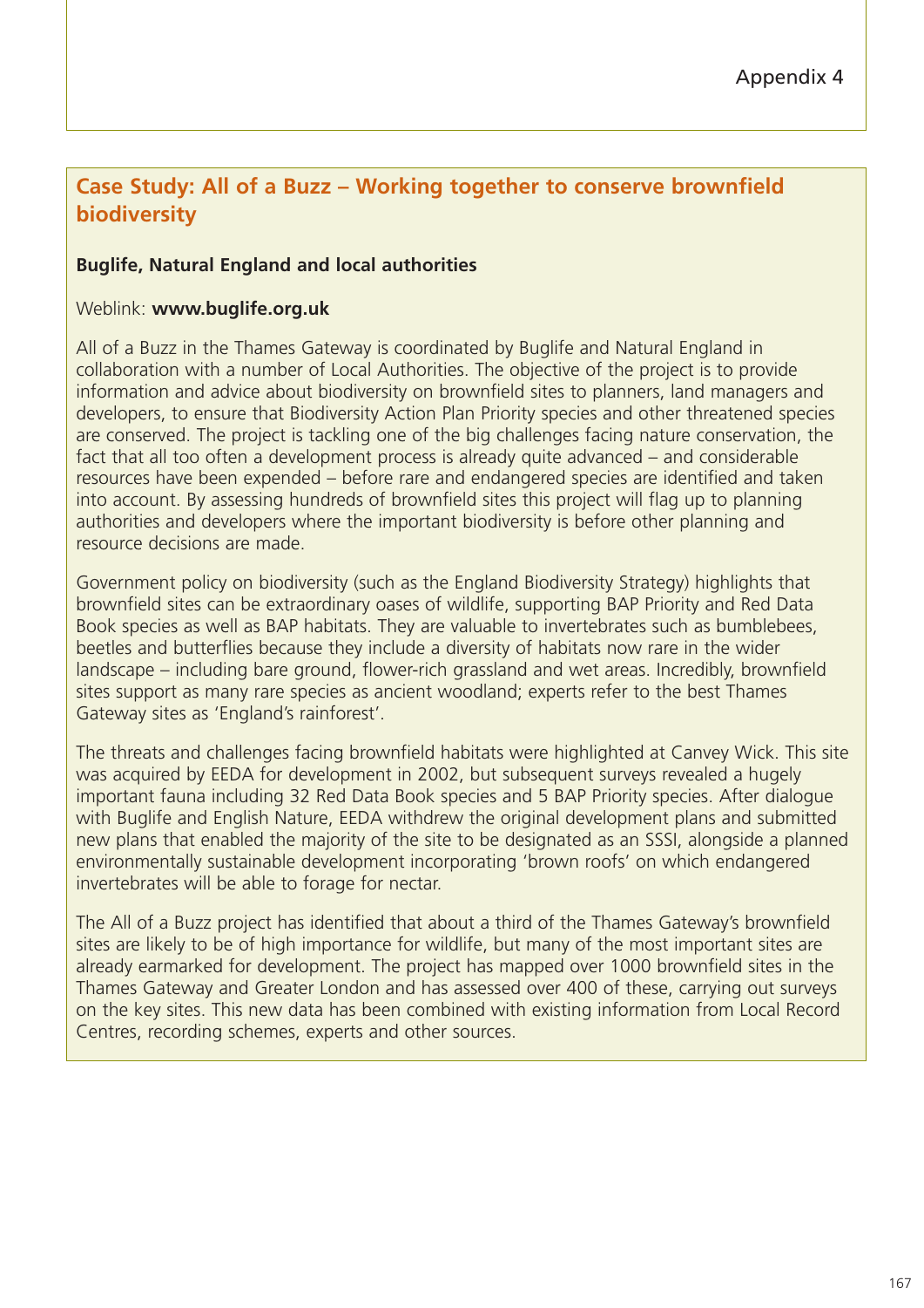## Case Study: All of a Buzz – Working together to conserve brownfield biodiversity

**Buglife, Natural England and local authorities**

Weblink: **www.buglife.org.uk**

All of a Buzz in the Thames Gateway is coordinated by Buglife and Natural England in collaboration with a number of Local Authorities. The objective of the project is to provide information and advice about biodiversity on brownfield sites to planners, land managers and developers, to ensure that Biodiversity Action Plan Priority species and other threatened species are conserved. The project is tackling one of the big challenges facing nature conservation, the fact that all too often a development process is already quite advanced – and considerable resources have been expended – before rare and endangered species are identified and taken into account. By assessing hundreds of brownfield sites this project will flag up to planning authorities and developers where the important biodiversity is before other planning and resource decisions are made.

Government policy on biodiversity (such as the England Biodiversity Strategy) highlights that brownfield sites can be extraordinary oases of wildlife, supporting BAP Priority and Red Data Book species as well as BAP habitats. They are valuable to invertebrates such as bumblebees, beetles and butterflies because they include a diversity of habitats now rare in the wider landscape – including bare ground, flower-rich grassland and wet areas. Incredibly, brownfield sites support as many rare species as ancient woodland; experts refer to the best Thames Gateway sites as 'England's rainforest'.

The threats and challenges facing brownfield habitats were highlighted at Canvey Wick. This site was acquired by EEDA for development in 2002, but subsequent surveys revealed a hugely important fauna including 32 Red Data Book species and 5 BAP Priority species. After dialogue with Buglife and English Nature, EEDA withdrew the original development plans and submitted new plans that enabled the majority of the site to be designated as an SSSI, alongside a planned environmentally sustainable development incorporating 'brown roofs' on which endangered invertebrates will be able to forage for nectar.

The All of a Buzz project has identified that about a third of the Thames Gateway's brownfield sites are likely to be of high importance for wildlife, but many of the most important sites are already earmarked for development. The project has mapped over 1000 brownfield sites in the Thames Gateway and Greater London and has assessed over 400 of these, carrying out surveys on the key sites. This new data has been combined with existing information from Local Record Centres, recording schemes, experts and other sources.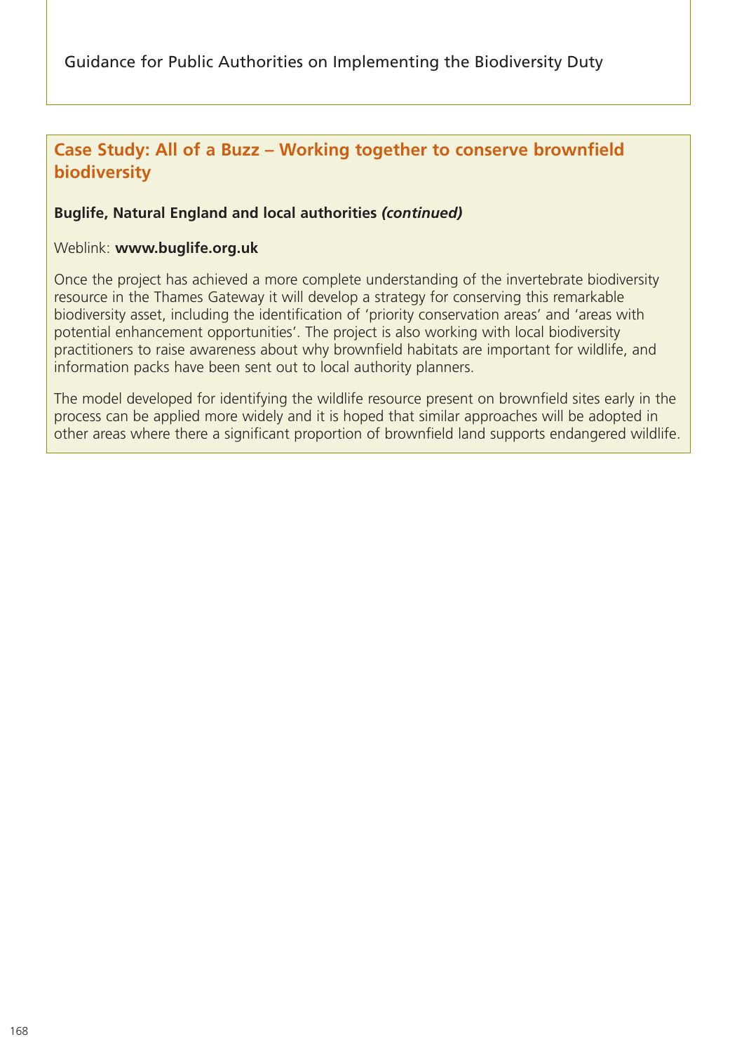## Case Study: All of a Buzz – Working together to conserve brownfield biodiversity

**Buglife, Natural England and local authorities *(continued)***

Weblink: **www.buglife.org.uk**

Once the project has achieved a more complete understanding of the invertebrate biodiversity resource in the Thames Gateway it will develop a strategy for conserving this remarkable biodiversity asset, including the identification of 'priority conservation areas' and 'areas with potential enhancement opportunities'. The project is also working with local biodiversity practitioners to raise awareness about why brownfield habitats are important for wildlife, and information packs have been sent out to local authority planners.

The model developed for identifying the wildlife resource present on brownfield sites early in the process can be applied more widely and it is hoped that similar approaches will be adopted in other areas where there a significant proportion of brownfield land supports endangered wildlife.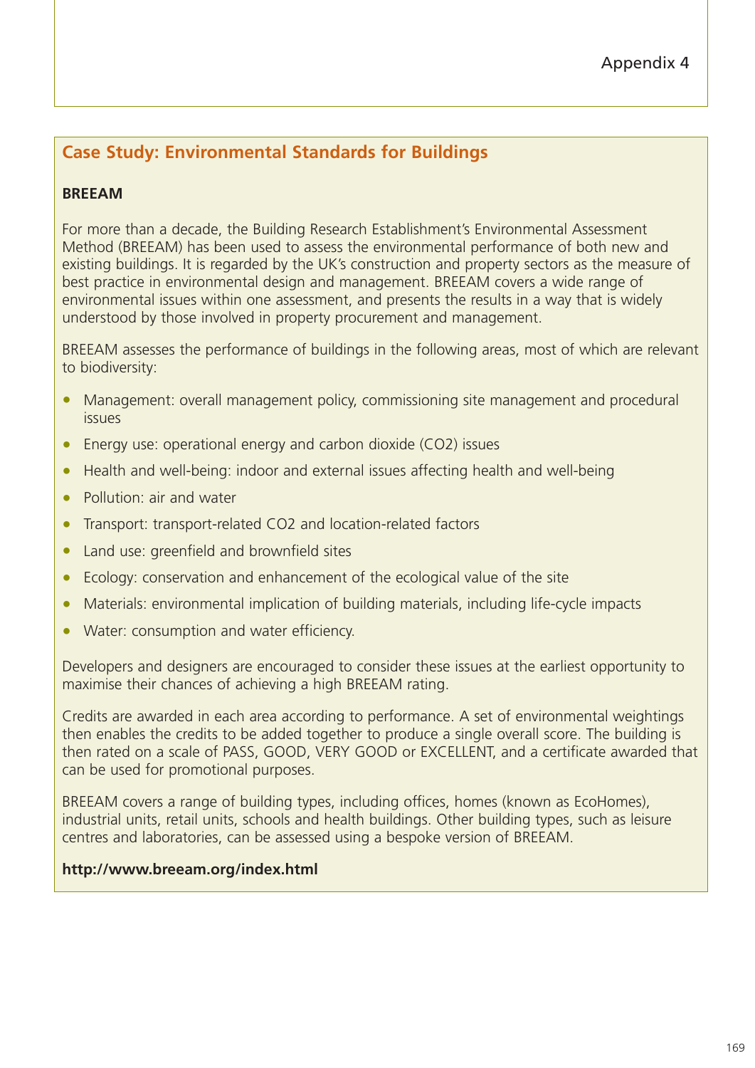Appendix 4

## Case Study: Environmental Standards for Buildings

**BREEAM**

For more than a decade, the Building Research Establishment's Environmental Assessment Method (BREEAM) has been used to assess the environmental performance of both new and existing buildings. It is regarded by the UK's construction and property sectors as the measure of best practice in environmental design and management. BREEAM covers a wide range of environmental issues within one assessment, and presents the results in a way that is widely understood by those involved in property procurement and management.

BREEAM assesses the performance of buildings in the following areas, most of which are relevant to biodiversity:

- Management: overall management policy, commissioning site management and procedural issues
- Energy use: operational energy and carbon dioxide ($CO_2$) issues
- Health and well-being: indoor and external issues affecting health and well-being
- Pollution: air and water
- Transport: transport-related $CO_2$ and location-related factors
- Land use: greenfield and brownfield sites
- Ecology: conservation and enhancement of the ecological value of the site
- Materials: environmental implication of building materials, including life-cycle impacts
- Water: consumption and water efficiency.

Developers and designers are encouraged to consider these issues at the earliest opportunity to maximise their chances of achieving a high BREEAM rating.

Credits are awarded in each area according to performance. A set of environmental weightings then enables the credits to be added together to produce a single overall score. The building is then rated on a scale of PASS, GOOD, VERY GOOD or EXCELLENT, and a certificate awarded that can be used for promotional purposes.

BREEAM covers a range of building types, including offices, homes (known as EcoHomes), industrial units, retail units, schools and health buildings. Other building types, such as leisure centres and laboratories, can be assessed using a bespoke version of BREEAM.

**http://www.breeam.org/index.html**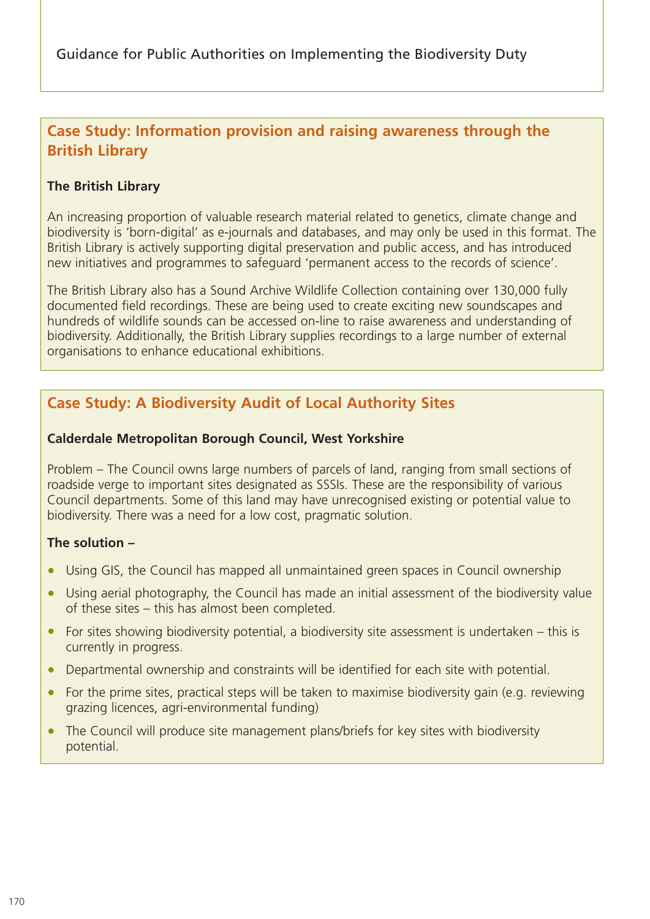## Case Study: Information provision and raising awareness through the British Library

**The British Library**

An increasing proportion of valuable research material related to genetics, climate change and biodiversity is 'born-digital' as e-journals and databases, and may only be used in this format. The British Library is actively supporting digital preservation and public access, and has introduced new initiatives and programmes to safeguard 'permanent access to the records of science'.

The British Library also has a Sound Archive Wildlife Collection containing over 130,000 fully documented field recordings. These are being used to create exciting new soundscapes and hundreds of wildlife sounds can be accessed on-line to raise awareness and understanding of biodiversity. Additionally, the British Library supplies recordings to a large number of external organisations to enhance educational exhibitions.

## Case Study: A Biodiversity Audit of Local Authority Sites

**Calderdale Metropolitan Borough Council, West Yorkshire**

Problem – The Council owns large numbers of parcels of land, ranging from small sections of roadside verge to important sites designated as SSSIs. These are the responsibility of various Council departments. Some of this land may have unrecognised existing or potential value to biodiversity. There was a need for a low cost, pragmatic solution.

**The solution –**

- Using GIS, the Council has mapped all unmaintained green spaces in Council ownership
- Using aerial photography, the Council has made an initial assessment of the biodiversity value of these sites – this has almost been completed.
- For sites showing biodiversity potential, a biodiversity site assessment is undertaken – this is currently in progress.
- Departmental ownership and constraints will be identified for each site with potential.
- For the prime sites, practical steps will be taken to maximise biodiversity gain (e.g. reviewing grazing licences, agri-environmental funding)
- The Council will produce site management plans/briefs for key sites with biodiversity potential.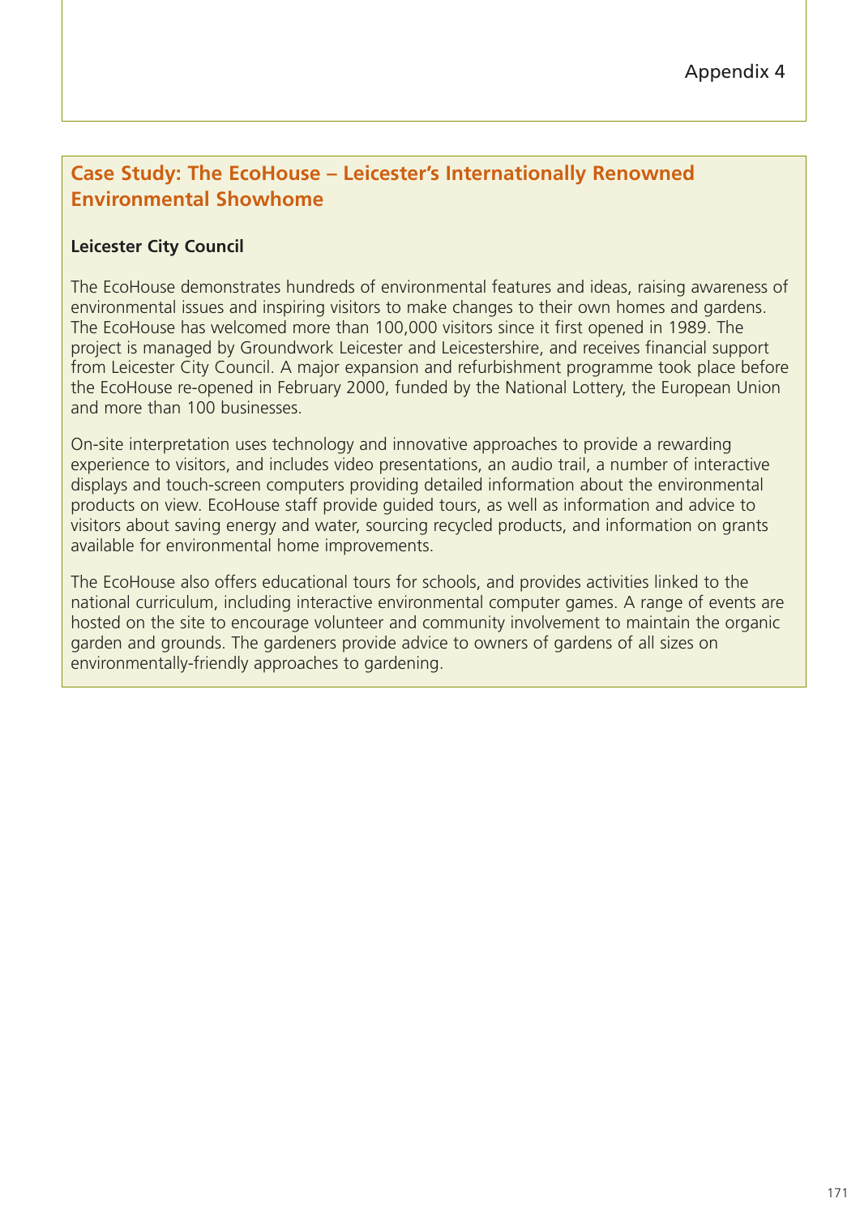# Appendix 4

## Case Study: The EcoHouse – Leicester's Internationally Renowned Environmental Showhome

**Leicester City Council**

The EcoHouse demonstrates hundreds of environmental features and ideas, raising awareness of environmental issues and inspiring visitors to make changes to their own homes and gardens. The EcoHouse has welcomed more than 100,000 visitors since it first opened in 1989. The project is managed by Groundwork Leicester and Leicestershire, and receives financial support from Leicester City Council. A major expansion and refurbishment programme took place before the EcoHouse re-opened in February 2000, funded by the National Lottery, the European Union and more than 100 businesses.

On-site interpretation uses technology and innovative approaches to provide a rewarding experience to visitors, and includes video presentations, an audio trail, a number of interactive displays and touch-screen computers providing detailed information about the environmental products on view. EcoHouse staff provide guided tours, as well as information and advice to visitors about saving energy and water, sourcing recycled products, and information on grants available for environmental home improvements.

The EcoHouse also offers educational tours for schools, and provides activities linked to the national curriculum, including interactive environmental computer games. A range of events are hosted on the site to encourage volunteer and community involvement to maintain the organic garden and grounds. The gardeners provide advice to owners of gardens of all sizes on environmentally-friendly approaches to gardening.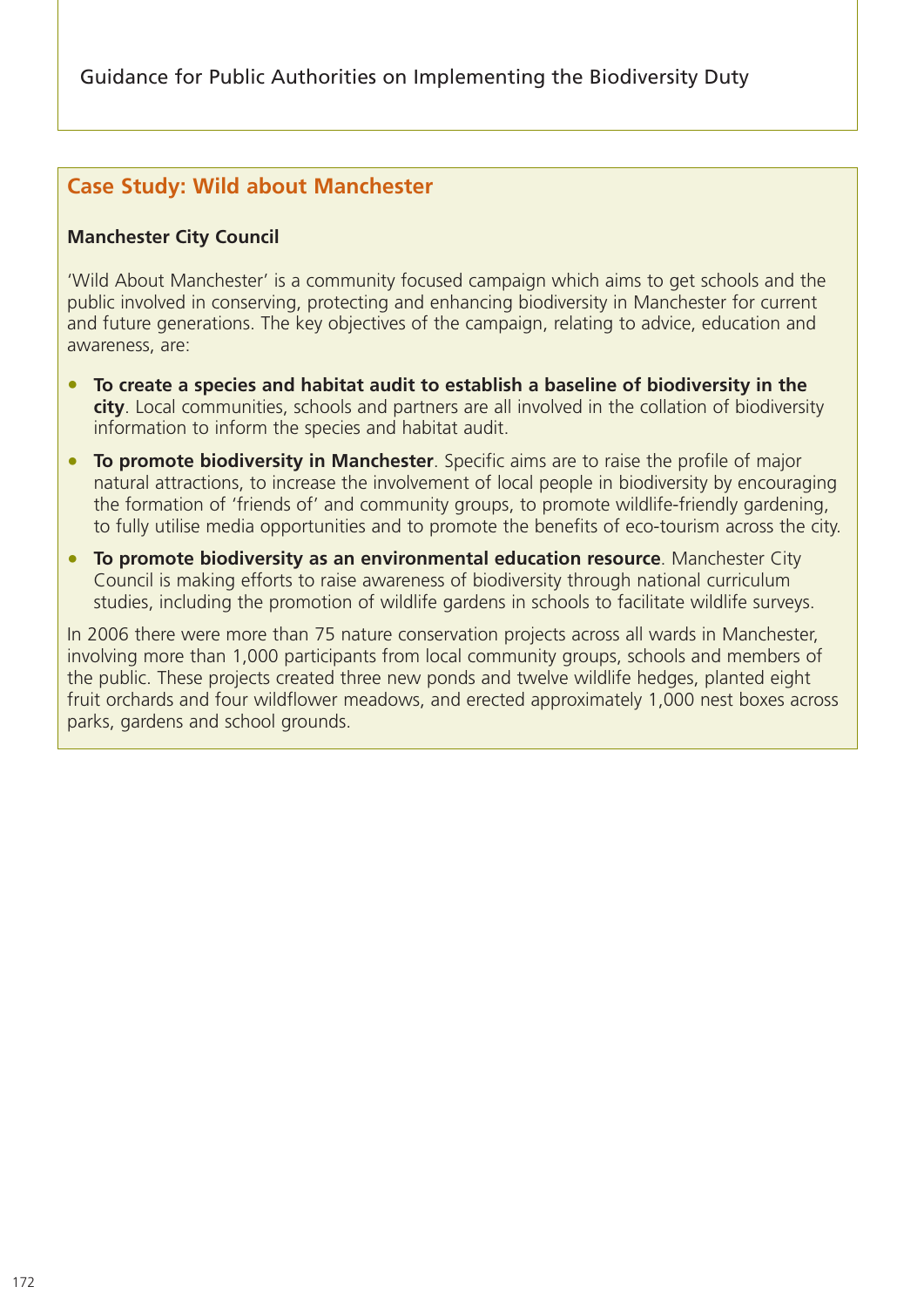## Case Study: Wild about Manchester

**Manchester City Council**

'Wild About Manchester' is a community focused campaign which aims to get schools and the public involved in conserving, protecting and enhancing biodiversity in Manchester for current and future generations. The key objectives of the campaign, relating to advice, education and awareness, are:

- **To create a species and habitat audit to establish a baseline of biodiversity in the city**. Local communities, schools and partners are all involved in the collation of biodiversity information to inform the species and habitat audit.
- **To promote biodiversity in Manchester**. Specific aims are to raise the profile of major natural attractions, to increase the involvement of local people in biodiversity by encouraging the formation of 'friends of' and community groups, to promote wildlife-friendly gardening, to fully utilise media opportunities and to promote the benefits of eco-tourism across the city.
- **To promote biodiversity as an environmental education resource**. Manchester City Council is making efforts to raise awareness of biodiversity through national curriculum studies, including the promotion of wildlife gardens in schools to facilitate wildlife surveys.

In 2006 there were more than 75 nature conservation projects across all wards in Manchester, involving more than 1,000 participants from local community groups, schools and members of the public. These projects created three new ponds and twelve wildlife hedges, planted eight fruit orchards and four wildflower meadows, and erected approximately 1,000 nest boxes across parks, gardens and school grounds.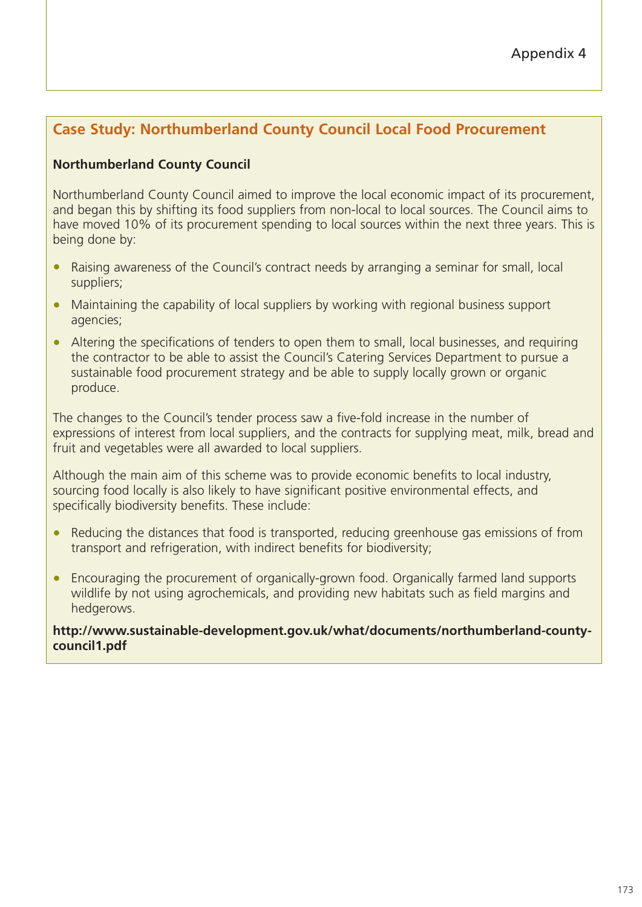Appendix 4

## Case Study: Northumberland County Council Local Food Procurement

**Northumberland County Council**

Northumberland County Council aimed to improve the local economic impact of its procurement, and began this by shifting its food suppliers from non-local to local sources. The Council aims to have moved 10% of its procurement spending to local sources within the next three years. This is being done by:

- Raising awareness of the Council's contract needs by arranging a seminar for small, local suppliers;
- Maintaining the capability of local suppliers by working with regional business support agencies;
- Altering the specifications of tenders to open them to small, local businesses, and requiring the contractor to be able to assist the Council's Catering Services Department to pursue a sustainable food procurement strategy and be able to supply locally grown or organic produce.

The changes to the Council's tender process saw a five-fold increase in the number of expressions of interest from local suppliers, and the contracts for supplying meat, milk, bread and fruit and vegetables were all awarded to local suppliers.

Although the main aim of this scheme was to provide economic benefits to local industry, sourcing food locally is also likely to have significant positive environmental effects, and specifically biodiversity benefits. These include:

- Reducing the distances that food is transported, reducing greenhouse gas emissions of from transport and refrigeration, with indirect benefits for biodiversity;
- Encouraging the procurement of organically-grown food. Organically farmed land supports wildlife by not using agrochemicals, and providing new habitats such as field margins and hedgerows.

**http://www.sustainable-development.gov.uk/what/documents/northumberland-county-council1.pdf**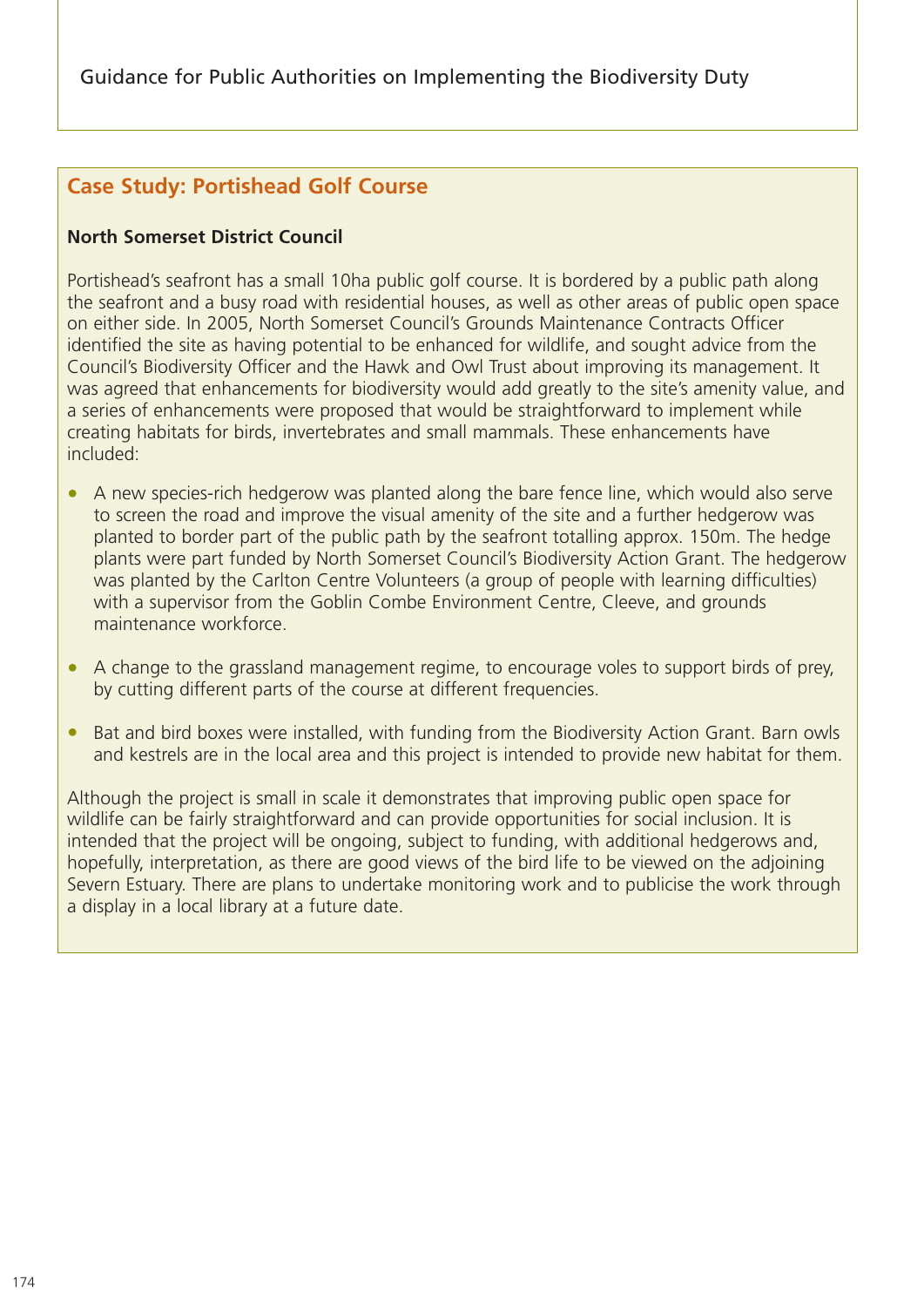## Case Study: Portishead Golf Course

**North Somerset District Council**

Portishead's seafront has a small 10ha public golf course. It is bordered by a public path along the seafront and a busy road with residential houses, as well as other areas of public open space on either side. In 2005, North Somerset Council's Grounds Maintenance Contracts Officer identified the site as having potential to be enhanced for wildlife, and sought advice from the Council's Biodiversity Officer and the Hawk and Owl Trust about improving its management. It was agreed that enhancements for biodiversity would add greatly to the site's amenity value, and a series of enhancements were proposed that would be straightforward to implement while creating habitats for birds, invertebrates and small mammals. These enhancements have included:

- A new species-rich hedgerow was planted along the bare fence line, which would also serve to screen the road and improve the visual amenity of the site and a further hedgerow was planted to border part of the public path by the seafront totalling approx. 150m. The hedge plants were part funded by North Somerset Council's Biodiversity Action Grant. The hedgerow was planted by the Carlton Centre Volunteers (a group of people with learning difficulties) with a supervisor from the Goblin Combe Environment Centre, Cleeve, and grounds maintenance workforce.

- A change to the grassland management regime, to encourage voles to support birds of prey, by cutting different parts of the course at different frequencies.

- Bat and bird boxes were installed, with funding from the Biodiversity Action Grant. Barn owls and kestrels are in the local area and this project is intended to provide new habitat for them.

Although the project is small in scale it demonstrates that improving public open space for wildlife can be fairly straightforward and can provide opportunities for social inclusion. It is intended that the project will be ongoing, subject to funding, with additional hedgerows and, hopefully, interpretation, as there are good views of the bird life to be viewed on the adjoining Severn Estuary. There are plans to undertake monitoring work and to publicise the work through a display in a local library at a future date.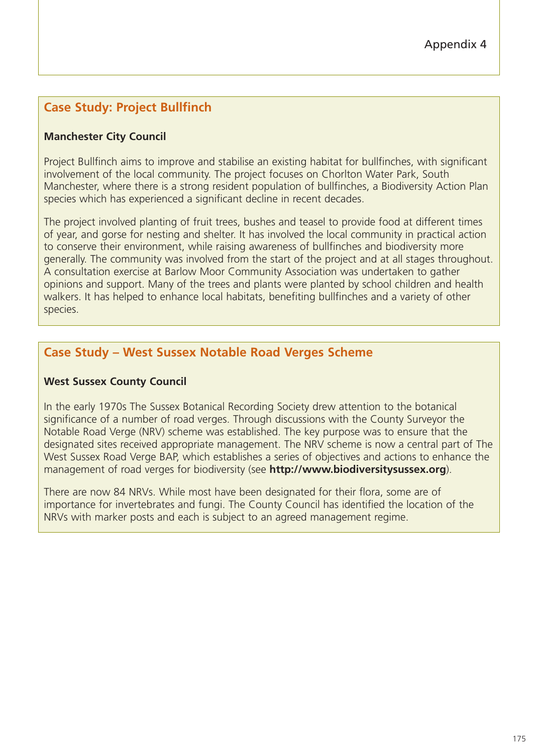## Case Study: Project Bullfinch

**Manchester City Council**

Project Bullfinch aims to improve and stabilise an existing habitat for bullfinches, with significant involvement of the local community. The project focuses on Chorlton Water Park, South Manchester, where there is a strong resident population of bullfinches, a Biodiversity Action Plan species which has experienced a significant decline in recent decades.

The project involved planting of fruit trees, bushes and teasel to provide food at different times of year, and gorse for nesting and shelter. It has involved the local community in practical action to conserve their environment, while raising awareness of bullfinches and biodiversity more generally. The community was involved from the start of the project and at all stages throughout. A consultation exercise at Barlow Moor Community Association was undertaken to gather opinions and support. Many of the trees and plants were planted by school children and health walkers. It has helped to enhance local habitats, benefiting bullfinches and a variety of other species.

## Case Study – West Sussex Notable Road Verges Scheme

**West Sussex County Council**

In the early 1970s The Sussex Botanical Recording Society drew attention to the botanical significance of a number of road verges. Through discussions with the County Surveyor the Notable Road Verge (NRV) scheme was established. The key purpose was to ensure that the designated sites received appropriate management. The NRV scheme is now a central part of The West Sussex Road Verge BAP, which establishes a series of objectives and actions to enhance the management of road verges for biodiversity (see **http://www.biodiversitysussex.org**).

There are now 84 NRVs. While most have been designated for their flora, some are of importance for invertebrates and fungi. The County Council has identified the location of the NRVs with marker posts and each is subject to an agreed management regime.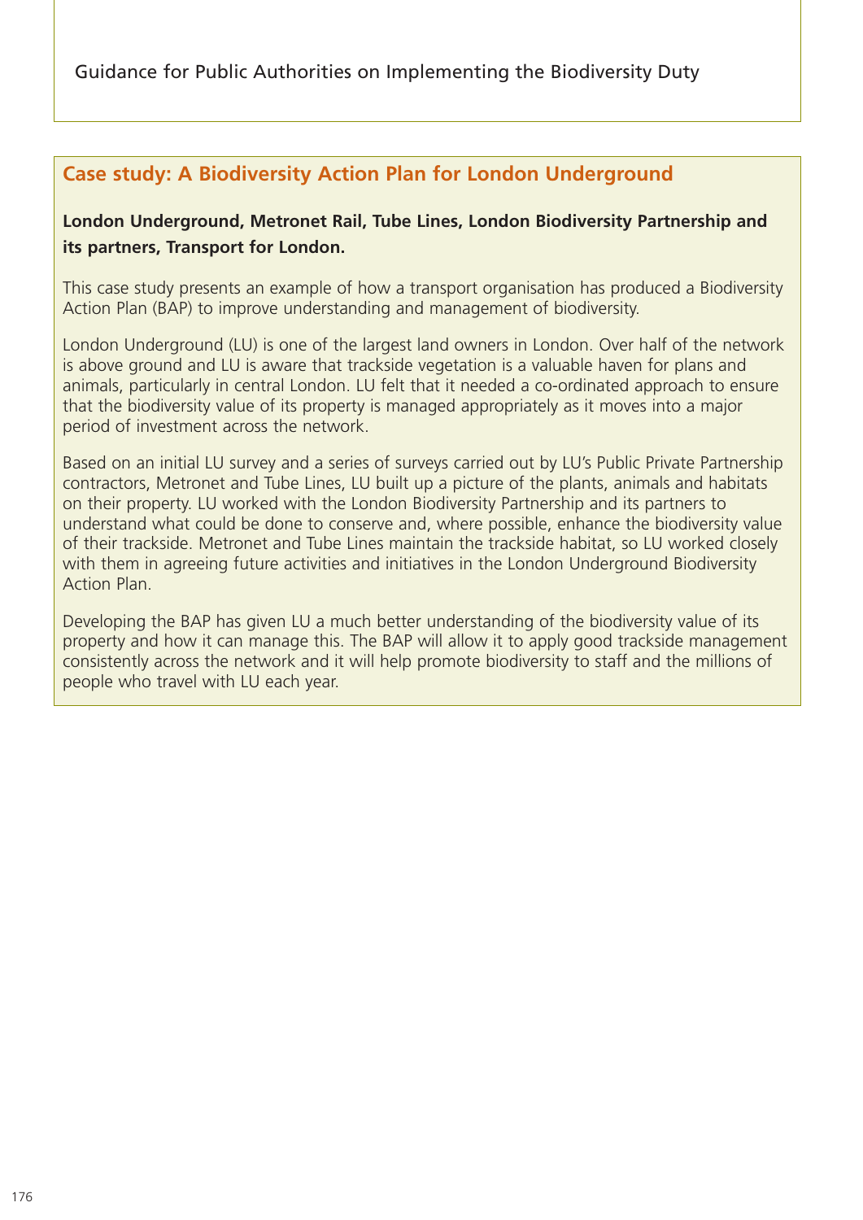## Case study: A Biodiversity Action Plan for London Underground

**London Underground, Metronet Rail, Tube Lines, London Biodiversity Partnership and its partners, Transport for London.**

This case study presents an example of how a transport organisation has produced a Biodiversity Action Plan (BAP) to improve understanding and management of biodiversity.

London Underground (LU) is one of the largest land owners in London. Over half of the network is above ground and LU is aware that trackside vegetation is a valuable haven for plans and animals, particularly in central London. LU felt that it needed a co-ordinated approach to ensure that the biodiversity value of its property is managed appropriately as it moves into a major period of investment across the network.

Based on an initial LU survey and a series of surveys carried out by LU's Public Private Partnership contractors, Metronet and Tube Lines, LU built up a picture of the plants, animals and habitats on their property. LU worked with the London Biodiversity Partnership and its partners to understand what could be done to conserve and, where possible, enhance the biodiversity value of their trackside. Metronet and Tube Lines maintain the trackside habitat, so LU worked closely with them in agreeing future activities and initiatives in the London Underground Biodiversity Action Plan.

Developing the BAP has given LU a much better understanding of the biodiversity value of its property and how it can manage this. The BAP will allow it to apply good trackside management consistently across the network and it will help promote biodiversity to staff and the millions of people who travel with LU each year.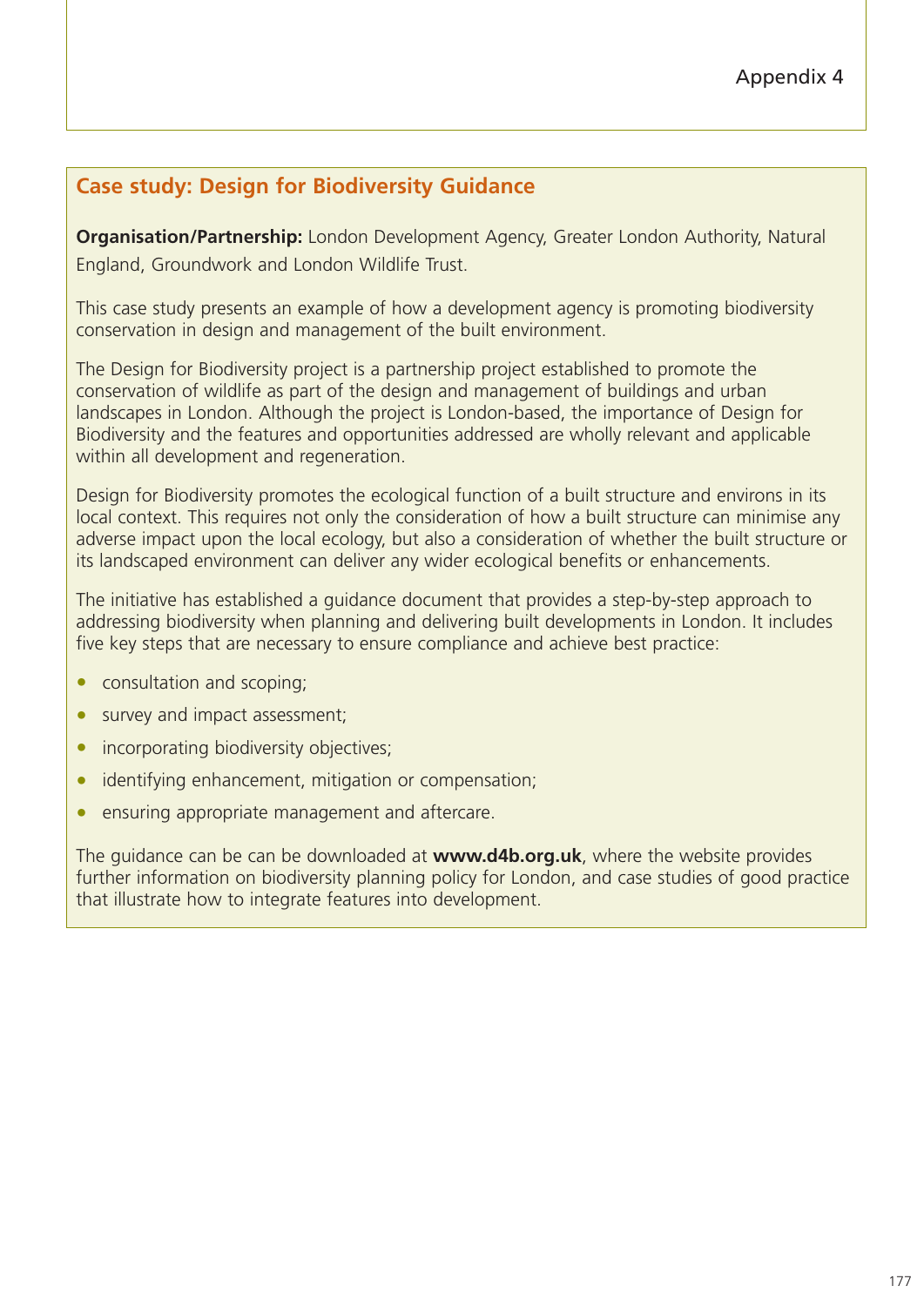## Case study: Design for Biodiversity Guidance

**Organisation/Partnership:** London Development Agency, Greater London Authority, Natural England, Groundwork and London Wildlife Trust.

This case study presents an example of how a development agency is promoting biodiversity conservation in design and management of the built environment.

The Design for Biodiversity project is a partnership project established to promote the conservation of wildlife as part of the design and management of buildings and urban landscapes in London. Although the project is London-based, the importance of Design for Biodiversity and the features and opportunities addressed are wholly relevant and applicable within all development and regeneration.

Design for Biodiversity promotes the ecological function of a built structure and environs in its local context. This requires not only the consideration of how a built structure can minimise any adverse impact upon the local ecology, but also a consideration of whether the built structure or its landscaped environment can deliver any wider ecological benefits or enhancements.

The initiative has established a guidance document that provides a step-by-step approach to addressing biodiversity when planning and delivering built developments in London. It includes five key steps that are necessary to ensure compliance and achieve best practice:

- consultation and scoping;
- survey and impact assessment;
- incorporating biodiversity objectives;
- identifying enhancement, mitigation or compensation;
- ensuring appropriate management and aftercare.

The guidance can be can be downloaded at **www.d4b.org.uk**, where the website provides further information on biodiversity planning policy for London, and case studies of good practice that illustrate how to integrate features into development.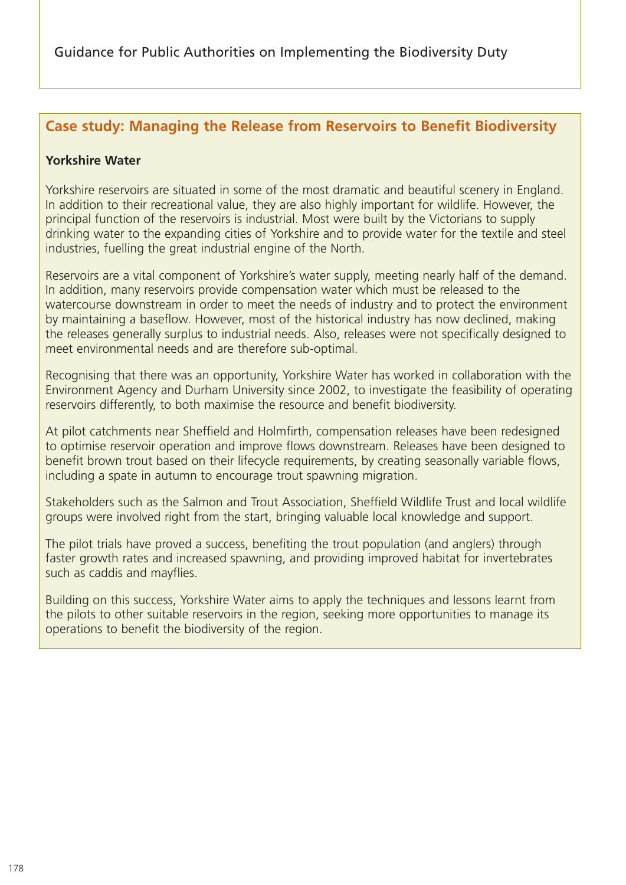## Case study: Managing the Release from Reservoirs to Benefit Biodiversity

**Yorkshire Water**

Yorkshire reservoirs are situated in some of the most dramatic and beautiful scenery in England. In addition to their recreational value, they are also highly important for wildlife. However, the principal function of the reservoirs is industrial. Most were built by the Victorians to supply drinking water to the expanding cities of Yorkshire and to provide water for the textile and steel industries, fuelling the great industrial engine of the North.

Reservoirs are a vital component of Yorkshire's water supply, meeting nearly half of the demand. In addition, many reservoirs provide compensation water which must be released to the watercourse downstream in order to meet the needs of industry and to protect the environment by maintaining a baseflow. However, most of the historical industry has now declined, making the releases generally surplus to industrial needs. Also, releases were not specifically designed to meet environmental needs and are therefore sub-optimal.

Recognising that there was an opportunity, Yorkshire Water has worked in collaboration with the Environment Agency and Durham University since 2002, to investigate the feasibility of operating reservoirs differently, to both maximise the resource and benefit biodiversity.

At pilot catchments near Sheffield and Holmfirth, compensation releases have been redesigned to optimise reservoir operation and improve flows downstream. Releases have been designed to benefit brown trout based on their lifecycle requirements, by creating seasonally variable flows, including a spate in autumn to encourage trout spawning migration.

Stakeholders such as the Salmon and Trout Association, Sheffield Wildlife Trust and local wildlife groups were involved right from the start, bringing valuable local knowledge and support.

The pilot trials have proved a success, benefiting the trout population (and anglers) through faster growth rates and increased spawning, and providing improved habitat for invertebrates such as caddis and mayflies.

Building on this success, Yorkshire Water aims to apply the techniques and lessons learnt from the pilots to other suitable reservoirs in the region, seeking more opportunities to manage its operations to benefit the biodiversity of the region.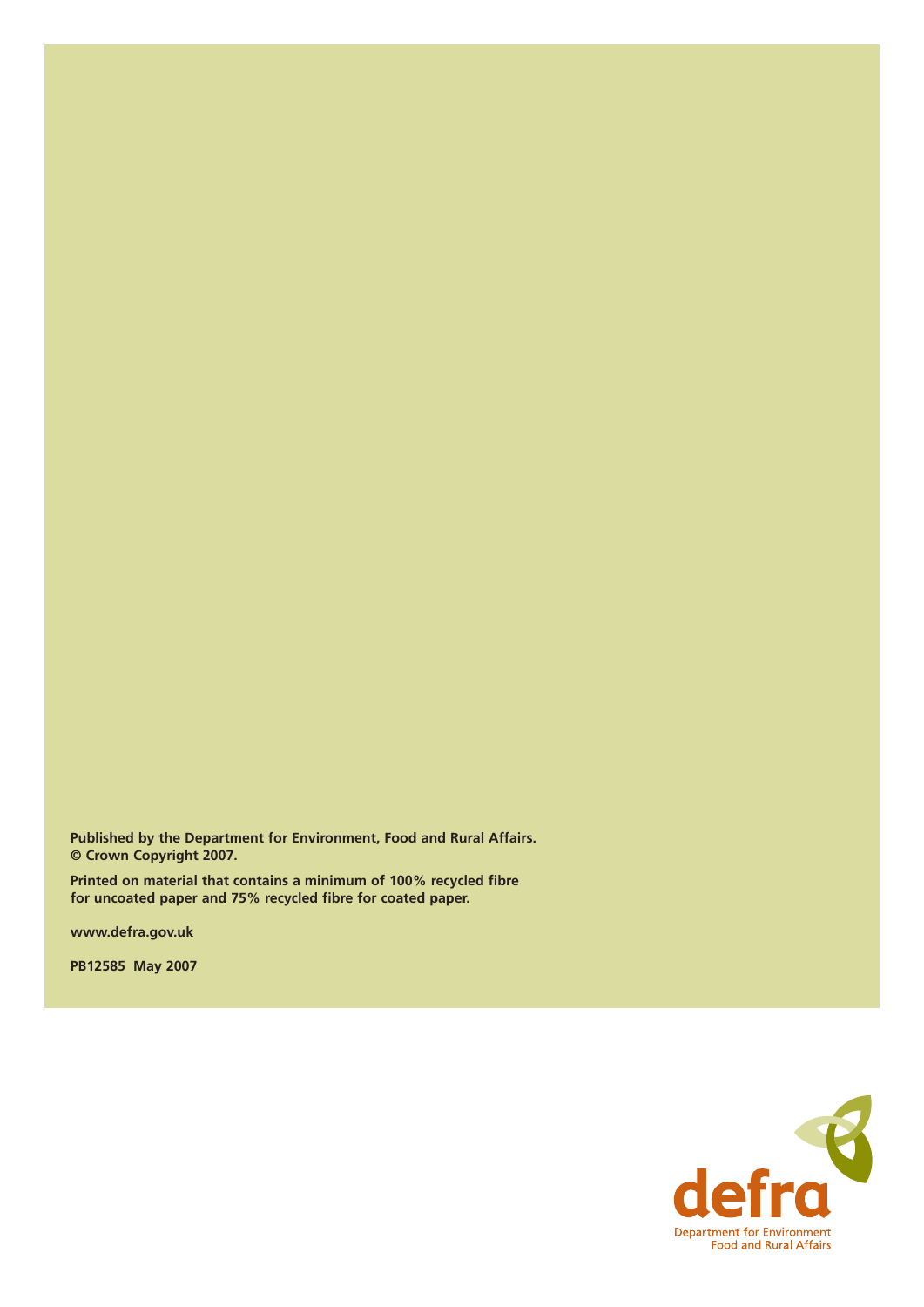**Published by the Department for Environment, Food and Rural Affairs.**
**© Crown Copyright 2007.**

**Printed on material that contains a minimum of 100% recycled fibre for uncoated paper and 75% recycled fibre for coated paper.**

**www.defra.gov.uk**

**PB12585 May 2007**

defra

Department for Environment
Food and Rural Affairs